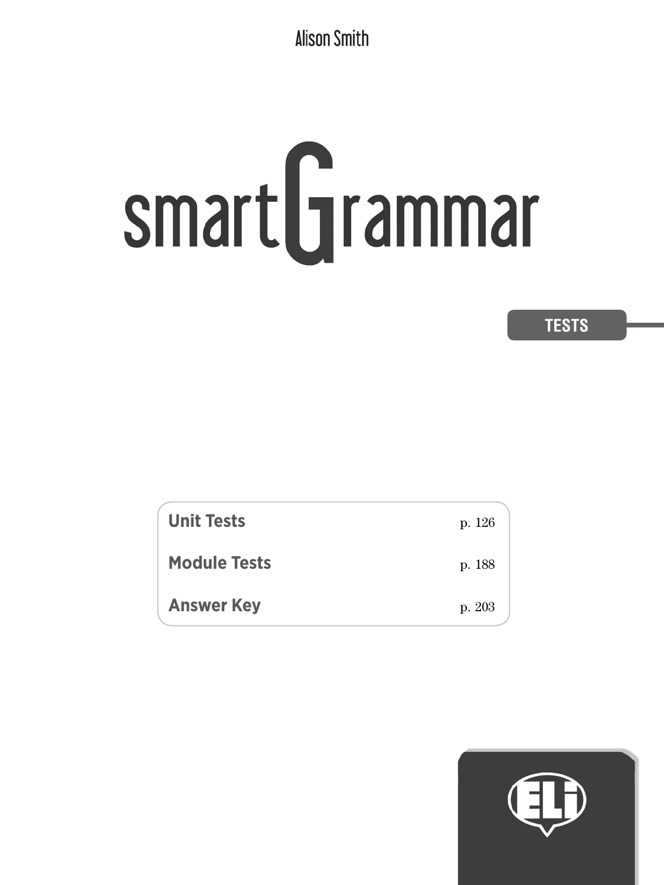Alison Smith

# smartGrammar

TESTS

| | |
|---|---|
| **Unit Tests** | p. 126 |
| **Module Tests** | p. 188 |
| **Answer Key** | p. 203 |

ELI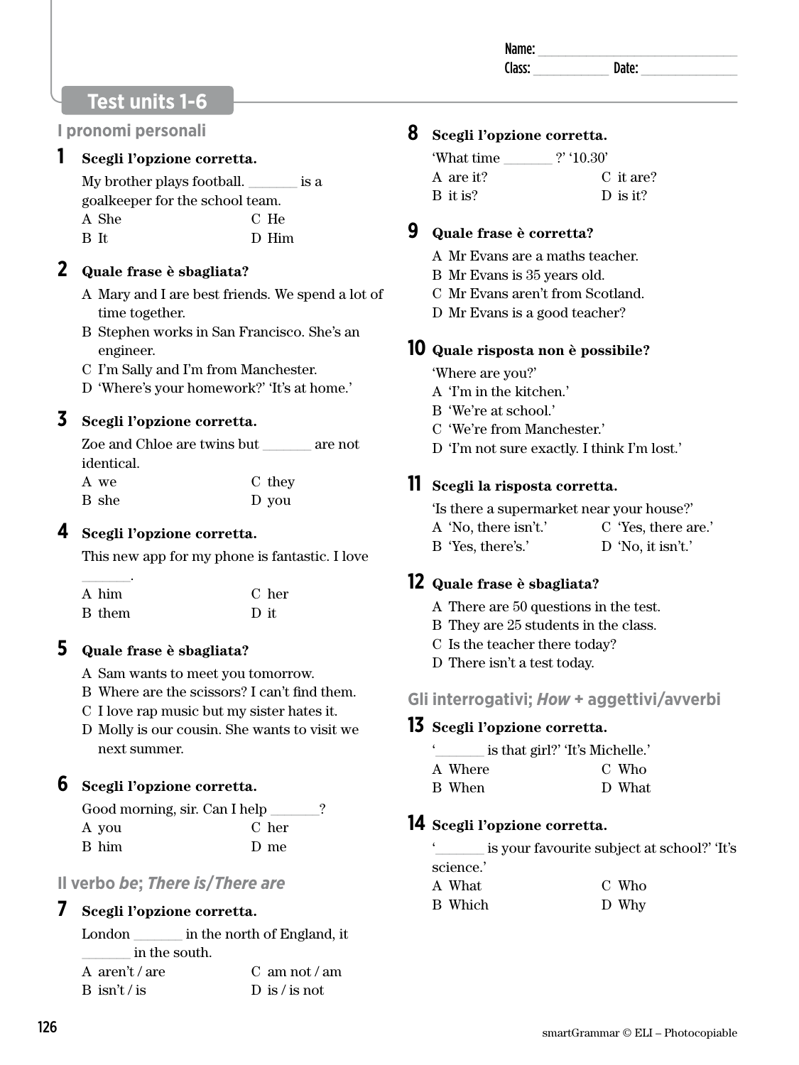Name: ______________________________
Class: ____________ Date: ______________

# Test units 1-6

## I pronomi personali

**1 Scegli l'opzione corretta.**

My brother plays football. _______ is a goalkeeper for the school team.

A She
B It
C He
D Him

**2 Quale frase è sbagliata?**

A Mary and I are best friends. We spend a lot of time together.
B Stephen works in San Francisco. She's an engineer.
C I'm Sally and I'm from Manchester.
D 'Where's your homework?' 'It's at home.'

**3 Scegli l'opzione corretta.**

Zoe and Chloe are twins but _______ are not identical.

A we
B she
C they
D you

**4 Scegli l'opzione corretta.**

This new app for my phone is fantastic. I love _______.

A him
B them
C her
D it

**5 Quale frase è sbagliata?**

A Sam wants to meet you tomorrow.
B Where are the scissors? I can't find them.
C I love rap music but my sister hates it.
D Molly is our cousin. She wants to visit we next summer.

**6 Scegli l'opzione corretta.**

Good morning, sir. Can I help _______?

A you
B him
C her
D me

## Il verbo *be*; *There is/There are*

**7 Scegli l'opzione corretta.**

London _______ in the north of England, it _______ in the south.

A aren't / are
B isn't / is
C am not / am
D is / is not

**8 Scegli l'opzione corretta.**

'What time _______ ?' '10.30'

A are it?
B it is?
C it are?
D is it?

**9 Quale frase è corretta?**

A Mr Evans are a maths teacher.
B Mr Evans is 35 years old.
C Mr Evans aren't from Scotland.
D Mr Evans is a good teacher?

**10 Quale risposta non è possibile?**

'Where are you?'

A 'I'm in the kitchen.'
B 'We're at school.'
C 'We're from Manchester.'
D 'I'm not sure exactly. I think I'm lost.'

**11 Scegli la risposta corretta.**

'Is there a supermarket near your house?'

A 'No, there isn't.'
B 'Yes, there's.'
C 'Yes, there are.'
D 'No, it isn't.'

**12 Quale frase è sbagliata?**

A There are 50 questions in the test.
B They are 25 students in the class.
C Is the teacher there today?
D There isn't a test today.

## Gli interrogativi; *How* + aggettivi/avverbi

**13 Scegli l'opzione corretta.**

'_______ is that girl?' 'It's Michelle.'

A Where
B When
C Who
D What

**14 Scegli l'opzione corretta.**

'_______ is your favourite subject at school?' 'It's science.'

A What
B Which
C Who
D Why

smartGrammar © ELI – Photocopiable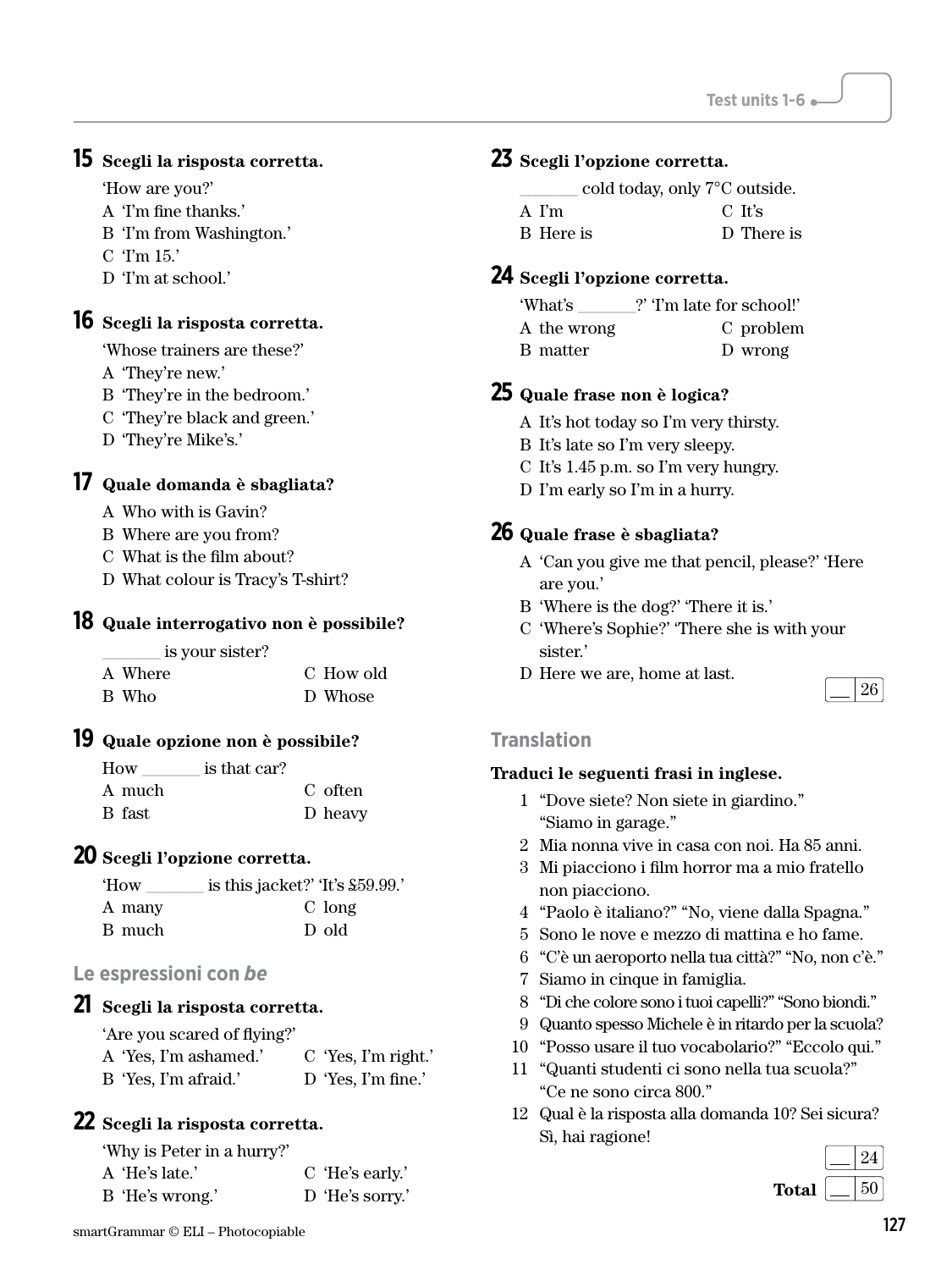**15** **Scegli la risposta corretta.**

'How are you?'

A 'I'm fine thanks.'
B 'I'm from Washington.'
C 'I'm 15.'
D 'I'm at school.'

**16** **Scegli la risposta corretta.**

'Whose trainers are these?'

A 'They're new.'
B 'They're in the bedroom.'
C 'They're black and green.'
D 'They're Mike's.'

**17** **Quale domanda è sbagliata?**

A Who with is Gavin?
B Where are you from?
C What is the film about?
D What colour is Tracy's T-shirt?

**18** **Quale interrogativo non è possibile?**

_______ is your sister?

A Where
B Who
C How old
D Whose

**19** **Quale opzione non è possibile?**

How _______ is that car?

A much
B fast
C often
D heavy

**20** **Scegli l'opzione corretta.**

'How _______ is this jacket?' 'It's £59.99.'

A many
B much
C long
D old

## Le espressioni con *be*

**21** **Scegli la risposta corretta.**

'Are you scared of flying?'

A 'Yes, I'm ashamed.'
B 'Yes, I'm afraid.'
C 'Yes, I'm right.'
D 'Yes, I'm fine.'

**22** **Scegli la risposta corretta.**

'Why is Peter in a hurry?'

A 'He's late.'
B 'He's wrong.'
C 'He's early.'
D 'He's sorry.'

**23** **Scegli l'opzione corretta.**

_______ cold today, only 7°C outside.

A I'm
B Here is
C It's
D There is

**24** **Scegli l'opzione corretta.**

'What's _______?' 'I'm late for school!'

A the wrong
B matter
C problem
D wrong

**25** **Quale frase non è logica?**

A It's hot today so I'm very thirsty.
B It's late so I'm very sleepy.
C It's 1.45 p.m. so I'm very hungry.
D I'm early so I'm in a hurry.

**26** **Quale frase è sbagliata?**

A 'Can you give me that pencil, please?' 'Here are you.'
B 'Where is the dog?' 'There it is.'
C 'Where's Sophie?' 'There she is with your sister.'
D Here we are, home at last.

__ / 26

## Translation

**Traduci le seguenti frasi in inglese.**

1 "Dove siete? Non siete in giardino." "Siamo in garage."
2 Mia nonna vive in casa con noi. Ha 85 anni.
3 Mi piacciono i film horror ma a mio fratello non piacciono.
4 "Paolo è italiano?" "No, viene dalla Spagna."
5 Sono le nove e mezzo di mattina e ho fame.
6 "C'è un aeroporto nella tua città?" "No, non c'è."
7 Siamo in cinque in famiglia.
8 "Di che colore sono i tuoi capelli?" "Sono biondi."
9 Quanto spesso Michele è in ritardo per la scuola?
10 "Posso usare il tuo vocabolario?" "Eccolo qui."
11 "Quanti studenti ci sono nella tua scuola?" "Ce ne sono circa 800."
12 Qual è la risposta alla domanda 10? Sei sicura? Sì, hai ragione!

__ / 24

**Total** __ / 50

smartGrammar © ELI – Photocopiable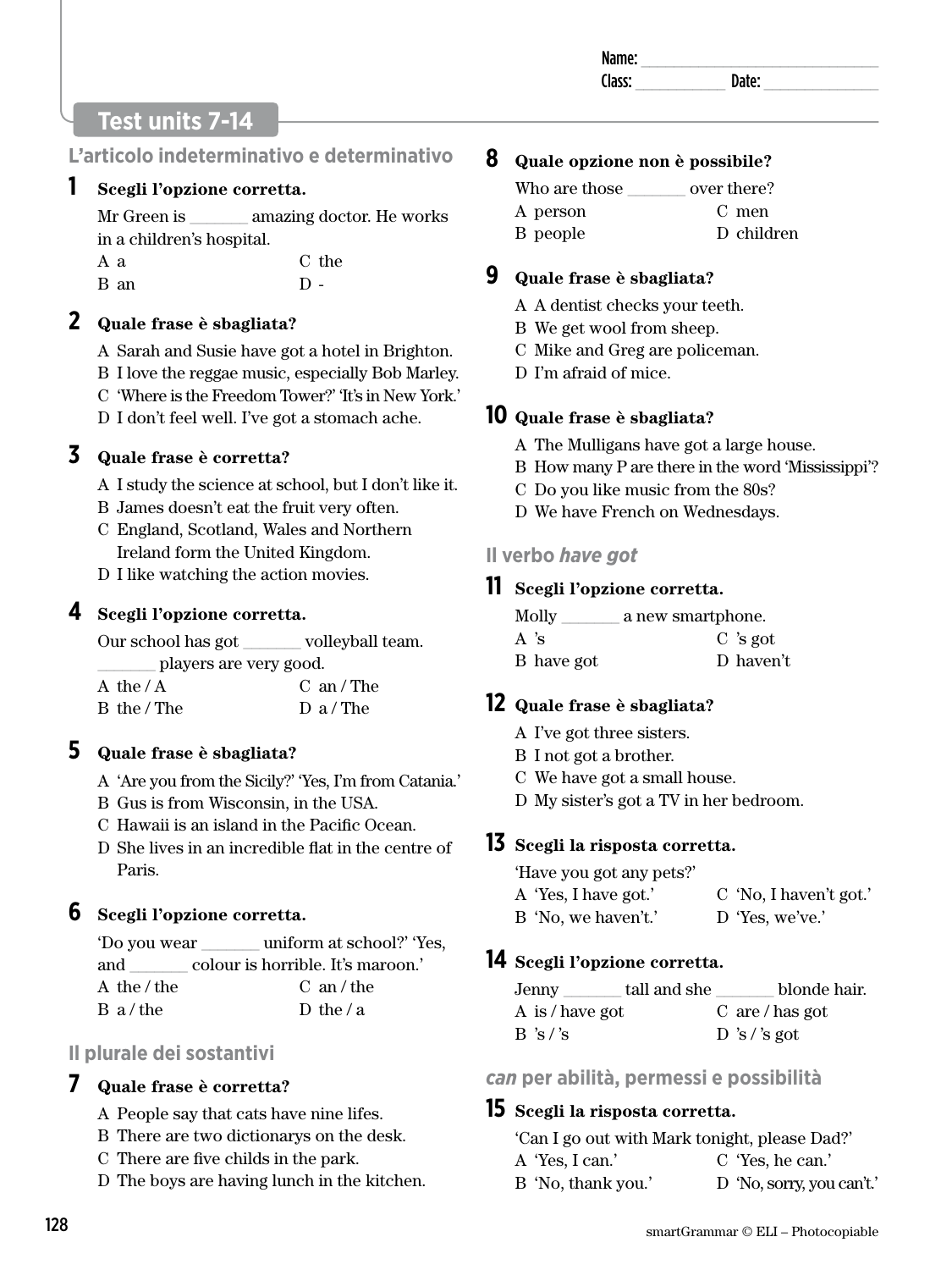Name: ______________________________
Class: ____________ Date: ______________

# Test units 7-14

## L'articolo indeterminativo e determinativo

**1 Scegli l'opzione corretta.**

Mr Green is _______ amazing doctor. He works in a children's hospital.

A a
B an
C the
D -

**2 Quale frase è sbagliata?**

A Sarah and Susie have got a hotel in Brighton.
B I love the reggae music, especially Bob Marley.
C 'Where is the Freedom Tower?' 'It's in New York.'
D I don't feel well. I've got a stomach ache.

**3 Quale frase è corretta?**

A I study the science at school, but I don't like it.
B James doesn't eat the fruit very often.
C England, Scotland, Wales and Northern Ireland form the United Kingdom.
D I like watching the action movies.

**4 Scegli l'opzione corretta.**

Our school has got _______ volleyball team. _______ players are very good.

A the / A
B the / The
C an / The
D a / The

**5 Quale frase è sbagliata?**

A 'Are you from the Sicily?' 'Yes, I'm from Catania.'
B Gus is from Wisconsin, in the USA.
C Hawaii is an island in the Pacific Ocean.
D She lives in an incredible flat in the centre of Paris.

**6 Scegli l'opzione corretta.**

'Do you wear _______ uniform at school?' 'Yes, and _______ colour is horrible. It's maroon.'

A the / the
B a / the
C an / the
D the / a

## Il plurale dei sostantivi

**7 Quale frase è corretta?**

A People say that cats have nine lifes.
B There are two dictionarys on the desk.
C There are five childs in the park.
D The boys are having lunch in the kitchen.

**8 Quale opzione non è possibile?**

Who are those _______ over there?

A person
B people
C men
D children

**9 Quale frase è sbagliata?**

A A dentist checks your teeth.
B We get wool from sheep.
C Mike and Greg are policeman.
D I'm afraid of mice.

**10 Quale frase è sbagliata?**

A The Mulligans have got a large house.
B How many P are there in the word 'Mississippi'?
C Do you like music from the 80s?
D We have French on Wednesdays.

## Il verbo *have got*

**11 Scegli l'opzione corretta.**

Molly _______ a new smartphone.

A 's
B have got
C 's got
D haven't

**12 Quale frase è sbagliata?**

A I've got three sisters.
B I not got a brother.
C We have got a small house.
D My sister's got a TV in her bedroom.

**13 Scegli la risposta corretta.**

'Have you got any pets?'

A 'Yes, I have got.'
B 'No, we haven't.'
C 'No, I haven't got.'
D 'Yes, we've.'

**14 Scegli l'opzione corretta.**

Jenny _______ tall and she _______ blonde hair.

A is / have got
B 's / 's
C are / has got
D 's / 's got

## *can* per abilità, permessi e possibilità

**15 Scegli la risposta corretta.**

'Can I go out with Mark tonight, please Dad?'

A 'Yes, I can.'
B 'No, thank you.'
C 'Yes, he can.'
D 'No, sorry, you can't.'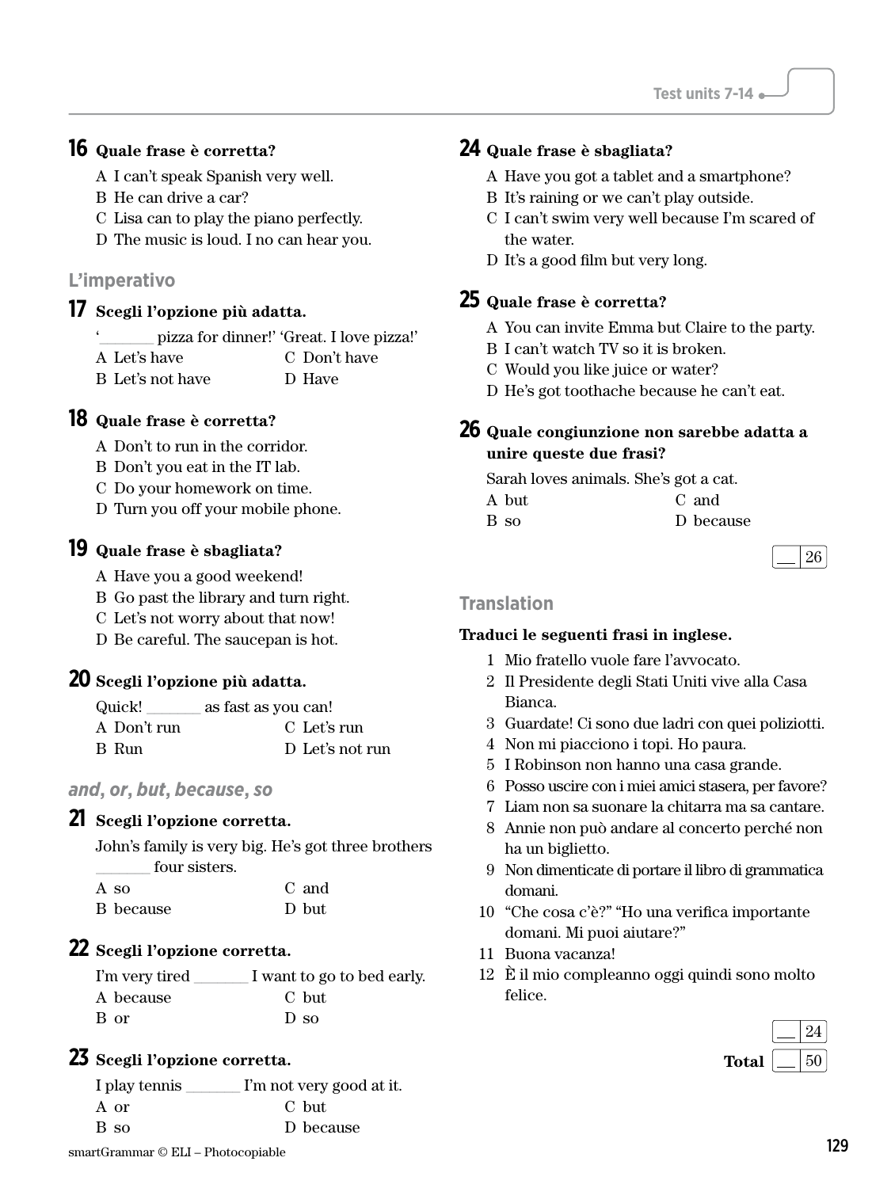**16 Quale frase è corretta?**

A I can't speak Spanish very well.
B He can drive a car?
C Lisa can to play the piano perfectly.
D The music is loud. I no can hear you.

## L'imperativo

**17 Scegli l'opzione più adatta.**

'_______ pizza for dinner!' 'Great. I love pizza!'

A Let's have
B Let's not have
C Don't have
D Have

**18 Quale frase è corretta?**

A Don't to run in the corridor.
B Don't you eat in the IT lab.
C Do your homework on time.
D Turn you off your mobile phone.

**19 Quale frase è sbagliata?**

A Have you a good weekend!
B Go past the library and turn right.
C Let's not worry about that now!
D Be careful. The saucepan is hot.

**20 Scegli l'opzione più adatta.**

Quick! _______ as fast as you can!

A Don't run
B Run
C Let's run
D Let's not run

## *and, or, but, because, so*

**21 Scegli l'opzione corretta.**

John's family is very big. He's got three brothers _______ four sisters.

A so
B because
C and
D but

**22 Scegli l'opzione corretta.**

I'm very tired _______ I want to go to bed early.

A because
B or
C but
D so

**23 Scegli l'opzione corretta.**

I play tennis _______ I'm not very good at it.

A or
B so
C but
D because

**24 Quale frase è sbagliata?**

A Have you got a tablet and a smartphone?
B It's raining or we can't play outside.
C I can't swim very well because I'm scared of the water.
D It's a good film but very long.

**25 Quale frase è corretta?**

A You can invite Emma but Claire to the party.
B I can't watch TV so it is broken.
C Would you like juice or water?
D He's got toothache because he can't eat.

**26 Quale congiunzione non sarebbe adatta a unire queste due frasi?**

Sarah loves animals. She's got a cat.

A but
B so
C and
D because

__ / 26

## Translation

**Traduci le seguenti frasi in inglese.**

1 Mio fratello vuole fare l'avvocato.
2 Il Presidente degli Stati Uniti vive alla Casa Bianca.
3 Guardate! Ci sono due ladri con quei poliziotti.
4 Non mi piacciono i topi. Ho paura.
5 I Robinson non hanno una casa grande.
6 Posso uscire con i miei amici stasera, per favore?
7 Liam non sa suonare la chitarra ma sa cantare.
8 Annie non può andare al concerto perché non ha un biglietto.
9 Non dimenticate di portare il libro di grammatica domani.
10 "Che cosa c'è?" "Ho una verifica importante domani. Mi puoi aiutare?"
11 Buona vacanza!
12 È il mio compleanno oggi quindi sono molto felice.

__ / 24

**Total** __ / 50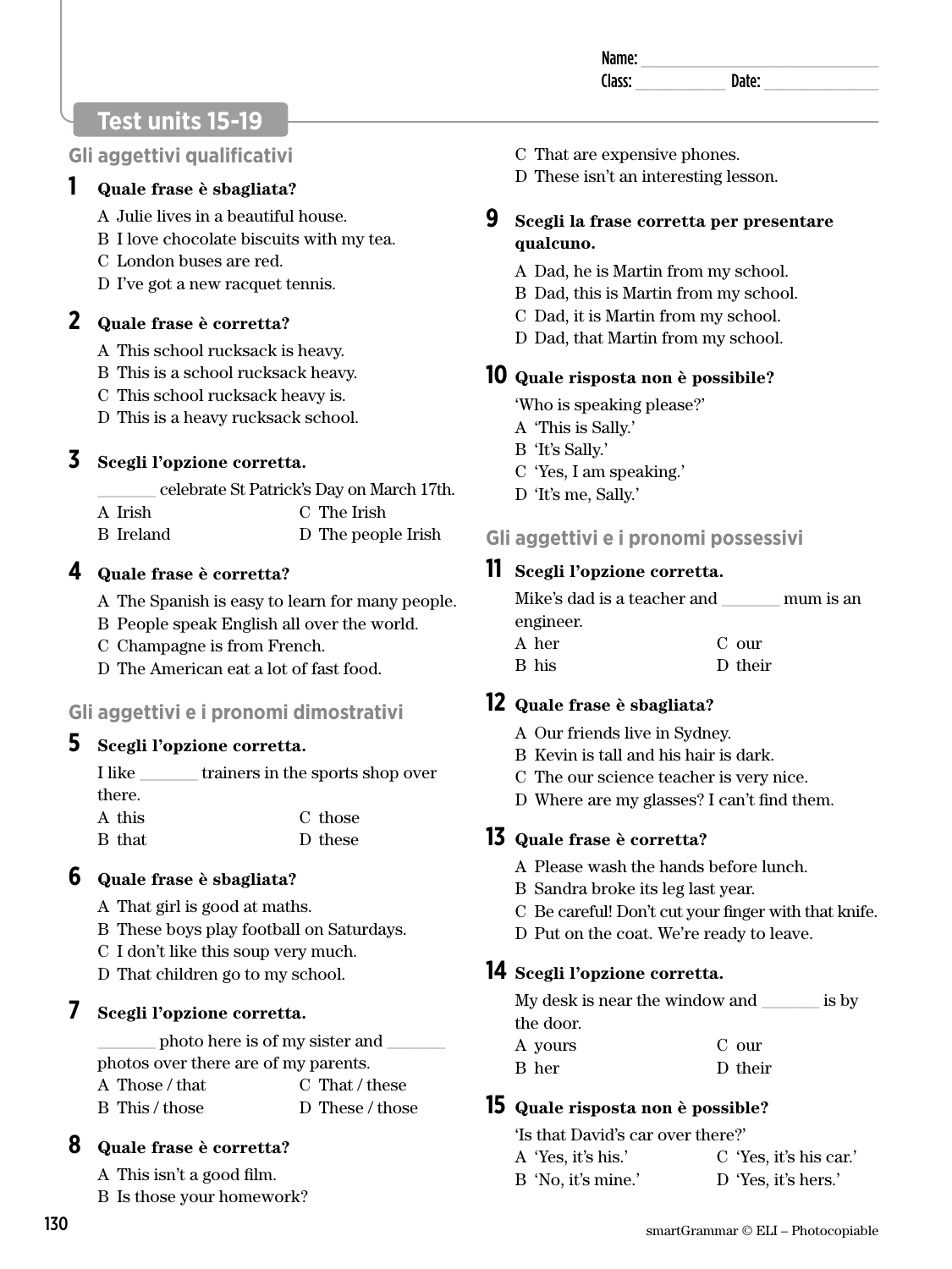Name: ______________________________
Class: ___________ Date: ______________

# Test units 15-19

## Gli aggettivi qualificativi

**1 Quale frase è sbagliata?**

A Julie lives in a beautiful house.
B I love chocolate biscuits with my tea.
C London buses are red.
D I've got a new racquet tennis.

**2 Quale frase è corretta?**

A This school rucksack is heavy.
B This is a school rucksack heavy.
C This school rucksack heavy is.
D This is a heavy rucksack school.

**3 Scegli l'opzione corretta.**

_______ celebrate St Patrick's Day on March 17th.

A Irish
B Ireland
C The Irish
D The people Irish

**4 Quale frase è corretta?**

A The Spanish is easy to learn for many people.
B People speak English all over the world.
C Champagne is from French.
D The American eat a lot of fast food.

## Gli aggettivi e i pronomi dimostrativi

**5 Scegli l'opzione corretta.**

I like _______ trainers in the sports shop over there.

A this
B that
C those
D these

**6 Quale frase è sbagliata?**

A That girl is good at maths.
B These boys play football on Saturdays.
C I don't like this soup very much.
D That children go to my school.

**7 Scegli l'opzione corretta.**

_______ photo here is of my sister and _______ photos over there are of my parents.

A Those / that
B This / those
C That / these
D These / those

**8 Quale frase è corretta?**

A This isn't a good film.
B Is those your homework?
C That are expensive phones.
D These isn't an interesting lesson.

**9 Scegli la frase corretta per presentare qualcuno.**

A Dad, he is Martin from my school.
B Dad, this is Martin from my school.
C Dad, it is Martin from my school.
D Dad, that Martin from my school.

**10 Quale risposta non è possibile?**

'Who is speaking please?'

A 'This is Sally.'
B 'It's Sally.'
C 'Yes, I am speaking.'
D 'It's me, Sally.'

## Gli aggettivi e i pronomi possessivi

**11 Scegli l'opzione corretta.**

Mike's dad is a teacher and _______ mum is an engineer.

A her
B his
C our
D their

**12 Quale frase è sbagliata?**

A Our friends live in Sydney.
B Kevin is tall and his hair is dark.
C The our science teacher is very nice.
D Where are my glasses? I can't find them.

**13 Quale frase è corretta?**

A Please wash the hands before lunch.
B Sandra broke its leg last year.
C Be careful! Don't cut your finger with that knife.
D Put on the coat. We're ready to leave.

**14 Scegli l'opzione corretta.**

My desk is near the window and _______ is by the door.

A yours
B her
C our
D their

**15 Quale risposta non è possibile?**

'Is that David's car over there?'

A 'Yes, it's his.'
B 'No, it's mine.'
C 'Yes, it's his car.'
D 'Yes, it's hers.'

smartGrammar © ELI – Photocopiable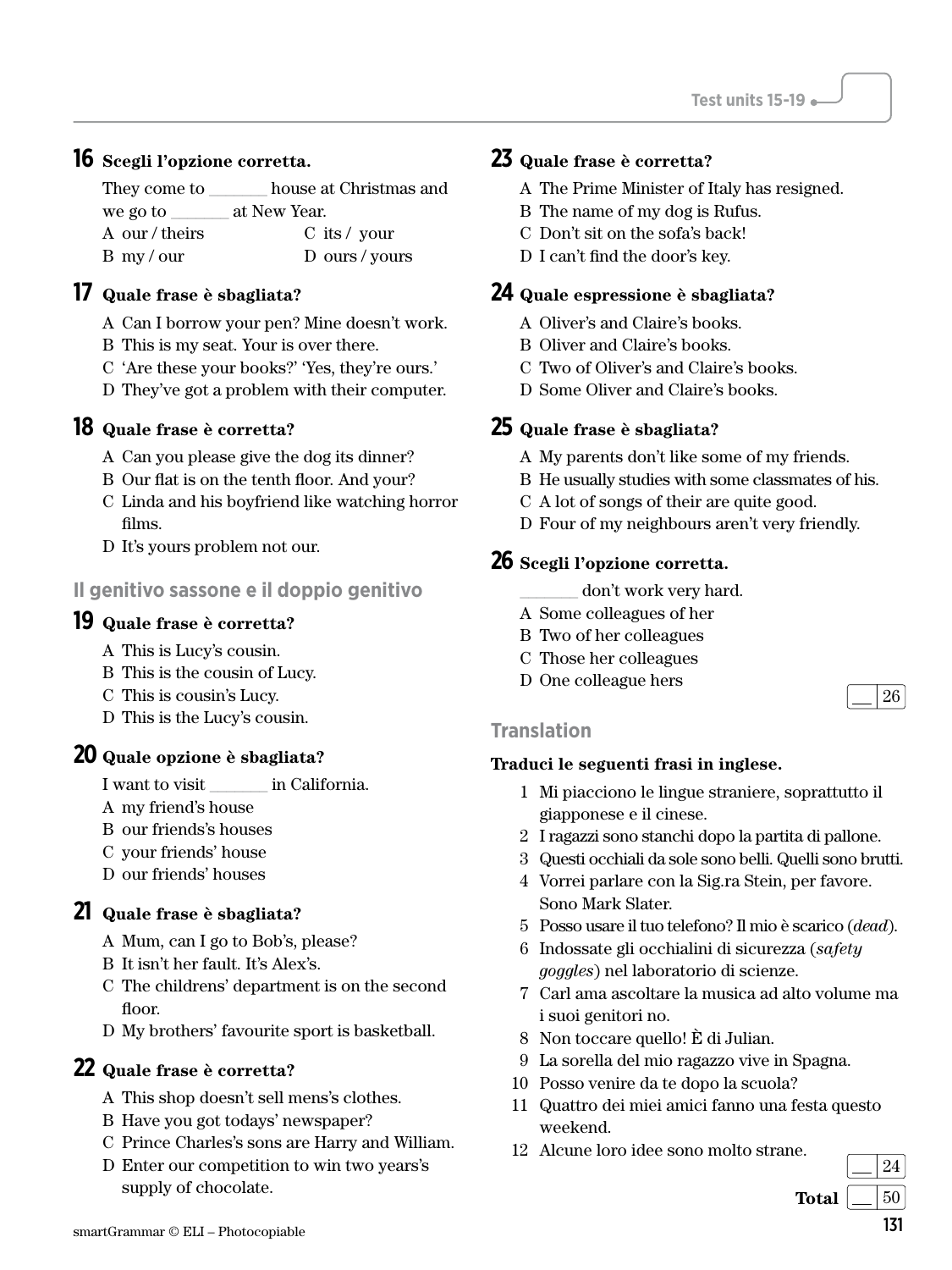**16 Scegli l'opzione corretta.**

They come to _______ house at Christmas and we go to _______ at New Year.

A our / theirs
B my / our
C its / your
D ours / yours

**17 Quale frase è sbagliata?**

A Can I borrow your pen? Mine doesn't work.
B This is my seat. Your is over there.
C 'Are these your books?' 'Yes, they're ours.'
D They've got a problem with their computer.

**18 Quale frase è corretta?**

A Can you please give the dog its dinner?
B Our flat is on the tenth floor. And your?
C Linda and his boyfriend like watching horror films.
D It's yours problem not our.

## Il genitivo sassone e il doppio genitivo

**19 Quale frase è corretta?**

A This is Lucy's cousin.
B This is the cousin of Lucy.
C This is cousin's Lucy.
D This is the Lucy's cousin.

**20 Quale opzione è sbagliata?**

I want to visit _______ in California.

A my friend's house
B our friends's houses
C your friends' house
D our friends' houses

**21 Quale frase è sbagliata?**

A Mum, can I go to Bob's, please?
B It isn't her fault. It's Alex's.
C The childrens' department is on the second floor.
D My brothers' favourite sport is basketball.

**22 Quale frase è corretta?**

A This shop doesn't sell mens's clothes.
B Have you got todays' newspaper?
C Prince Charles's sons are Harry and William.
D Enter our competition to win two years's supply of chocolate.

**23 Quale frase è corretta?**

A The Prime Minister of Italy has resigned.
B The name of my dog is Rufus.
C Don't sit on the sofa's back!
D I can't find the door's key.

**24 Quale espressione è sbagliata?**

A Oliver's and Claire's books.
B Oliver and Claire's books.
C Two of Oliver's and Claire's books.
D Some Oliver and Claire's books.

**25 Quale frase è sbagliata?**

A My parents don't like some of my friends.
B He usually studies with some classmates of his.
C A lot of songs of their are quite good.
D Four of my neighbours aren't very friendly.

**26 Scegli l'opzione corretta.**

_______ don't work very hard.

A Some colleagues of her
B Two of her colleagues
C Those her colleagues
D One colleague hers

__ / 26

## Translation

**Traduci le seguenti frasi in inglese.**

1 Mi piacciono le lingue straniere, soprattutto il giapponese e il cinese.
2 I ragazzi sono stanchi dopo la partita di pallone.
3 Questi occhiali da sole sono belli. Quelli sono brutti.
4 Vorrei parlare con la Sig.ra Stein, per favore. Sono Mark Slater.
5 Posso usare il tuo telefono? Il mio è scarico (*dead*).
6 Indossate gli occhialini di sicurezza (*safety goggles*) nel laboratorio di scienze.
7 Carl ama ascoltare la musica ad alto volume ma i suoi genitori no.
8 Non toccare quello! È di Julian.
9 La sorella del mio ragazzo vive in Spagna.
10 Posso venire da te dopo la scuola?
11 Quattro dei miei amici fanno una festa questo weekend.
12 Alcune loro idee sono molto strane.

__ / 24

**Total** __ / 50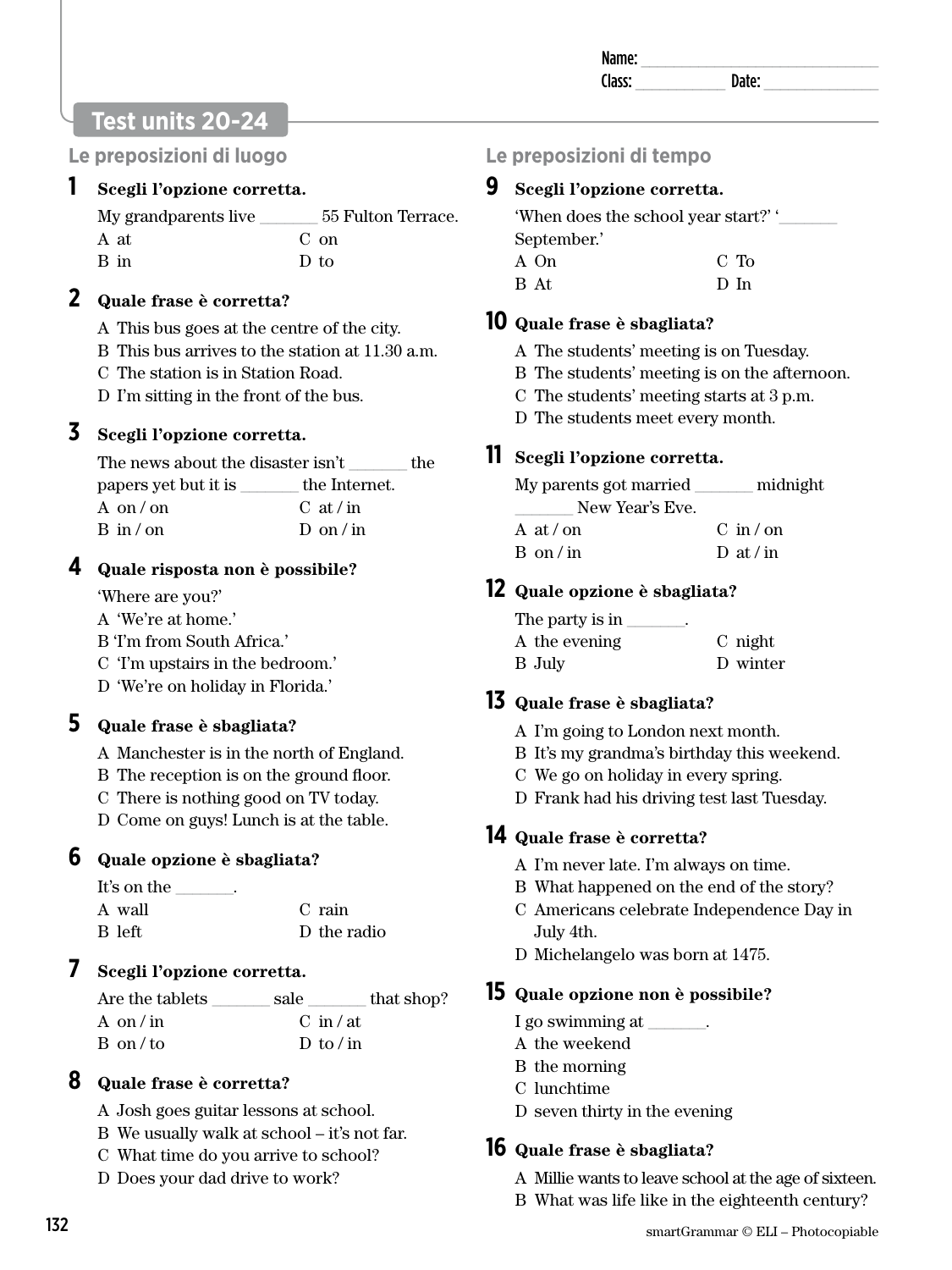Name: ______________________________
Class: ____________ Date: ______________

## Test units 20-24

### Le preposizioni di luogo

**1** **Scegli l'opzione corretta.**

My grandparents live _______ 55 Fulton Terrace.

A at
B in
C on
D to

**2** **Quale frase è corretta?**

A This bus goes at the centre of the city.
B This bus arrives to the station at 11.30 a.m.
C The station is in Station Road.
D I'm sitting in the front of the bus.

**3** **Scegli l'opzione corretta.**

The news about the disaster isn't _______ the papers yet but it is _______ the Internet.

A on / on
B in / on
C at / in
D on / in

**4** **Quale risposta non è possibile?**

'Where are you?'

A 'We're at home.'
B 'I'm from South Africa.'
C 'I'm upstairs in the bedroom.'
D 'We're on holiday in Florida.'

**5** **Quale frase è sbagliata?**

A Manchester is in the north of England.
B The reception is on the ground floor.
C There is nothing good on TV today.
D Come on guys! Lunch is at the table.

**6** **Quale opzione è sbagliata?**

It's on the _______.

A wall
B left
C rain
D the radio

**7** **Scegli l'opzione corretta.**

Are the tablets _______ sale _______ that shop?

A on / in
B on / to
C in / at
D to / in

**8** **Quale frase è corretta?**

A Josh goes guitar lessons at school.
B We usually walk at school – it's not far.
C What time do you arrive to school?
D Does your dad drive to work?

### Le preposizioni di tempo

**9** **Scegli l'opzione corretta.**

'When does the school year start?' '_______ September.'

A On
B At
C To
D In

**10** **Quale frase è sbagliata?**

A The students' meeting is on Tuesday.
B The students' meeting is on the afternoon.
C The students' meeting starts at 3 p.m.
D The students meet every month.

**11** **Scegli l'opzione corretta.**

My parents got married _______ midnight _______ New Year's Eve.

A at / on
B on / in
C in / on
D at / in

**12** **Quale opzione è sbagliata?**

The party is in _______.

A the evening
B July
C night
D winter

**13** **Quale frase è sbagliata?**

A I'm going to London next month.
B It's my grandma's birthday this weekend.
C We go on holiday in every spring.
D Frank had his driving test last Tuesday.

**14** **Quale frase è corretta?**

A I'm never late. I'm always on time.
B What happened on the end of the story?
C Americans celebrate Independence Day in July 4th.
D Michelangelo was born at 1475.

**15** **Quale opzione non è possibile?**

I go swimming at _______.

A the weekend
B the morning
C lunchtime
D seven thirty in the evening

**16** **Quale frase è sbagliata?**

A Millie wants to leave school at the age of sixteen.
B What was life like in the eighteenth century?

smartGrammar © ELI – Photocopiable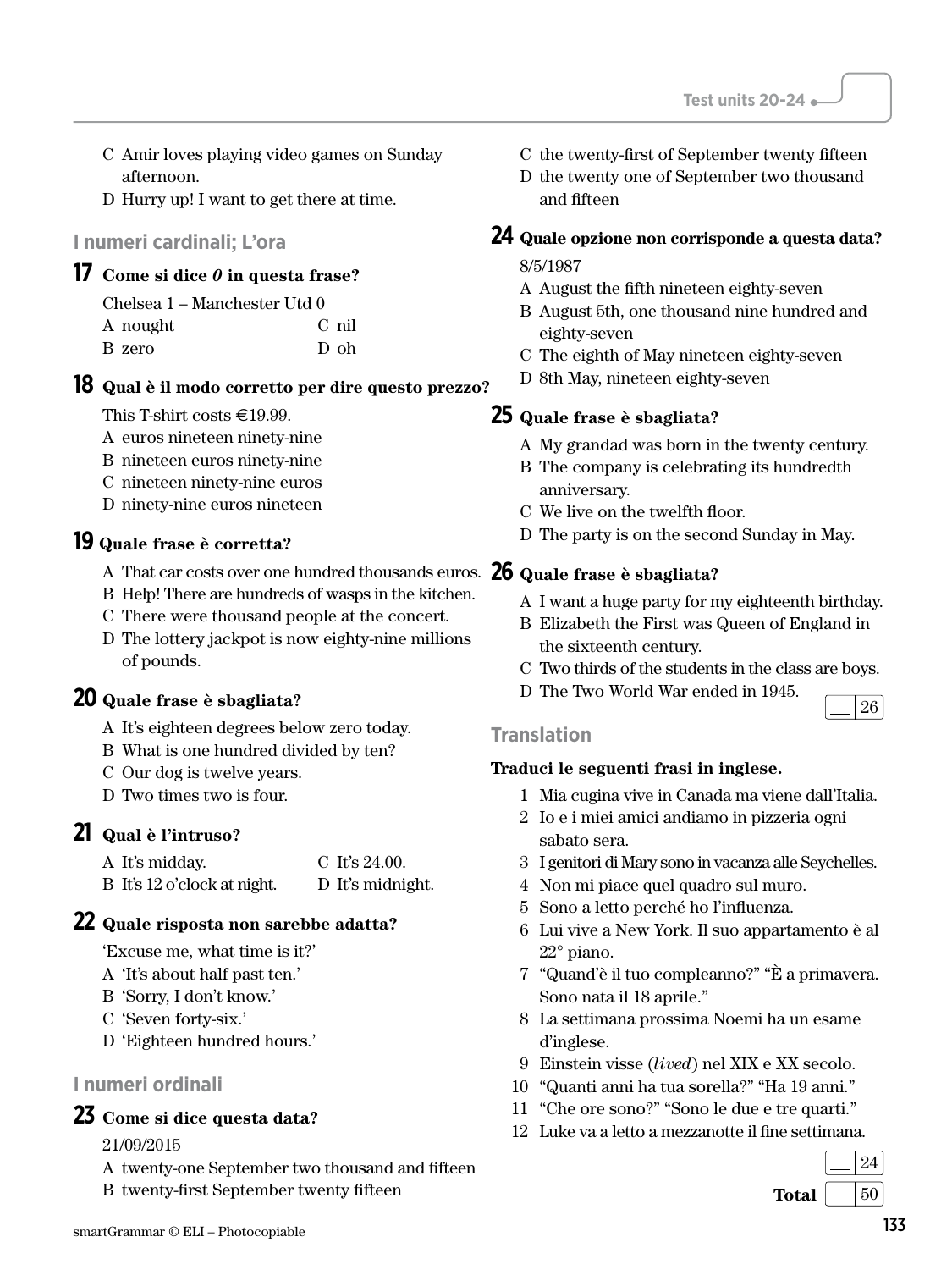C Amir loves playing video games on Sunday afternoon.
D Hurry up! I want to get there at time.

## I numeri cardinali; L'ora

**17 Come si dice *0* in questa frase?**

Chelsea 1 – Manchester Utd 0

A nought
B zero
C nil
D oh

**18 Qual è il modo corretto per dire questo prezzo?**

This T-shirt costs €19.99.

A euros nineteen ninety-nine
B nineteen euros ninety-nine
C nineteen ninety-nine euros
D ninety-nine euros nineteen

**19 Quale frase è corretta?**

A That car costs over one hundred thousands euros.
B Help! There are hundreds of wasps in the kitchen.
C There were thousand people at the concert.
D The lottery jackpot is now eighty-nine millions of pounds.

**20 Quale frase è sbagliata?**

A It's eighteen degrees below zero today.
B What is one hundred divided by ten?
C Our dog is twelve years.
D Two times two is four.

**21 Qual è l'intruso?**

A It's midday.
B It's 12 o'clock at night.
C It's 24.00.
D It's midnight.

**22 Quale risposta non sarebbe adatta?**

'Excuse me, what time is it?'

A 'It's about half past ten.'
B 'Sorry, I don't know.'
C 'Seven forty-six.'
D 'Eighteen hundred hours.'

## I numeri ordinali

**23 Come si dice questa data?**

21/09/2015

A twenty-one September two thousand and fifteen
B twenty-first September twenty fifteen
C the twenty-first of September twenty fifteen
D the twenty one of September two thousand and fifteen

**24 Quale opzione non corrisponde a questa data?**

8/5/1987

A August the fifth nineteen eighty-seven
B August 5th, one thousand nine hundred and eighty-seven
C The eighth of May nineteen eighty-seven
D 8th May, nineteen eighty-seven

**25 Quale frase è sbagliata?**

A My grandad was born in the twenty century.
B The company is celebrating its hundredth anniversary.
C We live on the twelfth floor.
D The party is on the second Sunday in May.

**26 Quale frase è sbagliata?**

A I want a huge party for my eighteenth birthday.
B Elizabeth the First was Queen of England in the sixteenth century.
C Two thirds of the students in the class are boys.
D The Two World War ended in 1945.

__ / 26

## Translation

**Traduci le seguenti frasi in inglese.**

1 Mia cugina vive in Canada ma viene dall'Italia.
2 Io e i miei amici andiamo in pizzeria ogni sabato sera.
3 I genitori di Mary sono in vacanza alle Seychelles.
4 Non mi piace quel quadro sul muro.
5 Sono a letto perché ho l'influenza.
6 Lui vive a New York. Il suo appartamento è al 22° piano.
7 "Quand'è il tuo compleanno?" "È a primavera. Sono nata il 18 aprile."
8 La settimana prossima Noemi ha un esame d'inglese.
9 Einstein visse (*lived*) nel XIX e XX secolo.
10 "Quanti anni ha tua sorella?" "Ha 19 anni."
11 "Che ore sono?" "Sono le due e tre quarti."
12 Luke va a letto a mezzanotte il fine settimana.

__ / 24

**Total** __ / 50

smartGrammar © ELI – Photocopiable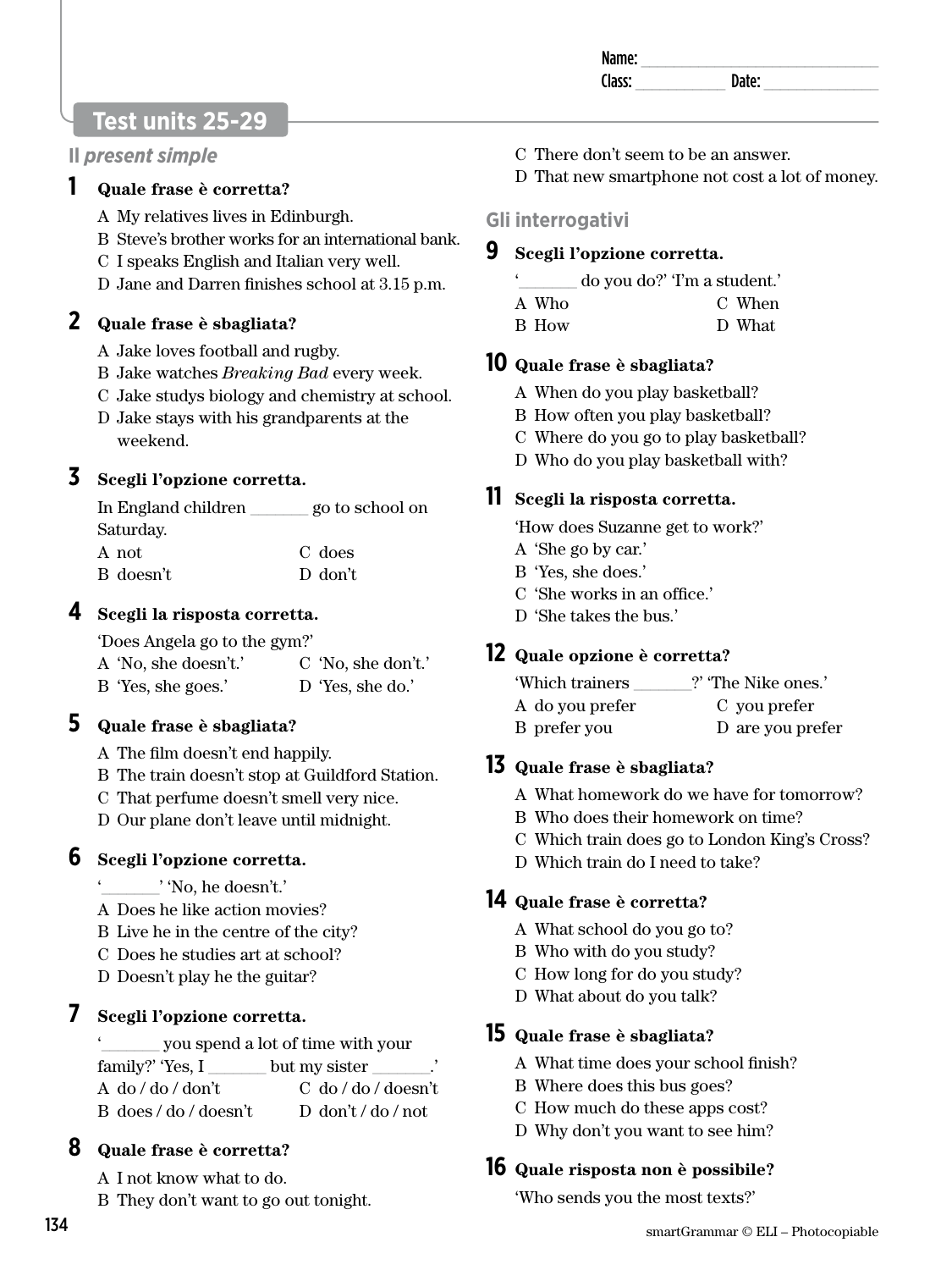Name: ____________________
Class: __________ Date: __________

# Test units 25-29

## Il *present simple*

**1 Quale frase è corretta?**

A My relatives lives in Edinburgh.
B Steve's brother works for an international bank.
C I speaks English and Italian very well.
D Jane and Darren finishes school at 3.15 p.m.

**2 Quale frase è sbagliata?**

A Jake loves football and rugby.
B Jake watches *Breaking Bad* every week.
C Jake studys biology and chemistry at school.
D Jake stays with his grandparents at the weekend.

**3 Scegli l'opzione corretta.**

In England children _______ go to school on Saturday.

A not
B doesn't
C does
D don't

**4 Scegli la risposta corretta.**

'Does Angela go to the gym?'

A 'No, she doesn't.'
B 'Yes, she goes.'
C 'No, she don't.'
D 'Yes, she do.'

**5 Quale frase è sbagliata?**

A The film doesn't end happily.
B The train doesn't stop at Guildford Station.
C That perfume doesn't smell very nice.
D Our plane don't leave until midnight.

**6 Scegli l'opzione corretta.**

'_______' 'No, he doesn't.'

A Does he like action movies?
B Live he in the centre of the city?
C Does he studies art at school?
D Doesn't play he the guitar?

**7 Scegli l'opzione corretta.**

'_______ you spend a lot of time with your family?' 'Yes, I _______ but my sister _______.'

A do / do / don't
B does / do / doesn't
C do / do / doesn't
D don't / do / not

**8 Quale frase è corretta?**

A I not know what to do.
B They don't want to go out tonight.
C There don't seem to be an answer.
D That new smartphone not cost a lot of money.

## Gli interrogativi

**9 Scegli l'opzione corretta.**

'_______ do you do?' 'I'm a student.'

A Who
B How
C When
D What

**10 Quale frase è sbagliata?**

A When do you play basketball?
B How often you play basketball?
C Where do you go to play basketball?
D Who do you play basketball with?

**11 Scegli la risposta corretta.**

'How does Suzanne get to work?'

A 'She go by car.'
B 'Yes, she does.'
C 'She works in an office.'
D 'She takes the bus.'

**12 Quale opzione è corretta?**

'Which trainers _______?' 'The Nike ones.'

A do you prefer
B prefer you
C you prefer
D are you prefer

**13 Quale frase è sbagliata?**

A What homework do we have for tomorrow?
B Who does their homework on time?
C Which train does go to London King's Cross?
D Which train do I need to take?

**14 Quale frase è corretta?**

A What school do you go to?
B Who with do you study?
C How long for do you study?
D What about do you talk?

**15 Quale frase è sbagliata?**

A What time does your school finish?
B Where does this bus goes?
C How much do these apps cost?
D Why don't you want to see him?

**16 Quale risposta non è possibile?**

'Who sends you the most texts?'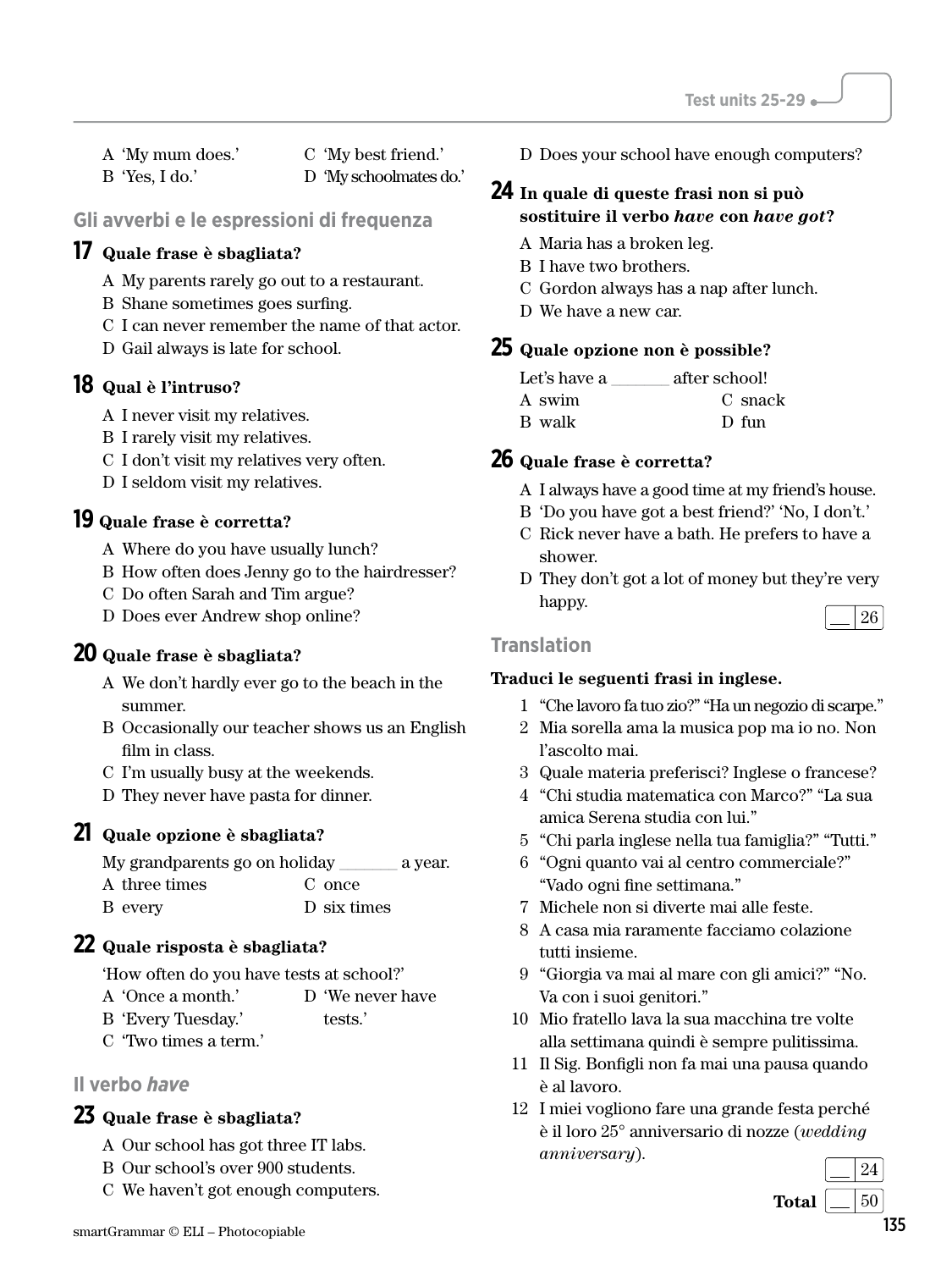A 'My mum does.'
B 'Yes, I do.'
C 'My best friend.'
D 'My schoolmates do.'

## Gli avverbi e le espressioni di frequenza

**17 Quale frase è sbagliata?**

A My parents rarely go out to a restaurant.
B Shane sometimes goes surfing.
C I can never remember the name of that actor.
D Gail always is late for school.

**18 Qual è l'intruso?**

A I never visit my relatives.
B I rarely visit my relatives.
C I don't visit my relatives very often.
D I seldom visit my relatives.

**19 Quale frase è corretta?**

A Where do you have usually lunch?
B How often does Jenny go to the hairdresser?
C Do often Sarah and Tim argue?
D Does ever Andrew shop online?

**20 Quale frase è sbagliata?**

A We don't hardly ever go to the beach in the summer.
B Occasionally our teacher shows us an English film in class.
C I'm usually busy at the weekends.
D They never have pasta for dinner.

**21 Quale opzione è sbagliata?**

My grandparents go on holiday _______ a year.

A three times
B every
C once
D six times

**22 Quale risposta è sbagliata?**

'How often do you have tests at school?'

A 'Once a month.'
B 'Every Tuesday.'
C 'Two times a term.'
D 'We never have tests.'

## Il verbo *have*

**23 Quale frase è sbagliata?**

A Our school has got three IT labs.
B Our school's over 900 students.
C We haven't got enough computers.
D Does your school have enough computers?

**24 In quale di queste frasi non si può sostituire il verbo *have* con *have got*?**

A Maria has a broken leg.
B I have two brothers.
C Gordon always has a nap after lunch.
D We have a new car.

**25 Quale opzione non è possibile?**

Let's have a _______ after school!

A swim
B walk
C snack
D fun

**26 Quale frase è corretta?**

A I always have a good time at my friend's house.
B 'Do you have got a best friend?' 'No, I don't.'
C Rick never have a bath. He prefers to have a shower.
D They don't got a lot of money but they're very happy.

__ | 26

## Translation

**Traduci le seguenti frasi in inglese.**

1 "Che lavoro fa tuo zio?" "Ha un negozio di scarpe."
2 Mia sorella ama la musica pop ma io no. Non l'ascolto mai.
3 Quale materia preferisci? Inglese o francese?
4 "Chi studia matematica con Marco?" "La sua amica Serena studia con lui."
5 "Chi parla inglese nella tua famiglia?" "Tutti."
6 "Ogni quanto vai al centro commerciale?" "Vado ogni fine settimana."
7 Michele non si diverte mai alle feste.
8 A casa mia raramente facciamo colazione tutti insieme.
9 "Giorgia va mai al mare con gli amici?" "No. Va con i suoi genitori."
10 Mio fratello lava la sua macchina tre volte alla settimana quindi è sempre pulitissima.
11 Il Sig. Bonfigli non fa mai una pausa quando è al lavoro.
12 I miei vogliono fare una grande festa perché è il loro 25° anniversario di nozze (*wedding anniversary*).

__ | 24

**Total** __ | 50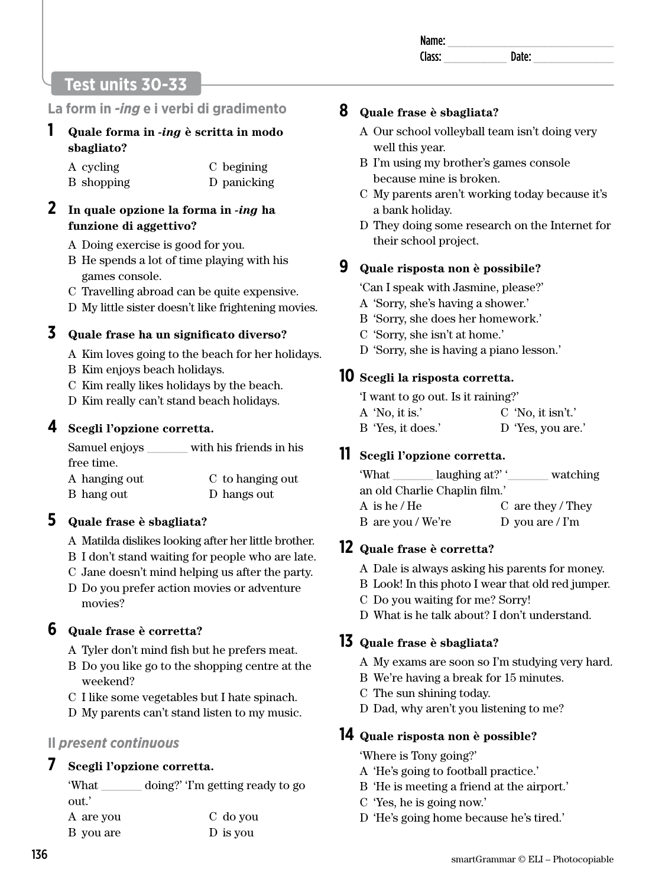Name: ______________________________
Class: ___________ Date: _______________

## Test units 30-33

### La form in *-ing* e i verbi di gradimento

**1 Quale forma in *-ing* è scritta in modo sbagliato?**

A cycling
B shopping
C begining
D panicking

**2 In quale opzione la forma in *-ing* ha funzione di aggettivo?**

A Doing exercise is good for you.
B He spends a lot of time playing with his games console.
C Travelling abroad can be quite expensive.
D My little sister doesn't like frightening movies.

**3 Quale frase ha un significato diverso?**

A Kim loves going to the beach for her holidays.
B Kim enjoys beach holidays.
C Kim really likes holidays by the beach.
D Kim really can't stand beach holidays.

**4 Scegli l'opzione corretta.**

Samuel enjoys _______ with his friends in his free time.

A hanging out
B hang out
C to hanging out
D hangs out

**5 Quale frase è sbagliata?**

A Matilda dislikes looking after her little brother.
B I don't stand waiting for people who are late.
C Jane doesn't mind helping us after the party.
D Do you prefer action movies or adventure movies?

**6 Quale frase è corretta?**

A Tyler don't mind fish but he prefers meat.
B Do you like go to the shopping centre at the weekend?
C I like some vegetables but I hate spinach.
D My parents can't stand listen to my music.

### Il *present continuous*

**7 Scegli l'opzione corretta.**

'What _______ doing?' 'I'm getting ready to go out.'

A are you
B you are
C do you
D is you

**8 Quale frase è sbagliata?**

A Our school volleyball team isn't doing very well this year.
B I'm using my brother's games console because mine is broken.
C My parents aren't working today because it's a bank holiday.
D They doing some research on the Internet for their school project.

**9 Quale risposta non è possibile?**

'Can I speak with Jasmine, please?'

A 'Sorry, she's having a shower.'
B 'Sorry, she does her homework.'
C 'Sorry, she isn't at home.'
D 'Sorry, she is having a piano lesson.'

**10 Scegli la risposta corretta.**

'I want to go out. Is it raining?'

A 'No, it is.'
B 'Yes, it does.'
C 'No, it isn't.'
D 'Yes, you are.'

**11 Scegli l'opzione corretta.**

'What _______ laughing at?' '_______ watching an old Charlie Chaplin film.'

A is he / He
B are you / We're
C are they / They
D you are / I'm

**12 Quale frase è corretta?**

A Dale is always asking his parents for money.
B Look! In this photo I wear that old red jumper.
C Do you waiting for me? Sorry!
D What is he talk about? I don't understand.

**13 Quale frase è sbagliata?**

A My exams are soon so I'm studying very hard.
B We're having a break for 15 minutes.
C The sun shining today.
D Dad, why aren't you listening to me?

**14 Quale risposta non è possible?**

'Where is Tony going?'

A 'He's going to football practice.'
B 'He is meeting a friend at the airport.'
C 'Yes, he is going now.'
D 'He's going home because he's tired.'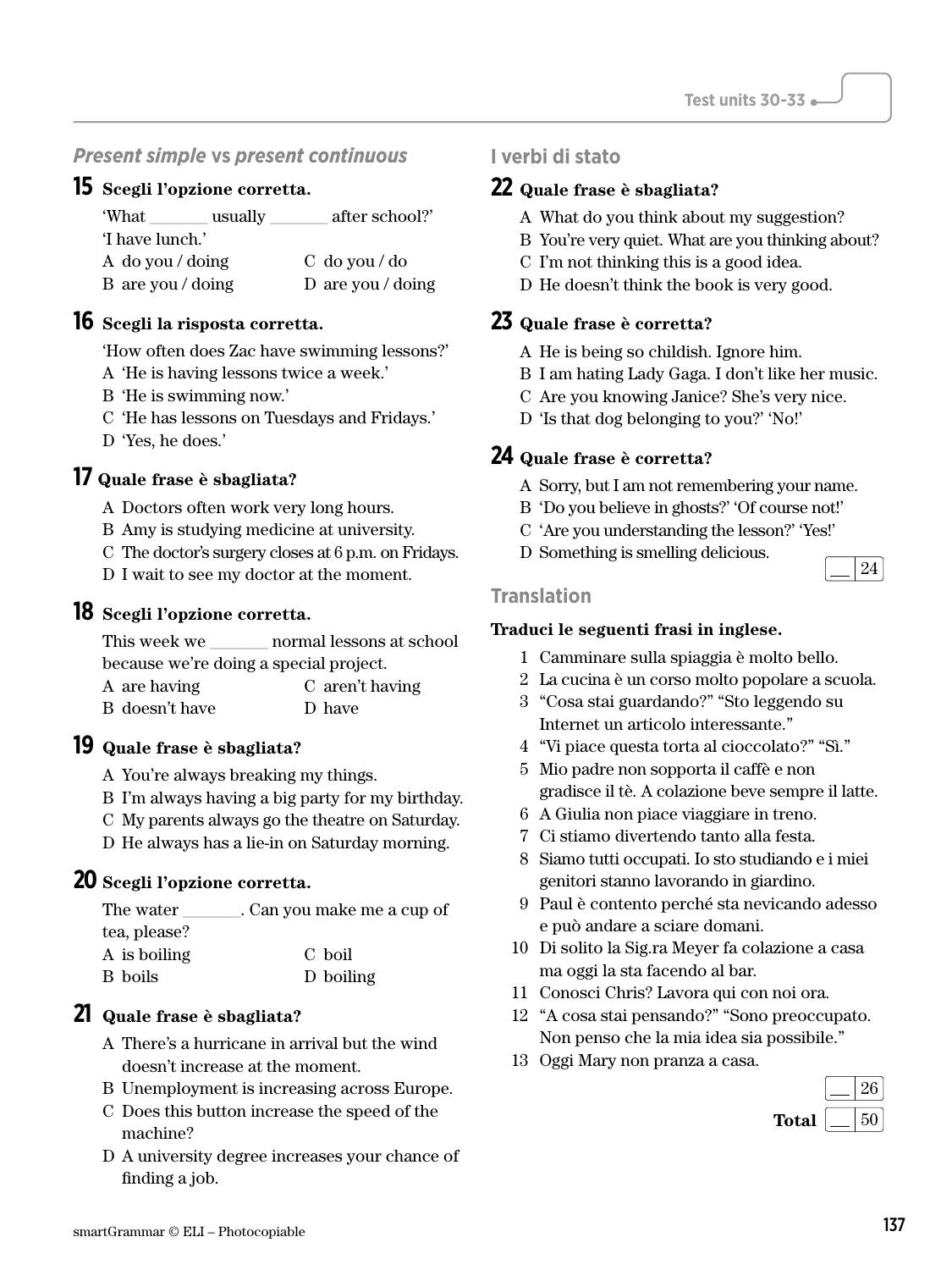## *Present simple* vs *present continuous*

**15 Scegli l'opzione corretta.**

'What _______ usually _______ after school?'
'I have lunch.'

A do you / doing
B are you / doing
C do you / do
D are you / doing

**16 Scegli la risposta corretta.**

'How often does Zac have swimming lessons?'

A 'He is having lessons twice a week.'
B 'He is swimming now.'
C 'He has lessons on Tuesdays and Fridays.'
D 'Yes, he does.'

**17 Quale frase è sbagliata?**

A Doctors often work very long hours.
B Amy is studying medicine at university.
C The doctor's surgery closes at 6 p.m. on Fridays.
D I wait to see my doctor at the moment.

**18 Scegli l'opzione corretta.**

This week we _______ normal lessons at school because we're doing a special project.

A are having
B doesn't have
C aren't having
D have

**19 Quale frase è sbagliata?**

A You're always breaking my things.
B I'm always having a big party for my birthday.
C My parents always go the theatre on Saturday.
D He always has a lie-in on Saturday morning.

**20 Scegli l'opzione corretta.**

The water _______. Can you make me a cup of tea, please?

A is boiling
B boils
C boil
D boiling

**21 Quale frase è sbagliata?**

A There's a hurricane in arrival but the wind doesn't increase at the moment.
B Unemployment is increasing across Europe.
C Does this button increase the speed of the machine?
D A university degree increases your chance of finding a job.

## I verbi di stato

**22 Quale frase è sbagliata?**

A What do you think about my suggestion?
B You're very quiet. What are you thinking about?
C I'm not thinking this is a good idea.
D He doesn't think the book is very good.

**23 Quale frase è corretta?**

A He is being so childish. Ignore him.
B I am hating Lady Gaga. I don't like her music.
C Are you knowing Janice? She's very nice.
D 'Is that dog belonging to you?' 'No!'

**24 Quale frase è corretta?**

A Sorry, but I am not remembering your name.
B 'Do you believe in ghosts?' 'Of course not!'
C 'Are you understanding the lesson?' 'Yes!'
D Something is smelling delicious.

__ / 24

## Translation

**Traduci le seguenti frasi in inglese.**

1 Camminare sulla spiaggia è molto bello.
2 La cucina è un corso molto popolare a scuola.
3 "Cosa stai guardando?" "Sto leggendo su Internet un articolo interessante."
4 "Vi piace questa torta al cioccolato?" "Sì."
5 Mio padre non sopporta il caffè e non gradisce il tè. A colazione beve sempre il latte.
6 A Giulia non piace viaggiare in treno.
7 Ci stiamo divertendo tanto alla festa.
8 Siamo tutti occupati. Io sto studiando e i miei genitori stanno lavorando in giardino.
9 Paul è contento perché sta nevicando adesso e può andare a sciare domani.
10 Di solito la Sig.ra Meyer fa colazione a casa ma oggi la sta facendo al bar.
11 Conosci Chris? Lavora qui con noi ora.
12 "A cosa stai pensando?" "Sono preoccupato. Non penso che la mia idea sia possibile."
13 Oggi Mary non pranza a casa.

__ / 26

**Total** __ / 50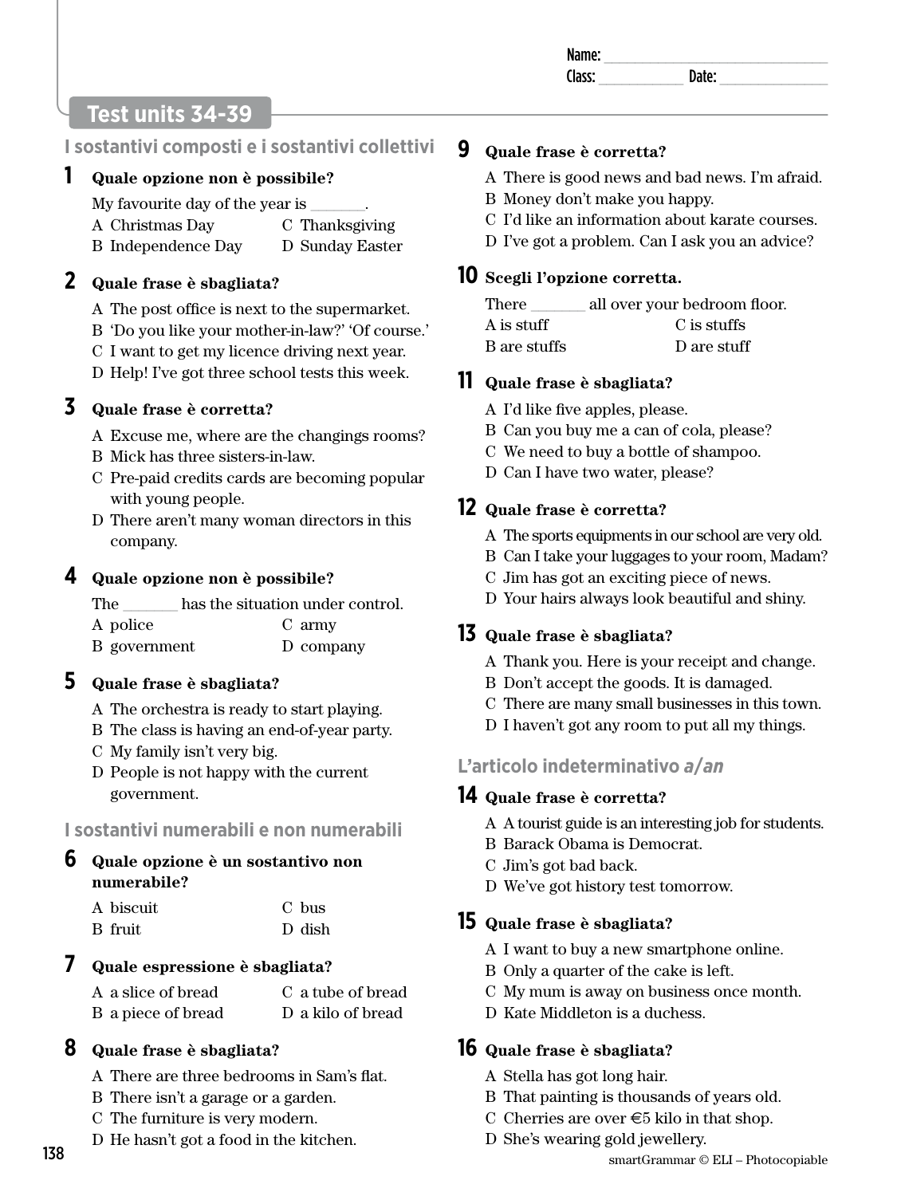Name: ______________________________
Class: ___________ Date: ______________

## Test units 34-39

### I sostantivi composti e i sostantivi collettivi

**1 Quale opzione non è possibile?**

My favourite day of the year is _______.

A Christmas Day
B Independence Day
C Thanksgiving
D Sunday Easter

**2 Quale frase è sbagliata?**

A The post office is next to the supermarket.
B 'Do you like your mother-in-law?' 'Of course.'
C I want to get my licence driving next year.
D Help! I've got three school tests this week.

**3 Quale frase è corretta?**

A Excuse me, where are the changings rooms?
B Mick has three sisters-in-law.
C Pre-paid credits cards are becoming popular with young people.
D There aren't many woman directors in this company.

**4 Quale opzione non è possibile?**

The _______ has the situation under control.

A police
B government
C army
D company

**5 Quale frase è sbagliata?**

A The orchestra is ready to start playing.
B The class is having an end-of-year party.
C My family isn't very big.
D People is not happy with the current government.

### I sostantivi numerabili e non numerabili

**6 Quale opzione è un sostantivo non numerabile?**

A biscuit
B fruit
C bus
D dish

**7 Quale espressione è sbagliata?**

A a slice of bread
B a piece of bread
C a tube of bread
D a kilo of bread

**8 Quale frase è sbagliata?**

A There are three bedrooms in Sam's flat.
B There isn't a garage or a garden.
C The furniture is very modern.
D He hasn't got a food in the kitchen.

**9 Quale frase è corretta?**

A There is good news and bad news. I'm afraid.
B Money don't make you happy.
C I'd like an information about karate courses.
D I've got a problem. Can I ask you an advice?

**10 Scegli l'opzione corretta.**

There _______ all over your bedroom floor.

A is stuff
B are stuffs
C is stuffs
D are stuff

**11 Quale frase è sbagliata?**

A I'd like five apples, please.
B Can you buy me a can of cola, please?
C We need to buy a bottle of shampoo.
D Can I have two water, please?

**12 Quale frase è corretta?**

A The sports equipments in our school are very old.
B Can I take your luggages to your room, Madam?
C Jim has got an exciting piece of news.
D Your hairs always look beautiful and shiny.

**13 Quale frase è sbagliata?**

A Thank you. Here is your receipt and change.
B Don't accept the goods. It is damaged.
C There are many small businesses in this town.
D I haven't got any room to put all my things.

### L'articolo indeterminativo *a/an*

**14 Quale frase è corretta?**

A A tourist guide is an interesting job for students.
B Barack Obama is Democrat.
C Jim's got bad back.
D We've got history test tomorrow.

**15 Quale frase è sbagliata?**

A I want to buy a new smartphone online.
B Only a quarter of the cake is left.
C My mum is away on business once month.
D Kate Middleton is a duchess.

**16 Quale frase è sbagliata?**

A Stella has got long hair.
B That painting is thousands of years old.
C Cherries are over €5 kilo in that shop.
D She's wearing gold jewellery.

smartGrammar © ELI – Photocopiable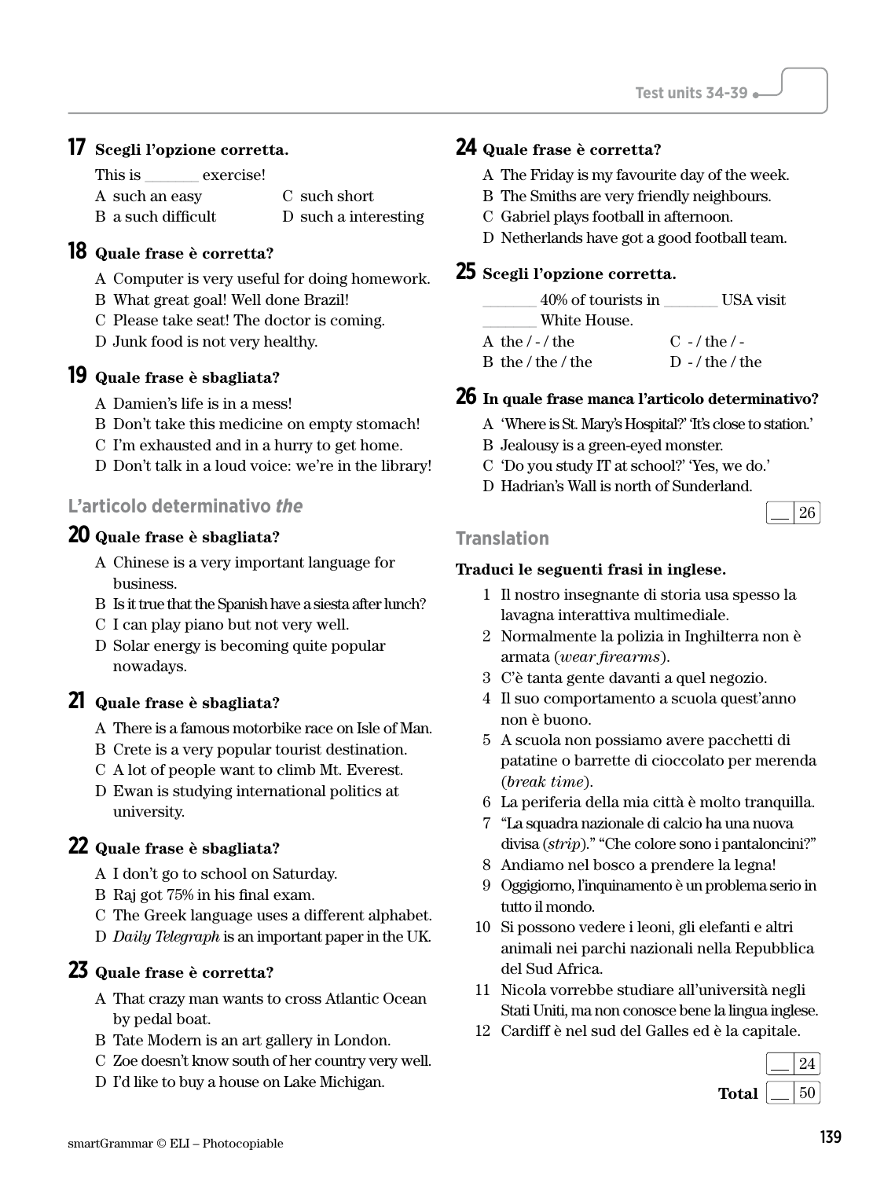**17** **Scegli l'opzione corretta.**

This is _______ exercise!

A such an easy
B a such difficult
C such short
D such a interesting

**18** **Quale frase è corretta?**

A Computer is very useful for doing homework.
B What great goal! Well done Brazil!
C Please take seat! The doctor is coming.
D Junk food is not very healthy.

**19** **Quale frase è sbagliata?**

A Damien's life is in a mess!
B Don't take this medicine on empty stomach!
C I'm exhausted and in a hurry to get home.
D Don't talk in a loud voice: we're in the library!

## L'articolo determinativo *the*

**20** **Quale frase è sbagliata?**

A Chinese is a very important language for business.
B Is it true that the Spanish have a siesta after lunch?
C I can play piano but not very well.
D Solar energy is becoming quite popular nowadays.

**21** **Quale frase è sbagliata?**

A There is a famous motorbike race on Isle of Man.
B Crete is a very popular tourist destination.
C A lot of people want to climb Mt. Everest.
D Ewan is studying international politics at university.

**22** **Quale frase è sbagliata?**

A I don't go to school on Saturday.
B Raj got 75% in his final exam.
C The Greek language uses a different alphabet.
D *Daily Telegraph* is an important paper in the UK.

**23** **Quale frase è corretta?**

A That crazy man wants to cross Atlantic Ocean by pedal boat.
B Tate Modern is an art gallery in London.
C Zoe doesn't know south of her country very well.
D I'd like to buy a house on Lake Michigan.

**24** **Quale frase è corretta?**

A The Friday is my favourite day of the week.
B The Smiths are very friendly neighbours.
C Gabriel plays football in afternoon.
D Netherlands have got a good football team.

**25** **Scegli l'opzione corretta.**

_______ 40% of tourists in _______ USA visit _______ White House.

A the / - / the
B the / the / the
C - / the / -
D - / the / the

**26** **In quale frase manca l'articolo determinativo?**

A 'Where is St. Mary's Hospital?' 'It's close to station.'
B Jealousy is a green-eyed monster.
C 'Do you study IT at school?' 'Yes, we do.'
D Hadrian's Wall is north of Sunderland.

__ / 26

## Translation

**Traduci le seguenti frasi in inglese.**

1. Il nostro insegnante di storia usa spesso la lavagna interattiva multimediale.
2. Normalmente la polizia in Inghilterra non è armata (*wear firearms*).
3. C'è tanta gente davanti a quel negozio.
4. Il suo comportamento a scuola quest'anno non è buono.
5. A scuola non possiamo avere pacchetti di patatine o barrette di cioccolato per merenda (*break time*).
6. La periferia della mia città è molto tranquilla.
7. "La squadra nazionale di calcio ha una nuova divisa (*strip*)." "Che colore sono i pantaloncini?"
8. Andiamo nel bosco a prendere la legna!
9. Oggigiorno, l'inquinamento è un problema serio in tutto il mondo.
10. Si possono vedere i leoni, gli elefanti e altri animali nei parchi nazionali nella Repubblica del Sud Africa.
11. Nicola vorrebbe studiare all'università negli Stati Uniti, ma non conosce bene la lingua inglese.
12. Cardiff è nel sud del Galles ed è la capitale.

__ / 24

**Total** __ / 50

smartGrammar © ELI – Photocopiable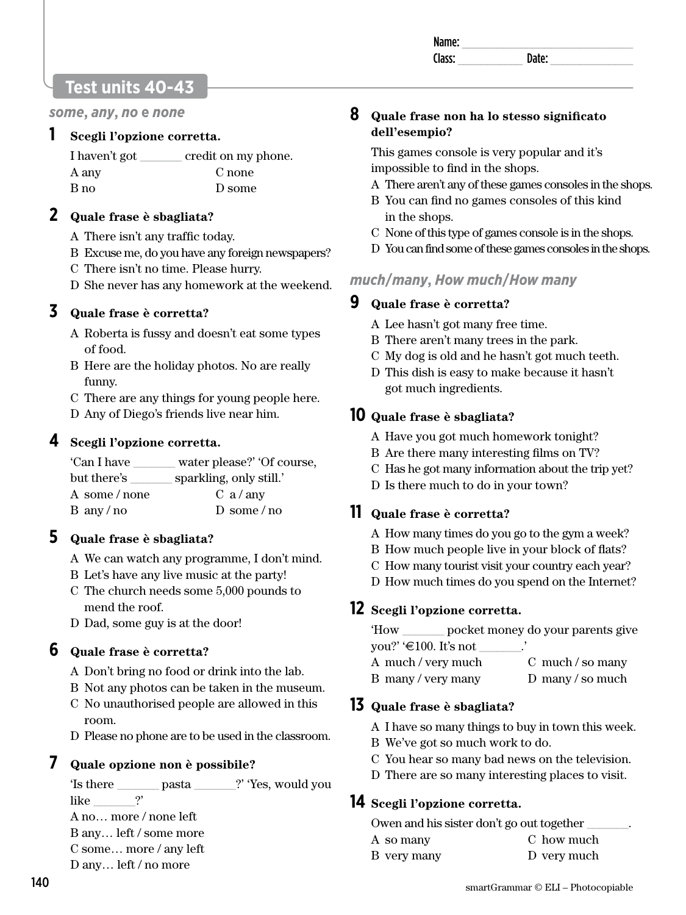Name: ______________________________
Class: ___________ Date: ______________

# Test units 40-43

## *some*, *any*, *no* e *none*

**1 Scegli l'opzione corretta.**

I haven't got _______ credit on my phone.

A any
B no
C none
D some

**2 Quale frase è sbagliata?**

A There isn't any traffic today.
B Excuse me, do you have any foreign newspapers?
C There isn't no time. Please hurry.
D She never has any homework at the weekend.

**3 Quale frase è corretta?**

A Roberta is fussy and doesn't eat some types of food.
B Here are the holiday photos. No are really funny.
C There are any things for young people here.
D Any of Diego's friends live near him.

**4 Scegli l'opzione corretta.**

'Can I have _______ water please?' 'Of course, but there's _______ sparkling, only still.'

A some / none
B any / no
C a / any
D some / no

**5 Quale frase è sbagliata?**

A We can watch any programme, I don't mind.
B Let's have any live music at the party!
C The church needs some 5,000 pounds to mend the roof.
D Dad, some guy is at the door!

**6 Quale frase è corretta?**

A Don't bring no food or drink into the lab.
B Not any photos can be taken in the museum.
C No unauthorised people are allowed in this room.
D Please no phone are to be used in the classroom.

**7 Quale opzione non è possibile?**

'Is there _______ pasta _______?' 'Yes, would you like _______?'

A no… more / none left
B any… left / some more
C some… more / any left
D any… left / no more

**8 Quale frase non ha lo stesso significato dell'esempio?**

This games console is very popular and it's impossible to find in the shops.

A There aren't any of these games consoles in the shops.
B You can find no games consoles of this kind in the shops.
C None of this type of games console is in the shops.
D You can find some of these games consoles in the shops.

## *much*/*many*, *How much*/*How many*

**9 Quale frase è corretta?**

A Lee hasn't got many free time.
B There aren't many trees in the park.
C My dog is old and he hasn't got much teeth.
D This dish is easy to make because it hasn't got much ingredients.

**10 Quale frase è sbagliata?**

A Have you got much homework tonight?
B Are there many interesting films on TV?
C Has he got many information about the trip yet?
D Is there much to do in your town?

**11 Quale frase è corretta?**

A How many times do you go to the gym a week?
B How much people live in your block of flats?
C How many tourist visit your country each year?
D How much times do you spend on the Internet?

**12 Scegli l'opzione corretta.**

'How _______ pocket money do your parents give you?' '€100. It's not _______.'

A much / very much
B many / very many
C much / so many
D many / so much

**13 Quale frase è sbagliata?**

A I have so many things to buy in town this week.
B We've got so much work to do.
C You hear so many bad news on the television.
D There are so many interesting places to visit.

**14 Scegli l'opzione corretta.**

Owen and his sister don't go out together _______.

A so many
B very many
C how much
D very much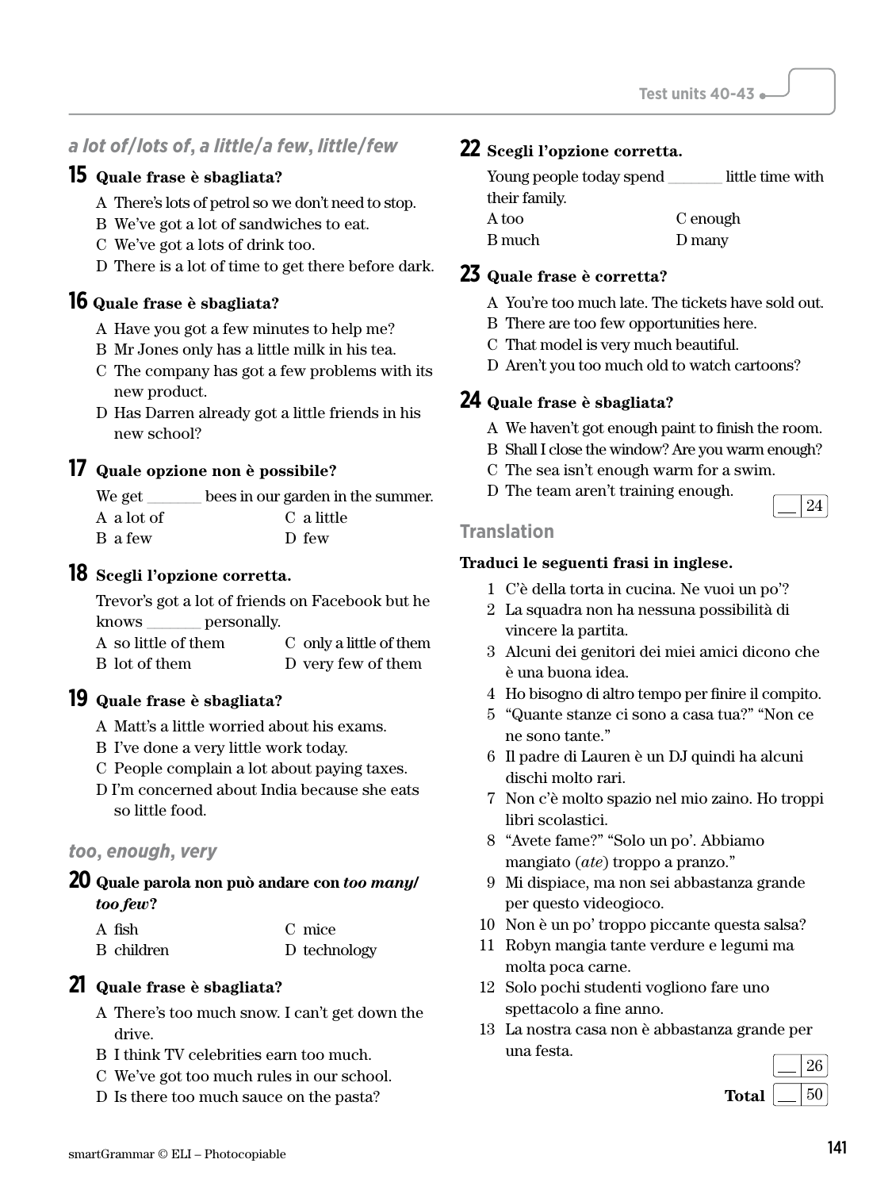## *a lot of/lots of, a little/a few, little/few*

**15 Quale frase è sbagliata?**

A There's lots of petrol so we don't need to stop.
B We've got a lot of sandwiches to eat.
C We've got a lots of drink too.
D There is a lot of time to get there before dark.

**16 Quale frase è sbagliata?**

A Have you got a few minutes to help me?
B Mr Jones only has a little milk in his tea.
C The company has got a few problems with its new product.
D Has Darren already got a little friends in his new school?

**17 Quale opzione non è possibile?**

We get _______ bees in our garden in the summer.

A a lot of
B a few
C a little
D few

**18 Scegli l'opzione corretta.**

Trevor's got a lot of friends on Facebook but he knows _______ personally.

A so little of them
B lot of them
C only a little of them
D very few of them

**19 Quale frase è sbagliata?**

A Matt's a little worried about his exams.
B I've done a very little work today.
C People complain a lot about paying taxes.
D I'm concerned about India because she eats so little food.

## *too, enough, very*

**20 Quale parola non può andare con *too many/ too few*?**

A fish
B children
C mice
D technology

**21 Quale frase è sbagliata?**

A There's too much snow. I can't get down the drive.
B I think TV celebrities earn too much.
C We've got too much rules in our school.
D Is there too much sauce on the pasta?

**22 Scegli l'opzione corretta.**

Young people today spend _______ little time with their family.

A too
B much
C enough
D many

**23 Quale frase è corretta?**

A You're too much late. The tickets have sold out.
B There are too few opportunities here.
C That model is very much beautiful.
D Aren't you too much old to watch cartoons?

**24 Quale frase è sbagliata?**

A We haven't got enough paint to finish the room.
B Shall I close the window? Are you warm enough?
C The sea isn't enough warm for a swim.
D The team aren't training enough.

__ / 24

## Translation

**Traduci le seguenti frasi in inglese.**

1 C'è della torta in cucina. Ne vuoi un po'?
2 La squadra non ha nessuna possibilità di vincere la partita.
3 Alcuni dei genitori dei miei amici dicono che è una buona idea.
4 Ho bisogno di altro tempo per finire il compito.
5 "Quante stanze ci sono a casa tua?" "Non ce ne sono tante."
6 Il padre di Lauren è un DJ quindi ha alcuni dischi molto rari.
7 Non c'è molto spazio nel mio zaino. Ho troppi libri scolastici.
8 "Avete fame?" "Solo un po'. Abbiamo mangiato (*ate*) troppo a pranzo."
9 Mi dispiace, ma non sei abbastanza grande per questo videogioco.
10 Non è un po' troppo piccante questa salsa?
11 Robyn mangia tante verdure e legumi ma molta poca carne.
12 Solo pochi studenti vogliono fare uno spettacolo a fine anno.
13 La nostra casa non è abbastanza grande per una festa.

__ / 26

**Total** __ / 50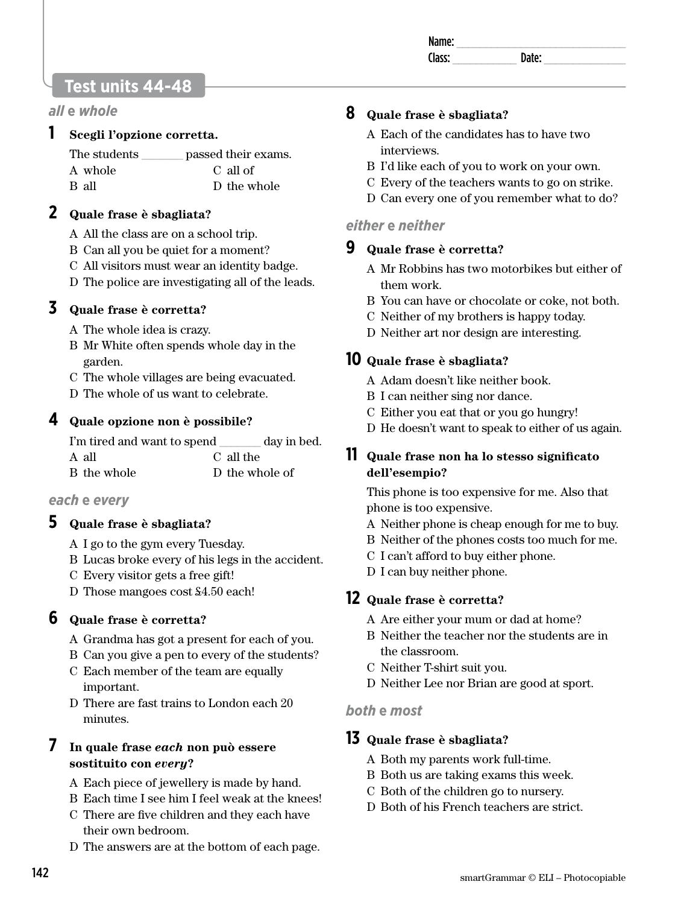Name: ____________________
Class: __________ Date: __________

# Test units 44-48

## *all* e *whole*

**1 Scegli l'opzione corretta.**

The students _______ passed their exams.

A whole
B all
C all of
D the whole

**2 Quale frase è sbagliata?**

A All the class are on a school trip.
B Can all you be quiet for a moment?
C All visitors must wear an identity badge.
D The police are investigating all of the leads.

**3 Quale frase è corretta?**

A The whole idea is crazy.
B Mr White often spends whole day in the garden.
C The whole villages are being evacuated.
D The whole of us want to celebrate.

**4 Quale opzione non è possibile?**

I'm tired and want to spend _______ day in bed.

A all
B the whole
C all the
D the whole of

## *each* e *every*

**5 Quale frase è sbagliata?**

A I go to the gym every Tuesday.
B Lucas broke every of his legs in the accident.
C Every visitor gets a free gift!
D Those mangoes cost £4.50 each!

**6 Quale frase è corretta?**

A Grandma has got a present for each of you.
B Can you give a pen to every of the students?
C Each member of the team are equally important.
D There are fast trains to London each 20 minutes.

**7 In quale frase *each* non può essere sostituito con *every*?**

A Each piece of jewellery is made by hand.
B Each time I see him I feel weak at the knees!
C There are five children and they each have their own bedroom.
D The answers are at the bottom of each page.

**8 Quale frase è sbagliata?**

A Each of the candidates has to have two interviews.
B I'd like each of you to work on your own.
C Every of the teachers wants to go on strike.
D Can every one of you remember what to do?

## *either* e *neither*

**9 Quale frase è corretta?**

A Mr Robbins has two motorbikes but either of them work.
B You can have or chocolate or coke, not both.
C Neither of my brothers is happy today.
D Neither art nor design are interesting.

**10 Quale frase è sbagliata?**

A Adam doesn't like neither book.
B I can neither sing nor dance.
C Either you eat that or you go hungry!
D He doesn't want to speak to either of us again.

**11 Quale frase non ha lo stesso significato dell'esempio?**

This phone is too expensive for me. Also that phone is too expensive.

A Neither phone is cheap enough for me to buy.
B Neither of the phones costs too much for me.
C I can't afford to buy either phone.
D I can buy neither phone.

**12 Quale frase è corretta?**

A Are either your mum or dad at home?
B Neither the teacher nor the students are in the classroom.
C Neither T-shirt suit you.
D Neither Lee nor Brian are good at sport.

## *both* e *most*

**13 Quale frase è sbagliata?**

A Both my parents work full-time.
B Both us are taking exams this week.
C Both of the children go to nursery.
D Both of his French teachers are strict.

smartGrammar © ELI – Photocopiable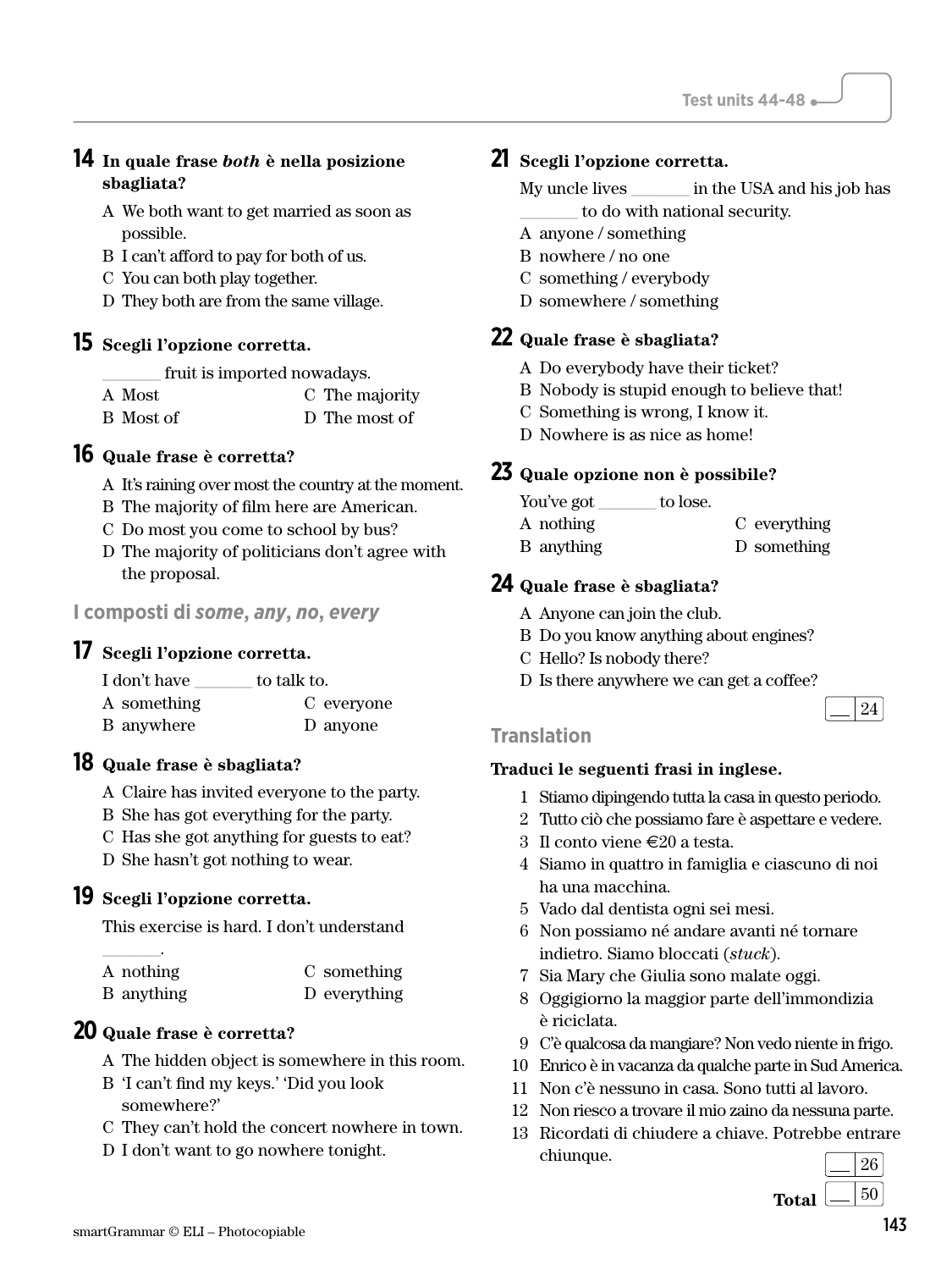**14 In quale frase *both* è nella posizione sbagliata?**

A We both want to get married as soon as possible.
B I can't afford to pay for both of us.
C You can both play together.
D They both are from the same village.

**15 Scegli l'opzione corretta.**

_______ fruit is imported nowadays.

A Most
B Most of
C The majority
D The most of

**16 Quale frase è corretta?**

A It's raining over most the country at the moment.
B The majority of film here are American.
C Do most you come to school by bus?
D The majority of politicians don't agree with the proposal.

## I composti di *some*, *any*, *no*, *every*

**17 Scegli l'opzione corretta.**

I don't have _______ to talk to.

A something
B anywhere
C everyone
D anyone

**18 Quale frase è sbagliata?**

A Claire has invited everyone to the party.
B She has got everything for the party.
C Has she got anything for guests to eat?
D She hasn't got nothing to wear.

**19 Scegli l'opzione corretta.**

This exercise is hard. I don't understand _______.

A nothing
B anything
C something
D everything

**20 Quale frase è corretta?**

A The hidden object is somewhere in this room.
B 'I can't find my keys.' 'Did you look somewhere?'
C They can't hold the concert nowhere in town.
D I don't want to go nowhere tonight.

**21 Scegli l'opzione corretta.**

My uncle lives _______ in the USA and his job has _______ to do with national security.

A anyone / something
B nowhere / no one
C something / everybody
D somewhere / something

**22 Quale frase è sbagliata?**

A Do everybody have their ticket?
B Nobody is stupid enough to believe that!
C Something is wrong, I know it.
D Nowhere is as nice as home!

**23 Quale opzione non è possibile?**

You've got _______ to lose.

A nothing
B anything
C everything
D something

**24 Quale frase è sbagliata?**

A Anyone can join the club.
B Do you know anything about engines?
C Hello? Is nobody there?
D Is there anywhere we can get a coffee?

___ / 24

## Translation

**Traduci le seguenti frasi in inglese.**

1 Stiamo dipingendo tutta la casa in questo periodo.
2 Tutto ciò che possiamo fare è aspettare e vedere.
3 Il conto viene €20 a testa.
4 Siamo in quattro in famiglia e ciascuno di noi ha una macchina.
5 Vado dal dentista ogni sei mesi.
6 Non possiamo né andare avanti né tornare indietro. Siamo bloccati (*stuck*).
7 Sia Mary che Giulia sono malate oggi.
8 Oggigiorno la maggior parte dell'immondizia è riciclata.
9 C'è qualcosa da mangiare? Non vedo niente in frigo.
10 Enrico è in vacanza da qualche parte in Sud America.
11 Non c'è nessuno in casa. Sono tutti al lavoro.
12 Non riesco a trovare il mio zaino da nessuna parte.
13 Ricordati di chiudere a chiave. Potrebbe entrare chiunque.

___ / 26

**Total** ___ / 50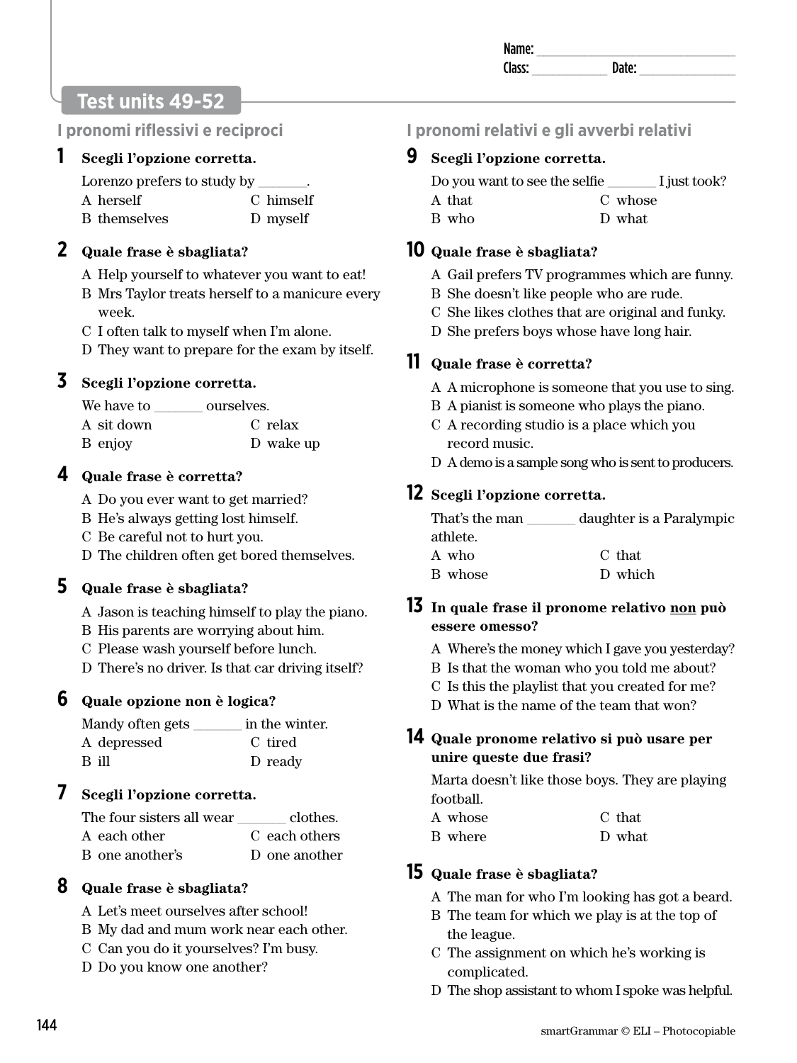Name: ______________________________
Class: ___________ Date: ______________

## Test units 49-52

### I pronomi riflessivi e reciproci

**1 Scegli l'opzione corretta.**

Lorenzo prefers to study by _______.

A herself
B themselves
C himself
D myself

**2 Quale frase è sbagliata?**

A Help yourself to whatever you want to eat!
B Mrs Taylor treats herself to a manicure every week.
C I often talk to myself when I'm alone.
D They want to prepare for the exam by itself.

**3 Scegli l'opzione corretta.**

We have to _______ ourselves.

A sit down
B enjoy
C relax
D wake up

**4 Quale frase è corretta?**

A Do you ever want to get married?
B He's always getting lost himself.
C Be careful not to hurt you.
D The children often get bored themselves.

**5 Quale frase è sbagliata?**

A Jason is teaching himself to play the piano.
B His parents are worrying about him.
C Please wash yourself before lunch.
D There's no driver. Is that car driving itself?

**6 Quale opzione non è logica?**

Mandy often gets _______ in the winter.

A depressed
B ill
C tired
D ready

**7 Scegli l'opzione corretta.**

The four sisters all wear _______ clothes.

A each other
B one another's
C each others
D one another

**8 Quale frase è sbagliata?**

A Let's meet ourselves after school!
B My dad and mum work near each other.
C Can you do it yourselves? I'm busy.
D Do you know one another?

### I pronomi relativi e gli avverbi relativi

**9 Scegli l'opzione corretta.**

Do you want to see the selfie _______ I just took?

A that
B who
C whose
D what

**10 Quale frase è sbagliata?**

A Gail prefers TV programmes which are funny.
B She doesn't like people who are rude.
C She likes clothes that are original and funky.
D She prefers boys whose have long hair.

**11 Quale frase è corretta?**

A A microphone is someone that you use to sing.
B A pianist is someone who plays the piano.
C A recording studio is a place which you record music.
D A demo is a sample song who is sent to producers.

**12 Scegli l'opzione corretta.**

That's the man _______ daughter is a Paralympic athlete.

A who
B whose
C that
D which

**13 In quale frase il pronome relativo <u>non</u> può essere omesso?**

A Where's the money which I gave you yesterday?
B Is that the woman who you told me about?
C Is this the playlist that you created for me?
D What is the name of the team that won?

**14 Quale pronome relativo si può usare per unire queste due frasi?**

Marta doesn't like those boys. They are playing football.

A whose
B where
C that
D what

**15 Quale frase è sbagliata?**

A The man for who I'm looking has got a beard.
B The team for which we play is at the top of the league.
C The assignment on which he's working is complicated.
D The shop assistant to whom I spoke was helpful.

smartGrammar © ELI – Photocopiable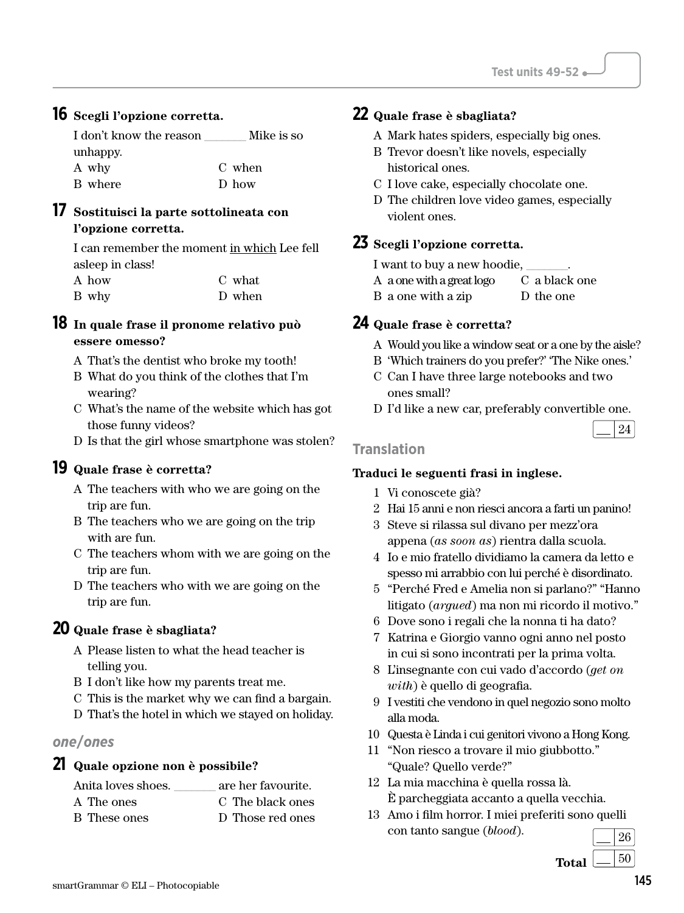**16** **Scegli l'opzione corretta.**

I don't know the reason _______ Mike is so unhappy.

A why
B where
C when
D how

**17** **Sostituisci la parte sottolineata con l'opzione corretta.**

I can remember the moment in which Lee fell asleep in class!

A how
B why
C what
D when

**18** **In quale frase il pronome relativo può essere omesso?**

A That's the dentist who broke my tooth!
B What do you think of the clothes that I'm wearing?
C What's the name of the website which has got those funny videos?
D Is that the girl whose smartphone was stolen?

**19** **Quale frase è corretta?**

A The teachers with who we are going on the trip are fun.
B The teachers who we are going on the trip with are fun.
C The teachers whom with we are going on the trip are fun.
D The teachers who with we are going on the trip are fun.

**20** **Quale frase è sbagliata?**

A Please listen to what the head teacher is telling you.
B I don't like how my parents treat me.
C This is the market why we can find a bargain.
D That's the hotel in which we stayed on holiday.

## *one/ones*

**21** **Quale opzione non è possibile?**

Anita loves shoes. _______ are her favourite.

A The ones
B These ones
C The black ones
D Those red ones

**22** **Quale frase è sbagliata?**

A Mark hates spiders, especially big ones.
B Trevor doesn't like novels, especially historical ones.
C I love cake, especially chocolate one.
D The children love video games, especially violent ones.

**23** **Scegli l'opzione corretta.**

I want to buy a new hoodie, _______.

A a one with a great logo
B a one with a zip
C a black one
D the one

**24** **Quale frase è corretta?**

A Would you like a window seat or a one by the aisle?
B 'Which trainers do you prefer?' 'The Nike ones.'
C Can I have three large notebooks and two ones small?
D I'd like a new car, preferably convertible one.

__ / 24

## Translation

**Traduci le seguenti frasi in inglese.**

1 Vi conoscete già?
2 Hai 15 anni e non riesci ancora a farti un panino!
3 Steve si rilassa sul divano per mezz'ora appena (*as soon as*) rientra dalla scuola.
4 Io e mio fratello dividiamo la camera da letto e spesso mi arrabbio con lui perché è disordinato.
5 "Perché Fred e Amelia non si parlano?" "Hanno litigato (*argued*) ma non mi ricordo il motivo."
6 Dove sono i regali che la nonna ti ha dato?
7 Katrina e Giorgio vanno ogni anno nel posto in cui si sono incontrati per la prima volta.
8 L'insegnante con cui vado d'accordo (*get on with*) è quello di geografia.
9 I vestiti che vendono in quel negozio sono molto alla moda.
10 Questa è Linda i cui genitori vivono a Hong Kong.
11 "Non riesco a trovare il mio giubbotto." "Quale? Quello verde?"
12 La mia macchina è quella rossa là. È parcheggiata accanto a quella vecchia.
13 Amo i film horror. I miei preferiti sono quelli con tanto sangue (*blood*).

__ / 26

**Total** __ / 50

smartGrammar © ELI – Photocopiable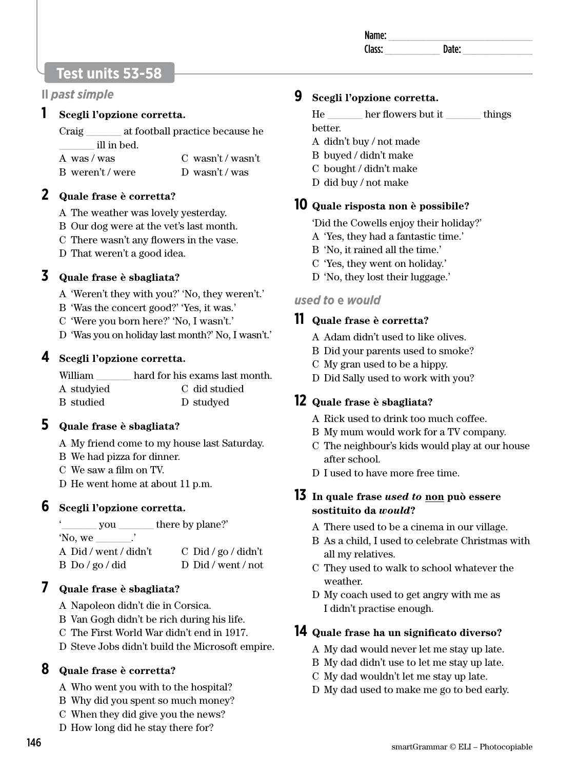Name: ____________________________
Class: ____________ Date: ______________

# Test units 53-58

## Il *past simple*

**1 Scegli l'opzione corretta.**

Craig _______ at football practice because he _______ ill in bed.

A was / was
B weren't / were
C wasn't / wasn't
D wasn't / was

**2 Quale frase è corretta?**

A The weather was lovely yesterday.
B Our dog were at the vet's last month.
C There wasn't any flowers in the vase.
D That weren't a good idea.

**3 Quale frase è sbagliata?**

A 'Weren't they with you?' 'No, they weren't.'
B 'Was the concert good?' 'Yes, it was.'
C 'Were you born here?' 'No, I wasn't.'
D 'Was you on holiday last month?' No, I wasn't.'

**4 Scegli l'opzione corretta.**

William _______ hard for his exams last month.

A studyied
B studied
C did studied
D studyed

**5 Quale frase è sbagliata?**

A My friend come to my house last Saturday.
B We had pizza for dinner.
C We saw a film on TV.
D He went home at about 11 p.m.

**6 Scegli l'opzione corretta.**

'_______ you _______ there by plane?'
'No, we _______.'

A Did / went / didn't
B Do / go / did
C Did / go / didn't
D Did / went / not

**7 Quale frase è sbagliata?**

A Napoleon didn't die in Corsica.
B Van Gogh didn't be rich during his life.
C The First World War didn't end in 1917.
D Steve Jobs didn't build the Microsoft empire.

**8 Quale frase è corretta?**

A Who went you with to the hospital?
B Why did you spent so much money?
C When they did give you the news?
D How long did he stay there for?

**9 Scegli l'opzione corretta.**

He _______ her flowers but it _______ things better.

A didn't buy / not made
B buyed / didn't make
C bought / didn't make
D did buy / not make

**10 Quale risposta non è possibile?**

'Did the Cowells enjoy their holiday?'

A 'Yes, they had a fantastic time.'
B 'No, it rained all the time.'
C 'Yes, they went on holiday.'
D 'No, they lost their luggage.'

## *used to* e *would*

**11 Quale frase è corretta?**

A Adam didn't used to like olives.
B Did your parents used to smoke?
C My gran used to be a hippy.
D Did Sally used to work with you?

**12 Quale frase è sbagliata?**

A Rick used to drink too much coffee.
B My mum would work for a TV company.
C The neighbour's kids would play at our house after school.
D I used to have more free time.

**13 In quale frase *used to* non può essere sostituito da *would*?**

A There used to be a cinema in our village.
B As a child, I used to celebrate Christmas with all my relatives.
C They used to walk to school whatever the weather.
D My coach used to get angry with me as I didn't practise enough.

**14 Quale frase ha un significato diverso?**

A My dad would never let me stay up late.
B My dad didn't use to let me stay up late.
C My dad wouldn't let me stay up late.
D My dad used to make me go to bed early.

smartGrammar © ELI – Photocopiable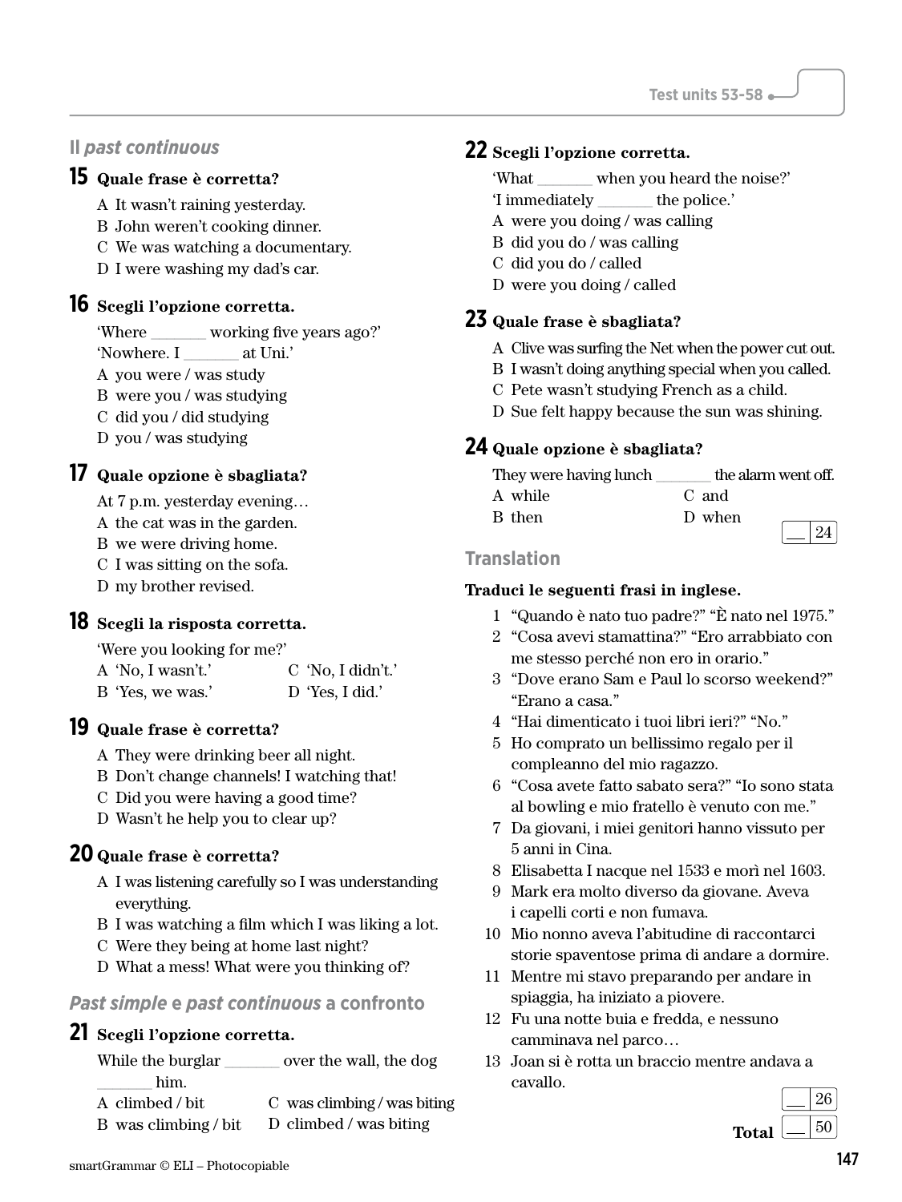## Il *past continuous*

### 15 Quale frase è corretta?

A It wasn't raining yesterday.
B John weren't cooking dinner.
C We was watching a documentary.
D I were washing my dad's car.

### 16 Scegli l'opzione corretta.

'Where _______ working five years ago?'
'Nowhere. I _______ at Uni.'

A you were / was study
B were you / was studying
C did you / did studying
D you / was studying

### 17 Quale opzione è sbagliata?

At 7 p.m. yesterday evening…

A the cat was in the garden.
B we were driving home.
C I was sitting on the sofa.
D my brother revised.

### 18 Scegli la risposta corretta.

'Were you looking for me?'

A 'No, I wasn't.'
B 'Yes, we was.'
C 'No, I didn't.'
D 'Yes, I did.'

### 19 Quale frase è corretta?

A They were drinking beer all night.
B Don't change channels! I watching that!
C Did you were having a good time?
D Wasn't he help you to clear up?

### 20 Quale frase è corretta?

A I was listening carefully so I was understanding everything.
B I was watching a film which I was liking a lot.
C Were they being at home last night?
D What a mess! What were you thinking of?

## *Past simple* e *past continuous* a confronto

### 21 Scegli l'opzione corretta.

While the burglar _______ over the wall, the dog _______ him.

A climbed / bit
B was climbing / bit
C was climbing / was biting
D climbed / was biting

### 22 Scegli l'opzione corretta.

'What _______ when you heard the noise?'
'I immediately _______ the police.'

A were you doing / was calling
B did you do / was calling
C did you do / called
D were you doing / called

### 23 Quale frase è sbagliata?

A Clive was surfing the Net when the power cut out.
B I wasn't doing anything special when you called.
C Pete wasn't studying French as a child.
D Sue felt happy because the sun was shining.

### 24 Quale opzione è sbagliata?

They were having lunch _______ the alarm went off.

A while
B then
C and
D when

__ 24

## Translation

**Traduci le seguenti frasi in inglese.**

1 "Quando è nato tuo padre?" "È nato nel 1975."
2 "Cosa avevi stamattina?" "Ero arrabbiato con me stesso perché non ero in orario."
3 "Dove erano Sam e Paul lo scorso weekend?" "Erano a casa."
4 "Hai dimenticato i tuoi libri ieri?" "No."
5 Ho comprato un bellissimo regalo per il compleanno del mio ragazzo.
6 "Cosa avete fatto sabato sera?" "Io sono stata al bowling e mio fratello è venuto con me."
7 Da giovani, i miei genitori hanno vissuto per 5 anni in Cina.
8 Elisabetta I nacque nel 1533 e morì nel 1603.
9 Mark era molto diverso da giovane. Aveva i capelli corti e non fumava.
10 Mio nonno aveva l'abitudine di raccontarci storie spaventose prima di andare a dormire.
11 Mentre mi stavo preparando per andare in spiaggia, ha iniziato a piovere.
12 Fu una notte buia e fredda, e nessuno camminava nel parco…
13 Joan si è rotta un braccio mentre andava a cavallo.

__ 26

**Total** __ 50

smartGrammar © ELI – Photocopiable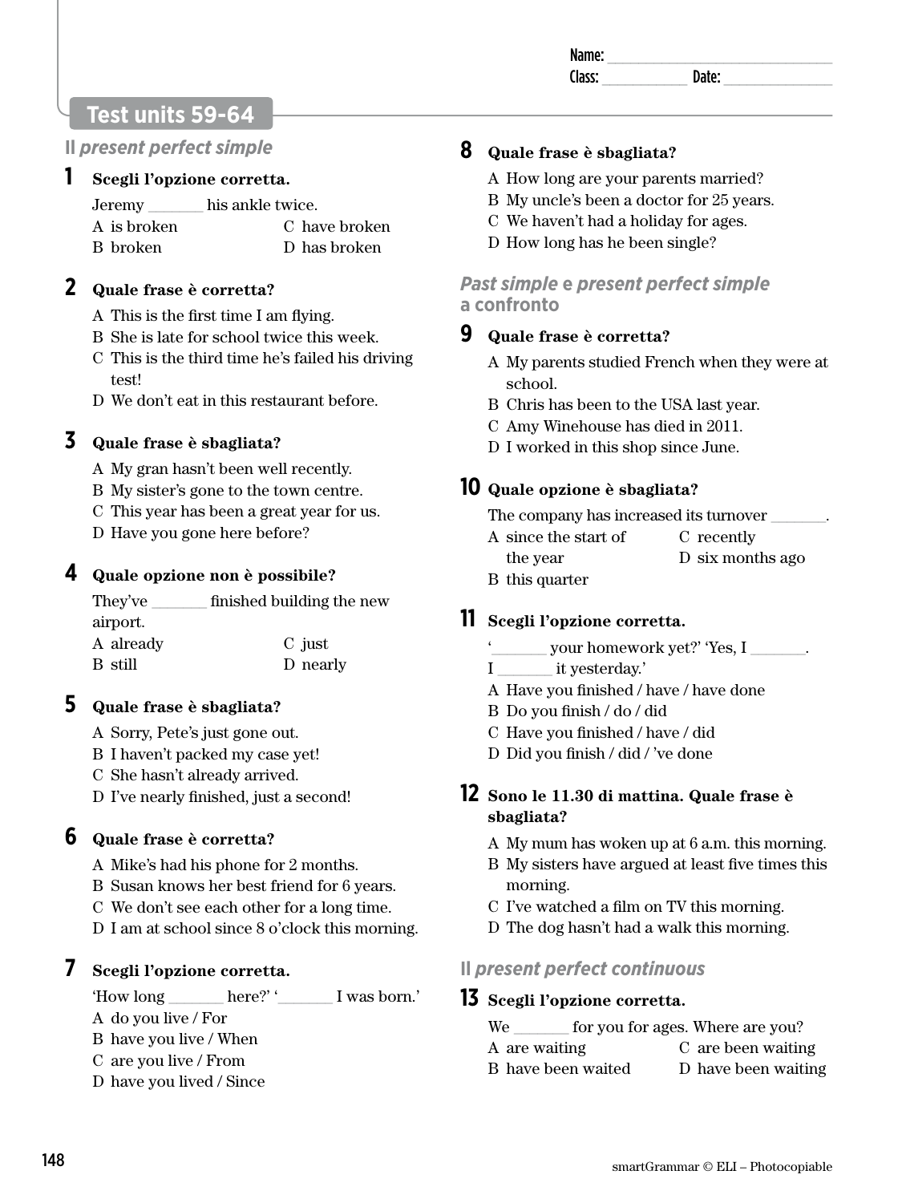Name: ______________________________
Class: ___________ Date: ______________

# Test units 59-64

## Il *present perfect simple*

**1 Scegli l'opzione corretta.**

Jeremy _______ his ankle twice.

A is broken
B broken
C have broken
D has broken

**2 Quale frase è corretta?**

A This is the first time I am flying.
B She is late for school twice this week.
C This is the third time he's failed his driving test!
D We don't eat in this restaurant before.

**3 Quale frase è sbagliata?**

A My gran hasn't been well recently.
B My sister's gone to the town centre.
C This year has been a great year for us.
D Have you gone here before?

**4 Quale opzione non è possibile?**

They've _______ finished building the new airport.

A already
B still
C just
D nearly

**5 Quale frase è sbagliata?**

A Sorry, Pete's just gone out.
B I haven't packed my case yet!
C She hasn't already arrived.
D I've nearly finished, just a second!

**6 Quale frase è corretta?**

A Mike's had his phone for 2 months.
B Susan knows her best friend for 6 years.
C We don't see each other for a long time.
D I am at school since 8 o'clock this morning.

**7 Scegli l'opzione corretta.**

'How long _______ here?' '_______ I was born.'

A do you live / For
B have you live / When
C are you live / From
D have you lived / Since

**8 Quale frase è sbagliata?**

A How long are your parents married?
B My uncle's been a doctor for 25 years.
C We haven't had a holiday for ages.
D How long has he been single?

## *Past simple* e *present perfect simple* a confronto

**9 Quale frase è corretta?**

A My parents studied French when they were at school.
B Chris has been to the USA last year.
C Amy Winehouse has died in 2011.
D I worked in this shop since June.

**10 Quale opzione è sbagliata?**

The company has increased its turnover _______.

A since the start of the year
B this quarter
C recently
D six months ago

**11 Scegli l'opzione corretta.**

'_______ your homework yet?' 'Yes, I _______. I _______ it yesterday.'

A Have you finished / have / have done
B Do you finish / do / did
C Have you finished / have / did
D Did you finish / did / 've done

**12 Sono le 11.30 di mattina. Quale frase è sbagliata?**

A My mum has woken up at 6 a.m. this morning.
B My sisters have argued at least five times this morning.
C I've watched a film on TV this morning.
D The dog hasn't had a walk this morning.

## Il *present perfect continuous*

**13 Scegli l'opzione corretta.**

We _______ for you for ages. Where are you?

A are waiting
B have been waited
C are been waiting
D have been waiting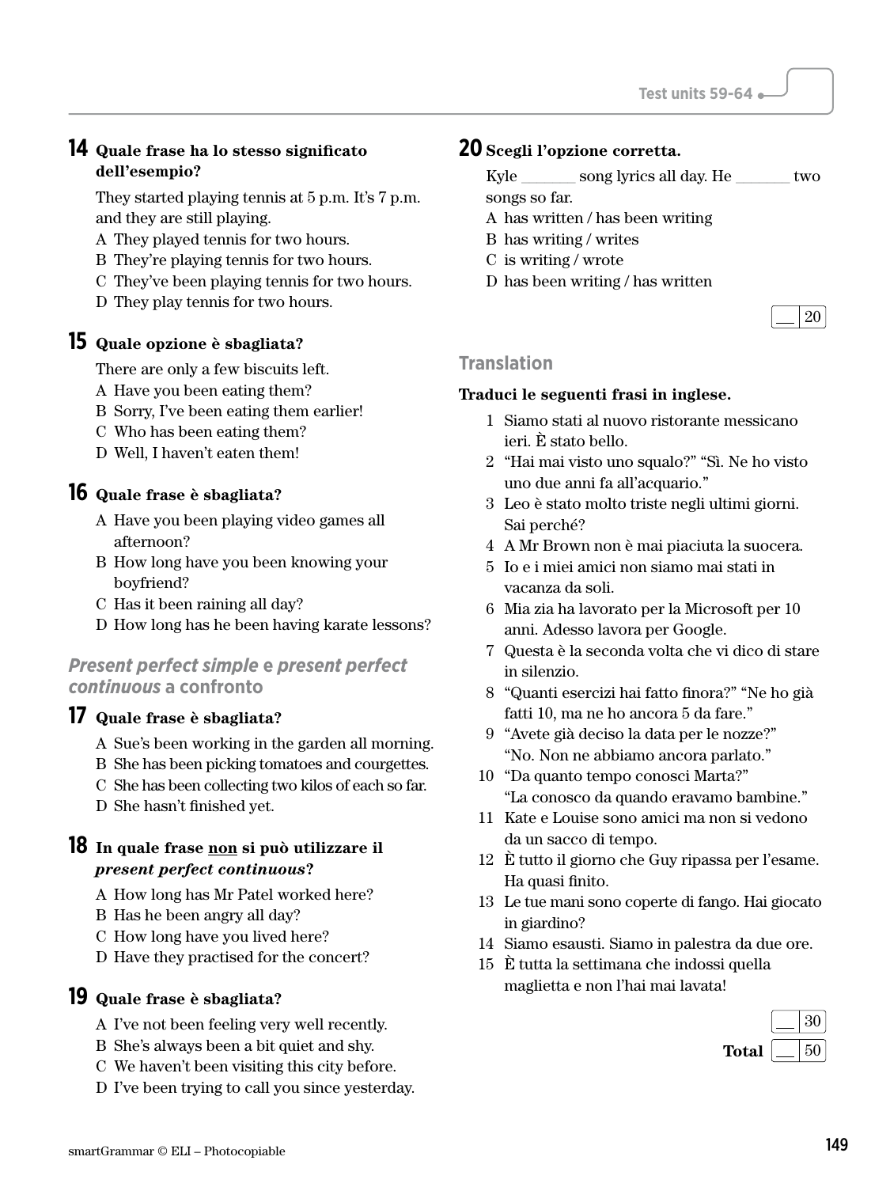## 14 Quale frase ha lo stesso significato dell'esempio?

They started playing tennis at 5 p.m. It's 7 p.m. and they are still playing.

A They played tennis for two hours.
B They're playing tennis for two hours.
C They've been playing tennis for two hours.
D They play tennis for two hours.

## 15 Quale opzione è sbagliata?

There are only a few biscuits left.

A Have you been eating them?
B Sorry, I've been eating them earlier!
C Who has been eating them?
D Well, I haven't eaten them!

## 16 Quale frase è sbagliata?

A Have you been playing video games all afternoon?
B How long have you been knowing your boyfriend?
C Has it been raining all day?
D How long has he been having karate lessons?

### *Present perfect simple* e *present perfect continuous* a confronto

## 17 Quale frase è sbagliata?

A Sue's been working in the garden all morning.
B She has been picking tomatoes and courgettes.
C She has been collecting two kilos of each so far.
D She hasn't finished yet.

## 18 In quale frase non si può utilizzare il *present perfect continuous*?

A How long has Mr Patel worked here?
B Has he been angry all day?
C How long have you lived here?
D Have they practised for the concert?

## 19 Quale frase è sbagliata?

A I've not been feeling very well recently.
B She's always been a bit quiet and shy.
C We haven't been visiting this city before.
D I've been trying to call you since yesterday.

## 20 Scegli l'opzione corretta.

Kyle _______ song lyrics all day. He _______ two songs so far.

A has written / has been writing
B has writing / writes
C is writing / wrote
D has been writing / has written

__ / 20

### Translation

**Traduci le seguenti frasi in inglese.**

1 Siamo stati al nuovo ristorante messicano ieri. È stato bello.
2 "Hai mai visto uno squalo?" "Sì. Ne ho visto uno due anni fa all'acquario."
3 Leo è stato molto triste negli ultimi giorni. Sai perché?
4 A Mr Brown non è mai piaciuta la suocera.
5 Io e i miei amici non siamo mai stati in vacanza da soli.
6 Mia zia ha lavorato per la Microsoft per 10 anni. Adesso lavora per Google.
7 Questa è la seconda volta che vi dico di stare in silenzio.
8 "Quanti esercizi hai fatto finora?" "Ne ho già fatti 10, ma ne ho ancora 5 da fare."
9 "Avete già deciso la data per le nozze?" "No. Non ne abbiamo ancora parlato."
10 "Da quanto tempo conosci Marta?" "La conosco da quando eravamo bambine."
11 Kate e Louise sono amici ma non si vedono da un sacco di tempo.
12 È tutto il giorno che Guy ripassa per l'esame. Ha quasi finito.
13 Le tue mani sono coperte di fango. Hai giocato in giardino?
14 Siamo esausti. Siamo in palestra da due ore.
15 È tutta la settimana che indossi quella maglietta e non l'hai mai lavata!

__ / 30

**Total** __ / 50

smartGrammar © ELI – Photocopiable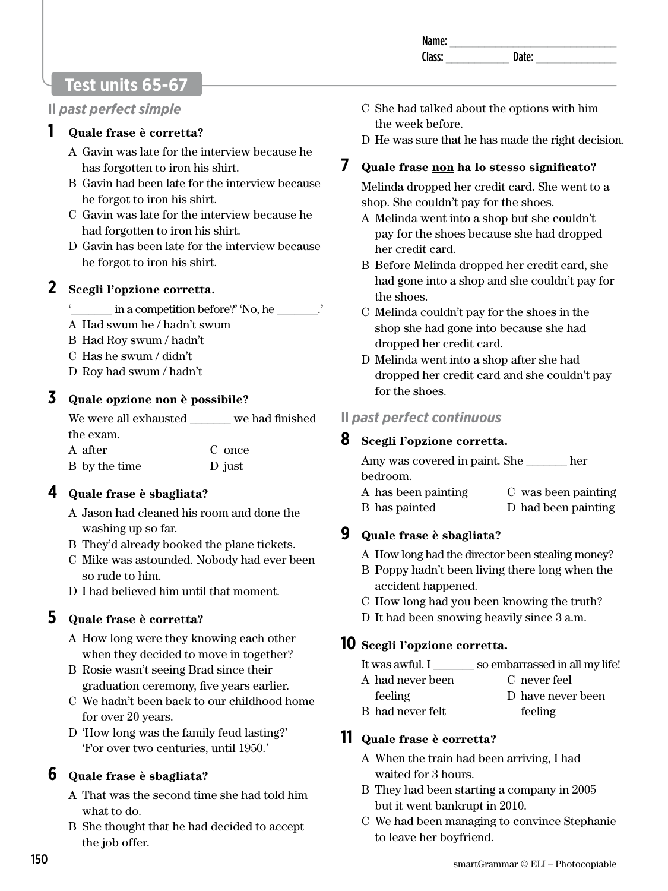Name: ______________________________
Class: ___________ Date: ______________

# Test units 65-67

## Il *past perfect simple*

**1 Quale frase è corretta?**

A Gavin was late for the interview because he has forgotten to iron his shirt.
B Gavin had been late for the interview because he forgot to iron his shirt.
C Gavin was late for the interview because he had forgotten to iron his shirt.
D Gavin has been late for the interview because he forgot to iron his shirt.

**2 Scegli l'opzione corretta.**

'_______ in a competition before?' 'No, he _______.'
A Had swum he / hadn't swum
B Had Roy swum / hadn't
C Has he swum / didn't
D Roy had swum / hadn't

**3 Quale opzione non è possibile?**

We were all exhausted _______ we had finished the exam.
A after
B by the time
C once
D just

**4 Quale frase è sbagliata?**

A Jason had cleaned his room and done the washing up so far.
B They'd already booked the plane tickets.
C Mike was astounded. Nobody had ever been so rude to him.
D I had believed him until that moment.

**5 Quale frase è corretta?**

A How long were they knowing each other when they decided to move in together?
B Rosie wasn't seeing Brad since their graduation ceremony, five years earlier.
C We hadn't been back to our childhood home for over 20 years.
D 'How long was the family feud lasting?' 'For over two centuries, until 1950.'

**6 Quale frase è sbagliata?**

A That was the second time she had told him what to do.
B She thought that he had decided to accept the job offer.
C She had talked about the options with him the week before.
D He was sure that he has made the right decision.

**7 Quale frase <u>non</u> ha lo stesso significato?**

Melinda dropped her credit card. She went to a shop. She couldn't pay for the shoes.
A Melinda went into a shop but she couldn't pay for the shoes because she had dropped her credit card.
B Before Melinda dropped her credit card, she had gone into a shop and she couldn't pay for the shoes.
C Melinda couldn't pay for the shoes in the shop she had gone into because she had dropped her credit card.
D Melinda went into a shop after she had dropped her credit card and she couldn't pay for the shoes.

## Il *past perfect continuous*

**8 Scegli l'opzione corretta.**

Amy was covered in paint. She _______ her bedroom.
A has been painting
B has painted
C was been painting
D had been painting

**9 Quale frase è sbagliata?**

A How long had the director been stealing money?
B Poppy hadn't been living there long when the accident happened.
C How long had you been knowing the truth?
D It had been snowing heavily since 3 a.m.

**10 Scegli l'opzione corretta.**

It was awful. I _______ so embarrassed in all my life!
A had never been feeling
B had never felt
C never feel
D have never been feeling

**11 Quale frase è corretta?**

A When the train had been arriving, I had waited for 3 hours.
B They had been starting a company in 2005 but it went bankrupt in 2010.
C We had been managing to convince Stephanie to leave her boyfriend.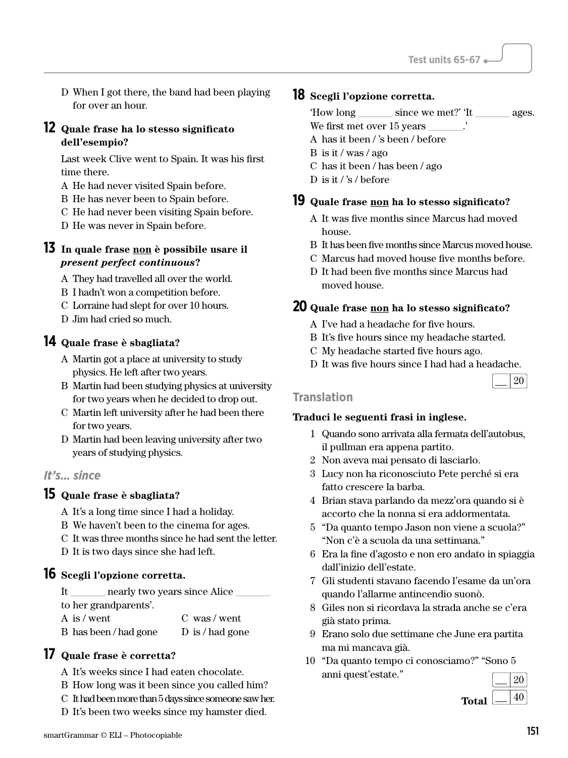D When I got there, the band had been playing for over an hour.

## 12 Quale frase ha lo stesso significato dell'esempio?

Last week Clive went to Spain. It was his first time there.

A He had never visited Spain before.
B He has never been to Spain before.
C He had never been visiting Spain before.
D He was never in Spain before.

## 13 In quale frase non è possibile usare il *present perfect continuous*?

A They had travelled all over the world.
B I hadn't won a competition before.
C Lorraine had slept for over 10 hours.
D Jim had cried so much.

## 14 Quale frase è sbagliata?

A Martin got a place at university to study physics. He left after two years.
B Martin had been studying physics at university for two years when he decided to drop out.
C Martin left university after he had been there for two years.
D Martin had been leaving university after two years of studying physics.

### *It's… since*

## 15 Quale frase è sbagliata?

A It's a long time since I had a holiday.
B We haven't been to the cinema for ages.
C It was three months since he had sent the letter.
D It is two days since she had left.

## 16 Scegli l'opzione corretta.

It _______ nearly two years since Alice _______ to her grandparents'.

A is / went
B has been / had gone
C was / went
D is / had gone

## 17 Quale frase è corretta?

A It's weeks since I had eaten chocolate.
B How long was it been since you called him?
C It had been more than 5 days since someone saw her.
D It's been two weeks since my hamster died.

## 18 Scegli l'opzione corretta.

'How long _______ since we met?' 'It _______ ages. We first met over 15 years _______.'

A has it been / 's been / before
B is it / was / ago
C has it been / has been / ago
D is it / 's / before

## 19 Quale frase non ha lo stesso significato?

A It was five months since Marcus had moved house.
B It has been five months since Marcus moved house.
C Marcus had moved house five months before.
D It had been five months since Marcus had moved house.

## 20 Quale frase non ha lo stesso significato?

A I've had a headache for five hours.
B It's five hours since my headache started.
C My headache started five hours ago.
D It was five hours since I had had a headache.

___ / 20

### Translation

**Traduci le seguenti frasi in inglese.**

1. Quando sono arrivata alla fermata dell'autobus, il pullman era appena partito.
2. Non aveva mai pensato di lasciarlo.
3. Lucy non ha riconosciuto Pete perché si era fatto crescere la barba.
4. Brian stava parlando da mezz'ora quando si è accorto che la nonna si era addormentata.
5. "Da quanto tempo Jason non viene a scuola?" "Non c'è a scuola da una settimana."
6. Era la fine d'agosto e non ero andato in spiaggia dall'inizio dell'estate.
7. Gli studenti stavano facendo l'esame da un'ora quando l'allarme antincendio suonò.
8. Giles non si ricordava la strada anche se c'era già stato prima.
9. Erano solo due settimane che June era partita ma mi mancava già.
10. "Da quanto tempo ci conosciamo?" "Sono 5 anni quest'estate."

___ / 20

**Total** ___ / 40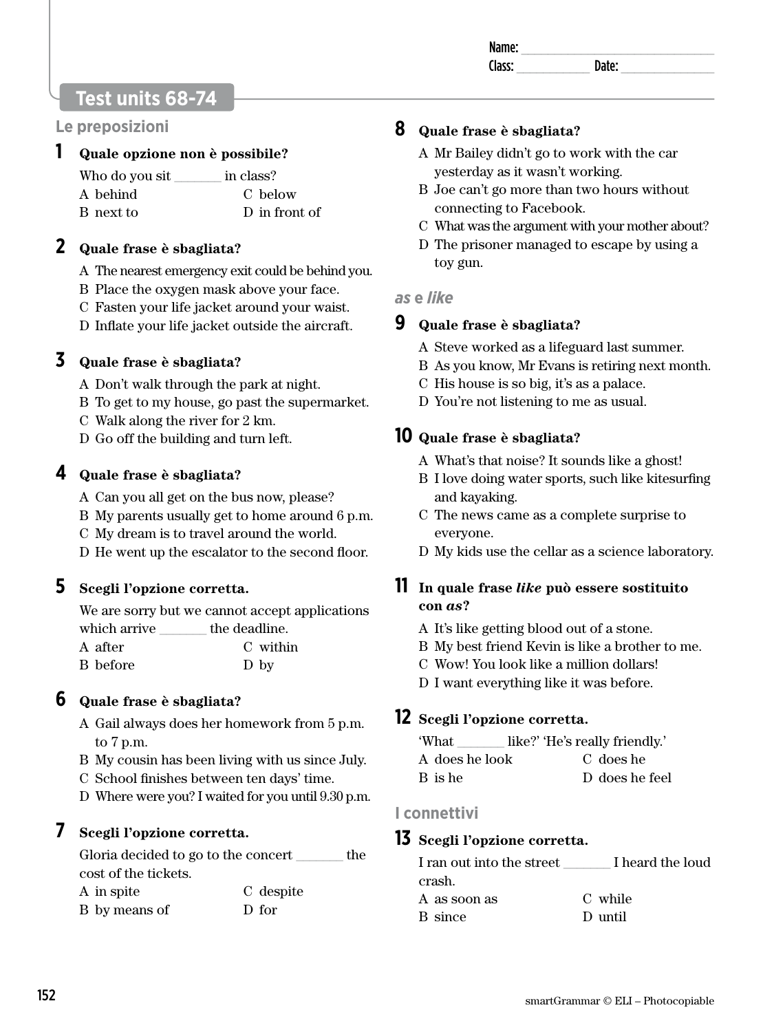Name: ______________________________
Class: ___________ Date: ______________

## Test units 68-74

### Le preposizioni

**1 Quale opzione non è possibile?**

Who do you sit _______ in class?

A behind
B next to
C below
D in front of

**2 Quale frase è sbagliata?**

A The nearest emergency exit could be behind you.
B Place the oxygen mask above your face.
C Fasten your life jacket around your waist.
D Inflate your life jacket outside the aircraft.

**3 Quale frase è sbagliata?**

A Don't walk through the park at night.
B To get to my house, go past the supermarket.
C Walk along the river for 2 km.
D Go off the building and turn left.

**4 Quale frase è sbagliata?**

A Can you all get on the bus now, please?
B My parents usually get to home around 6 p.m.
C My dream is to travel around the world.
D He went up the escalator to the second floor.

**5 Scegli l'opzione corretta.**

We are sorry but we cannot accept applications which arrive _______ the deadline.

A after
B before
C within
D by

**6 Quale frase è sbagliata?**

A Gail always does her homework from 5 p.m. to 7 p.m.
B My cousin has been living with us since July.
C School finishes between ten days' time.
D Where were you? I waited for you until 9.30 p.m.

**7 Scegli l'opzione corretta.**

Gloria decided to go to the concert _______ the cost of the tickets.

A in spite
B by means of
C despite
D for

**8 Quale frase è sbagliata?**

A Mr Bailey didn't go to work with the car yesterday as it wasn't working.
B Joe can't go more than two hours without connecting to Facebook.
C What was the argument with your mother about?
D The prisoner managed to escape by using a toy gun.

### *as* e *like*

**9 Quale frase è sbagliata?**

A Steve worked as a lifeguard last summer.
B As you know, Mr Evans is retiring next month.
C His house is so big, it's as a palace.
D You're not listening to me as usual.

**10 Quale frase è sbagliata?**

A What's that noise? It sounds like a ghost!
B I love doing water sports, such like kitesurfing and kayaking.
C The news came as a complete surprise to everyone.
D My kids use the cellar as a science laboratory.

**11 In quale frase *like* può essere sostituito con *as*?**

A It's like getting blood out of a stone.
B My best friend Kevin is like a brother to me.
C Wow! You look like a million dollars!
D I want everything like it was before.

**12 Scegli l'opzione corretta.**

'What _______ like?' 'He's really friendly.'

A does he look
B is he
C does he
D does he feel

### I connettivi

**13 Scegli l'opzione corretta.**

I ran out into the street _______ I heard the loud crash.

A as soon as
B since
C while
D until

smartGrammar © ELI – Photocopiable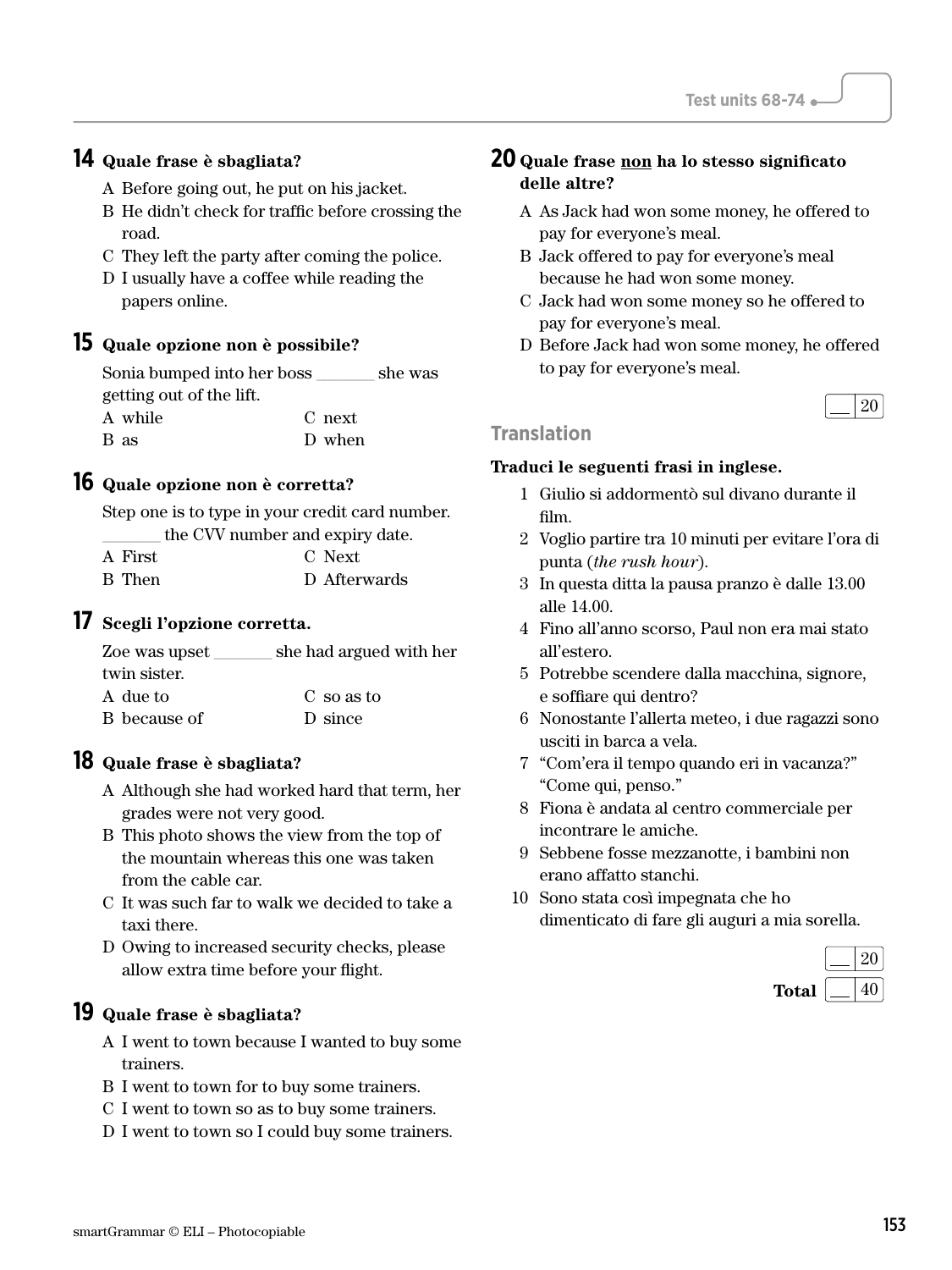## 14 Quale frase è sbagliata?

A Before going out, he put on his jacket.
B He didn't check for traffic before crossing the road.
C They left the party after coming the police.
D I usually have a coffee while reading the papers online.

## 15 Quale opzione non è possibile?

Sonia bumped into her boss _______ she was getting out of the lift.

A while
B as
C next
D when

## 16 Quale opzione non è corretta?

Step one is to type in your credit card number. _______ the CVV number and expiry date.

A First
B Then
C Next
D Afterwards

## 17 Scegli l'opzione corretta.

Zoe was upset _______ she had argued with her twin sister.

A due to
B because of
C so as to
D since

## 18 Quale frase è sbagliata?

A Although she had worked hard that term, her grades were not very good.
B This photo shows the view from the top of the mountain whereas this one was taken from the cable car.
C It was such far to walk we decided to take a taxi there.
D Owing to increased security checks, please allow extra time before your flight.

## 19 Quale frase è sbagliata?

A I went to town because I wanted to buy some trainers.
B I went to town for to buy some trainers.
C I went to town so as to buy some trainers.
D I went to town so I could buy some trainers.

## 20 Quale frase non ha lo stesso significato delle altre?

A As Jack had won some money, he offered to pay for everyone's meal.
B Jack offered to pay for everyone's meal because he had won some money.
C Jack had won some money so he offered to pay for everyone's meal.
D Before Jack had won some money, he offered to pay for everyone's meal.

__ / 20

## Translation

**Traduci le seguenti frasi in inglese.**

1 Giulio si addormentò sul divano durante il film.
2 Voglio partire tra 10 minuti per evitare l'ora di punta (*the rush hour*).
3 In questa ditta la pausa pranzo è dalle 13.00 alle 14.00.
4 Fino all'anno scorso, Paul non era mai stato all'estero.
5 Potrebbe scendere dalla macchina, signore, e soffiare qui dentro?
6 Nonostante l'allerta meteo, i due ragazzi sono usciti in barca a vela.
7 "Com'era il tempo quando eri in vacanza?" "Come qui, penso."
8 Fiona è andata al centro commerciale per incontrare le amiche.
9 Sebbene fosse mezzanotte, i bambini non erano affatto stanchi.
10 Sono stata così impegnata che ho dimenticato di fare gli auguri a mia sorella.

__ / 20

**Total** __ / 40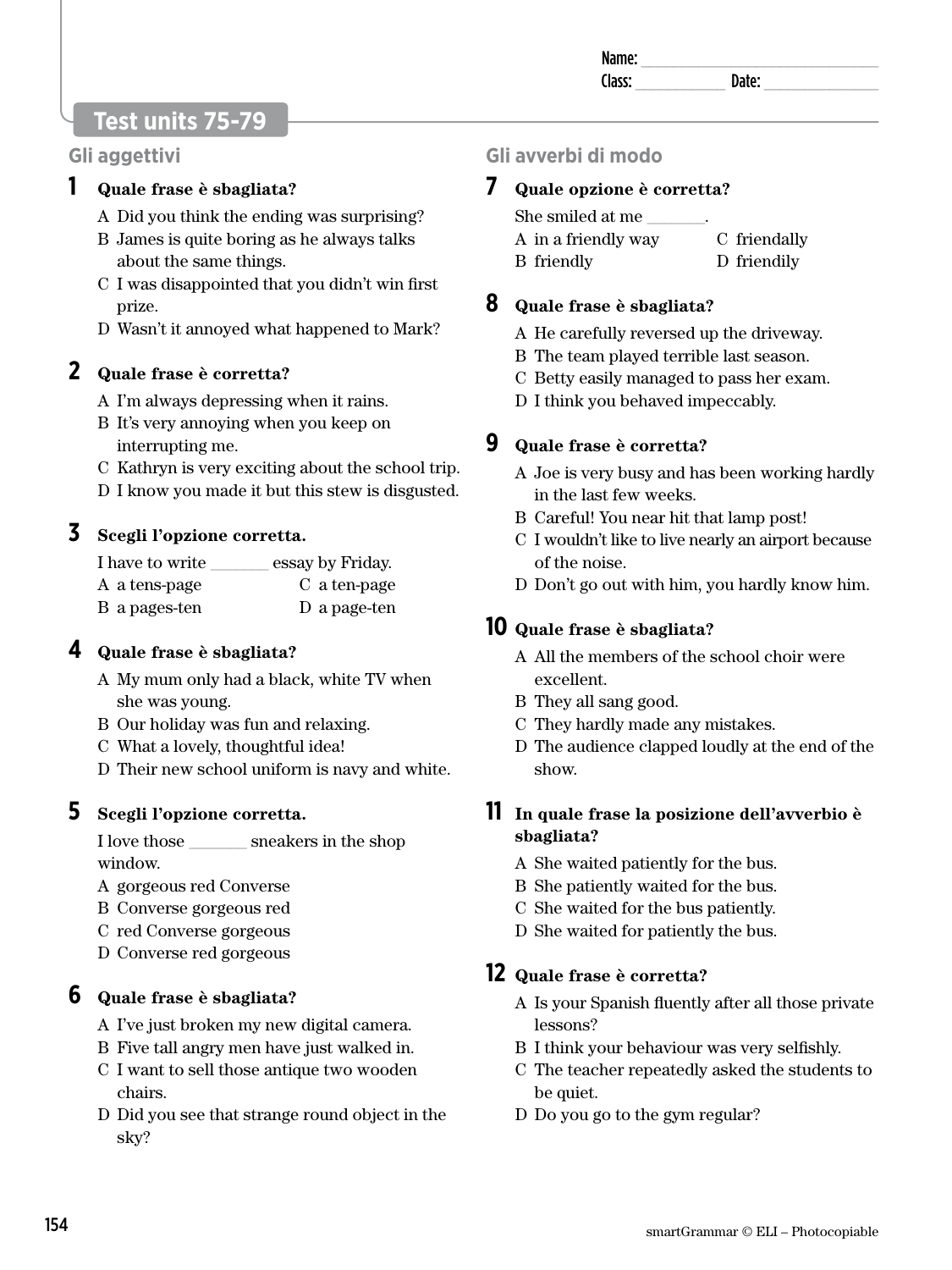Name: ______________________________
Class: ____________ Date: ______________

# Test units 75-79

## Gli aggettivi

**1 Quale frase è sbagliata?**

A Did you think the ending was surprising?
B James is quite boring as he always talks about the same things.
C I was disappointed that you didn't win first prize.
D Wasn't it annoyed what happened to Mark?

**2 Quale frase è corretta?**

A I'm always depressing when it rains.
B It's very annoying when you keep on interrupting me.
C Kathryn is very exciting about the school trip.
D I know you made it but this stew is disgusted.

**3 Scegli l'opzione corretta.**

I have to write _______ essay by Friday.

A a tens-page
B a pages-ten
C a ten-page
D a page-ten

**4 Quale frase è sbagliata?**

A My mum only had a black, white TV when she was young.
B Our holiday was fun and relaxing.
C What a lovely, thoughtful idea!
D Their new school uniform is navy and white.

**5 Scegli l'opzione corretta.**

I love those _______ sneakers in the shop window.

A gorgeous red Converse
B Converse gorgeous red
C red Converse gorgeous
D Converse red gorgeous

**6 Quale frase è sbagliata?**

A I've just broken my new digital camera.
B Five tall angry men have just walked in.
C I want to sell those antique two wooden chairs.
D Did you see that strange round object in the sky?

## Gli avverbi di modo

**7 Quale opzione è corretta?**

She smiled at me _______.

A in a friendly way
B friendly
C friendally
D friendily

**8 Quale frase è sbagliata?**

A He carefully reversed up the driveway.
B The team played terrible last season.
C Betty easily managed to pass her exam.
D I think you behaved impeccably.

**9 Quale frase è corretta?**

A Joe is very busy and has been working hardly in the last few weeks.
B Careful! You near hit that lamp post!
C I wouldn't like to live nearly an airport because of the noise.
D Don't go out with him, you hardly know him.

**10 Quale frase è sbagliata?**

A All the members of the school choir were excellent.
B They all sang good.
C They hardly made any mistakes.
D The audience clapped loudly at the end of the show.

**11 In quale frase la posizione dell'avverbio è sbagliata?**

A She waited patiently for the bus.
B She patiently waited for the bus.
C She waited for the bus patiently.
D She waited for patiently the bus.

**12 Quale frase è corretta?**

A Is your Spanish fluently after all those private lessons?
B I think your behaviour was very selfishly.
C The teacher repeatedly asked the students to be quiet.
D Do you go to the gym regular?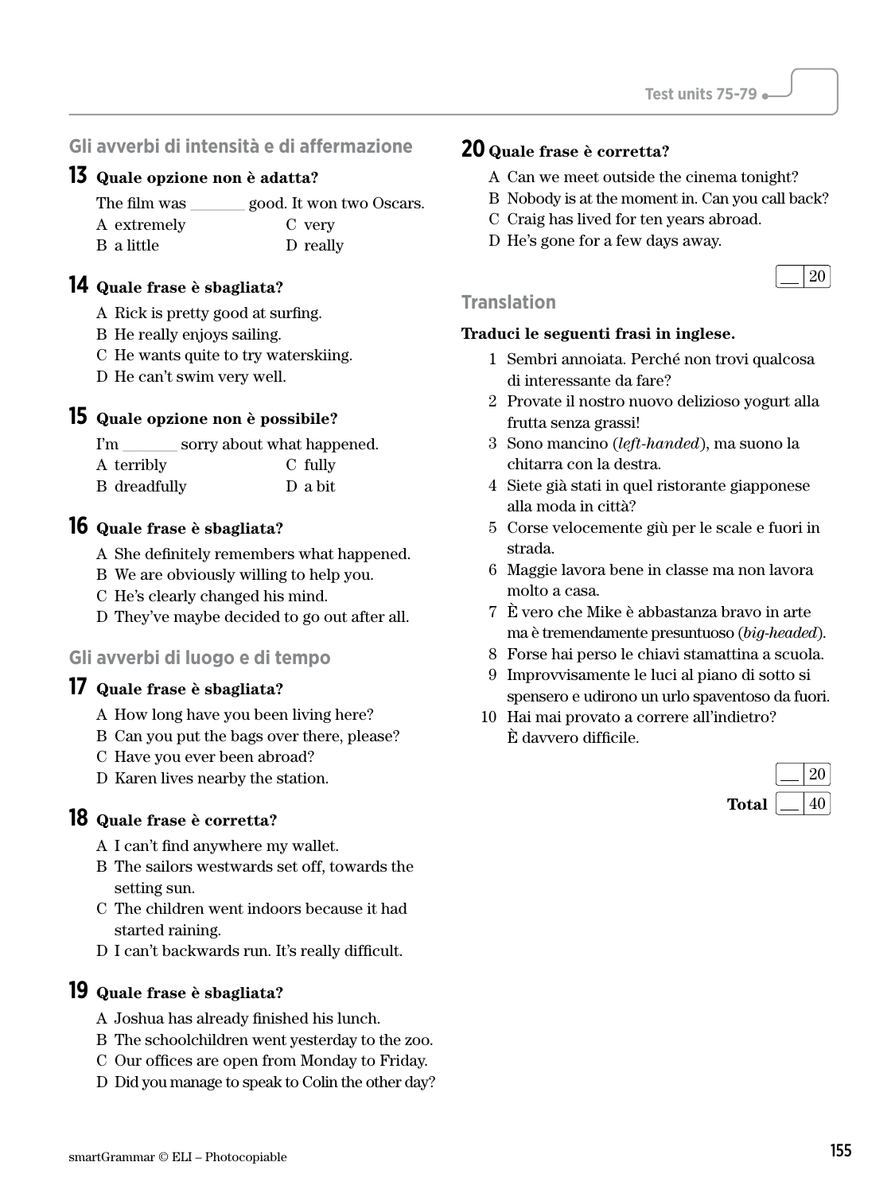## Gli avverbi di intensità e di affermazione

### 13 Quale opzione non è adatta?

The film was _______ good. It won two Oscars.

A extremely
B a little
C very
D really

### 14 Quale frase è sbagliata?

A Rick is pretty good at surfing.
B He really enjoys sailing.
C He wants quite to try waterskiing.
D He can't swim very well.

### 15 Quale opzione non è possibile?

I'm _______ sorry about what happened.

A terribly
B dreadfully
C fully
D a bit

### 16 Quale frase è sbagliata?

A She definitely remembers what happened.
B We are obviously willing to help you.
C He's clearly changed his mind.
D They've maybe decided to go out after all.

## Gli avverbi di luogo e di tempo

### 17 Quale frase è sbagliata?

A How long have you been living here?
B Can you put the bags over there, please?
C Have you ever been abroad?
D Karen lives nearby the station.

### 18 Quale frase è corretta?

A I can't find anywhere my wallet.
B The sailors westwards set off, towards the setting sun.
C The children went indoors because it had started raining.
D I can't backwards run. It's really difficult.

### 19 Quale frase è sbagliata?

A Joshua has already finished his lunch.
B The schoolchildren went yesterday to the zoo.
C Our offices are open from Monday to Friday.
D Did you manage to speak to Colin the other day?

### 20 Quale frase è corretta?

A Can we meet outside the cinema tonight?
B Nobody is at the moment in. Can you call back?
C Craig has lived for ten years abroad.
D He's gone for a few days away.

__ / 20

## Translation

**Traduci le seguenti frasi in inglese.**

1 Sembri annoiata. Perché non trovi qualcosa di interessante da fare?
2 Provate il nostro nuovo delizioso yogurt alla frutta senza grassi!
3 Sono mancino (*left-handed*), ma suono la chitarra con la destra.
4 Siete già stati in quel ristorante giapponese alla moda in città?
5 Corse velocemente giù per le scale e fuori in strada.
6 Maggie lavora bene in classe ma non lavora molto a casa.
7 È vero che Mike è abbastanza bravo in arte ma è tremendamente presuntuoso (*big-headed*).
8 Forse hai perso le chiavi stamattina a scuola.
9 Improvvisamente le luci al piano di sotto si spensero e udirono un urlo spaventoso da fuori.
10 Hai mai provato a correre all'indietro? È davvero difficile.

__ / 20

**Total** __ / 40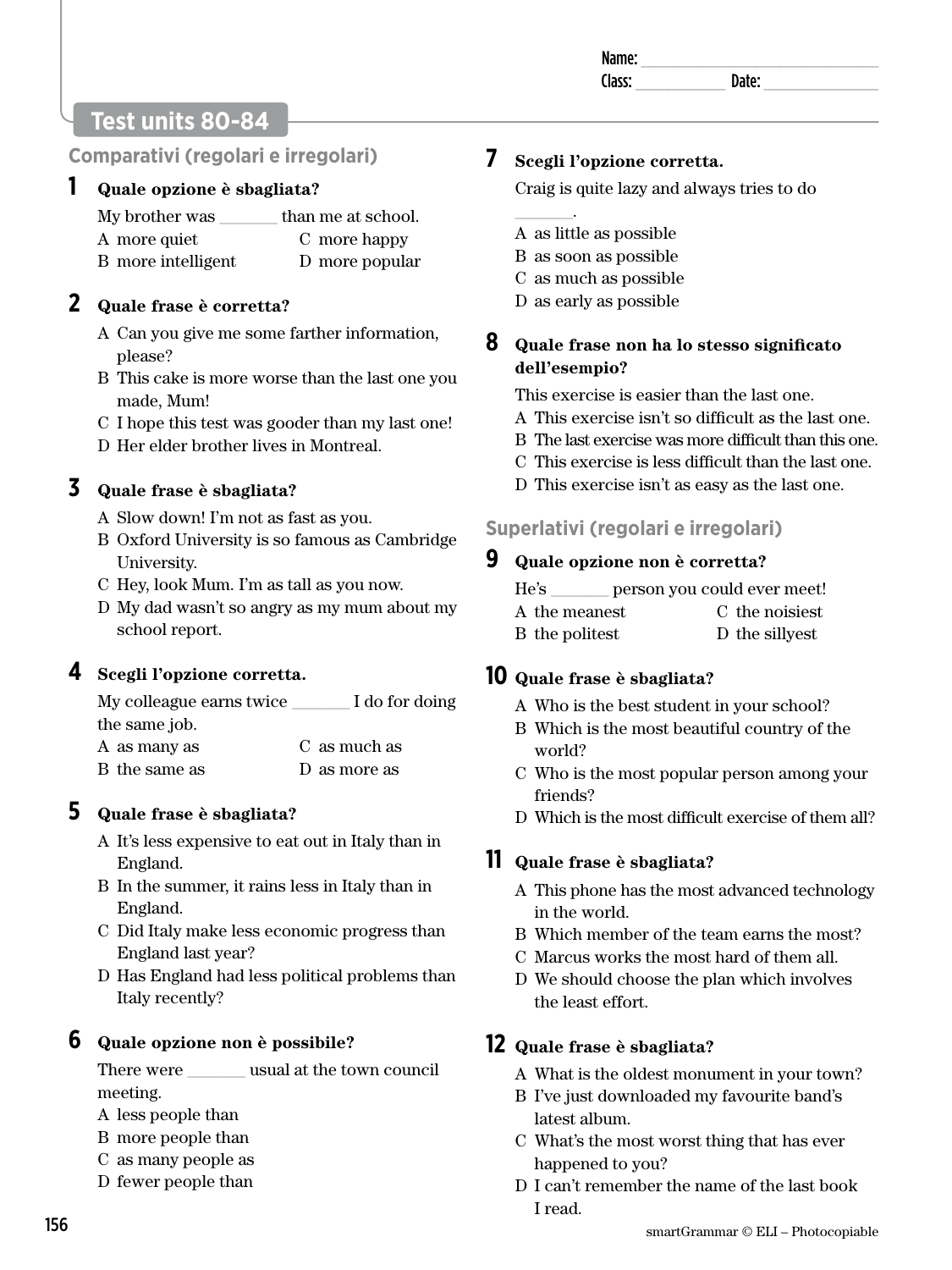Name: ______________________________

Class: ____________ Date: ______________

# Test units 80-84

## Comparativi (regolari e irregolari)

**1 Quale opzione è sbagliata?**

My brother was _______ than me at school.

A more quiet
B more intelligent
C more happy
D more popular

**2 Quale frase è corretta?**

A Can you give me some farther information, please?
B This cake is more worse than the last one you made, Mum!
C I hope this test was gooder than my last one!
D Her elder brother lives in Montreal.

**3 Quale frase è sbagliata?**

A Slow down! I'm not as fast as you.
B Oxford University is so famous as Cambridge University.
C Hey, look Mum. I'm as tall as you now.
D My dad wasn't so angry as my mum about my school report.

**4 Scegli l'opzione corretta.**

My colleague earns twice _______ I do for doing the same job.

A as many as
B the same as
C as much as
D as more as

**5 Quale frase è sbagliata?**

A It's less expensive to eat out in Italy than in England.
B In the summer, it rains less in Italy than in England.
C Did Italy make less economic progress than England last year?
D Has England had less political problems than Italy recently?

**6 Quale opzione non è possibile?**

There were _______ usual at the town council meeting.

A less people than
B more people than
C as many people as
D fewer people than

**7 Scegli l'opzione corretta.**

Craig is quite lazy and always tries to do _______.

A as little as possible
B as soon as possible
C as much as possible
D as early as possible

**8 Quale frase non ha lo stesso significato dell'esempio?**

This exercise is easier than the last one.

A This exercise isn't so difficult as the last one.
B The last exercise was more difficult than this one.
C This exercise is less difficult than the last one.
D This exercise isn't as easy as the last one.

## Superlativi (regolari e irregolari)

**9 Quale opzione non è corretta?**

He's _______ person you could ever meet!

A the meanest
B the politest
C the noisiest
D the sillyest

**10 Quale frase è sbagliata?**

A Who is the best student in your school?
B Which is the most beautiful country of the world?
C Who is the most popular person among your friends?
D Which is the most difficult exercise of them all?

**11 Quale frase è sbagliata?**

A This phone has the most advanced technology in the world.
B Which member of the team earns the most?
C Marcus works the most hard of them all.
D We should choose the plan which involves the least effort.

**12 Quale frase è sbagliata?**

A What is the oldest monument in your town?
B I've just downloaded my favourite band's latest album.
C What's the most worst thing that has ever happened to you?
D I can't remember the name of the last book I read.

smartGrammar © ELI – Photocopiable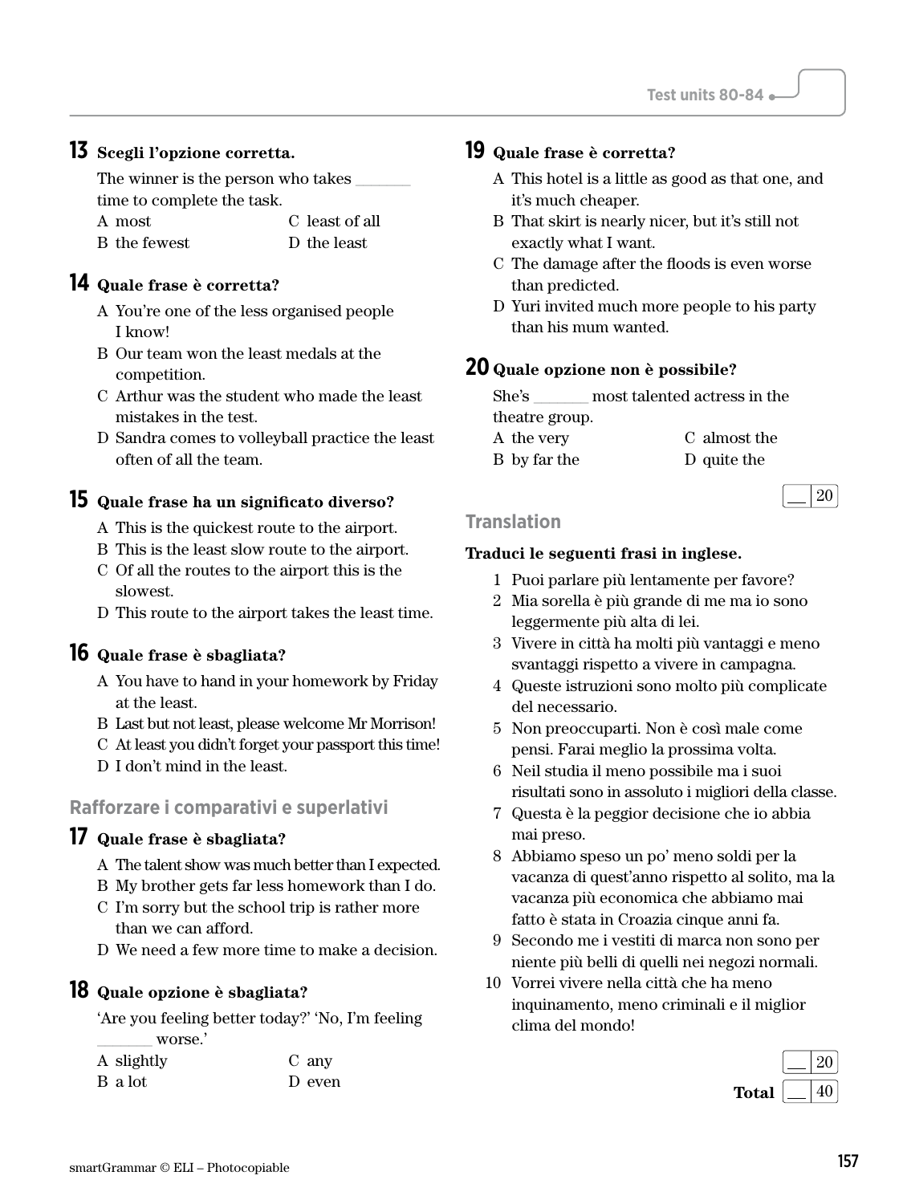## 13 Scegli l'opzione corretta.

The winner is the person who takes _______ time to complete the task.

A most
B the fewest
C least of all
D the least

## 14 Quale frase è corretta?

A You're one of the less organised people I know!
B Our team won the least medals at the competition.
C Arthur was the student who made the least mistakes in the test.
D Sandra comes to volleyball practice the least often of all the team.

## 15 Quale frase ha un significato diverso?

A This is the quickest route to the airport.
B This is the least slow route to the airport.
C Of all the routes to the airport this is the slowest.
D This route to the airport takes the least time.

## 16 Quale frase è sbagliata?

A You have to hand in your homework by Friday at the least.
B Last but not least, please welcome Mr Morrison!
C At least you didn't forget your passport this time!
D I don't mind in the least.

## Rafforzare i comparativi e superlativi

## 17 Quale frase è sbagliata?

A The talent show was much better than I expected.
B My brother gets far less homework than I do.
C I'm sorry but the school trip is rather more than we can afford.
D We need a few more time to make a decision.

## 18 Quale opzione è sbagliata?

'Are you feeling better today?' 'No, I'm feeling _______ worse.'

A slightly
B a lot
C any
D even

## 19 Quale frase è corretta?

A This hotel is a little as good as that one, and it's much cheaper.
B That skirt is nearly nicer, but it's still not exactly what I want.
C The damage after the floods is even worse than predicted.
D Yuri invited much more people to his party than his mum wanted.

## 20 Quale opzione non è possibile?

She's _______ most talented actress in the theatre group.

A the very
B by far the
C almost the
D quite the

__ / 20

## Translation

**Traduci le seguenti frasi in inglese.**

1. Puoi parlare più lentamente per favore?
2. Mia sorella è più grande di me ma io sono leggermente più alta di lei.
3. Vivere in città ha molti più vantaggi e meno svantaggi rispetto a vivere in campagna.
4. Queste istruzioni sono molto più complicate del necessario.
5. Non preoccuparti. Non è così male come pensi. Farai meglio la prossima volta.
6. Neil studia il meno possibile ma i suoi risultati sono in assoluto i migliori della classe.
7. Questa è la peggior decisione che io abbia mai preso.
8. Abbiamo speso un po' meno soldi per la vacanza di quest'anno rispetto al solito, ma la vacanza più economica che abbiamo mai fatto è stata in Croazia cinque anni fa.
9. Secondo me i vestiti di marca non sono per niente più belli di quelli nei negozi normali.
10. Vorrei vivere nella città che ha meno inquinamento, meno criminali e il miglior clima del mondo!

__ / 20

**Total** __ / 40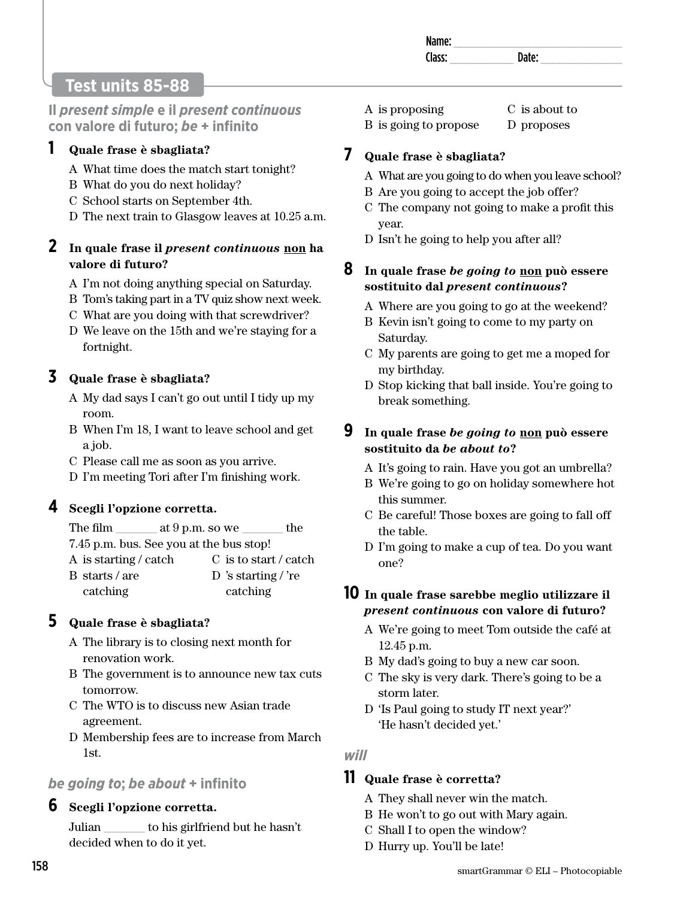Name: ______________________________
Class: ____________ Date: ______________

# Test units 85-88

## Il *present simple* e il *present continuous* con valore di futuro; *be* + infinito

**1 Quale frase è sbagliata?**

A What time does the match start tonight?
B What do you do next holiday?
C School starts on September 4th.
D The next train to Glasgow leaves at 10.25 a.m.

**2 In quale frase il *present continuous* non ha valore di futuro?**

A I'm not doing anything special on Saturday.
B Tom's taking part in a TV quiz show next week.
C What are you doing with that screwdriver?
D We leave on the 15th and we're staying for a fortnight.

**3 Quale frase è sbagliata?**

A My dad says I can't go out until I tidy up my room.
B When I'm 18, I want to leave school and get a job.
C Please call me as soon as you arrive.
D I'm meeting Tori after I'm finishing work.

**4 Scegli l'opzione corretta.**

The film _______ at 9 p.m. so we _______ the 7.45 p.m. bus. See you at the bus stop!

A is starting / catch
B starts / are catching
C is to start / catch
D 's starting / 're catching

**5 Quale frase è sbagliata?**

A The library is to closing next month for renovation work.
B The government is to announce new tax cuts tomorrow.
C The WTO is to discuss new Asian trade agreement.
D Membership fees are to increase from March 1st.

## *be going to*; *be about* + infinito

**6 Scegli l'opzione corretta.**

Julian _______ to his girlfriend but he hasn't decided when to do it yet.

A is proposing
B is going to propose
C is about to
D proposes

**7 Quale frase è sbagliata?**

A What are you going to do when you leave school?
B Are you going to accept the job offer?
C The company not going to make a profit this year.
D Isn't he going to help you after all?

**8 In quale frase *be going to* non può essere sostituito dal *present continuous*?**

A Where are you going to go at the weekend?
B Kevin isn't going to come to my party on Saturday.
C My parents are going to get me a moped for my birthday.
D Stop kicking that ball inside. You're going to break something.

**9 In quale frase *be going to* non può essere sostituito da *be about to*?**

A It's going to rain. Have you got an umbrella?
B We're going to go on holiday somewhere hot this summer.
C Be careful! Those boxes are going to fall off the table.
D I'm going to make a cup of tea. Do you want one?

**10 In quale frase sarebbe meglio utilizzare il *present continuous* con valore di futuro?**

A We're going to meet Tom outside the café at 12.45 p.m.
B My dad's going to buy a new car soon.
C The sky is very dark. There's going to be a storm later.
D 'Is Paul going to study IT next year?' 'He hasn't decided yet.'

## *will*

**11 Quale frase è corretta?**

A They shall never win the match.
B He won't to go out with Mary again.
C Shall I to open the window?
D Hurry up. You'll be late!

smartGrammar © ELI – Photocopiable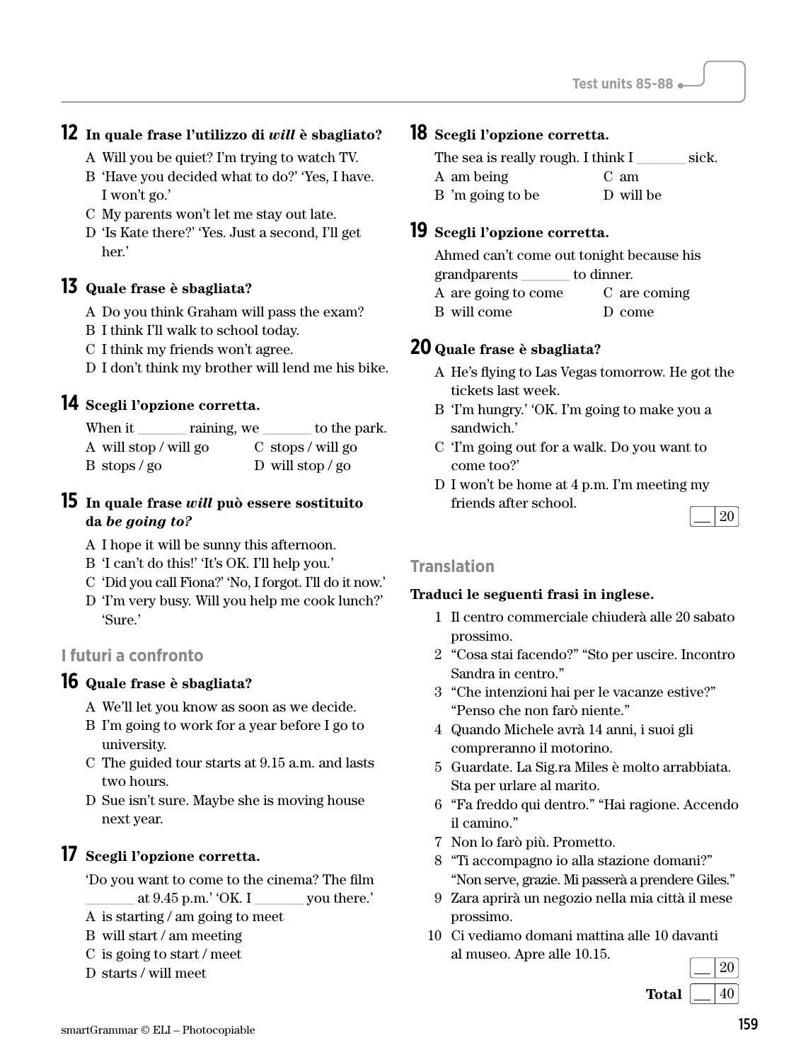**12 In quale frase l'utilizzo di *will* è sbagliato?**

A Will you be quiet? I'm trying to watch TV.
B 'Have you decided what to do?' 'Yes, I have. I won't go.'
C My parents won't let me stay out late.
D 'Is Kate there?' 'Yes. Just a second, I'll get her.'

**13 Quale frase è sbagliata?**

A Do you think Graham will pass the exam?
B I think I'll walk to school today.
C I think my friends won't agree.
D I don't think my brother will lend me his bike.

**14 Scegli l'opzione corretta.**

When it _______ raining, we _______ to the park.

A will stop / will go
B stops / go
C stops / will go
D will stop / go

**15 In quale frase *will* può essere sostituito da *be going to?***

A I hope it will be sunny this afternoon.
B 'I can't do this!' 'It's OK. I'll help you.'
C 'Did you call Fiona?' 'No, I forgot. I'll do it now.'
D 'I'm very busy. Will you help me cook lunch?' 'Sure.'

## I futuri a confronto

**16 Quale frase è sbagliata?**

A We'll let you know as soon as we decide.
B I'm going to work for a year before I go to university.
C The guided tour starts at 9.15 a.m. and lasts two hours.
D Sue isn't sure. Maybe she is moving house next year.

**17 Scegli l'opzione corretta.**

'Do you want to come to the cinema? The film _______ at 9.45 p.m.' 'OK. I _______ you there.'

A is starting / am going to meet
B will start / am meeting
C is going to start / meet
D starts / will meet

**18 Scegli l'opzione corretta.**

The sea is really rough. I think I _______ sick.

A am being
B 'm going to be
C am
D will be

**19 Scegli l'opzione corretta.**

Ahmed can't come out tonight because his grandparents _______ to dinner.

A are going to come
B will come
C are coming
D come

**20 Quale frase è sbagliata?**

A He's flying to Las Vegas tomorrow. He got the tickets last week.
B 'I'm hungry.' 'OK. I'm going to make you a sandwich.'
C 'I'm going out for a walk. Do you want to come too?'
D I won't be home at 4 p.m. I'm meeting my friends after school.

__ / 20

## Translation

**Traduci le seguenti frasi in inglese.**

1 Il centro commerciale chiuderà alle 20 sabato prossimo.
2 "Cosa stai facendo?" "Sto per uscire. Incontro Sandra in centro."
3 "Che intenzioni hai per le vacanze estive?" "Penso che non farò niente."
4 Quando Michele avrà 14 anni, i suoi gli compreranno il motorino.
5 Guardate. La Sig.ra Miles è molto arrabbiata. Sta per urlare al marito.
6 "Fa freddo qui dentro." "Hai ragione. Accendo il camino."
7 Non lo farò più. Prometto.
8 "Ti accompagno io alla stazione domani?" "Non serve, grazie. Mi passerà a prendere Giles."
9 Zara aprirà un negozio nella mia città il mese prossimo.
10 Ci vediamo domani mattina alle 10 davanti al museo. Apre alle 10.15.

__ / 20

**Total** __ / 40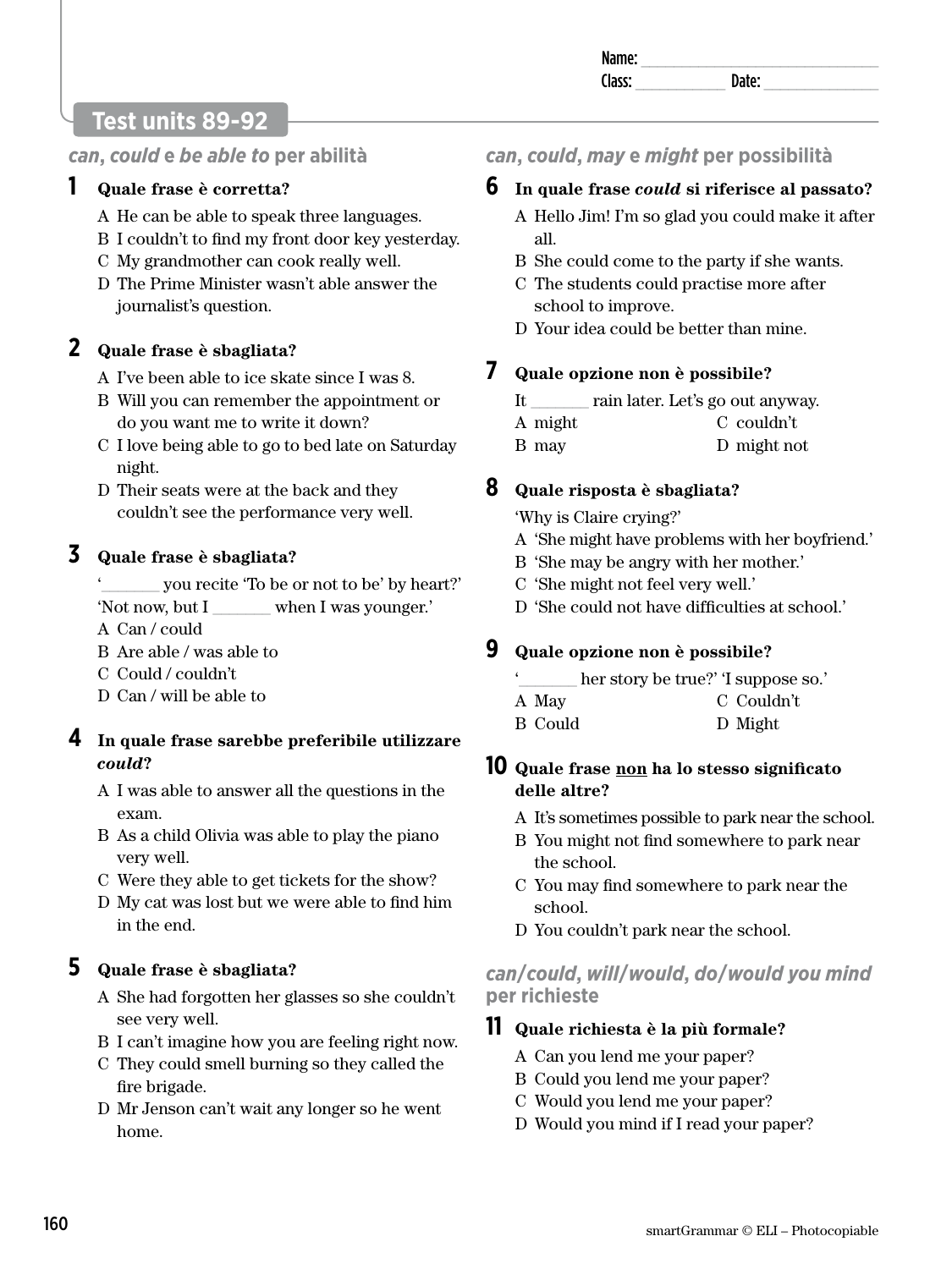Name: ______________________________
Class: ___________ Date: ______________

# Test units 89-92

## *can*, *could* e *be able to* per abilità

**1 Quale frase è corretta?**

A He can be able to speak three languages.
B I couldn't to find my front door key yesterday.
C My grandmother can cook really well.
D The Prime Minister wasn't able answer the journalist's question.

**2 Quale frase è sbagliata?**

A I've been able to ice skate since I was 8.
B Will you can remember the appointment or do you want me to write it down?
C I love being able to go to bed late on Saturday night.
D Their seats were at the back and they couldn't see the performance very well.

**3 Quale frase è sbagliata?**

'_______ you recite 'To be or not to be' by heart?'
'Not now, but I _______ when I was younger.'

A Can / could
B Are able / was able to
C Could / couldn't
D Can / will be able to

**4 In quale frase sarebbe preferibile utilizzare *could*?**

A I was able to answer all the questions in the exam.
B As a child Olivia was able to play the piano very well.
C Were they able to get tickets for the show?
D My cat was lost but we were able to find him in the end.

**5 Quale frase è sbagliata?**

A She had forgotten her glasses so she couldn't see very well.
B I can't imagine how you are feeling right now.
C They could smell burning so they called the fire brigade.
D Mr Jenson can't wait any longer so he went home.

## *can*, *could*, *may* e *might* per possibilità

**6 In quale frase *could* si riferisce al passato?**

A Hello Jim! I'm so glad you could make it after all.
B She could come to the party if she wants.
C The students could practise more after school to improve.
D Your idea could be better than mine.

**7 Quale opzione non è possibile?**

It _______ rain later. Let's go out anyway.

A might
B may
C couldn't
D might not

**8 Quale risposta è sbagliata?**

'Why is Claire crying?'

A 'She might have problems with her boyfriend.'
B 'She may be angry with her mother.'
C 'She might not feel very well.'
D 'She could not have difficulties at school.'

**9 Quale opzione non è possibile?**

'_______ her story be true?' 'I suppose so.'

A May
B Could
C Couldn't
D Might

**10 Quale frase non ha lo stesso significato delle altre?**

A It's sometimes possible to park near the school.
B You might not find somewhere to park near the school.
C You may find somewhere to park near the school.
D You couldn't park near the school.

## *can/could*, *will/would*, *do/would you mind* per richieste

**11 Quale richiesta è la più formale?**

A Can you lend me your paper?
B Could you lend me your paper?
C Would you lend me your paper?
D Would you mind if I read your paper?

smartGrammar © ELI – Photocopiable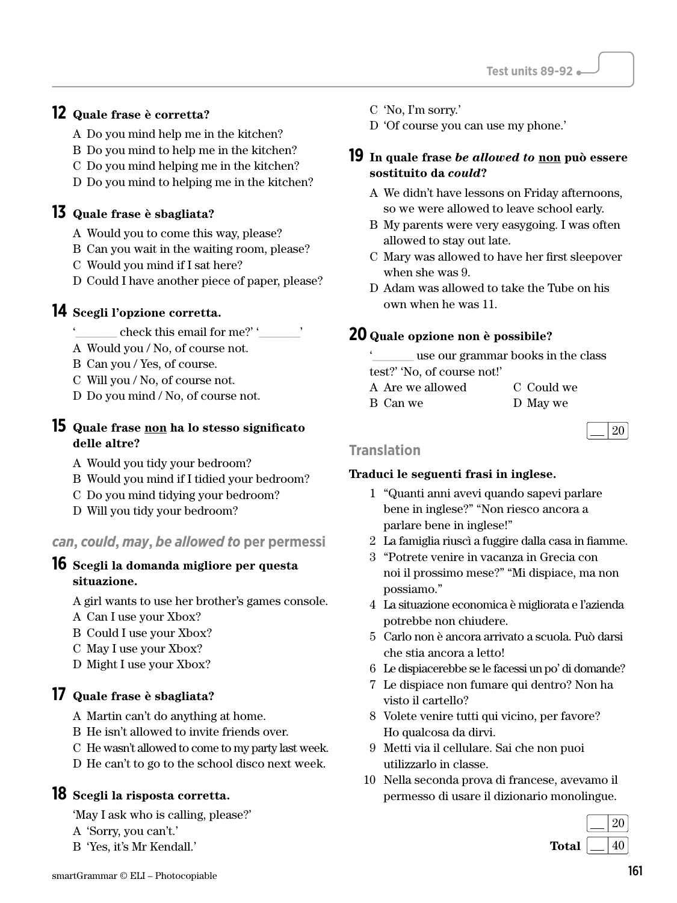**12 Quale frase è corretta?**

A Do you mind help me in the kitchen?
B Do you mind to help me in the kitchen?
C Do you mind helping me in the kitchen?
D Do you mind to helping me in the kitchen?

**13 Quale frase è sbagliata?**

A Would you to come this way, please?
B Can you wait in the waiting room, please?
C Would you mind if I sat here?
D Could I have another piece of paper, please?

**14 Scegli l'opzione corretta.**

'_______ check this email for me?' '_______'

A Would you / No, of course not.
B Can you / Yes, of course.
C Will you / No, of course not.
D Do you mind / No, of course not.

**15 Quale frase non ha lo stesso significato delle altre?**

A Would you tidy your bedroom?
B Would you mind if I tidied your bedroom?
C Do you mind tidying your bedroom?
D Will you tidy your bedroom?

### *can*, *could*, *may*, *be allowed to* per permessi

**16 Scegli la domanda migliore per questa situazione.**

A girl wants to use her brother's games console.

A Can I use your Xbox?
B Could I use your Xbox?
C May I use your Xbox?
D Might I use your Xbox?

**17 Quale frase è sbagliata?**

A Martin can't do anything at home.
B He isn't allowed to invite friends over.
C He wasn't allowed to come to my party last week.
D He can't to go to the school disco next week.

**18 Scegli la risposta corretta.**

'May I ask who is calling, please?'

A 'Sorry, you can't.'
B 'Yes, it's Mr Kendall.'
C 'No, I'm sorry.'
D 'Of course you can use my phone.'

**19 In quale frase *be allowed to* non può essere sostituito da *could*?**

A We didn't have lessons on Friday afternoons, so we were allowed to leave school early.
B My parents were very easygoing. I was often allowed to stay out late.
C Mary was allowed to have her first sleepover when she was 9.
D Adam was allowed to take the Tube on his own when he was 11.

**20 Quale opzione non è possibile?**

'_______ use our grammar books in the class test?' 'No, of course not!'

A Are we allowed
B Can we
C Could we
D May we

___ / 20

## Translation

**Traduci le seguenti frasi in inglese.**

1 "Quanti anni avevi quando sapevi parlare bene in inglese?" "Non riesco ancora a parlare bene in inglese!"
2 La famiglia riuscì a fuggire dalla casa in fiamme.
3 "Potrete venire in vacanza in Grecia con noi il prossimo mese?" "Mi dispiace, ma non possiamo."
4 La situazione economica è migliorata e l'azienda potrebbe non chiudere.
5 Carlo non è ancora arrivato a scuola. Può darsi che stia ancora a letto!
6 Le dispiacerebbe se le facessi un po' di domande?
7 Le dispiace non fumare qui dentro? Non ha visto il cartello?
8 Volete venire tutti qui vicino, per favore? Ho qualcosa da dirvi.
9 Metti via il cellulare. Sai che non puoi utilizzarlo in classe.
10 Nella seconda prova di francese, avevamo il permesso di usare il dizionario monolingue.

___ / 20

**Total** ___ / 40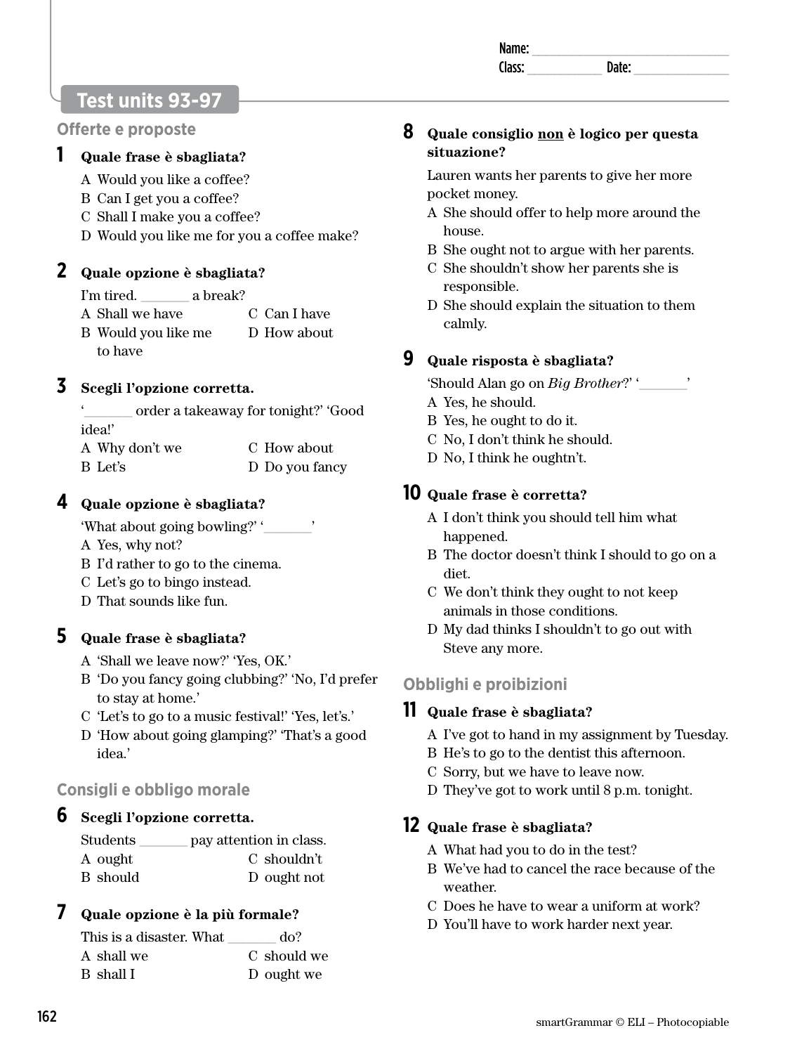Name: ______________________________
Class: ____________ Date: ______________

## Test units 93-97

### Offerte e proposte

**1 Quale frase è sbagliata?**

A Would you like a coffee?
B Can I get you a coffee?
C Shall I make you a coffee?
D Would you like me for you a coffee make?

**2 Quale opzione è sbagliata?**

I'm tired. _______ a break?

A Shall we have
B Would you like me to have
C Can I have
D How about

**3 Scegli l'opzione corretta.**

'_______ order a takeaway for tonight?' 'Good idea!'

A Why don't we
B Let's
C How about
D Do you fancy

**4 Quale opzione è sbagliata?**

'What about going bowling?' '_______'

A Yes, why not?
B I'd rather to go to the cinema.
C Let's go to bingo instead.
D That sounds like fun.

**5 Quale frase è sbagliata?**

A 'Shall we leave now?' 'Yes, OK.'
B 'Do you fancy going clubbing?' 'No, I'd prefer to stay at home.'
C 'Let's to go to a music festival!' 'Yes, let's.'
D 'How about going glamping?' 'That's a good idea.'

### Consigli e obbligo morale

**6 Scegli l'opzione corretta.**

Students _______ pay attention in class.

A ought
B should
C shouldn't
D ought not

**7 Quale opzione è la più formale?**

This is a disaster. What _______ do?

A shall we
B shall I
C should we
D ought we

**8 Quale consiglio non è logico per questa situazione?**

Lauren wants her parents to give her more pocket money.

A She should offer to help more around the house.
B She ought not to argue with her parents.
C She shouldn't show her parents she is responsible.
D She should explain the situation to them calmly.

**9 Quale risposta è sbagliata?**

'Should Alan go on *Big Brother*?' '_______'

A Yes, he should.
B Yes, he ought to do it.
C No, I don't think he should.
D No, I think he oughtn't.

**10 Quale frase è corretta?**

A I don't think you should tell him what happened.
B The doctor doesn't think I should to go on a diet.
C We don't think they ought to not keep animals in those conditions.
D My dad thinks I shouldn't to go out with Steve any more.

### Obblighi e proibizioni

**11 Quale frase è sbagliata?**

A I've got to hand in my assignment by Tuesday.
B He's to go to the dentist this afternoon.
C Sorry, but we have to leave now.
D They've got to work until 8 p.m. tonight.

**12 Quale frase è sbagliata?**

A What had you to do in the test?
B We've had to cancel the race because of the weather.
C Does he have to wear a uniform at work?
D You'll have to work harder next year.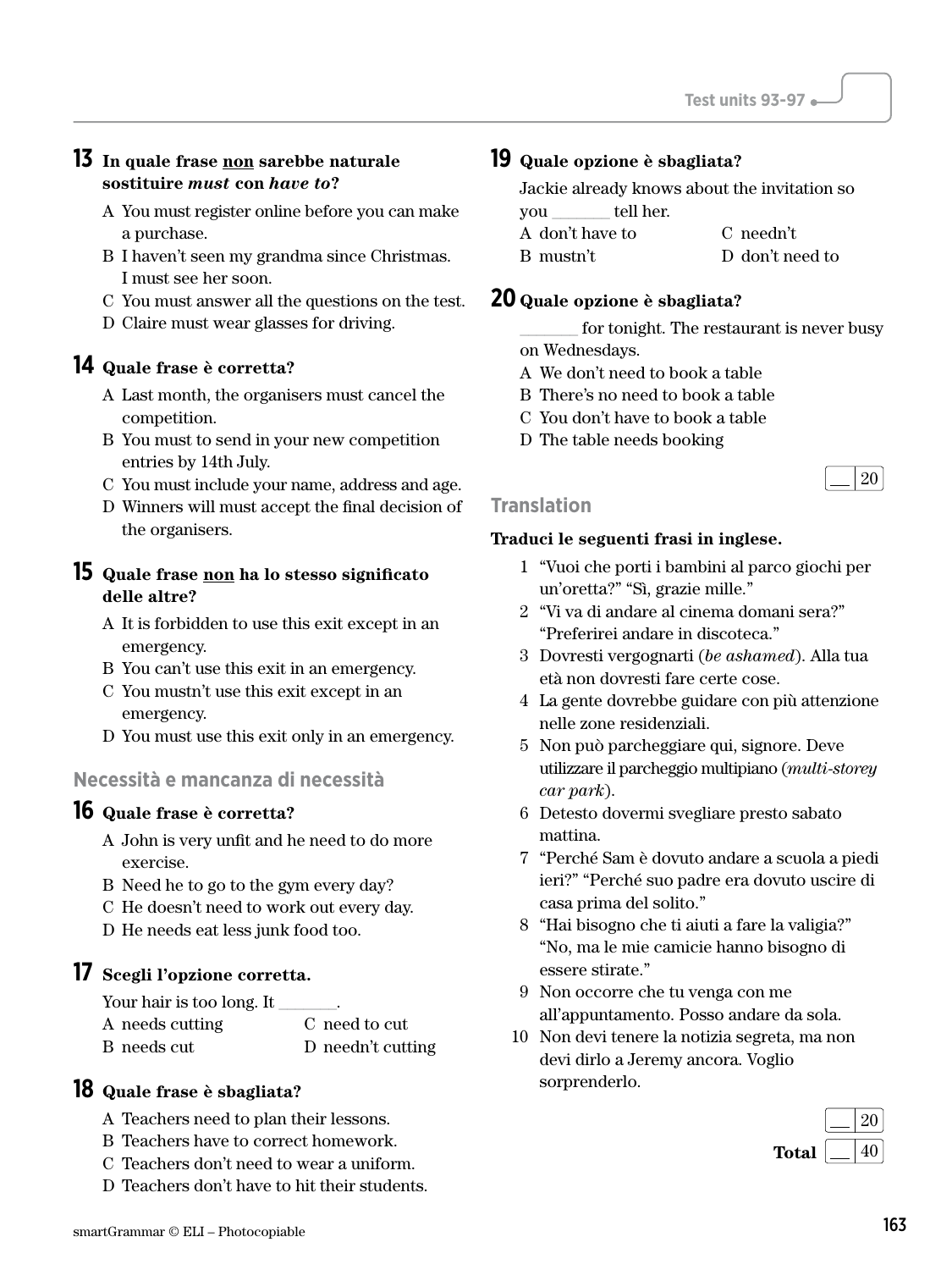**13 In quale frase non sarebbe naturale sostituire *must* con *have to*?**

A You must register online before you can make a purchase.
B I haven't seen my grandma since Christmas. I must see her soon.
C You must answer all the questions on the test.
D Claire must wear glasses for driving.

**14 Quale frase è corretta?**

A Last month, the organisers must cancel the competition.
B You must to send in your new competition entries by 14th July.
C You must include your name, address and age.
D Winners will must accept the final decision of the organisers.

**15 Quale frase non ha lo stesso significato delle altre?**

A It is forbidden to use this exit except in an emergency.
B You can't use this exit in an emergency.
C You mustn't use this exit except in an emergency.
D You must use this exit only in an emergency.

## Necessità e mancanza di necessità

**16 Quale frase è corretta?**

A John is very unfit and he need to do more exercise.
B Need he to go to the gym every day?
C He doesn't need to work out every day.
D He needs eat less junk food too.

**17 Scegli l'opzione corretta.**

Your hair is too long. It _______.
A needs cutting
B needs cut
C need to cut
D needn't cutting

**18 Quale frase è sbagliata?**

A Teachers need to plan their lessons.
B Teachers have to correct homework.
C Teachers don't need to wear a uniform.
D Teachers don't have to hit their students.

**19 Quale opzione è sbagliata?**

Jackie already knows about the invitation so you _______ tell her.
A don't have to
B mustn't
C needn't
D don't need to

**20 Quale opzione è sbagliata?**

_______ for tonight. The restaurant is never busy on Wednesdays.
A We don't need to book a table
B There's no need to book a table
C You don't have to book a table
D The table needs booking

__ / 20

## Translation

**Traduci le seguenti frasi in inglese.**

1 "Vuoi che porti i bambini al parco giochi per un'oretta?" "Sì, grazie mille."
2 "Vi va di andare al cinema domani sera?" "Preferirei andare in discoteca."
3 Dovresti vergognarti (*be ashamed*). Alla tua età non dovresti fare certe cose.
4 La gente dovrebbe guidare con più attenzione nelle zone residenziali.
5 Non può parcheggiare qui, signore. Deve utilizzare il parcheggio multipiano (*multi-storey car park*).
6 Detesto dovermi svegliare presto sabato mattina.
7 "Perché Sam è dovuto andare a scuola a piedi ieri?" "Perché suo padre era dovuto uscire di casa prima del solito."
8 "Hai bisogno che ti aiuti a fare la valigia?" "No, ma le mie camicie hanno bisogno di essere stirate."
9 Non occorre che tu venga con me all'appuntamento. Posso andare da sola.
10 Non devi tenere la notizia segreta, ma non devi dirlo a Jeremy ancora. Voglio sorprenderlo.

__ / 20

**Total** __ / 40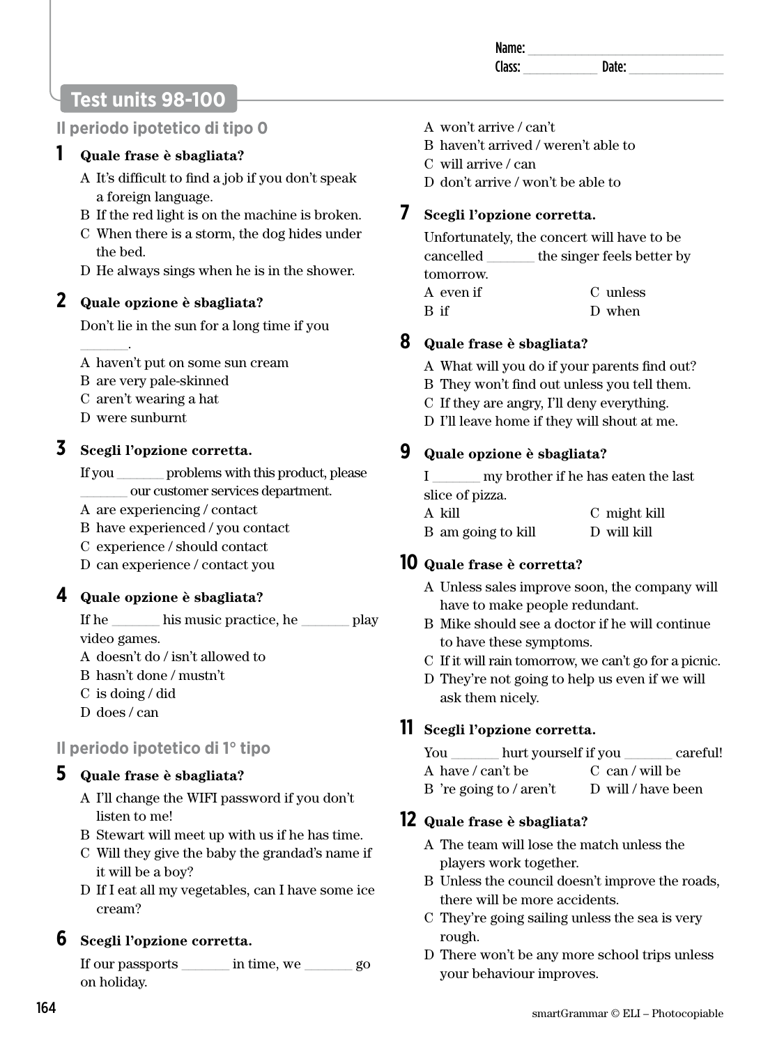Name: ______________________________
Class: ____________ Date: ______________

## Test units 98-100

### Il periodo ipotetico di tipo 0

**1** **Quale frase è sbagliata?**

A It's difficult to find a job if you don't speak a foreign language.
B If the red light is on the machine is broken.
C When there is a storm, the dog hides under the bed.
D He always sings when he is in the shower.

**2** **Quale opzione è sbagliata?**

Don't lie in the sun for a long time if you _______.

A haven't put on some sun cream
B are very pale-skinned
C aren't wearing a hat
D were sunburnt

**3** **Scegli l'opzione corretta.**

If you _______ problems with this product, please _______ our customer services department.

A are experiencing / contact
B have experienced / you contact
C experience / should contact
D can experience / contact you

**4** **Quale opzione è sbagliata?**

If he _______ his music practice, he _______ play video games.

A doesn't do / isn't allowed to
B hasn't done / mustn't
C is doing / did
D does / can

### Il periodo ipotetico di 1° tipo

**5** **Quale frase è sbagliata?**

A I'll change the WIFI password if you don't listen to me!
B Stewart will meet up with us if he has time.
C Will they give the baby the grandad's name if it will be a boy?
D If I eat all my vegetables, can I have some ice cream?

**6** **Scegli l'opzione corretta.**

If our passports _______ in time, we _______ go on holiday.

A won't arrive / can't
B haven't arrived / weren't able to
C will arrive / can
D don't arrive / won't be able to

**7** **Scegli l'opzione corretta.**

Unfortunately, the concert will have to be cancelled _______ the singer feels better by tomorrow.

A even if
B if
C unless
D when

**8** **Quale frase è sbagliata?**

A What will you do if your parents find out?
B They won't find out unless you tell them.
C If they are angry, I'll deny everything.
D I'll leave home if they will shout at me.

**9** **Quale opzione è sbagliata?**

I _______ my brother if he has eaten the last slice of pizza.

A kill
B am going to kill
C might kill
D will kill

**10** **Quale frase è corretta?**

A Unless sales improve soon, the company will have to make people redundant.
B Mike should see a doctor if he will continue to have these symptoms.
C If it will rain tomorrow, we can't go for a picnic.
D They're not going to help us even if we will ask them nicely.

**11** **Scegli l'opzione corretta.**

You _______ hurt yourself if you _______ careful!

A have / can't be
B 're going to / aren't
C can / will be
D will / have been

**12** **Quale frase è sbagliata?**

A The team will lose the match unless the players work together.
B Unless the council doesn't improve the roads, there will be more accidents.
C They're going sailing unless the sea is very rough.
D There won't be any more school trips unless your behaviour improves.

smartGrammar © ELI – Photocopiable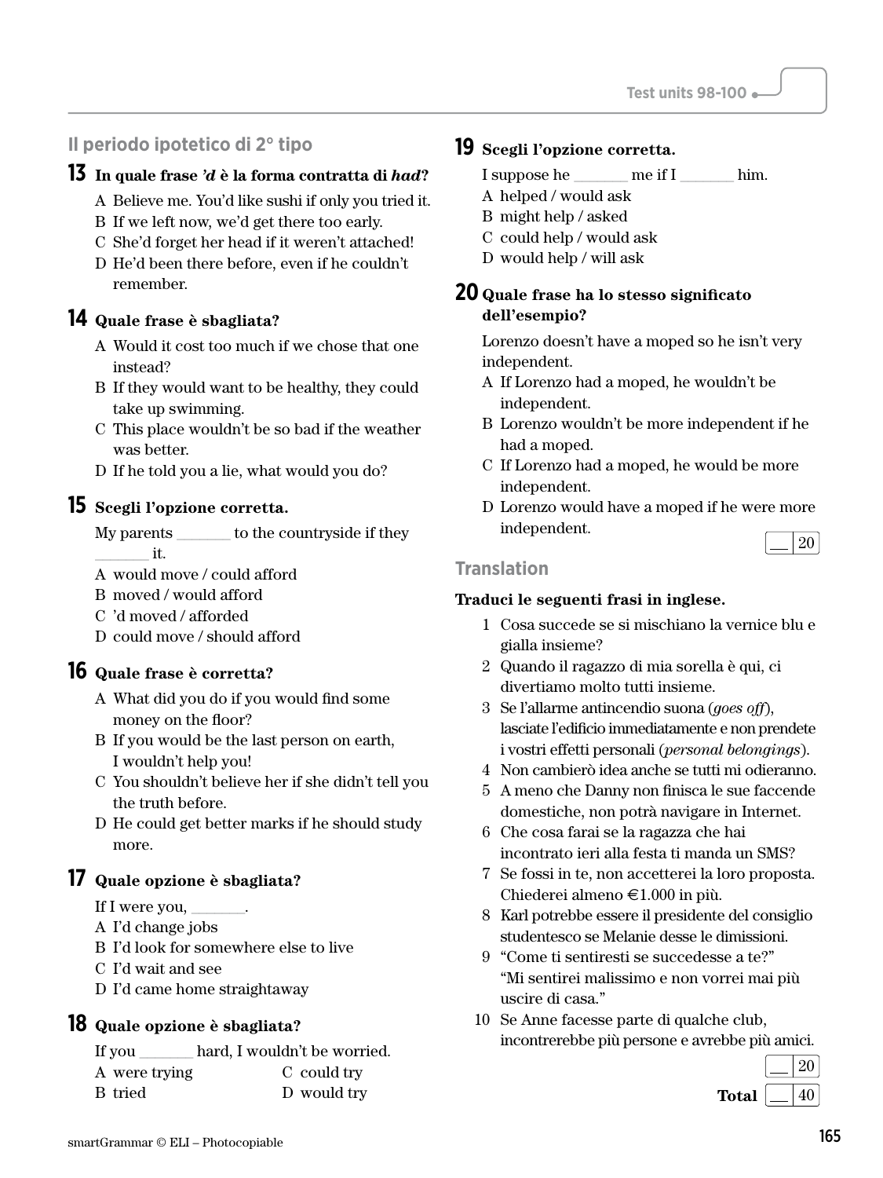## Il periodo ipotetico di 2° tipo

**13 In quale frase *'d* è la forma contratta di *had*?**

A Believe me. You'd like sushi if only you tried it.
B If we left now, we'd get there too early.
C She'd forget her head if it weren't attached!
D He'd been there before, even if he couldn't remember.

**14 Quale frase è sbagliata?**

A Would it cost too much if we chose that one instead?
B If they would want to be healthy, they could take up swimming.
C This place wouldn't be so bad if the weather was better.
D If he told you a lie, what would you do?

**15 Scegli l'opzione corretta.**

My parents _______ to the countryside if they _______ it.

A would move / could afford
B moved / would afford
C 'd moved / afforded
D could move / should afford

**16 Quale frase è corretta?**

A What did you do if you would find some money on the floor?
B If you would be the last person on earth, I wouldn't help you!
C You shouldn't believe her if she didn't tell you the truth before.
D He could get better marks if he should study more.

**17 Quale opzione è sbagliata?**

If I were you, _______.

A I'd change jobs
B I'd look for somewhere else to live
C I'd wait and see
D I'd came home straightaway

**18 Quale opzione è sbagliata?**

If you _______ hard, I wouldn't be worried.

A were trying
B tried
C could try
D would try

**19 Scegli l'opzione corretta.**

I suppose he _______ me if I _______ him.

A helped / would ask
B might help / asked
C could help / would ask
D would help / will ask

**20 Quale frase ha lo stesso significato dell'esempio?**

Lorenzo doesn't have a moped so he isn't very independent.

A If Lorenzo had a moped, he wouldn't be independent.
B Lorenzo wouldn't be more independent if he had a moped.
C If Lorenzo had a moped, he would be more independent.
D Lorenzo would have a moped if he were more independent.

__ / 20

## Translation

**Traduci le seguenti frasi in inglese.**

1 Cosa succede se si mischiano la vernice blu e gialla insieme?
2 Quando il ragazzo di mia sorella è qui, ci divertiamo molto tutti insieme.
3 Se l'allarme antincendio suona (*goes off*), lasciate l'edificio immediatamente e non prendete i vostri effetti personali (*personal belongings*).
4 Non cambierò idea anche se tutti mi odieranno.
5 A meno che Danny non finisca le sue faccende domestiche, non potrà navigare in Internet.
6 Che cosa farai se la ragazza che hai incontrato ieri alla festa ti manda un SMS?
7 Se fossi in te, non accetterei la loro proposta. Chiederei almeno €1.000 in più.
8 Karl potrebbe essere il presidente del consiglio studentesco se Melanie desse le dimissioni.
9 "Come ti sentiresti se succedesse a te?" "Mi sentirei malissimo e non vorrei mai più uscire di casa."
10 Se Anne facesse parte di qualche club, incontrerebbe più persone e avrebbe più amici.

__ / 20

**Total** __ / 40

smartGrammar © ELI – Photocopiable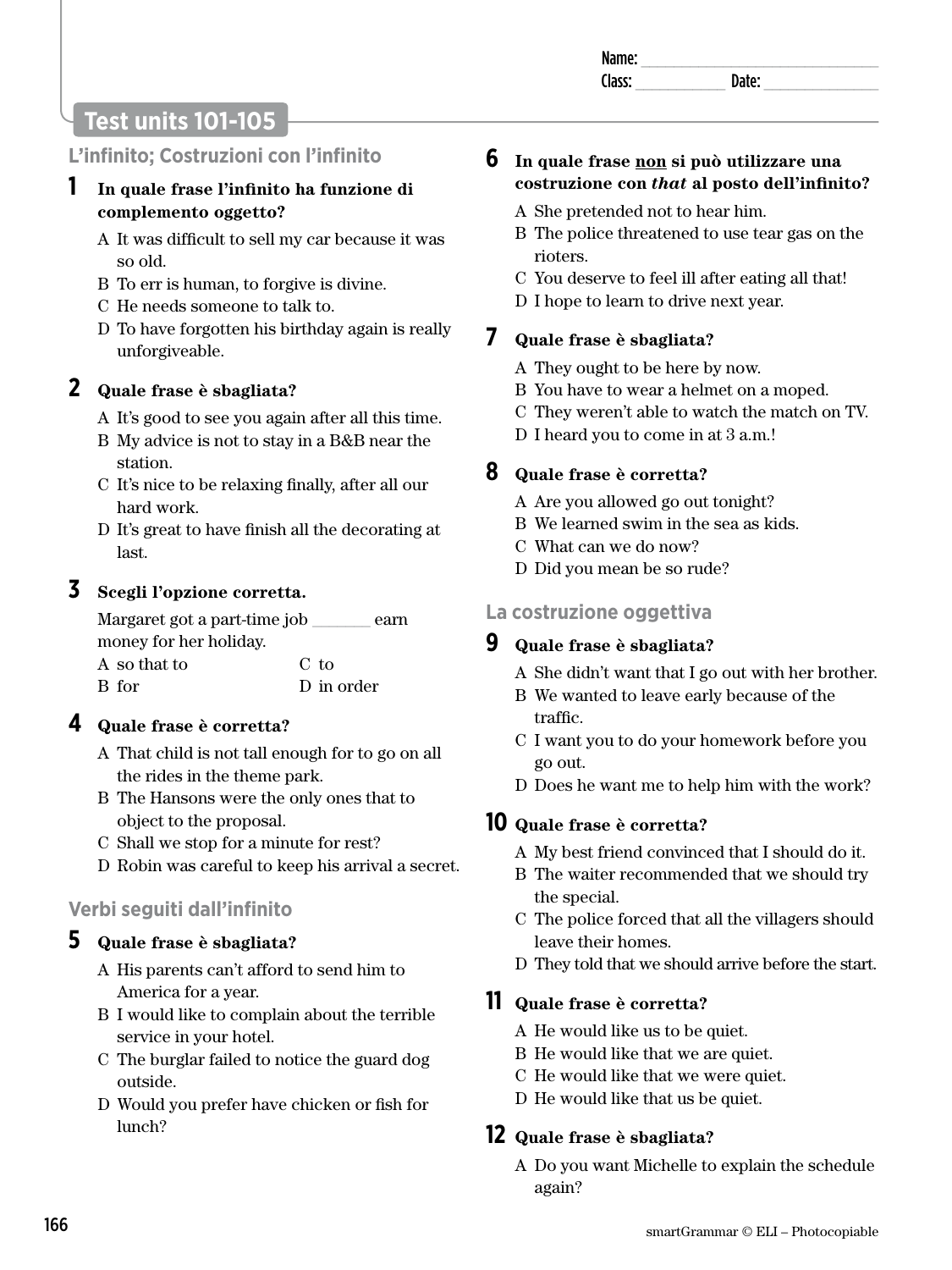Name: ______________________________
Class: ___________ Date: ______________

# Test units 101-105

## L'infinito; Costruzioni con l'infinito

**1 In quale frase l'infinito ha funzione di complemento oggetto?**

A It was difficult to sell my car because it was so old.
B To err is human, to forgive is divine.
C He needs someone to talk to.
D To have forgotten his birthday again is really unforgiveable.

**2 Quale frase è sbagliata?**

A It's good to see you again after all this time.
B My advice is not to stay in a B&B near the station.
C It's nice to be relaxing finally, after all our hard work.
D It's great to have finish all the decorating at last.

**3 Scegli l'opzione corretta.**

Margaret got a part-time job _______ earn money for her holiday.

A so that to
B for
C to
D in order

**4 Quale frase è corretta?**

A That child is not tall enough for to go on all the rides in the theme park.
B The Hansons were the only ones that to object to the proposal.
C Shall we stop for a minute for rest?
D Robin was careful to keep his arrival a secret.

## Verbi seguiti dall'infinito

**5 Quale frase è sbagliata?**

A His parents can't afford to send him to America for a year.
B I would like to complain about the terrible service in your hotel.
C The burglar failed to notice the guard dog outside.
D Would you prefer have chicken or fish for lunch?

**6 In quale frase <u>non</u> si può utilizzare una costruzione con *that* al posto dell'infinito?**

A She pretended not to hear him.
B The police threatened to use tear gas on the rioters.
C You deserve to feel ill after eating all that!
D I hope to learn to drive next year.

**7 Quale frase è sbagliata?**

A They ought to be here by now.
B You have to wear a helmet on a moped.
C They weren't able to watch the match on TV.
D I heard you to come in at 3 a.m.!

**8 Quale frase è corretta?**

A Are you allowed go out tonight?
B We learned swim in the sea as kids.
C What can we do now?
D Did you mean be so rude?

## La costruzione oggettiva

**9 Quale frase è sbagliata?**

A She didn't want that I go out with her brother.
B We wanted to leave early because of the traffic.
C I want you to do your homework before you go out.
D Does he want me to help him with the work?

**10 Quale frase è corretta?**

A My best friend convinced that I should do it.
B The waiter recommended that we should try the special.
C The police forced that all the villagers should leave their homes.
D They told that we should arrive before the start.

**11 Quale frase è corretta?**

A He would like us to be quiet.
B He would like that we are quiet.
C He would like that we were quiet.
D He would like that us be quiet.

**12 Quale frase è sbagliata?**

A Do you want Michelle to explain the schedule again?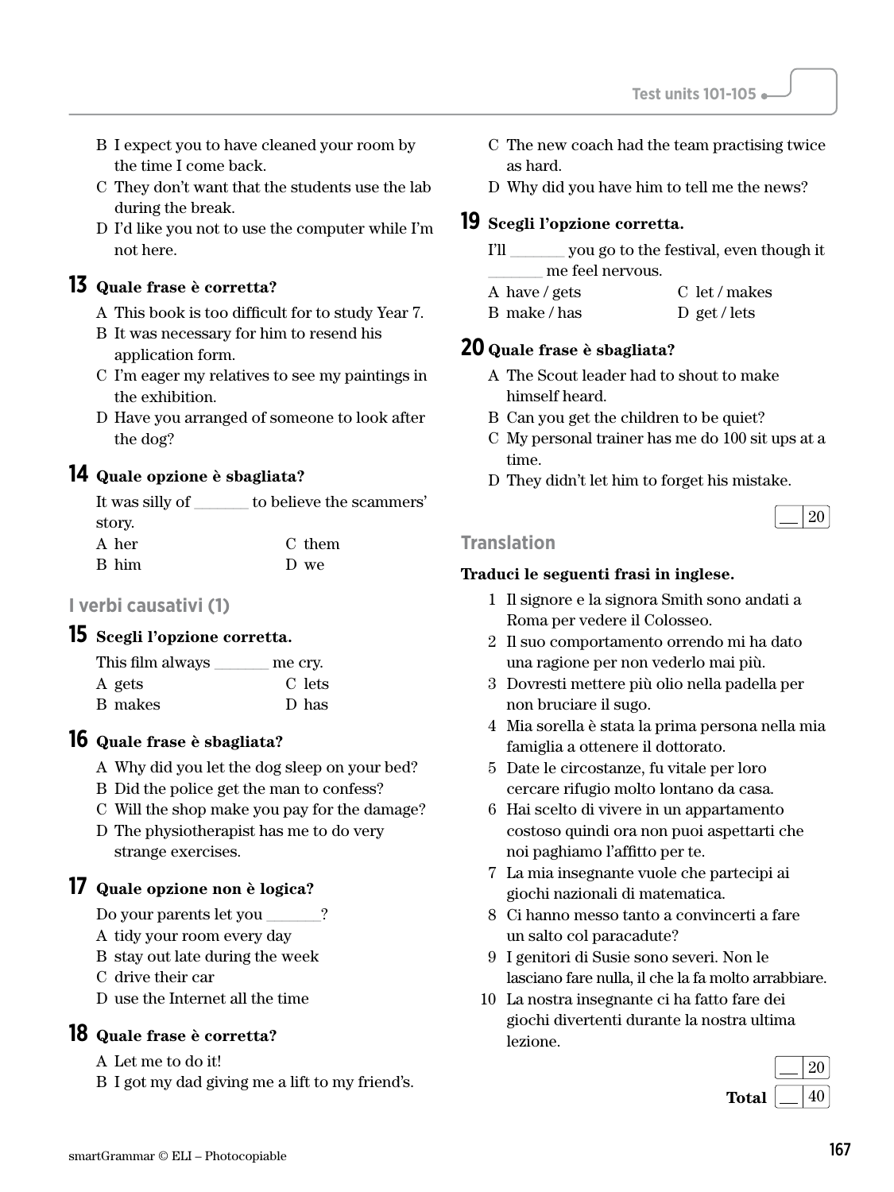B I expect you to have cleaned your room by the time I come back.

C They don't want that the students use the lab during the break.

D I'd like you not to use the computer while I'm not here.

**13 Quale frase è corretta?**

A This book is too difficult for to study Year 7.

B It was necessary for him to resend his application form.

C I'm eager my relatives to see my paintings in the exhibition.

D Have you arranged of someone to look after the dog?

**14 Quale opzione è sbagliata?**

It was silly of _______ to believe the scammers' story.

A her  
B him  
C them  
D we

## I verbi causativi (1)

**15 Scegli l'opzione corretta.**

This film always _______ me cry.

A gets  
B makes  
C lets  
D has

**16 Quale frase è sbagliata?**

A Why did you let the dog sleep on your bed?

B Did the police get the man to confess?

C Will the shop make you pay for the damage?

D The physiotherapist has me to do very strange exercises.

**17 Quale opzione non è logica?**

Do your parents let you _______?

A tidy your room every day

B stay out late during the week

C drive their car

D use the Internet all the time

**18 Quale frase è corretta?**

A Let me to do it!

B I got my dad giving me a lift to my friend's.

C The new coach had the team practising twice as hard.

D Why did you have him to tell me the news?

**19 Scegli l'opzione corretta.**

I'll _______ you go to the festival, even though it _______ me feel nervous.

A have / gets  
B make / has  
C let / makes  
D get / lets

**20 Quale frase è sbagliata?**

A The Scout leader had to shout to make himself heard.

B Can you get the children to be quiet?

C My personal trainer has me do 100 sit ups at a time.

D They didn't let him to forget his mistake.

__ / 20

## Translation

**Traduci le seguenti frasi in inglese.**

1. Il signore e la signora Smith sono andati a Roma per vedere il Colosseo.
2. Il suo comportamento orrendo mi ha dato una ragione per non vederlo mai più.
3. Dovresti mettere più olio nella padella per non bruciare il sugo.
4. Mia sorella è stata la prima persona nella mia famiglia a ottenere il dottorato.
5. Date le circostanze, fu vitale per loro cercare rifugio molto lontano da casa.
6. Hai scelto di vivere in un appartamento costoso quindi ora non puoi aspettarti che noi paghiamo l'affitto per te.
7. La mia insegnante vuole che partecipi ai giochi nazionali di matematica.
8. Ci hanno messo tanto a convincerti a fare un salto col paracadute?
9. I genitori di Susie sono severi. Non le lasciano fare nulla, il che la fa molto arrabbiare.
10. La nostra insegnante ci ha fatto fare dei giochi divertenti durante la nostra ultima lezione.

__ / 20

**Total** __ / 40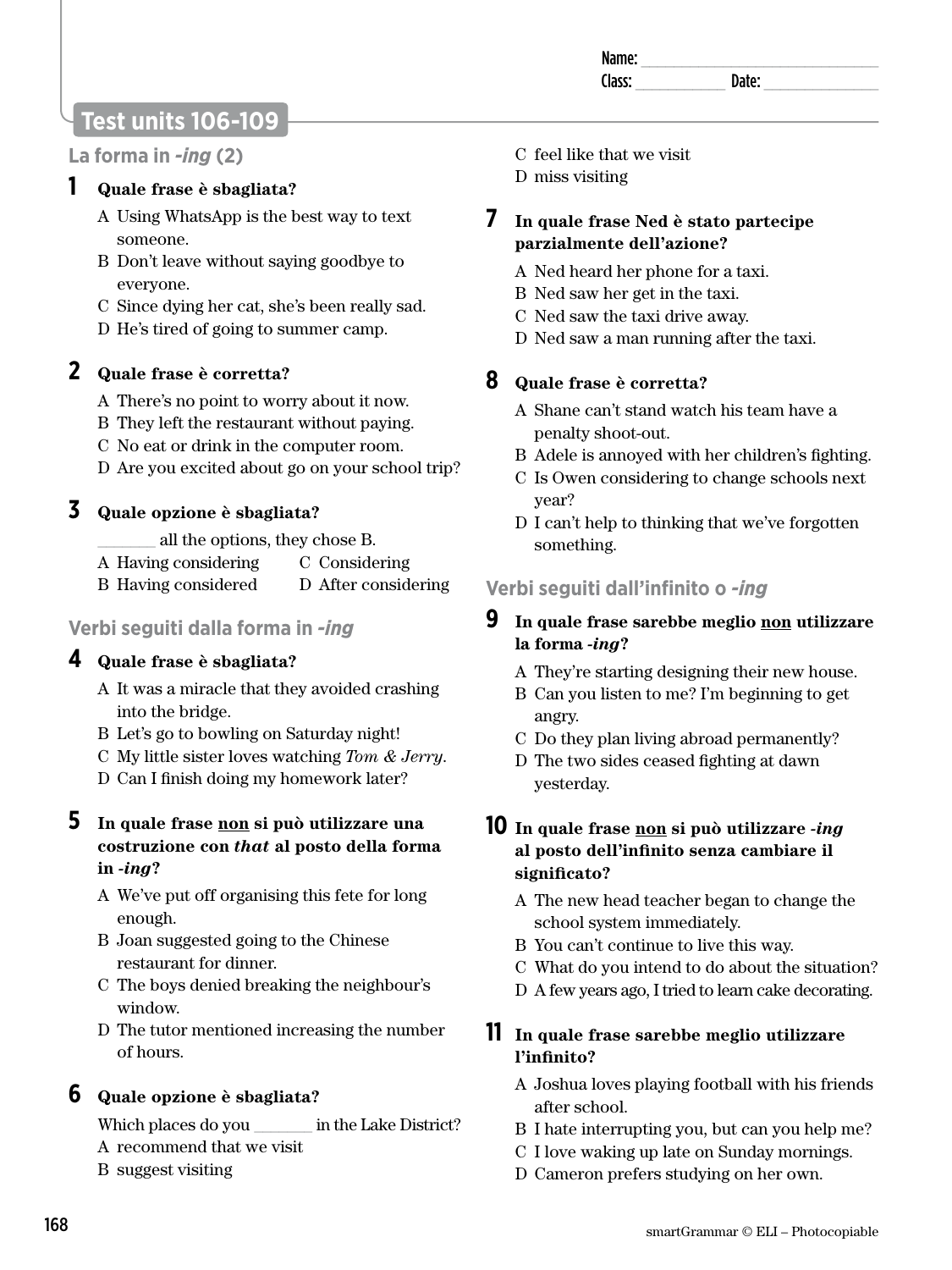Name: ______________________________
Class: ____________ Date: ______________

# Test units 106-109

## La forma in *-ing* (2)

**1 Quale frase è sbagliata?**

A Using WhatsApp is the best way to text someone.
B Don't leave without saying goodbye to everyone.
C Since dying her cat, she's been really sad.
D He's tired of going to summer camp.

**2 Quale frase è corretta?**

A There's no point to worry about it now.
B They left the restaurant without paying.
C No eat or drink in the computer room.
D Are you excited about go on your school trip?

**3 Quale opzione è sbagliata?**

_______ all the options, they chose B.

A Having considering
B Having considered
C Considering
D After considering

## Verbi seguiti dalla forma in *-ing*

**4 Quale frase è sbagliata?**

A It was a miracle that they avoided crashing into the bridge.
B Let's go to bowling on Saturday night!
C My little sister loves watching *Tom & Jerry*.
D Can I finish doing my homework later?

**5 In quale frase non si può utilizzare una costruzione con *that* al posto della forma in *-ing*?**

A We've put off organising this fete for long enough.
B Joan suggested going to the Chinese restaurant for dinner.
C The boys denied breaking the neighbour's window.
D The tutor mentioned increasing the number of hours.

**6 Quale opzione è sbagliata?**

Which places do you _______ in the Lake District?

A recommend that we visit
B suggest visiting
C feel like that we visit
D miss visiting

**7 In quale frase Ned è stato partecipe parzialmente dell'azione?**

A Ned heard her phone for a taxi.
B Ned saw her get in the taxi.
C Ned saw the taxi drive away.
D Ned saw a man running after the taxi.

**8 Quale frase è corretta?**

A Shane can't stand watch his team have a penalty shoot-out.
B Adele is annoyed with her children's fighting.
C Is Owen considering to change schools next year?
D I can't help to thinking that we've forgotten something.

## Verbi seguiti dall'infinito o *-ing*

**9 In quale frase sarebbe meglio non utilizzare la forma *-ing*?**

A They're starting designing their new house.
B Can you listen to me? I'm beginning to get angry.
C Do they plan living abroad permanently?
D The two sides ceased fighting at dawn yesterday.

**10 In quale frase non si può utilizzare *-ing* al posto dell'infinito senza cambiare il significato?**

A The new head teacher began to change the school system immediately.
B You can't continue to live this way.
C What do you intend to do about the situation?
D A few years ago, I tried to learn cake decorating.

**11 In quale frase sarebbe meglio utilizzare l'infinito?**

A Joshua loves playing football with his friends after school.
B I hate interrupting you, but can you help me?
C I love waking up late on Sunday mornings.
D Cameron prefers studying on her own.

smartGrammar © ELI – Photocopiable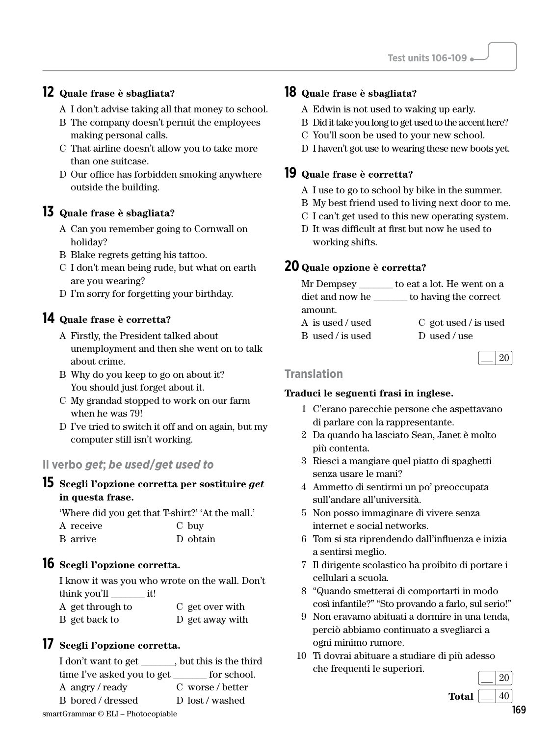## 12 Quale frase è sbagliata?

A I don't advise taking all that money to school.
B The company doesn't permit the employees making personal calls.
C That airline doesn't allow you to take more than one suitcase.
D Our office has forbidden smoking anywhere outside the building.

## 13 Quale frase è sbagliata?

A Can you remember going to Cornwall on holiday?
B Blake regrets getting his tattoo.
C I don't mean being rude, but what on earth are you wearing?
D I'm sorry for forgetting your birthday.

## 14 Quale frase è corretta?

A Firstly, the President talked about unemployment and then she went on to talk about crime.
B Why do you keep to go on about it? You should just forget about it.
C My grandad stopped to work on our farm when he was 79!
D I've tried to switch it off and on again, but my computer still isn't working.

### Il verbo *get*; *be used/get used to*

## 15 Scegli l'opzione corretta per sostituire *get* in questa frase.

'Where did you get that T-shirt?' 'At the mall.'

A receive
B arrive
C buy
D obtain

## 16 Scegli l'opzione corretta.

I know it was you who wrote on the wall. Don't think you'll _______ it!

A get through to
B get back to
C get over with
D get away with

## 17 Scegli l'opzione corretta.

I don't want to get _______, but this is the third time I've asked you to get _______ for school.

A angry / ready
B bored / dressed
C worse / better
D lost / washed

## 18 Quale frase è sbagliata?

A Edwin is not used to waking up early.
B Did it take you long to get used to the accent here?
C You'll soon be used to your new school.
D I haven't got use to wearing these new boots yet.

## 19 Quale frase è corretta?

A I use to go to school by bike in the summer.
B My best friend used to living next door to me.
C I can't get used to this new operating system.
D It was difficult at first but now he used to working shifts.

## 20 Quale opzione è corretta?

Mr Dempsey _______ to eat a lot. He went on a diet and now he _______ to having the correct amount.

A is used / used
B used / is used
C got used / is used
D used / use

__ / 20

### Translation

**Traduci le seguenti frasi in inglese.**

1 C'erano parecchie persone che aspettavano di parlare con la rappresentante.
2 Da quando ha lasciato Sean, Janet è molto più contenta.
3 Riesci a mangiare quel piatto di spaghetti senza usare le mani?
4 Ammetto di sentirmi un po' preoccupata sull'andare all'università.
5 Non posso immaginare di vivere senza internet e social networks.
6 Tom si sta riprendendo dall'influenza e inizia a sentirsi meglio.
7 Il dirigente scolastico ha proibito di portare i cellulari a scuola.
8 "Quando smetterai di comportarti in modo così infantile?" "Sto provando a farlo, sul serio!"
9 Non eravamo abituati a dormire in una tenda, perciò abbiamo continuato a svegliarci a ogni minimo rumore.
10 Ti dovrai abituare a studiare di più adesso che frequenti le superiori.

__ / 20

**Total** __ / 40

smartGrammar © ELI – Photocopiable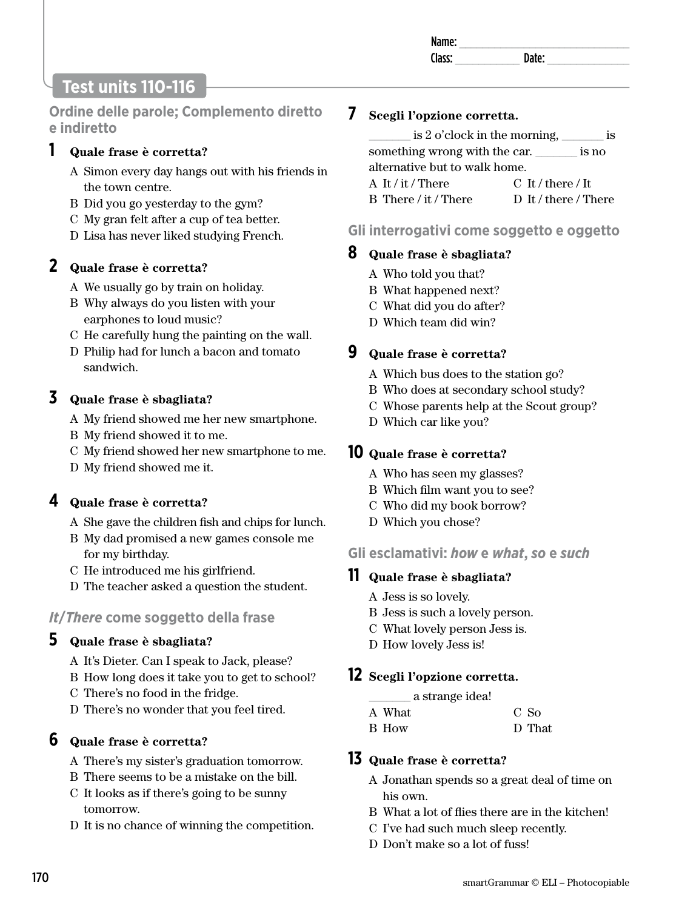Name: ______________________________
Class: ___________ Date: ______________

# Test units 110-116

## Ordine delle parole; Complemento diretto e indiretto

**1 Quale frase è corretta?**

A Simon every day hangs out with his friends in the town centre.
B Did you go yesterday to the gym?
C My gran felt after a cup of tea better.
D Lisa has never liked studying French.

**2 Quale frase è corretta?**

A We usually go by train on holiday.
B Why always do you listen with your earphones to loud music?
C He carefully hung the painting on the wall.
D Philip had for lunch a bacon and tomato sandwich.

**3 Quale frase è sbagliata?**

A My friend showed me her new smartphone.
B My friend showed it to me.
C My friend showed her new smartphone to me.
D My friend showed me it.

**4 Quale frase è corretta?**

A She gave the children fish and chips for lunch.
B My dad promised a new games console me for my birthday.
C He introduced me his girlfriend.
D The teacher asked a question the student.

## *It/There* come soggetto della frase

**5 Quale frase è sbagliata?**

A It's Dieter. Can I speak to Jack, please?
B How long does it take you to get to school?
C There's no food in the fridge.
D There's no wonder that you feel tired.

**6 Quale frase è corretta?**

A There's my sister's graduation tomorrow.
B There seems to be a mistake on the bill.
C It looks as if there's going to be sunny tomorrow.
D It is no chance of winning the competition.

**7 Scegli l'opzione corretta.**

_______ is 2 o'clock in the morning, _______ is something wrong with the car. _______ is no alternative but to walk home.

A It / it / There
B There / it / There
C It / there / It
D It / there / There

## Gli interrogativi come soggetto e oggetto

**8 Quale frase è sbagliata?**

A Who told you that?
B What happened next?
C What did you do after?
D Which team did win?

**9 Quale frase è corretta?**

A Which bus does to the station go?
B Who does at secondary school study?
C Whose parents help at the Scout group?
D Which car like you?

**10 Quale frase è corretta?**

A Who has seen my glasses?
B Which film want you to see?
C Who did my book borrow?
D Which you chose?

## Gli esclamativi: *how* e *what*, *so* e *such*

**11 Quale frase è sbagliata?**

A Jess is so lovely.
B Jess is such a lovely person.
C What lovely person Jess is.
D How lovely Jess is!

**12 Scegli l'opzione corretta.**

_______ a strange idea!

A What
B How
C So
D That

**13 Quale frase è corretta?**

A Jonathan spends so a great deal of time on his own.
B What a lot of flies there are in the kitchen!
C I've had such much sleep recently.
D Don't make so a lot of fuss!

smartGrammar © ELI – Photocopiable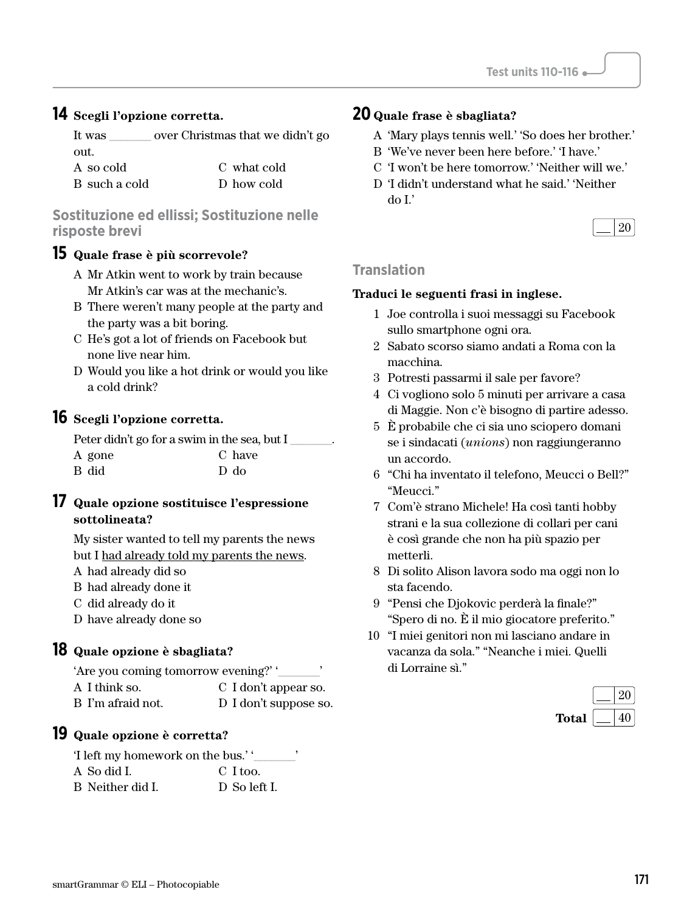**14 Scegli l'opzione corretta.**

It was _______ over Christmas that we didn't go out.

A so cold
B such a cold
C what cold
D how cold

## Sostituzione ed ellissi; Sostituzione nelle risposte brevi

**15 Quale frase è più scorrevole?**

A Mr Atkin went to work by train because Mr Atkin's car was at the mechanic's.
B There weren't many people at the party and the party was a bit boring.
C He's got a lot of friends on Facebook but none live near him.
D Would you like a hot drink or would you like a cold drink?

**16 Scegli l'opzione corretta.**

Peter didn't go for a swim in the sea, but I _______.

A gone
B did
C have
D do

**17 Quale opzione sostituisce l'espressione sottolineata?**

My sister wanted to tell my parents the news but I <u>had already told my parents the news</u>.

A had already did so
B had already done it
C did already do it
D have already done so

**18 Quale opzione è sbagliata?**

'Are you coming tomorrow evening?' '_______'

A I think so.
B I'm afraid not.
C I don't appear so.
D I don't suppose so.

**19 Quale opzione è corretta?**

'I left my homework on the bus.' '_______'

A So did I.
B Neither did I.
C I too.
D So left I.

**20 Quale frase è sbagliata?**

A 'Mary plays tennis well.' 'So does her brother.'
B 'We've never been here before.' 'I have.'
C 'I won't be here tomorrow.' 'Neither will we.'
D 'I didn't understand what he said.' 'Neither do I.'

__ / 20

## Translation

**Traduci le seguenti frasi in inglese.**

1 Joe controlla i suoi messaggi su Facebook sullo smartphone ogni ora.
2 Sabato scorso siamo andati a Roma con la macchina.
3 Potresti passarmi il sale per favore?
4 Ci vogliono solo 5 minuti per arrivare a casa di Maggie. Non c'è bisogno di partire adesso.
5 È probabile che ci sia uno sciopero domani se i sindacati (*unions*) non raggiungeranno un accordo.
6 "Chi ha inventato il telefono, Meucci o Bell?" "Meucci."
7 Com'è strano Michele! Ha così tanti hobby strani e la sua collezione di collari per cani è così grande che non ha più spazio per metterli.
8 Di solito Alison lavora sodo ma oggi non lo sta facendo.
9 "Pensi che Djokovic perderà la finale?" "Spero di no. È il mio giocatore preferito."
10 "I miei genitori non mi lasciano andare in vacanza da sola." "Neanche i miei. Quelli di Lorraine sì."

__ / 20

**Total** __ / 40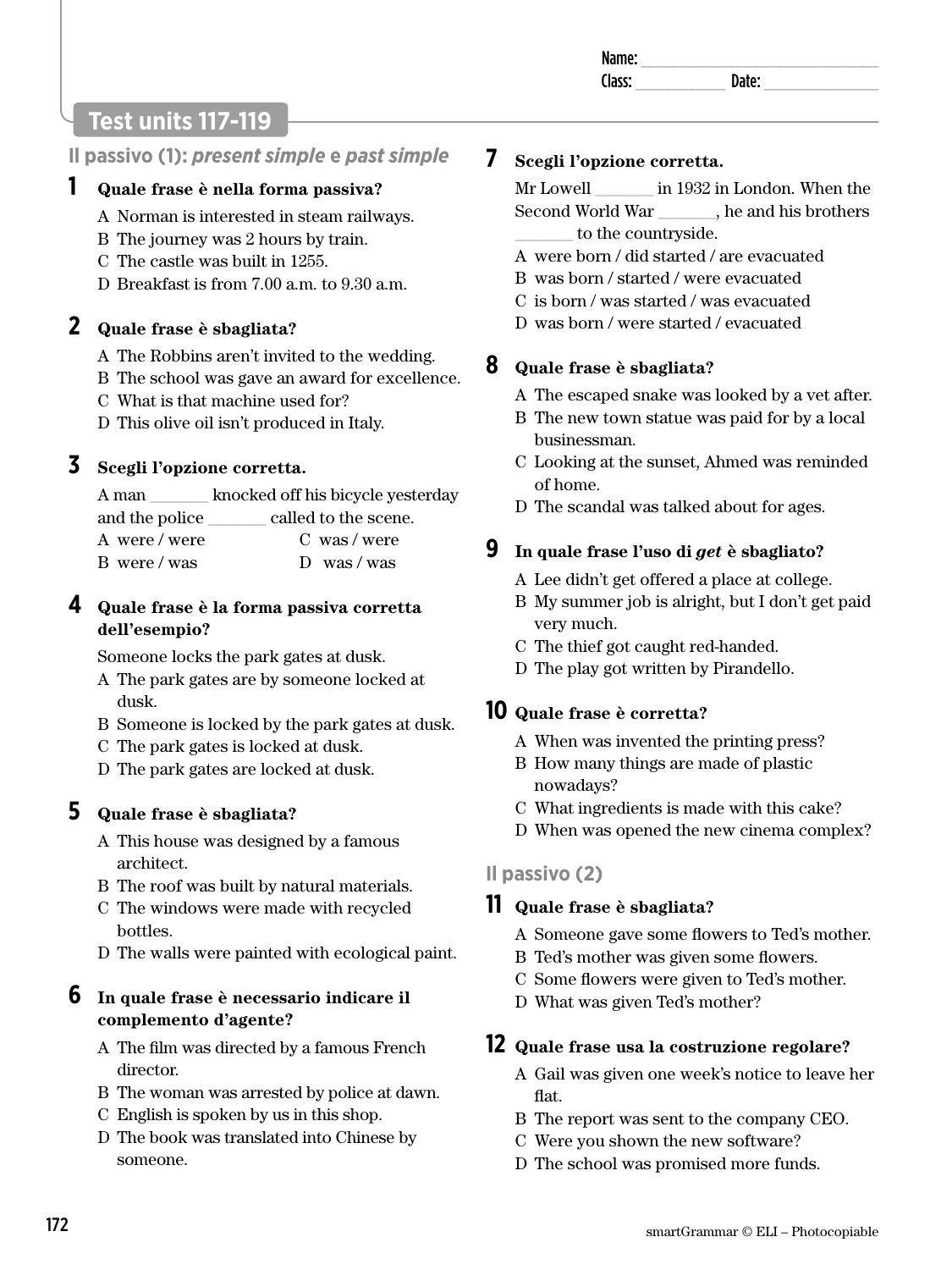Name: ______________________________
Class: ____________ Date: ______________

# Test units 117-119

## Il passivo (1): *present simple* e *past simple*

**1 Quale frase è nella forma passiva?**

A Norman is interested in steam railways.
B The journey was 2 hours by train.
C The castle was built in 1255.
D Breakfast is from 7.00 a.m. to 9.30 a.m.

**2 Quale frase è sbagliata?**

A The Robbins aren't invited to the wedding.
B The school was gave an award for excellence.
C What is that machine used for?
D This olive oil isn't produced in Italy.

**3 Scegli l'opzione corretta.**

A man _______ knocked off his bicycle yesterday and the police _______ called to the scene.

A were / were
B were / was
C was / were
D was / was

**4 Quale frase è la forma passiva corretta dell'esempio?**

Someone locks the park gates at dusk.

A The park gates are by someone locked at dusk.
B Someone is locked by the park gates at dusk.
C The park gates is locked at dusk.
D The park gates are locked at dusk.

**5 Quale frase è sbagliata?**

A This house was designed by a famous architect.
B The roof was built by natural materials.
C The windows were made with recycled bottles.
D The walls were painted with ecological paint.

**6 In quale frase è necessario indicare il complemento d'agente?**

A The film was directed by a famous French director.
B The woman was arrested by police at dawn.
C English is spoken by us in this shop.
D The book was translated into Chinese by someone.

**7 Scegli l'opzione corretta.**

Mr Lowell _______ in 1932 in London. When the Second World War _______, he and his brothers _______ to the countryside.

A were born / did started / are evacuated
B was born / started / were evacuated
C is born / was started / was evacuated
D was born / were started / evacuated

**8 Quale frase è sbagliata?**

A The escaped snake was looked by a vet after.
B The new town statue was paid for by a local businessman.
C Looking at the sunset, Ahmed was reminded of home.
D The scandal was talked about for ages.

**9 In quale frase l'uso di *get* è sbagliato?**

A Lee didn't get offered a place at college.
B My summer job is alright, but I don't get paid very much.
C The thief got caught red-handed.
D The play got written by Pirandello.

**10 Quale frase è corretta?**

A When was invented the printing press?
B How many things are made of plastic nowadays?
C What ingredients is made with this cake?
D When was opened the new cinema complex?

## Il passivo (2)

**11 Quale frase è sbagliata?**

A Someone gave some flowers to Ted's mother.
B Ted's mother was given some flowers.
C Some flowers were given to Ted's mother.
D What was given Ted's mother?

**12 Quale frase usa la costruzione regolare?**

A Gail was given one week's notice to leave her flat.
B The report was sent to the company CEO.
C Were you shown the new software?
D The school was promised more funds.

smartGrammar © ELI – Photocopiable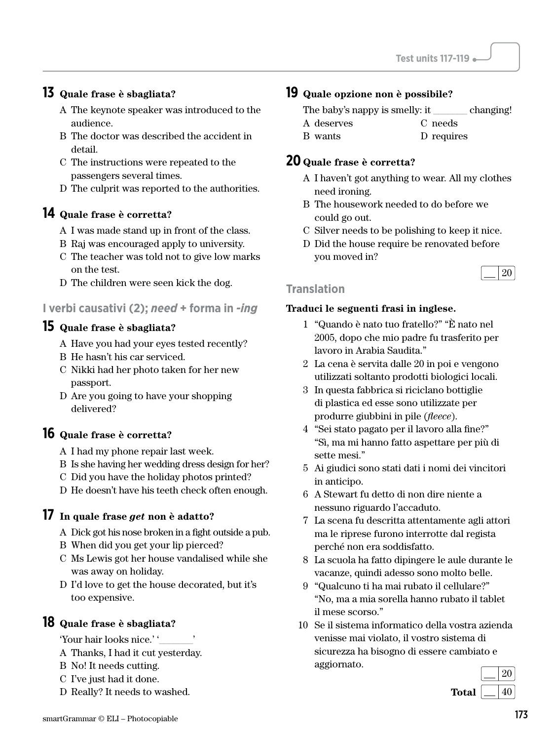## 13 Quale frase è sbagliata?

A The keynote speaker was introduced to the audience.
B The doctor was described the accident in detail.
C The instructions were repeated to the passengers several times.
D The culprit was reported to the authorities.

## 14 Quale frase è corretta?

A I was made stand up in front of the class.
B Raj was encouraged apply to university.
C The teacher was told not to give low marks on the test.
D The children were seen kick the dog.

### I verbi causativi (2); *need* + forma in *-ing*

## 15 Quale frase è sbagliata?

A Have you had your eyes tested recently?
B He hasn't his car serviced.
C Nikki had her photo taken for her new passport.
D Are you going to have your shopping delivered?

## 16 Quale frase è corretta?

A I had my phone repair last week.
B Is she having her wedding dress design for her?
C Did you have the holiday photos printed?
D He doesn't have his teeth check often enough.

## 17 In quale frase *get* non è adatto?

A Dick got his nose broken in a fight outside a pub.
B When did you get your lip pierced?
C Ms Lewis got her house vandalised while she was away on holiday.
D I'd love to get the house decorated, but it's too expensive.

## 18 Quale frase è sbagliata?

'Your hair looks nice.' '_______'

A Thanks, I had it cut yesterday.
B No! It needs cutting.
C I've just had it done.
D Really? It needs to washed.

## 19 Quale opzione non è possibile?

The baby's nappy is smelly: it _______ changing!

A deserves
B wants
C needs
D requires

## 20 Quale frase è corretta?

A I haven't got anything to wear. All my clothes need ironing.
B The housework needed to do before we could go out.
C Silver needs to be polishing to keep it nice.
D Did the house require be renovated before you moved in?

__ | 20

### Translation

**Traduci le seguenti frasi in inglese.**

1 "Quando è nato tuo fratello?" "È nato nel 2005, dopo che mio padre fu trasferito per lavoro in Arabia Saudita."
2 La cena è servita dalle 20 in poi e vengono utilizzati soltanto prodotti biologici locali.
3 In questa fabbrica si riciclano bottiglie di plastica ed esse sono utilizzate per produrre giubbini in pile (*fleece*).
4 "Sei stato pagato per il lavoro alla fine?" "Sì, ma mi hanno fatto aspettare per più di sette mesi."
5 Ai giudici sono stati dati i nomi dei vincitori in anticipo.
6 A Stewart fu detto di non dire niente a nessuno riguardo l'accaduto.
7 La scena fu descritta attentamente agli attori ma le riprese furono interrotte dal regista perché non era soddisfatto.
8 La scuola ha fatto dipingere le aule durante le vacanze, quindi adesso sono molto belle.
9 "Qualcuno ti ha mai rubato il cellulare?" "No, ma a mia sorella hanno rubato il tablet il mese scorso."
10 Se il sistema informatico della vostra azienda venisse mai violato, il vostro sistema di sicurezza ha bisogno di essere cambiato e aggiornato.

__ | 20

**Total** __ | 40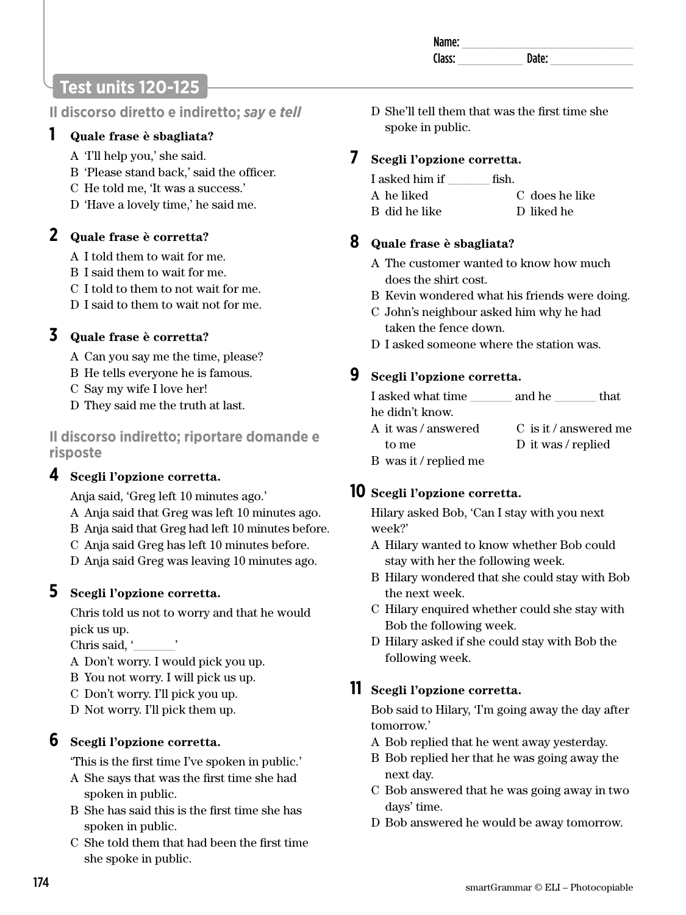Name: \_\_\_\_\_\_\_\_\_\_\_\_\_\_\_\_\_\_\_\_\_\_\_\_\_\_\_\_\_\_
Class: \_\_\_\_\_\_\_\_\_\_\_\_ Date: \_\_\_\_\_\_\_\_\_\_\_\_\_\_

# Test units 120-125

## Il discorso diretto e indiretto; *say* e *tell*

**1 Quale frase è sbagliata?**

A 'I'll help you,' she said.
B 'Please stand back,' said the officer.
C He told me, 'It was a success.'
D 'Have a lovely time,' he said me.

**2 Quale frase è corretta?**

A I told them to wait for me.
B I said them to wait for me.
C I told to them to not wait for me.
D I said to them to wait not for me.

**3 Quale frase è corretta?**

A Can you say me the time, please?
B He tells everyone he is famous.
C Say my wife I love her!
D They said me the truth at last.

## Il discorso indiretto; riportare domande e risposte

**4 Scegli l'opzione corretta.**

Anja said, 'Greg left 10 minutes ago.'
A Anja said that Greg was left 10 minutes ago.
B Anja said that Greg had left 10 minutes before.
C Anja said Greg has left 10 minutes before.
D Anja said Greg was leaving 10 minutes ago.

**5 Scegli l'opzione corretta.**

Chris told us not to worry and that he would pick us up.
Chris said, '\_\_\_\_\_\_\_'
A Don't worry. I would pick you up.
B You not worry. I will pick us up.
C Don't worry. I'll pick you up.
D Not worry. I'll pick them up.

**6 Scegli l'opzione corretta.**

'This is the first time I've spoken in public.'
A She says that was the first time she had spoken in public.
B She has said this is the first time she has spoken in public.
C She told them that had been the first time she spoke in public.
D She'll tell them that was the first time she spoke in public.

**7 Scegli l'opzione corretta.**

I asked him if \_\_\_\_\_\_\_ fish.
A he liked
B did he like
C does he like
D liked he

**8 Quale frase è sbagliata?**

A The customer wanted to know how much does the shirt cost.
B Kevin wondered what his friends were doing.
C John's neighbour asked him why he had taken the fence down.
D I asked someone where the station was.

**9 Scegli l'opzione corretta.**

I asked what time \_\_\_\_\_\_\_ and he \_\_\_\_\_\_\_ that he didn't know.
A it was / answered to me
B was it / replied me
C is it / answered me
D it was / replied

**10 Scegli l'opzione corretta.**

Hilary asked Bob, 'Can I stay with you next week?'
A Hilary wanted to know whether Bob could stay with her the following week.
B Hilary wondered that she could stay with Bob the next week.
C Hilary enquired whether could she stay with Bob the following week.
D Hilary asked if she could stay with Bob the following week.

**11 Scegli l'opzione corretta.**

Bob said to Hilary, 'I'm going away the day after tomorrow.'
A Bob replied that he went away yesterday.
B Bob replied her that he was going away the next day.
C Bob answered that he was going away in two days' time.
D Bob answered he would be away tomorrow.

smartGrammar © ELI – Photocopiable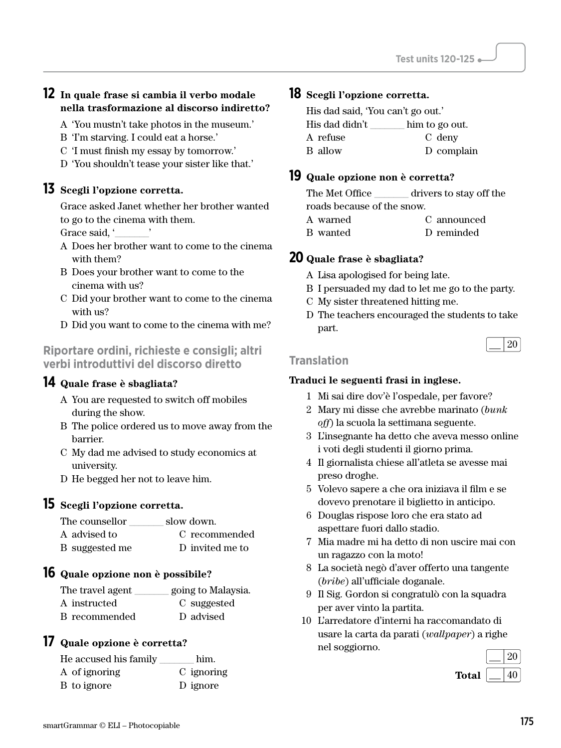**12** **In quale frase si cambia il verbo modale nella trasformazione al discorso indiretto?**

A ‘You mustn’t take photos in the museum.’
B ‘I’m starving. I could eat a horse.’
C ‘I must finish my essay by tomorrow.’
D ‘You shouldn’t tease your sister like that.’

**13** **Scegli l’opzione corretta.**

Grace asked Janet whether her brother wanted to go to the cinema with them.
Grace said, ‘_______’

A Does her brother want to come to the cinema with them?
B Does your brother want to come to the cinema with us?
C Did your brother want to come to the cinema with us?
D Did you want to come to the cinema with me?

## Riportare ordini, richieste e consigli; altri verbi introduttivi del discorso diretto

**14** **Quale frase è sbagliata?**

A You are requested to switch off mobiles during the show.
B The police ordered us to move away from the barrier.
C My dad me advised to study economics at university.
D He begged her not to leave him.

**15** **Scegli l’opzione corretta.**

The counsellor _______ slow down.

A advised to
B suggested me
C recommended
D invited me to

**16** **Quale opzione non è possibile?**

The travel agent _______ going to Malaysia.

A instructed
B recommended
C suggested
D advised

**17** **Quale opzione è corretta?**

He accused his family _______ him.

A of ignoring
B to ignore
C ignoring
D ignore

**18** **Scegli l’opzione corretta.**

His dad said, ‘You can’t go out.’
His dad didn’t _______ him to go out.

A refuse
B allow
C deny
D complain

**19** **Quale opzione non è corretta?**

The Met Office _______ drivers to stay off the roads because of the snow.

A warned
B wanted
C announced
D reminded

**20** **Quale frase è sbagliata?**

A Lisa apologised for being late.
B I persuaded my dad to let me go to the party.
C My sister threatened hitting me.
D The teachers encouraged the students to take part.

__ / 20

## Translation

**Traduci le seguenti frasi in inglese.**

1 Mi sai dire dov’è l’ospedale, per favore?
2 Mary mi disse che avrebbe marinato (*bunk off*) la scuola la settimana seguente.
3 L’insegnante ha detto che aveva messo online i voti degli studenti il giorno prima.
4 Il giornalista chiese all’atleta se avesse mai preso droghe.
5 Volevo sapere a che ora iniziava il film e se dovevo prenotare il biglietto in anticipo.
6 Douglas rispose loro che era stato ad aspettare fuori dallo stadio.
7 Mia madre mi ha detto di non uscire mai con un ragazzo con la moto!
8 La società negò d’aver offerto una tangente (*bribe*) all’ufficiale doganale.
9 Il Sig. Gordon si congratulò con la squadra per aver vinto la partita.
10 L’arredatore d’interni ha raccomandato di usare la carta da parati (*wallpaper*) a righe nel soggiorno.

__ / 20

**Total** __ / 40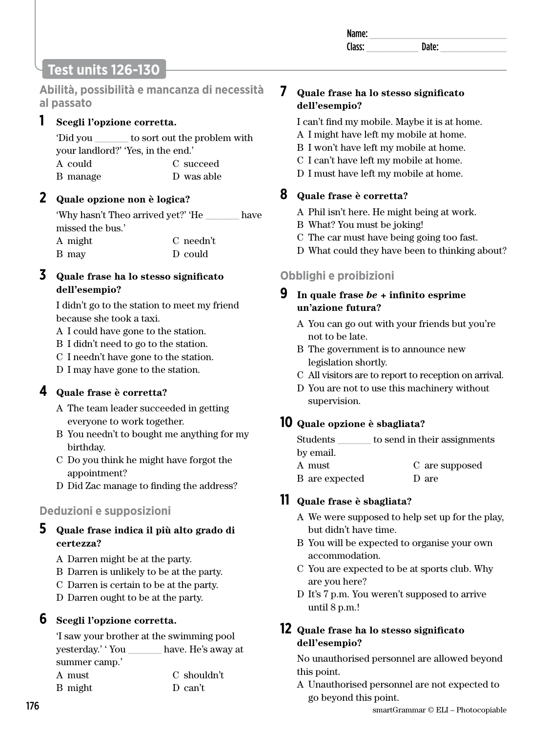Name: ______________________________
Class: ___________ Date: ______________

## Test units 126-130

### Abilità, possibilità e mancanza di necessità al passato

**1 Scegli l'opzione corretta.**

'Did you _______ to sort out the problem with your landlord?' 'Yes, in the end.'

A could
B manage
C succeed
D was able

**2 Quale opzione non è logica?**

'Why hasn't Theo arrived yet?' 'He _______ have missed the bus.'

A might
B may
C needn't
D could

**3 Quale frase ha lo stesso significato dell'esempio?**

I didn't go to the station to meet my friend because she took a taxi.

A I could have gone to the station.
B I didn't need to go to the station.
C I needn't have gone to the station.
D I may have gone to the station.

**4 Quale frase è corretta?**

A The team leader succeeded in getting everyone to work together.
B You needn't to bought me anything for my birthday.
C Do you think he might have forgot the appointment?
D Did Zac manage to finding the address?

### Deduzioni e supposizioni

**5 Quale frase indica il più alto grado di certezza?**

A Darren might be at the party.
B Darren is unlikely to be at the party.
C Darren is certain to be at the party.
D Darren ought to be at the party.

**6 Scegli l'opzione corretta.**

'I saw your brother at the swimming pool yesterday.' ' You _______ have. He's away at summer camp.'

A must
B might
C shouldn't
D can't

**7 Quale frase ha lo stesso significato dell'esempio?**

I can't find my mobile. Maybe it is at home.

A I might have left my mobile at home.
B I won't have left my mobile at home.
C I can't have left my mobile at home.
D I must have left my mobile at home.

**8 Quale frase è corretta?**

A Phil isn't here. He might being at work.
B What? You must be joking!
C The car must have being going too fast.
D What could they have been to thinking about?

### Obblighi e proibizioni

**9 In quale frase *be* + infinito esprime un'azione futura?**

A You can go out with your friends but you're not to be late.
B The government is to announce new legislation shortly.
C All visitors are to report to reception on arrival.
D You are not to use this machinery without supervision.

**10 Quale opzione è sbagliata?**

Students _______ to send in their assignments by email.

A must
B are expected
C are supposed
D are

**11 Quale frase è sbagliata?**

A We were supposed to help set up for the play, but didn't have time.
B You will be expected to organise your own accommodation.
C You are expected to be at sports club. Why are you here?
D It's 7 p.m. You weren't supposed to arrive until 8 p.m.!

**12 Quale frase ha lo stesso significato dell'esempio?**

No unauthorised personnel are allowed beyond this point.

A Unauthorised personnel are not expected to go beyond this point.

smartGrammar © ELI – Photocopiable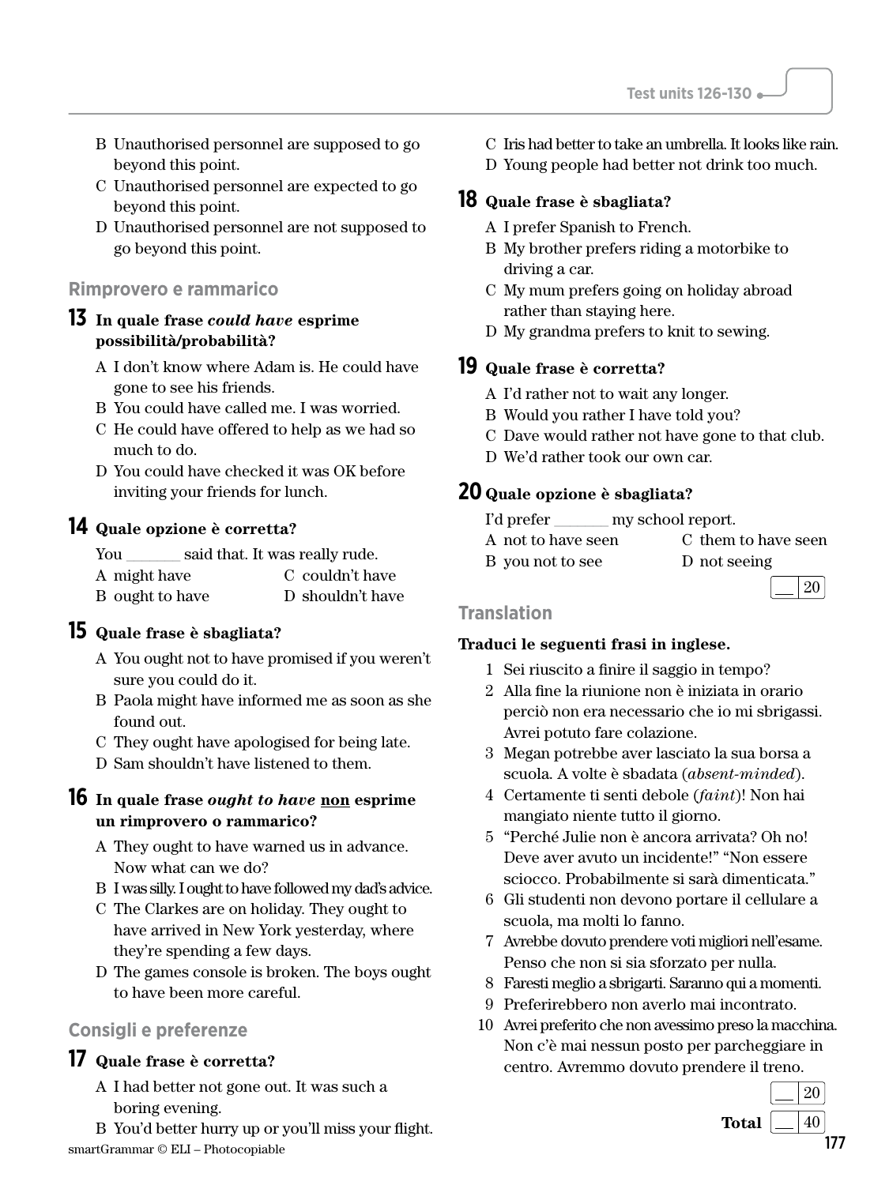B Unauthorised personnel are supposed to go beyond this point.
C Unauthorised personnel are expected to go beyond this point.
D Unauthorised personnel are not supposed to go beyond this point.

## Rimprovero e rammarico

**13 In quale frase *could have* esprime possibilità/probabilità?**

A I don't know where Adam is. He could have gone to see his friends.
B You could have called me. I was worried.
C He could have offered to help as we had so much to do.
D You could have checked it was OK before inviting your friends for lunch.

**14 Quale opzione è corretta?**

You _______ said that. It was really rude.

A might have
B ought to have
C couldn't have
D shouldn't have

**15 Quale frase è sbagliata?**

A You ought not to have promised if you weren't sure you could do it.
B Paola might have informed me as soon as she found out.
C They ought have apologised for being late.
D Sam shouldn't have listened to them.

**16 In quale frase *ought to have* non esprime un rimprovero o rammarico?**

A They ought to have warned us in advance. Now what can we do?
B I was silly. I ought to have followed my dad's advice.
C The Clarkes are on holiday. They ought to have arrived in New York yesterday, where they're spending a few days.
D The games console is broken. The boys ought to have been more careful.

## Consigli e preferenze

**17 Quale frase è corretta?**

A I had better not gone out. It was such a boring evening.
B You'd better hurry up or you'll miss your flight.
C Iris had better to take an umbrella. It looks like rain.
D Young people had better not drink too much.

**18 Quale frase è sbagliata?**

A I prefer Spanish to French.
B My brother prefers riding a motorbike to driving a car.
C My mum prefers going on holiday abroad rather than staying here.
D My grandma prefers to knit to sewing.

**19 Quale frase è corretta?**

A I'd rather not to wait any longer.
B Would you rather I have told you?
C Dave would rather not have gone to that club.
D We'd rather took our own car.

**20 Quale opzione è sbagliata?**

I'd prefer _______ my school report.

A not to have seen
B you not to see
C them to have seen
D not seeing

__ / 20

## Translation

**Traduci le seguenti frasi in inglese.**

1 Sei riuscito a finire il saggio in tempo?
2 Alla fine la riunione non è iniziata in orario perciò non era necessario che io mi sbrigassi. Avrei potuto fare colazione.
3 Megan potrebbe aver lasciato la sua borsa a scuola. A volte è sbadata (*absent-minded*).
4 Certamente ti senti debole (*faint*)! Non hai mangiato niente tutto il giorno.
5 "Perché Julie non è ancora arrivata? Oh no! Deve aver avuto un incidente!" "Non essere sciocco. Probabilmente si sarà dimenticata."
6 Gli studenti non devono portare il cellulare a scuola, ma molti lo fanno.
7 Avrebbe dovuto prendere voti migliori nell'esame. Penso che non si sia sforzato per nulla.
8 Faresti meglio a sbrigarti. Saranno qui a momenti.
9 Preferirebbero non averlo mai incontrato.
10 Avrei preferito che non avessimo preso la macchina. Non c'è mai nessun posto per parcheggiare in centro. Avremmo dovuto prendere il treno.

__ / 20

**Total** __ / 40

smartGrammar © ELI – Photocopiable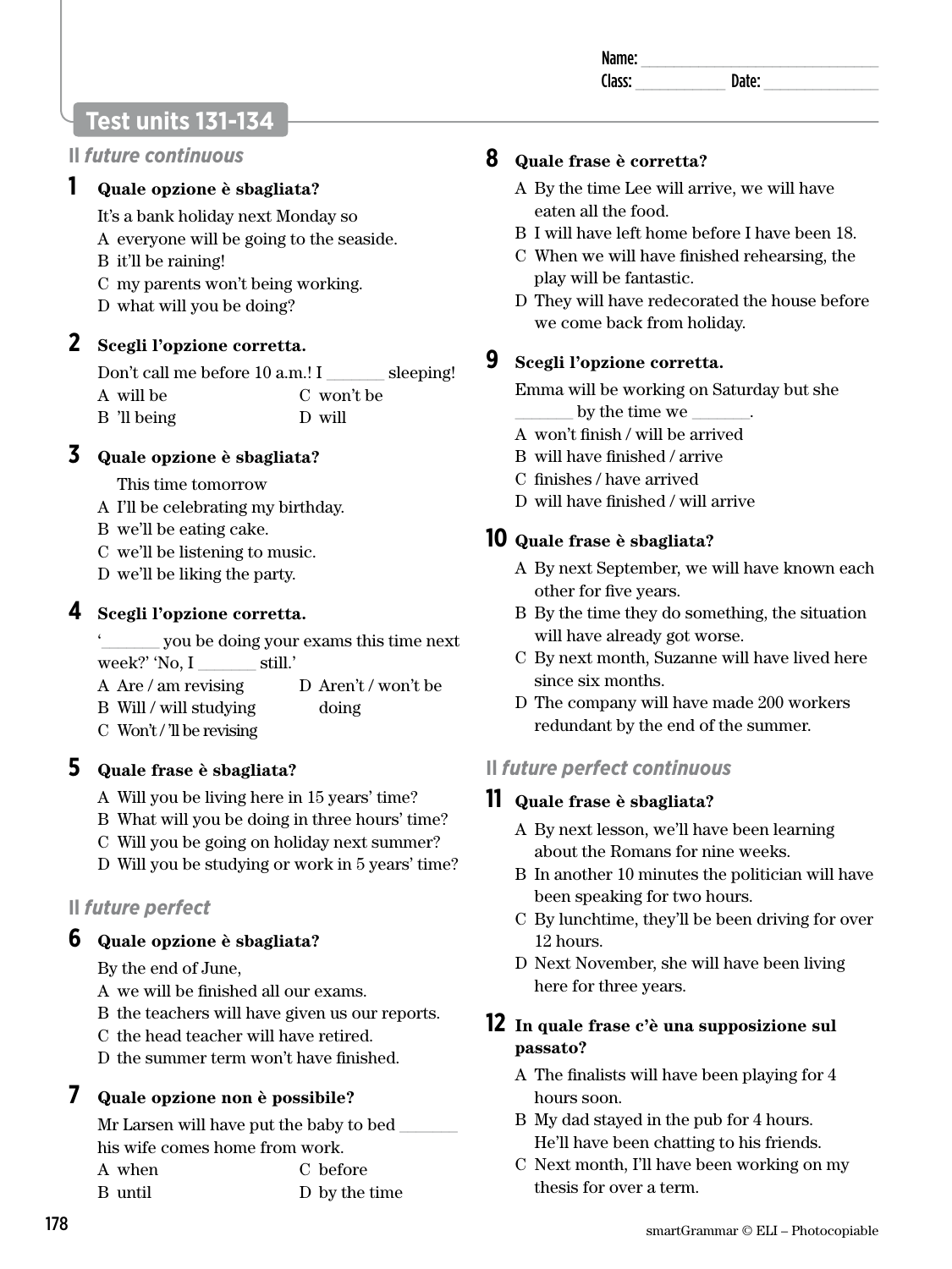Name: ______________________________
Class: ____________ Date: ______________

# Test units 131-134

## Il *future continuous*

**1 Quale opzione è sbagliata?**

It's a bank holiday next Monday so

A everyone will be going to the seaside.
B it'll be raining!
C my parents won't being working.
D what will you be doing?

**2 Scegli l'opzione corretta.**

Don't call me before 10 a.m.! I _______ sleeping!

A will be
B 'll being
C won't be
D will

**3 Quale opzione è sbagliata?**

This time tomorrow

A I'll be celebrating my birthday.
B we'll be eating cake.
C we'll be listening to music.
D we'll be liking the party.

**4 Scegli l'opzione corretta.**

'_______ you be doing your exams this time next week?' 'No, I _______ still.'

A Are / am revising
B Will / will studying
C Won't / 'll be revising
D Aren't / won't be doing

**5 Quale frase è sbagliata?**

A Will you be living here in 15 years' time?
B What will you be doing in three hours' time?
C Will you be going on holiday next summer?
D Will you be studying or work in 5 years' time?

## Il *future perfect*

**6 Quale opzione è sbagliata?**

By the end of June,

A we will be finished all our exams.
B the teachers will have given us our reports.
C the head teacher will have retired.
D the summer term won't have finished.

**7 Quale opzione non è possibile?**

Mr Larsen will have put the baby to bed _______ his wife comes home from work.

A when
B until
C before
D by the time

**8 Quale frase è corretta?**

A By the time Lee will arrive, we will have eaten all the food.
B I will have left home before I have been 18.
C When we will have finished rehearsing, the play will be fantastic.
D They will have redecorated the house before we come back from holiday.

**9 Scegli l'opzione corretta.**

Emma will be working on Saturday but she _______ by the time we _______.

A won't finish / will be arrived
B will have finished / arrive
C finishes / have arrived
D will have finished / will arrive

**10 Quale frase è sbagliata?**

A By next September, we will have known each other for five years.
B By the time they do something, the situation will have already got worse.
C By next month, Suzanne will have lived here since six months.
D The company will have made 200 workers redundant by the end of the summer.

## Il *future perfect continuous*

**11 Quale frase è sbagliata?**

A By next lesson, we'll have been learning about the Romans for nine weeks.
B In another 10 minutes the politician will have been speaking for two hours.
C By lunchtime, they'll be been driving for over 12 hours.
D Next November, she will have been living here for three years.

**12 In quale frase c'è una supposizione sul passato?**

A The finalists will have been playing for 4 hours soon.
B My dad stayed in the pub for 4 hours. He'll have been chatting to his friends.
C Next month, I'll have been working on my thesis for over a term.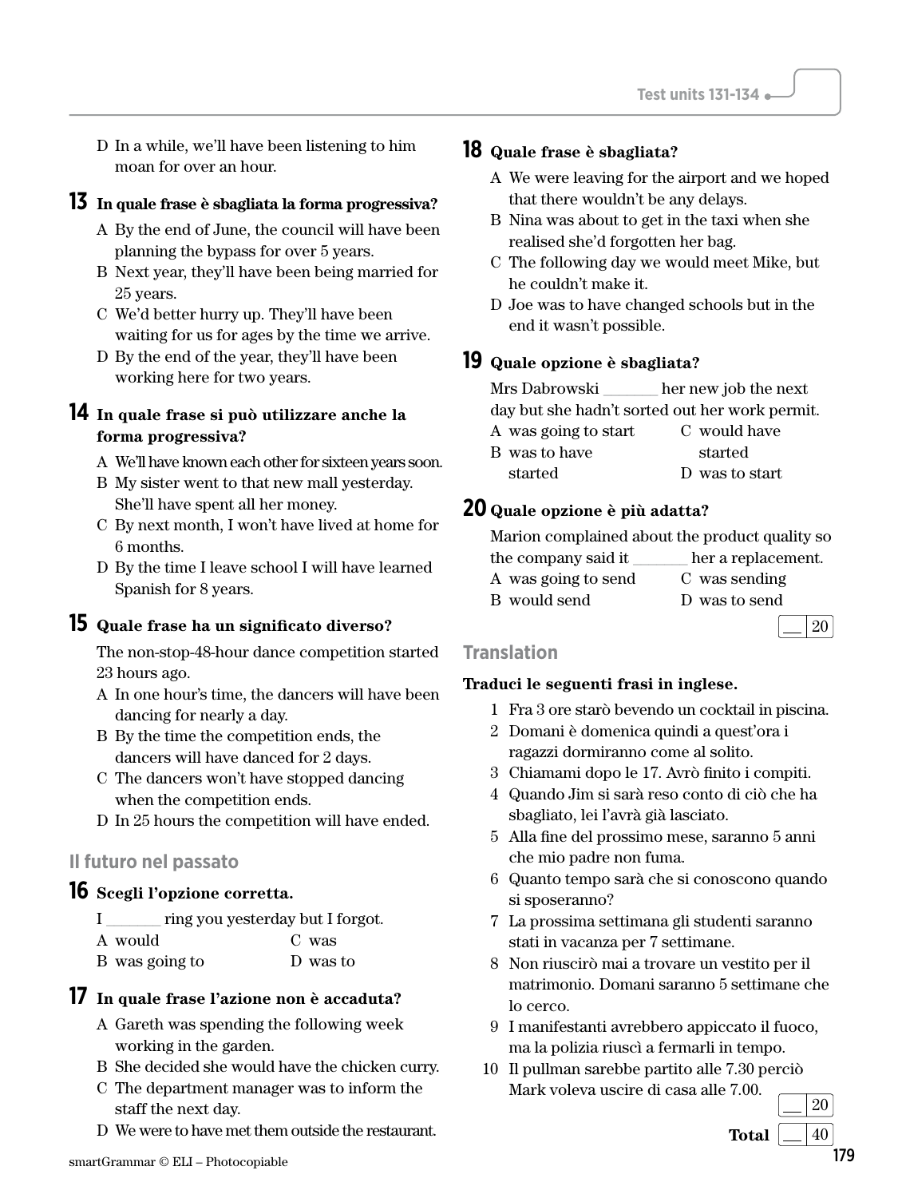D In a while, we'll have been listening to him moan for over an hour.

**13 In quale frase è sbagliata la forma progressiva?**

A By the end of June, the council will have been planning the bypass for over 5 years.
B Next year, they'll have been being married for 25 years.
C We'd better hurry up. They'll have been waiting for us for ages by the time we arrive.
D By the end of the year, they'll have been working here for two years.

**14 In quale frase si può utilizzare anche la forma progressiva?**

A We'll have known each other for sixteen years soon.
B My sister went to that new mall yesterday. She'll have spent all her money.
C By next month, I won't have lived at home for 6 months.
D By the time I leave school I will have learned Spanish for 8 years.

**15 Quale frase ha un significato diverso?**

The non-stop-48-hour dance competition started 23 hours ago.

A In one hour's time, the dancers will have been dancing for nearly a day.
B By the time the competition ends, the dancers will have danced for 2 days.
C The dancers won't have stopped dancing when the competition ends.
D In 25 hours the competition will have ended.

## Il futuro nel passato

**16 Scegli l'opzione corretta.**

I _______ ring you yesterday but I forgot.

A would
B was going to
C was
D was to

**17 In quale frase l'azione non è accaduta?**

A Gareth was spending the following week working in the garden.
B She decided she would have the chicken curry.
C The department manager was to inform the staff the next day.
D We were to have met them outside the restaurant.

**18 Quale frase è sbagliata?**

A We were leaving for the airport and we hoped that there wouldn't be any delays.
B Nina was about to get in the taxi when she realised she'd forgotten her bag.
C The following day we would meet Mike, but he couldn't make it.
D Joe was to have changed schools but in the end it wasn't possible.

**19 Quale opzione è sbagliata?**

Mrs Dabrowski _______ her new job the next day but she hadn't sorted out her work permit.

A was going to start
B was to have started
C would have started
D was to start

**20 Quale opzione è più adatta?**

Marion complained about the product quality so the company said it _______ her a replacement.

A was going to send
B would send
C was sending
D was to send

___ / 20

## Translation

**Traduci le seguenti frasi in inglese.**

1 Fra 3 ore starò bevendo un cocktail in piscina.
2 Domani è domenica quindi a quest'ora i ragazzi dormiranno come al solito.
3 Chiamami dopo le 17. Avrò finito i compiti.
4 Quando Jim si sarà reso conto di ciò che ha sbagliato, lei l'avrà già lasciato.
5 Alla fine del prossimo mese, saranno 5 anni che mio padre non fuma.
6 Quanto tempo sarà che si conoscono quando si sposeranno?
7 La prossima settimana gli studenti saranno stati in vacanza per 7 settimane.
8 Non riuscirò mai a trovare un vestito per il matrimonio. Domani saranno 5 settimane che lo cerco.
9 I manifestanti avrebbero appiccato il fuoco, ma la polizia riuscì a fermarli in tempo.
10 Il pullman sarebbe partito alle 7.30 perciò Mark voleva uscire di casa alle 7.00.

___ / 20

**Total** ___ / 40

smartGrammar © ELI – Photocopiable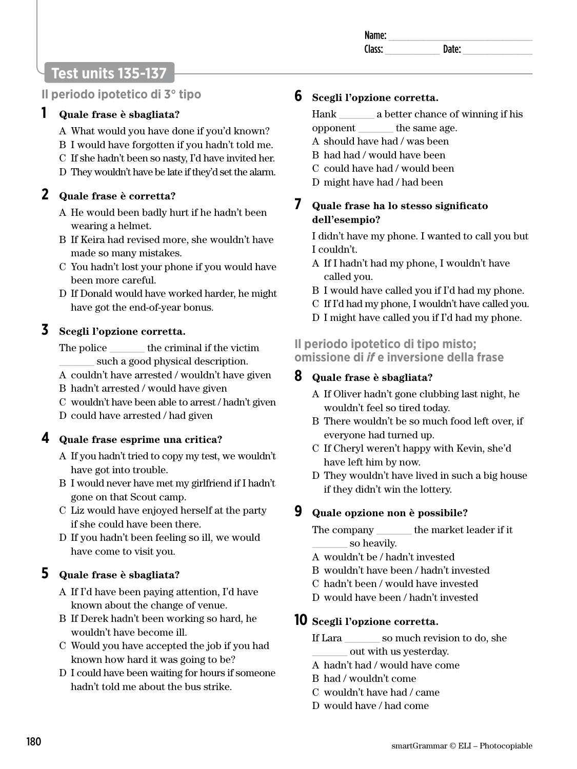Name: _______________
Class: _________ Date: ___________

## Test units 135-137

### Il periodo ipotetico di 3° tipo

**1 Quale frase è sbagliata?**

A What would you have done if you'd known?
B I would have forgotten if you hadn't told me.
C If she hadn't been so nasty, I'd have invited her.
D They wouldn't have be late if they'd set the alarm.

**2 Quale frase è corretta?**

A He would been badly hurt if he hadn't been wearing a helmet.
B If Keira had revised more, she wouldn't have made so many mistakes.
C You hadn't lost your phone if you would have been more careful.
D If Donald would have worked harder, he might have got the end-of-year bonus.

**3 Scegli l'opzione corretta.**

The police _______ the criminal if the victim _______ such a good physical description.

A couldn't have arrested / wouldn't have given
B hadn't arrested / would have given
C wouldn't have been able to arrest / hadn't given
D could have arrested / had given

**4 Quale frase esprime una critica?**

A If you hadn't tried to copy my test, we wouldn't have got into trouble.
B I would never have met my girlfriend if I hadn't gone on that Scout camp.
C Liz would have enjoyed herself at the party if she could have been there.
D If you hadn't been feeling so ill, we would have come to visit you.

**5 Quale frase è sbagliata?**

A If I'd have been paying attention, I'd have known about the change of venue.
B If Derek hadn't been working so hard, he wouldn't have become ill.
C Would you have accepted the job if you had known how hard it was going to be?
D I could have been waiting for hours if someone hadn't told me about the bus strike.

**6 Scegli l'opzione corretta.**

Hank _______ a better chance of winning if his opponent _______ the same age.

A should have had / was been
B had had / would have been
C could have had / would been
D might have had / had been

**7 Quale frase ha lo stesso significato dell'esempio?**

I didn't have my phone. I wanted to call you but I couldn't.

A If I hadn't had my phone, I wouldn't have called you.
B I would have called you if I'd had my phone.
C If I'd had my phone, I wouldn't have called you.
D I might have called you if I'd had my phone.

### Il periodo ipotetico di tipo misto; omissione di *if* e inversione della frase

**8 Quale frase è sbagliata?**

A If Oliver hadn't gone clubbing last night, he wouldn't feel so tired today.
B There wouldn't be so much food left over, if everyone had turned up.
C If Cheryl weren't happy with Kevin, she'd have left him by now.
D They wouldn't have lived in such a big house if they didn't win the lottery.

**9 Quale opzione non è possibile?**

The company _______ the market leader if it _______ so heavily.

A wouldn't be / hadn't invested
B wouldn't have been / hadn't invested
C hadn't been / would have invested
D would have been / hadn't invested

**10 Scegli l'opzione corretta.**

If Lara _______ so much revision to do, she _______ out with us yesterday.

A hadn't had / would have come
B had / wouldn't come
C wouldn't have had / came
D would have / had come

smartGrammar © ELI – Photocopiable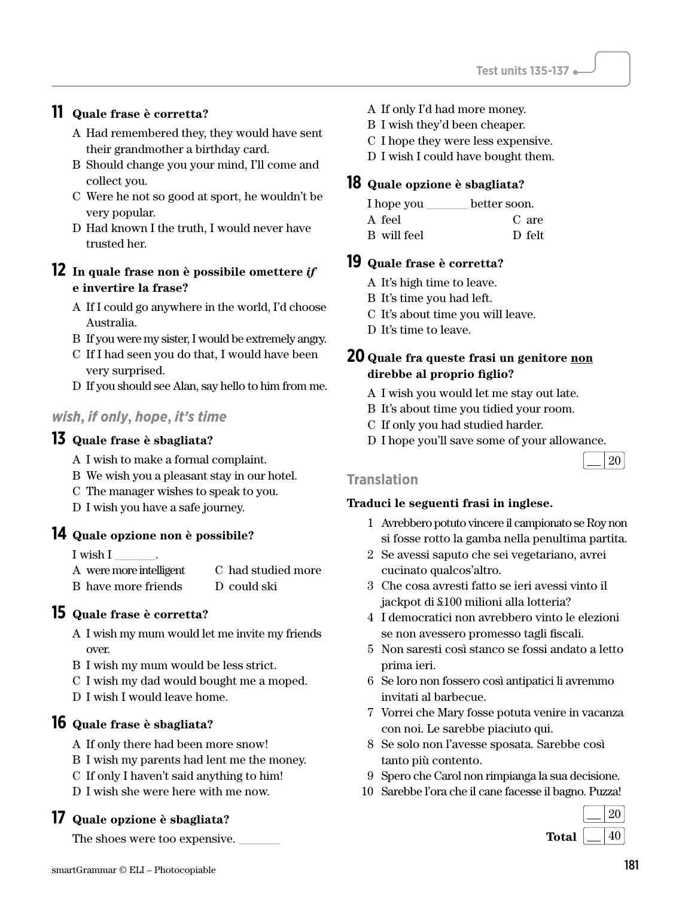**11 Quale frase è corretta?**

A Had remembered they, they would have sent their grandmother a birthday card.
B Should change you your mind, I'll come and collect you.
C Were he not so good at sport, he wouldn't be very popular.
D Had known I the truth, I would never have trusted her.

**12 In quale frase non è possibile omettere *if* e invertire la frase?**

A If I could go anywhere in the world, I'd choose Australia.
B If you were my sister, I would be extremely angry.
C If I had seen you do that, I would have been very surprised.
D If you should see Alan, say hello to him from me.

## *wish*, *if only*, *hope*, *it's time*

**13 Quale frase è sbagliata?**

A I wish to make a formal complaint.
B We wish you a pleasant stay in our hotel.
C The manager wishes to speak to you.
D I wish you have a safe journey.

**14 Quale opzione non è possibile?**

I wish I _______.

A were more intelligent
B have more friends
C had studied more
D could ski

**15 Quale frase è corretta?**

A I wish my mum would let me invite my friends over.
B I wish my mum would be less strict.
C I wish my dad would bought me a moped.
D I wish I would leave home.

**16 Quale frase è sbagliata?**

A If only there had been more snow!
B I wish my parents had lent me the money.
C If only I haven't said anything to him!
D I wish she were here with me now.

**17 Quale opzione è sbagliata?**

The shoes were too expensive. _______

A If only I'd had more money.
B I wish they'd been cheaper.
C I hope they were less expensive.
D I wish I could have bought them.

**18 Quale opzione è sbagliata?**

I hope you _______ better soon.

A feel
B will feel
C are
D felt

**19 Quale frase è corretta?**

A It's high time to leave.
B It's time you had left.
C It's about time you will leave.
D It's time to leave.

**20 Quale fra queste frasi un genitore non direbbe al proprio figlio?**

A I wish you would let me stay out late.
B It's about time you tidied your room.
C If only you had studied harder.
D I hope you'll save some of your allowance.

__ / 20

## Translation

**Traduci le seguenti frasi in inglese.**

1 Avrebbero potuto vincere il campionato se Roy non si fosse rotto la gamba nella penultima partita.
2 Se avessi saputo che sei vegetariano, avrei cucinato qualcos'altro.
3 Che cosa avresti fatto se ieri avessi vinto il jackpot di £100 milioni alla lotteria?
4 I democratici non avrebbero vinto le elezioni se non avessero promesso tagli fiscali.
5 Non saresti così stanco se fossi andato a letto prima ieri.
6 Se loro non fossero così antipatici li avremmo invitati al barbecue.
7 Vorrei che Mary fosse potuta venire in vacanza con noi. Le sarebbe piaciuto qui.
8 Se solo non l'avesse sposata. Sarebbe così tanto più contento.
9 Spero che Carol non rimpianga la sua decisione.
10 Sarebbe l'ora che il cane facesse il bagno. Puzza!

__ / 20

**Total** __ / 40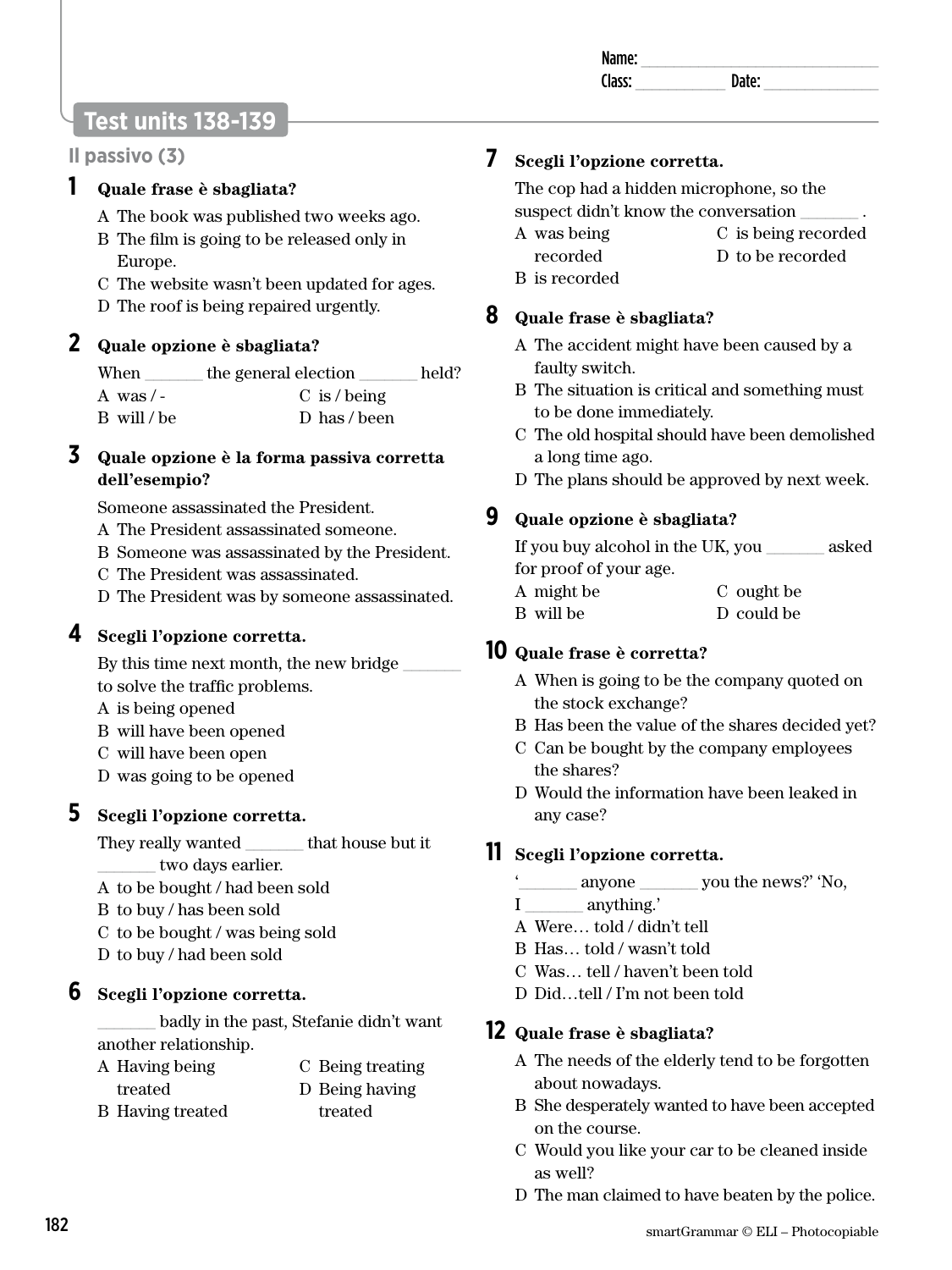Name: ______________________________
Class: ____________ Date: ______________

## Test units 138-139

### Il passivo (3)

**1 Quale frase è sbagliata?**

A The book was published two weeks ago.
B The film is going to be released only in Europe.
C The website wasn't been updated for ages.
D The roof is being repaired urgently.

**2 Quale opzione è sbagliata?**

When _______ the general election _______ held?

A was / -
B will / be
C is / being
D has / been

**3 Quale opzione è la forma passiva corretta dell'esempio?**

Someone assassinated the President.

A The President assassinated someone.
B Someone was assassinated by the President.
C The President was assassinated.
D The President was by someone assassinated.

**4 Scegli l'opzione corretta.**

By this time next month, the new bridge _______ to solve the traffic problems.

A is being opened
B will have been opened
C will have been open
D was going to be opened

**5 Scegli l'opzione corretta.**

They really wanted _______ that house but it _______ two days earlier.

A to be bought / had been sold
B to buy / has been sold
C to be bought / was being sold
D to buy / had been sold

**6 Scegli l'opzione corretta.**

_______ badly in the past, Stefanie didn't want another relationship.

A Having being treated
B Having treated
C Being treating
D Being having treated

**7 Scegli l'opzione corretta.**

The cop had a hidden microphone, so the suspect didn't know the conversation _______ .

A was being recorded
B is recorded
C is being recorded
D to be recorded

**8 Quale frase è sbagliata?**

A The accident might have been caused by a faulty switch.
B The situation is critical and something must to be done immediately.
C The old hospital should have been demolished a long time ago.
D The plans should be approved by next week.

**9 Quale opzione è sbagliata?**

If you buy alcohol in the UK, you _______ asked for proof of your age.

A might be
B will be
C ought be
D could be

**10 Quale frase è corretta?**

A When is going to be the company quoted on the stock exchange?
B Has been the value of the shares decided yet?
C Can be bought by the company employees the shares?
D Would the information have been leaked in any case?

**11 Scegli l'opzione corretta.**

'_______ anyone _______ you the news?' 'No, I _______ anything.'

A Were… told / didn't tell
B Has… told / wasn't told
C Was… tell / haven't been told
D Did…tell / I'm not been told

**12 Quale frase è sbagliata?**

A The needs of the elderly tend to be forgotten about nowadays.
B She desperately wanted to have been accepted on the course.
C Would you like your car to be cleaned inside as well?
D The man claimed to have beaten by the police.

smartGrammar © ELI – Photocopiable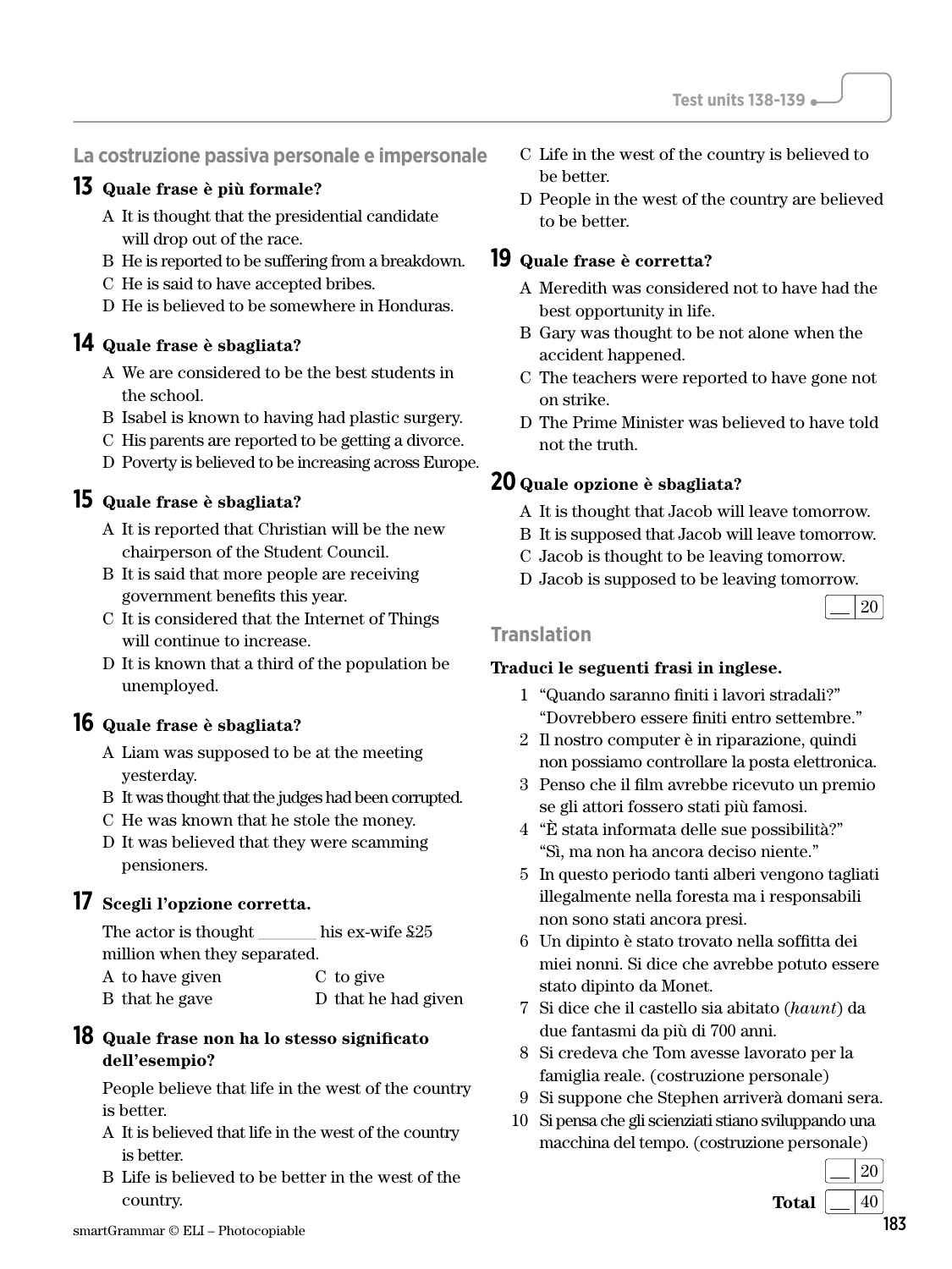## La costruzione passiva personale e impersonale

**13 Quale frase è più formale?**

A It is thought that the presidential candidate will drop out of the race.
B He is reported to be suffering from a breakdown.
C He is said to have accepted bribes.
D He is believed to be somewhere in Honduras.

**14 Quale frase è sbagliata?**

A We are considered to be the best students in the school.
B Isabel is known to having had plastic surgery.
C His parents are reported to be getting a divorce.
D Poverty is believed to be increasing across Europe.

**15 Quale frase è sbagliata?**

A It is reported that Christian will be the new chairperson of the Student Council.
B It is said that more people are receiving government benefits this year.
C It is considered that the Internet of Things will continue to increase.
D It is known that a third of the population be unemployed.

**16 Quale frase è sbagliata?**

A Liam was supposed to be at the meeting yesterday.
B It was thought that the judges had been corrupted.
C He was known that he stole the money.
D It was believed that they were scamming pensioners.

**17 Scegli l'opzione corretta.**

The actor is thought _______ his ex-wife $25 million when they separated.

A to have given
B that he gave
C to give
D that he had given

**18 Quale frase non ha lo stesso significato dell'esempio?**

People believe that life in the west of the country is better.

A It is believed that life in the west of the country is better.
B Life is believed to be better in the west of the country.
C Life in the west of the country is believed to be better.
D People in the west of the country are believed to be better.

**19 Quale frase è corretta?**

A Meredith was considered not to have had the best opportunity in life.
B Gary was thought to be not alone when the accident happened.
C The teachers were reported to have gone not on strike.
D The Prime Minister was believed to have told not the truth.

**20 Quale opzione è sbagliata?**

A It is thought that Jacob will leave tomorrow.
B It is supposed that Jacob will leave tomorrow.
C Jacob is thought to be leaving tomorrow.
D Jacob is supposed to be leaving tomorrow.

__ / 20

## Translation

**Traduci le seguenti frasi in inglese.**

1 "Quando saranno finiti i lavori stradali?" "Dovrebbero essere finiti entro settembre."
2 Il nostro computer è in riparazione, quindi non possiamo controllare la posta elettronica.
3 Penso che il film avrebbe ricevuto un premio se gli attori fossero stati più famosi.
4 "È stata informata delle sue possibilità?" "Sì, ma non ha ancora deciso niente."
5 In questo periodo tanti alberi vengono tagliati illegalmente nella foresta ma i responsabili non sono stati ancora presi.
6 Un dipinto è stato trovato nella soffitta dei miei nonni. Si dice che avrebbe potuto essere stato dipinto da Monet.
7 Si dice che il castello sia abitato (*haunt*) da due fantasmi da più di 700 anni.
8 Si credeva che Tom avesse lavorato per la famiglia reale. (costruzione personale)
9 Si suppone che Stephen arriverà domani sera.
10 Si pensa che gli scienziati stiano sviluppando una macchina del tempo. (costruzione personale)

__ / 20

**Total** __ / 40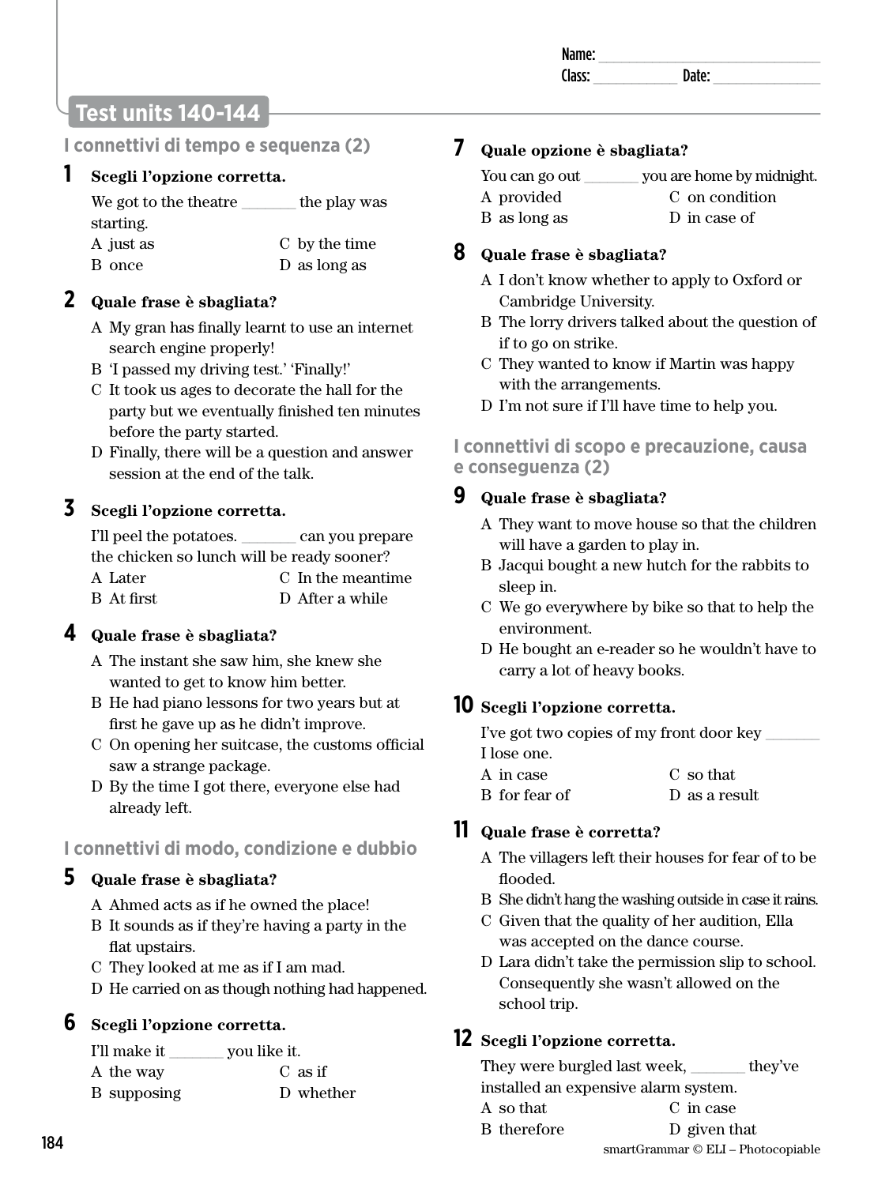Name: ______________________________
Class: ___________ Date: ______________

# Test units 140-144

## I connettivi di tempo e sequenza (2)

**1 Scegli l'opzione corretta.**

We got to the theatre _______ the play was starting.

A just as
B once
C by the time
D as long as

**2 Quale frase è sbagliata?**

A My gran has finally learnt to use an internet search engine properly!
B 'I passed my driving test.' 'Finally!'
C It took us ages to decorate the hall for the party but we eventually finished ten minutes before the party started.
D Finally, there will be a question and answer session at the end of the talk.

**3 Scegli l'opzione corretta.**

I'll peel the potatoes. _______ can you prepare the chicken so lunch will be ready sooner?

A Later
B At first
C In the meantime
D After a while

**4 Quale frase è sbagliata?**

A The instant she saw him, she knew she wanted to get to know him better.
B He had piano lessons for two years but at first he gave up as he didn't improve.
C On opening her suitcase, the customs official saw a strange package.
D By the time I got there, everyone else had already left.

## I connettivi di modo, condizione e dubbio

**5 Quale frase è sbagliata?**

A Ahmed acts as if he owned the place!
B It sounds as if they're having a party in the flat upstairs.
C They looked at me as if I am mad.
D He carried on as though nothing had happened.

**6 Scegli l'opzione corretta.**

I'll make it _______ you like it.

A the way
B supposing
C as if
D whether

**7 Quale opzione è sbagliata?**

You can go out _______ you are home by midnight.

A provided
B as long as
C on condition
D in case of

**8 Quale frase è sbagliata?**

A I don't know whether to apply to Oxford or Cambridge University.
B The lorry drivers talked about the question of if to go on strike.
C They wanted to know if Martin was happy with the arrangements.
D I'm not sure if I'll have time to help you.

## I connettivi di scopo e precauzione, causa e conseguenza (2)

**9 Quale frase è sbagliata?**

A They want to move house so that the children will have a garden to play in.
B Jacqui bought a new hutch for the rabbits to sleep in.
C We go everywhere by bike so that to help the environment.
D He bought an e-reader so he wouldn't have to carry a lot of heavy books.

**10 Scegli l'opzione corretta.**

I've got two copies of my front door key _______ I lose one.

A in case
B for fear of
C so that
D as a result

**11 Quale frase è corretta?**

A The villagers left their houses for fear of to be flooded.
B She didn't hang the washing outside in case it rains.
C Given that the quality of her audition, Ella was accepted on the dance course.
D Lara didn't take the permission slip to school. Consequently she wasn't allowed on the school trip.

**12 Scegli l'opzione corretta.**

They were burgled last week, _______ they've installed an expensive alarm system.

A so that
B therefore
C in case
D given that

smartGrammar © ELI – Photocopiable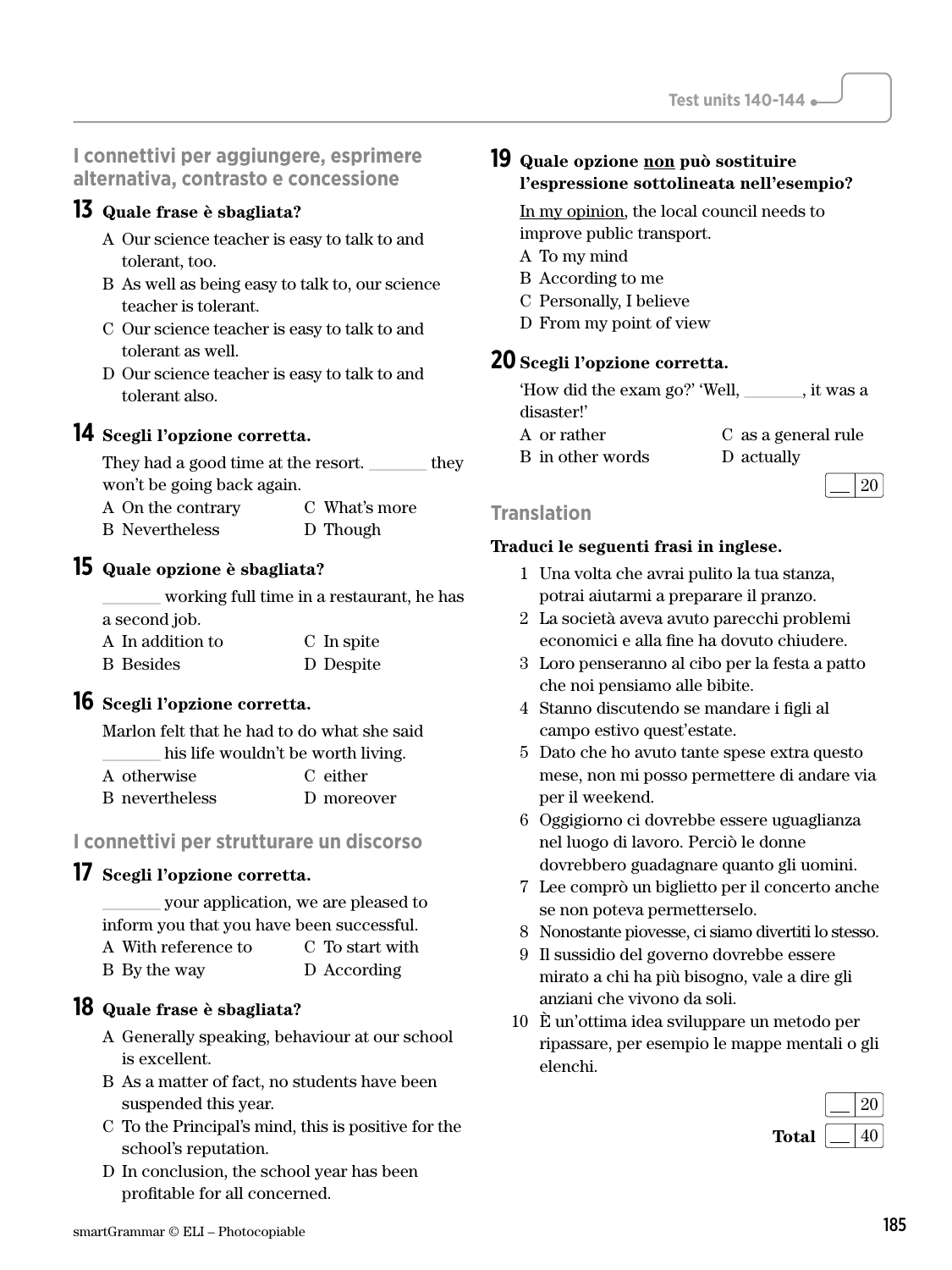## I connettivi per aggiungere, esprimere alternativa, contrasto e concessione

**13 Quale frase è sbagliata?**

A Our science teacher is easy to talk to and tolerant, too.
B As well as being easy to talk to, our science teacher is tolerant.
C Our science teacher is easy to talk to and tolerant as well.
D Our science teacher is easy to talk to and tolerant also.

**14 Scegli l'opzione corretta.**

They had a good time at the resort. _______ they won't be going back again.

A On the contrary
B Nevertheless
C What's more
D Though

**15 Quale opzione è sbagliata?**

_______ working full time in a restaurant, he has a second job.

A In addition to
B Besides
C In spite
D Despite

**16 Scegli l'opzione corretta.**

Marlon felt that he had to do what she said _______ his life wouldn't be worth living.

A otherwise
B nevertheless
C either
D moreover

## I connettivi per strutturare un discorso

**17 Scegli l'opzione corretta.**

_______ your application, we are pleased to inform you that you have been successful.

A With reference to
B By the way
C To start with
D According

**18 Quale frase è sbagliata?**

A Generally speaking, behaviour at our school is excellent.
B As a matter of fact, no students have been suspended this year.
C To the Principal's mind, this is positive for the school's reputation.
D In conclusion, the school year has been profitable for all concerned.

**19 Quale opzione non può sostituire l'espressione sottolineata nell'esempio?**

In my opinion, the local council needs to improve public transport.

A To my mind
B According to me
C Personally, I believe
D From my point of view

**20 Scegli l'opzione corretta.**

'How did the exam go?' 'Well, _______, it was a disaster!'

A or rather
B in other words
C as a general rule
D actually

__ / 20

## Translation

**Traduci le seguenti frasi in inglese.**

1 Una volta che avrai pulito la tua stanza, potrai aiutarmi a preparare il pranzo.
2 La società aveva avuto parecchi problemi economici e alla fine ha dovuto chiudere.
3 Loro penseranno al cibo per la festa a patto che noi pensiamo alle bibite.
4 Stanno discutendo se mandare i figli al campo estivo quest'estate.
5 Dato che ho avuto tante spese extra questo mese, non mi posso permettere di andare via per il weekend.
6 Oggigiorno ci dovrebbe essere uguaglianza nel luogo di lavoro. Perciò le donne dovrebbero guadagnare quanto gli uomini.
7 Lee comprò un biglietto per il concerto anche se non poteva permetterselo.
8 Nonostante piovesse, ci siamo divertiti lo stesso.
9 Il sussidio del governo dovrebbe essere mirato a chi ha più bisogno, vale a dire gli anziani che vivono da soli.
10 È un'ottima idea sviluppare un metodo per ripassare, per esempio le mappe mentali o gli elenchi.

__ / 20

**Total** __ / 40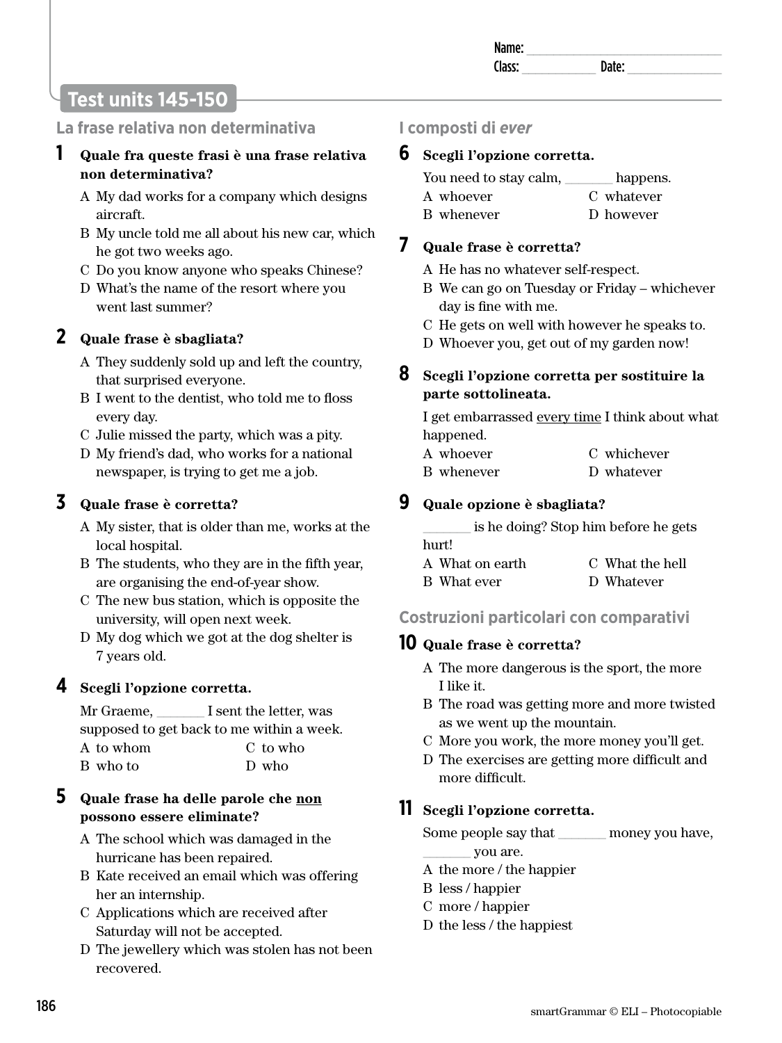Name: ______________________________
Class: ___________ Date: ______________

# Test units 145-150

## La frase relativa non determinativa

**1 Quale fra queste frasi è una frase relativa non determinativa?**

A My dad works for a company which designs aircraft.
B My uncle told me all about his new car, which he got two weeks ago.
C Do you know anyone who speaks Chinese?
D What's the name of the resort where you went last summer?

**2 Quale frase è sbagliata?**

A They suddenly sold up and left the country, that surprised everyone.
B I went to the dentist, who told me to floss every day.
C Julie missed the party, which was a pity.
D My friend's dad, who works for a national newspaper, is trying to get me a job.

**3 Quale frase è corretta?**

A My sister, that is older than me, works at the local hospital.
B The students, who they are in the fifth year, are organising the end-of-year show.
C The new bus station, which is opposite the university, will open next week.
D My dog which we got at the dog shelter is 7 years old.

**4 Scegli l'opzione corretta.**

Mr Graeme, _______ I sent the letter, was supposed to get back to me within a week.

A to whom  
B who to  
C to who  
D who

**5 Quale frase ha delle parole che non possono essere eliminate?**

A The school which was damaged in the hurricane has been repaired.
B Kate received an email which was offering her an internship.
C Applications which are received after Saturday will not be accepted.
D The jewellery which was stolen has not been recovered.

## I composti di *ever*

**6 Scegli l'opzione corretta.**

You need to stay calm, _______ happens.

A whoever  
B whenever  
C whatever  
D however

**7 Quale frase è corretta?**

A He has no whatever self-respect.
B We can go on Tuesday or Friday – whichever day is fine with me.
C He gets on well with however he speaks to.
D Whoever you, get out of my garden now!

**8 Scegli l'opzione corretta per sostituire la parte sottolineata.**

I get embarrassed <u>every time</u> I think about what happened.

A whoever  
B whenever  
C whichever  
D whatever

**9 Quale opzione è sbagliata?**

_______ is he doing? Stop him before he gets hurt!

A What on earth  
B What ever  
C What the hell  
D Whatever

## Costruzioni particolari con comparativi

**10 Quale frase è corretta?**

A The more dangerous is the sport, the more I like it.
B The road was getting more and more twisted as we went up the mountain.
C More you work, the more money you'll get.
D The exercises are getting more difficult and more difficult.

**11 Scegli l'opzione corretta.**

Some people say that _______ money you have, _______ you are.

A the more / the happier
B less / happier
C more / happier
D the less / the happiest

smartGrammar © ELI – Photocopiable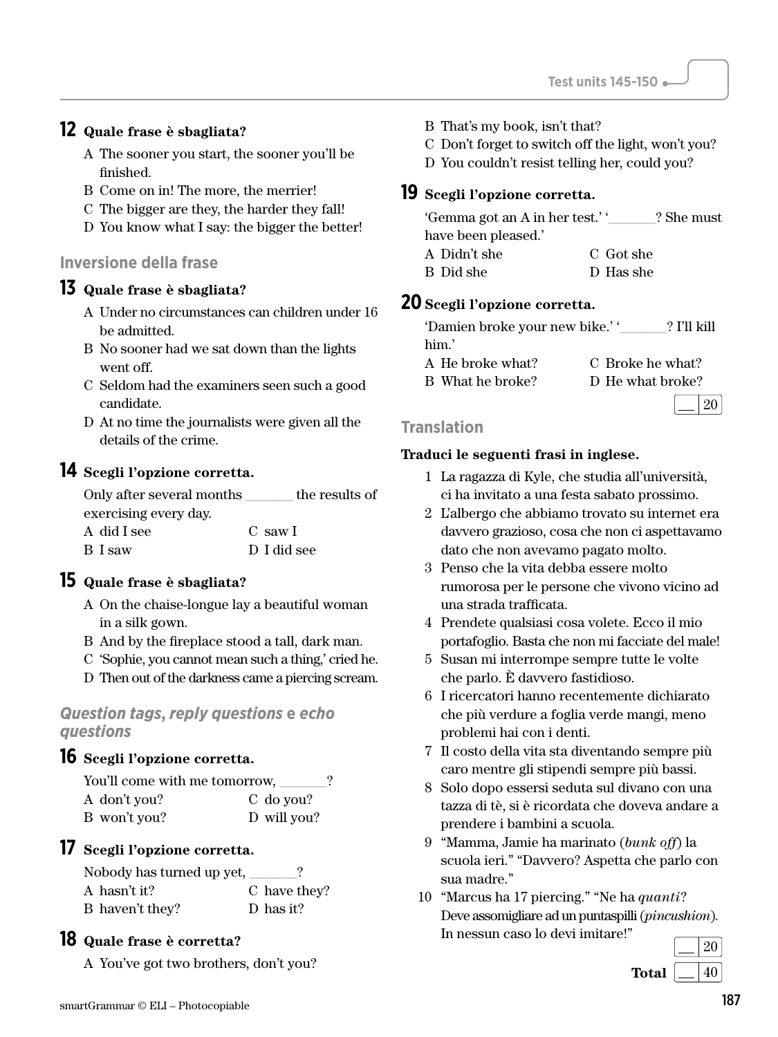**12 Quale frase è sbagliata?**

A The sooner you start, the sooner you'll be finished.
B Come on in! The more, the merrier!
C The bigger are they, the harder they fall!
D You know what I say: the bigger the better!

## Inversione della frase

**13 Quale frase è sbagliata?**

A Under no circumstances can children under 16 be admitted.
B No sooner had we sat down than the lights went off.
C Seldom had the examiners seen such a good candidate.
D At no time the journalists were given all the details of the crime.

**14 Scegli l'opzione corretta.**

Only after several months _______ the results of exercising every day.

A did I see
B I saw
C saw I
D I did see

**15 Quale frase è sbagliata?**

A On the chaise-longue lay a beautiful woman in a silk gown.
B And by the fireplace stood a tall, dark man.
C 'Sophie, you cannot mean such a thing,' cried he.
D Then out of the darkness came a piercing scream.

## *Question tags*, *reply questions* e *echo questions*

**16 Scegli l'opzione corretta.**

You'll come with me tomorrow, _______?

A don't you?
B won't you?
C do you?
D will you?

**17 Scegli l'opzione corretta.**

Nobody has turned up yet, _______?

A hasn't it?
B haven't they?
C have they?
D has it?

**18 Quale frase è corretta?**

A You've got two brothers, don't you?
B That's my book, isn't that?
C Don't forget to switch off the light, won't you?
D You couldn't resist telling her, could you?

**19 Scegli l'opzione corretta.**

'Gemma got an A in her test.' '_______? She must have been pleased.'

A Didn't she
B Did she
C Got she
D Has she

**20 Scegli l'opzione corretta.**

'Damien broke your new bike.' '_______? I'll kill him.'

A He broke what?
B What he broke?
C Broke he what?
D He what broke?

__ / 20

## Translation

**Traduci le seguenti frasi in inglese.**

1 La ragazza di Kyle, che studia all'università, ci ha invitato a una festa sabato prossimo.
2 L'albergo che abbiamo trovato su internet era davvero grazioso, cosa che non ci aspettavamo dato che non avevamo pagato molto.
3 Penso che la vita debba essere molto rumorosa per le persone che vivono vicino ad una strada trafficata.
4 Prendete qualsiasi cosa volete. Ecco il mio portafoglio. Basta che non mi facciate del male!
5 Susan mi interrompe sempre tutte le volte che parlo. È davvero fastidioso.
6 I ricercatori hanno recentemente dichiarato che più verdure a foglia verde mangi, meno problemi hai con i denti.
7 Il costo della vita sta diventando sempre più caro mentre gli stipendi sempre più bassi.
8 Solo dopo essersi seduta sul divano con una tazza di tè, si è ricordata che doveva andare a prendere i bambini a scuola.
9 "Mamma, Jamie ha marinato (*bunk off*) la scuola ieri." "Davvero? Aspetta che parlo con sua madre."
10 "Marcus ha 17 piercing." "Ne ha *quanti*? Deve assomigliare ad un puntaspilli (*pincushion*). In nessun caso lo devi imitare!"

__ / 20

**Total** __ / 40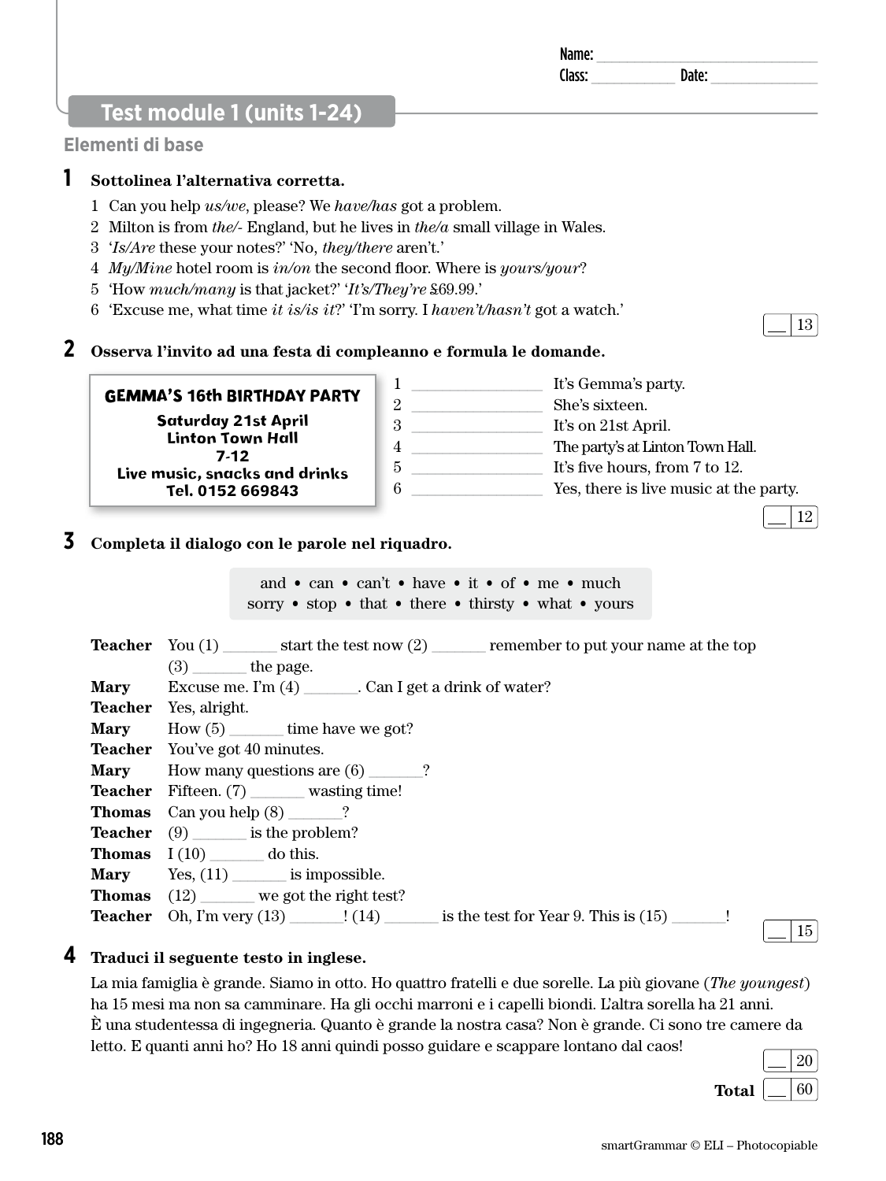Name: ______________________
Class: __________ Date: __________

## Test module 1 (units 1-24)

### Elementi di base

**1 Sottolinea l'alternativa corretta.**

1 Can you help *us/we*, please? We *have/has* got a problem.
2 Milton is from *the/-* England, but he lives in *the/a* small village in Wales.
3 '*Is/Are* these your notes?' 'No, *they/there* aren't.'
4 *My/Mine* hotel room is *in/on* the second floor. Where is *yours/your*?
5 'How *much/many* is that jacket?' '*It's/They're* £69.99.'
6 'Excuse me, what time *it is/is it*?' 'I'm sorry. I *haven't/hasn't* got a watch.'

__ / 13

**2 Osserva l'invito ad una festa di compleanno e formula le domande.**

> **GEMMA'S 16th BIRTHDAY PARTY**
> **Saturday 21st April**
> **Linton Town Hall**
> **7-12**
> **Live music, snacks and drinks**
> **Tel. 0152 669843**

1 ______________ It's Gemma's party.
2 ______________ She's sixteen.
3 ______________ It's on 21st April.
4 ______________ The party's at Linton Town Hall.
5 ______________ It's five hours, from 7 to 12.
6 ______________ Yes, there is live music at the party.

__ / 12

**3 Completa il dialogo con le parole nel riquadro.**

> and • can • can't • have • it • of • me • much
> sorry • stop • that • there • thirsty • what • yours

**Teacher** You (1) _______ start the test now (2) _______ remember to put your name at the top (3) _______ the page.
**Mary** Excuse me. I'm (4) _______. Can I get a drink of water?
**Teacher** Yes, alright.
**Mary** How (5) _______ time have we got?
**Teacher** You've got 40 minutes.
**Mary** How many questions are (6) _______?
**Teacher** Fifteen. (7) _______ wasting time!
**Thomas** Can you help (8) _______?
**Teacher** (9) _______ is the problem?
**Thomas** I (10) _______ do this.
**Mary** Yes, (11) _______ is impossible.
**Thomas** (12) _______ we got the right test?
**Teacher** Oh, I'm very (13) _______! (14) _______ is the test for Year 9. This is (15) _______!

__ / 15

**4 Traduci il seguente testo in inglese.**

La mia famiglia è grande. Siamo in otto. Ho quattro fratelli e due sorelle. La più giovane (*The youngest*) ha 15 mesi ma non sa camminare. Ha gli occhi marroni e i capelli biondi. L'altra sorella ha 21 anni. È una studentessa di ingegneria. Quanto è grande la nostra casa? Non è grande. Ci sono tre camere da letto. E quanti anni ho? Ho 18 anni quindi posso guidare e scappare lontano dal caos!

__ / 20

**Total** __ / 60

smartGrammar © ELI – Photocopiable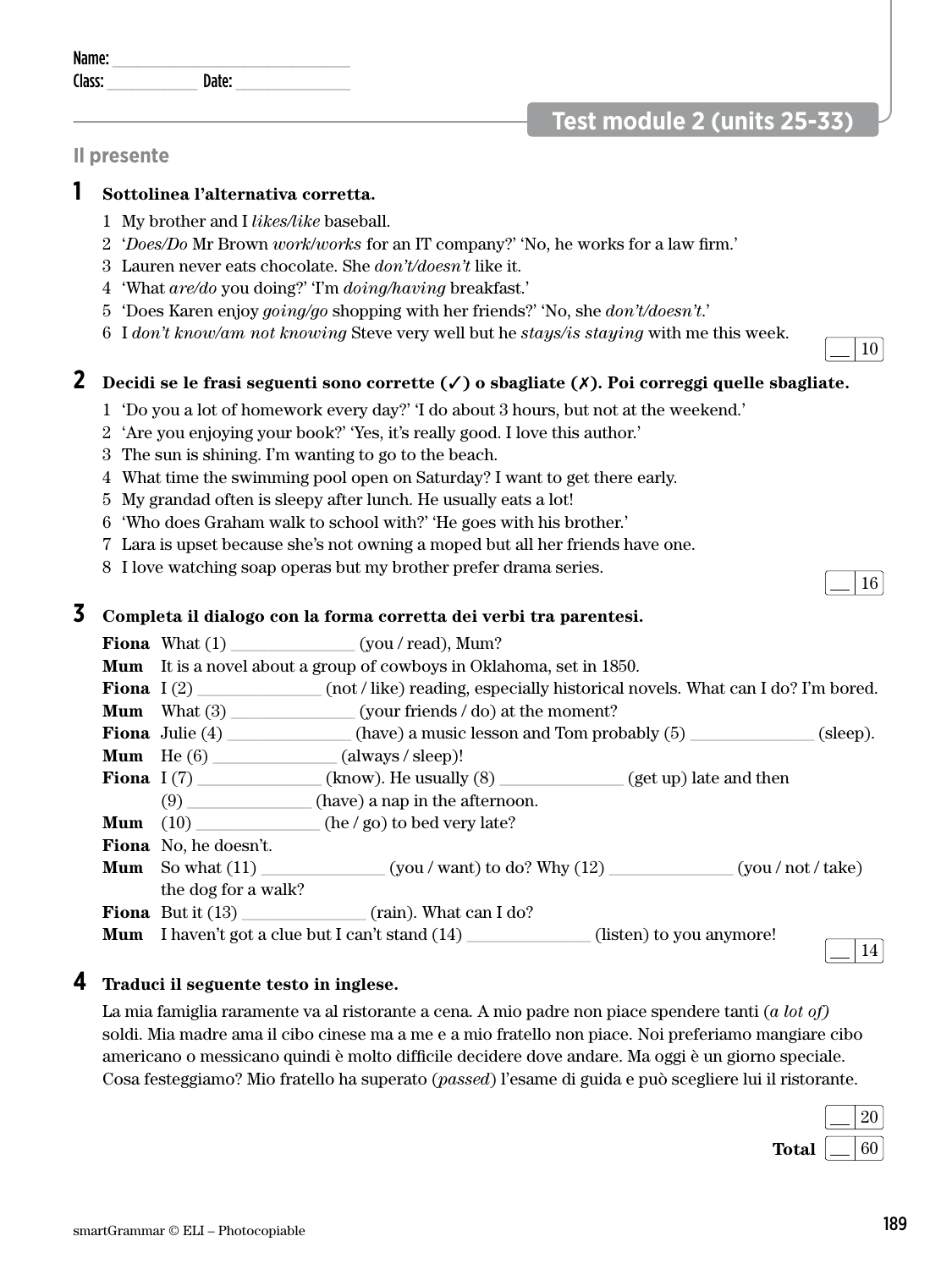Name: ______________________________
Class: ____________ Date: ______________

## Test module 2 (units 25-33)

### Il presente

**1 Sottolinea l'alternativa corretta.**

1 My brother and I *likes/like* baseball.
2 '*Does/Do* Mr Brown *work/works* for an IT company?' 'No, he works for a law firm.'
3 Lauren never eats chocolate. She *don't/doesn't* like it.
4 'What *are/do* you doing?' 'I'm *doing/having* breakfast.'
5 'Does Karen enjoy *going/go* shopping with her friends?' 'No, she *don't/doesn't*.'
6 I *don't know/am not knowing* Steve very well but he *stays/is staying* with me this week.

__ | 10

**2 Decidi se le frasi seguenti sono corrette (✓) o sbagliate (✗). Poi correggi quelle sbagliate.**

1 'Do you a lot of homework every day?' 'I do about 3 hours, but not at the weekend.'
2 'Are you enjoying your book?' 'Yes, it's really good. I love this author.'
3 The sun is shining. I'm wanting to go to the beach.
4 What time the swimming pool open on Saturday? I want to get there early.
5 My grandad often is sleepy after lunch. He usually eats a lot!
6 'Who does Graham walk to school with?' 'He goes with his brother.'
7 Lara is upset because she's not owning a moped but all her friends have one.
8 I love watching soap operas but my brother prefer drama series.

__ | 16

**3 Completa il dialogo con la forma corretta dei verbi tra parentesi.**

**Fiona** What (1) ______________ (you / read), Mum?
**Mum** It is a novel about a group of cowboys in Oklahoma, set in 1850.
**Fiona** I (2) ______________ (not / like) reading, especially historical novels. What can I do? I'm bored.
**Mum** What (3) ______________ (your friends / do) at the moment?
**Fiona** Julie (4) ______________ (have) a music lesson and Tom probably (5) ______________ (sleep).
**Mum** He (6) ______________ (always / sleep)!
**Fiona** I (7) ______________ (know). He usually (8) ______________ (get up) late and then (9) ______________ (have) a nap in the afternoon.
**Mum** (10) ______________ (he / go) to bed very late?
**Fiona** No, he doesn't.
**Mum** So what (11) ______________ (you / want) to do? Why (12) ______________ (you / not / take) the dog for a walk?
**Fiona** But it (13) ______________ (rain). What can I do?
**Mum** I haven't got a clue but I can't stand (14) ______________ (listen) to you anymore!

__ | 14

**4 Traduci il seguente testo in inglese.**

La mia famiglia raramente va al ristorante a cena. A mio padre non piace spendere tanti (*a lot of*) soldi. Mia madre ama il cibo cinese ma a me e a mio fratello non piace. Noi preferiamo mangiare cibo americano o messicano quindi è molto difficile decidere dove andare. Ma oggi è un giorno speciale. Cosa festeggiamo? Mio fratello ha superato (*passed*) l'esame di guida e può scegliere lui il ristorante.

__ | 20

**Total** __ | 60

smartGrammar © ELI – Photocopiable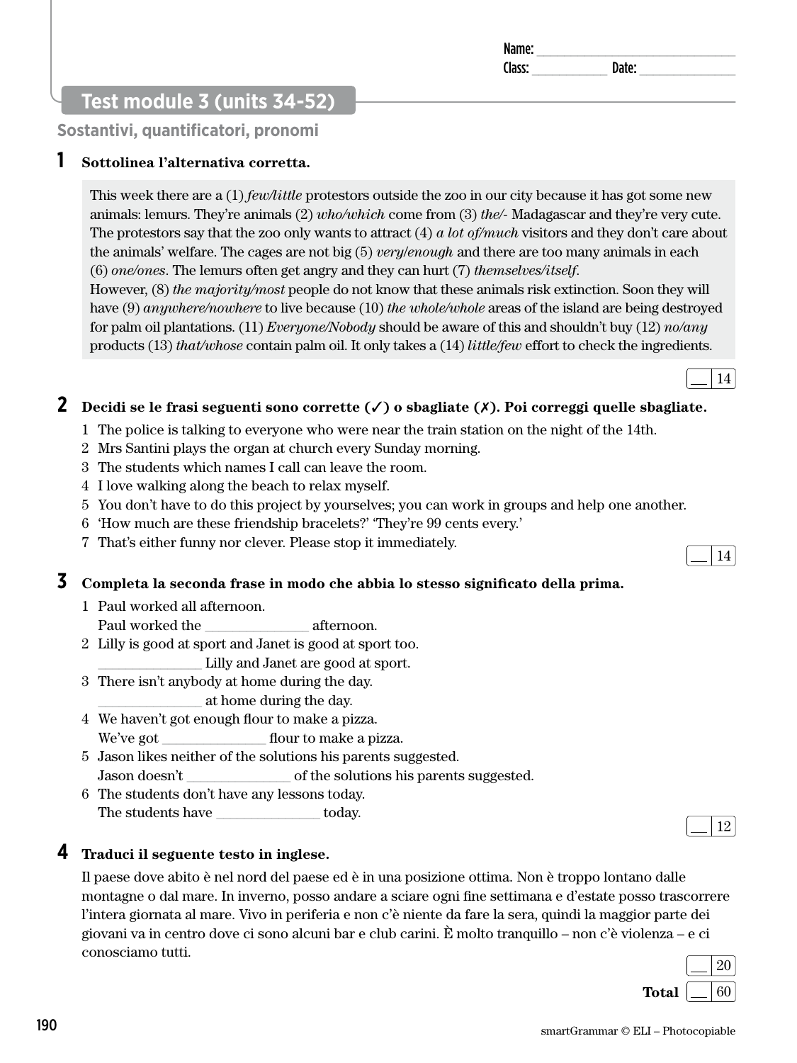Name: ______________________________
Class: ___________ Date: ______________

## Test module 3 (units 34-52)

### Sostantivi, quantificatori, pronomi

**1** **Sottolinea l'alternativa corretta.**

This week there are a (1) *few/little* protestors outside the zoo in our city because it has got some new animals: lemurs. They're animals (2) *who/which* come from (3) *the/-* Madagascar and they're very cute. The protestors say that the zoo only wants to attract (4) *a lot of/much* visitors and they don't care about the animals' welfare. The cages are not big (5) *very/enough* and there are too many animals in each (6) *one/ones*. The lemurs often get angry and they can hurt (7) *themselves/itself*.
However, (8) *the majority/most* people do not know that these animals risk extinction. Soon they will have (9) *anywhere/nowhere* to live because (10) *the whole/whole* areas of the island are being destroyed for palm oil plantations. (11) *Everyone/Nobody* should be aware of this and shouldn't buy (12) *no/any* products (13) *that/whose* contain palm oil. It only takes a (14) *little/few* effort to check the ingredients.

__ / 14

**2** **Decidi se le frasi seguenti sono corrette (✓) o sbagliate (✗). Poi correggi quelle sbagliate.**

1. The police is talking to everyone who were near the train station on the night of the 14th.
2. Mrs Santini plays the organ at church every Sunday morning.
3. The students which names I call can leave the room.
4. I love walking along the beach to relax myself.
5. You don't have to do this project by yourselves; you can work in groups and help one another.
6. 'How much are these friendship bracelets?' 'They're 99 cents every.'
7. That's either funny nor clever. Please stop it immediately.

__ / 14

**3** **Completa la seconda frase in modo che abbia lo stesso significato della prima.**

1. Paul worked all afternoon.
   Paul worked the ______________ afternoon.
2. Lilly is good at sport and Janet is good at sport too.
   ______________ Lilly and Janet are good at sport.
3. There isn't anybody at home during the day.
   ______________ at home during the day.
4. We haven't got enough flour to make a pizza.
   We've got ______________ flour to make a pizza.
5. Jason likes neither of the solutions his parents suggested.
   Jason doesn't ______________ of the solutions his parents suggested.
6. The students don't have any lessons today.
   The students have ______________ today.

__ / 12

**4** **Traduci il seguente testo in inglese.**

Il paese dove abito è nel nord del paese ed è in una posizione ottima. Non è troppo lontano dalle montagne o dal mare. In inverno, posso andare a sciare ogni fine settimana e d'estate posso trascorrere l'intera giornata al mare. Vivo in periferia e non c'è niente da fare la sera, quindi la maggior parte dei giovani va in centro dove ci sono alcuni bar e club carini. È molto tranquillo – non c'è violenza – e ci conosciamo tutti.

__ / 20

**Total** __ / 60

smartGrammar © ELI – Photocopiable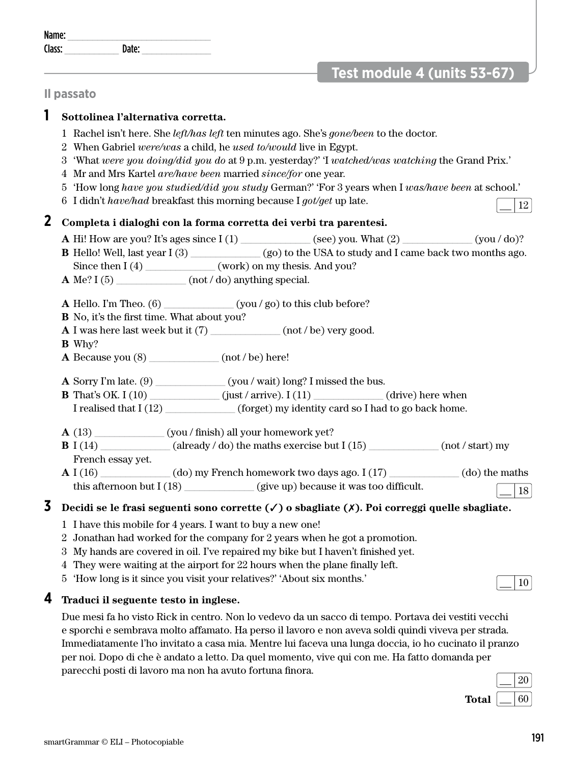Name: ___________________________
Class: __________ Date: ____________

## Test module 4 (units 53-67)

### Il passato

**1 Sottolinea l'alternativa corretta.**

1 Rachel isn't here. She *left/has left* ten minutes ago. She's *gone/been* to the doctor.
2 When Gabriel *were/was* a child, he *used to/would* live in Egypt.
3 'What *were you doing/did you do* at 9 p.m. yesterday?' 'I *watched/was watching* the Grand Prix.'
4 Mr and Mrs Kartel *are/have been* married *since/for* one year.
5 'How long *have you studied/did you study* German?' 'For 3 years when I *was/have been* at school.'
6 I didn't *have/had* breakfast this morning because I *got/get* up late.

__ | 12

**2 Completa i dialoghi con la forma corretta dei verbi tra parentesi.**

**A** Hi! How are you? It's ages since I (1) ____________ (see) you. What (2) ____________ (you / do)?
**B** Hello! Well, last year I (3) ____________ (go) to the USA to study and I came back two months ago. Since then I (4) ____________ (work) on my thesis. And you?
**A** Me? I (5) ____________ (not / do) anything special.

**A** Hello. I'm Theo. (6) ____________ (you / go) to this club before?
**B** No, it's the first time. What about you?
**A** I was here last week but it (7) ____________ (not / be) very good.
**B** Why?
**A** Because you (8) ____________ (not / be) here!

**A** Sorry I'm late. (9) ____________ (you / wait) long? I missed the bus.
**B** That's OK. I (10) ____________ (just / arrive). I (11) ____________ (drive) here when I realised that I (12) ____________ (forget) my identity card so I had to go back home.

**A** (13) ____________ (you / finish) all your homework yet?
**B** I (14) ____________ (already / do) the maths exercise but I (15) ____________ (not / start) my French essay yet.
**A** I (16) ____________ (do) my French homework two days ago. I (17) ____________ (do) the maths this afternoon but I (18) ____________ (give up) because it was too difficult.

__ | 18

**3 Decidi se le frasi seguenti sono corrette (✓) o sbagliate (✗). Poi correggi quelle sbagliate.**

1 I have this mobile for 4 years. I want to buy a new one!
2 Jonathan had worked for the company for 2 years when he got a promotion.
3 My hands are covered in oil. I've repaired my bike but I haven't finished yet.
4 They were waiting at the airport for 22 hours when the plane finally left.
5 'How long is it since you visit your relatives?' 'About six months.'

__ | 10

**4 Traduci il seguente testo in inglese.**

Due mesi fa ho visto Rick in centro. Non lo vedevo da un sacco di tempo. Portava dei vestiti vecchi e sporchi e sembrava molto affamato. Ha perso il lavoro e non aveva soldi quindi viveva per strada. Immediatamente l'ho invitato a casa mia. Mentre lui faceva una lunga doccia, io ho cucinato il pranzo per noi. Dopo di che è andato a letto. Da quel momento, vive qui con me. Ha fatto domanda per parecchi posti di lavoro ma non ha avuto fortuna finora.

__ | 20

**Total** __ | 60

smartGrammar © ELI – Photocopiable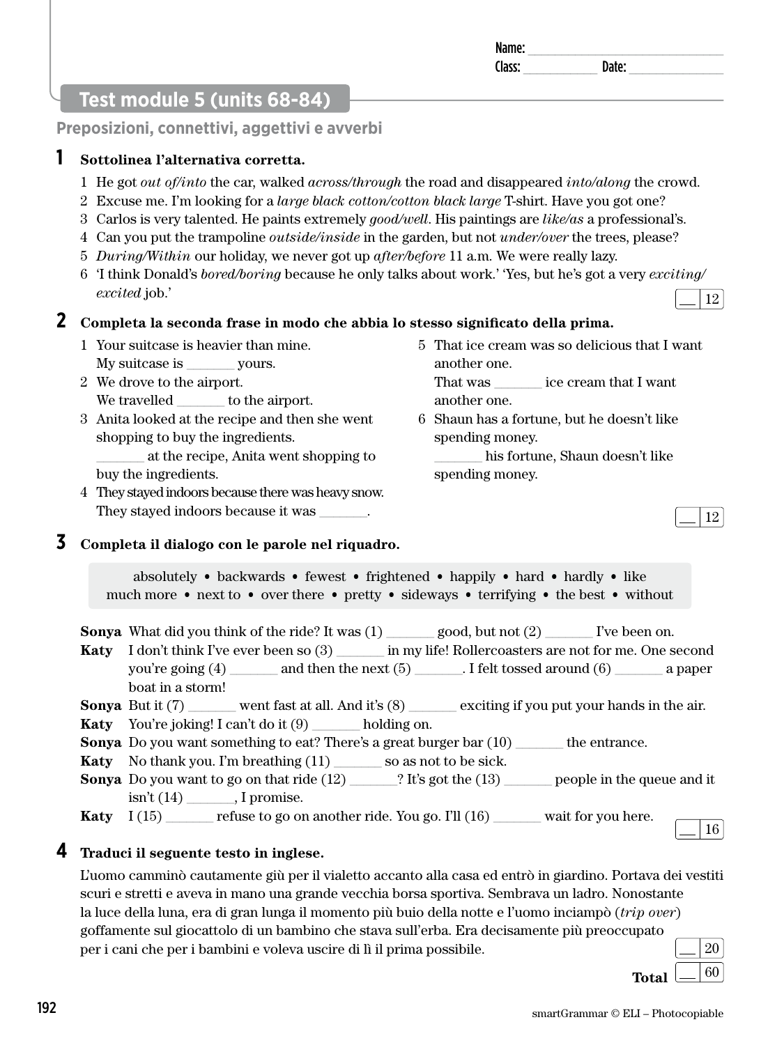Name: ______________________________
Class: ___________ Date: ______________

## Test module 5 (units 68-84)

**Preposizioni, connettivi, aggettivi e avverbi**

### 1 Sottolinea l'alternativa corretta.

1 He got *out of/into* the car, walked *across/through* the road and disappeared *into/along* the crowd.
2 Excuse me. I'm looking for a *large black cotton/cotton black large* T-shirt. Have you got one?
3 Carlos is very talented. He paints extremely *good/well*. His paintings are *like/as* a professional's.
4 Can you put the trampoline *outside/inside* in the garden, but not *under/over* the trees, please?
5 *During/Within* our holiday, we never got up *after/before* 11 a.m. We were really lazy.
6 'I think Donald's *bored/boring* because he only talks about work.' 'Yes, but he's got a very *exciting/excited* job.'

__ 12

### 2 Completa la seconda frase in modo che abbia lo stesso significato della prima.

1 Your suitcase is heavier than mine.
My suitcase is _______ yours.
2 We drove to the airport.
We travelled _______ to the airport.
3 Anita looked at the recipe and then she went shopping to buy the ingredients.
_______ at the recipe, Anita went shopping to buy the ingredients.
4 They stayed indoors because there was heavy snow.
They stayed indoors because it was _______.
5 That ice cream was so delicious that I want another one.
That was _______ ice cream that I want another one.
6 Shaun has a fortune, but he doesn't like spending money.
_______ his fortune, Shaun doesn't like spending money.

__ 12

### 3 Completa il dialogo con le parole nel riquadro.

absolutely • backwards • fewest • frightened • happily • hard • hardly • like
much more • next to • over there • pretty • sideways • terrifying • the best • without

**Sonya** What did you think of the ride? It was (1) _______ good, but not (2) _______ I've been on.
**Katy** I don't think I've ever been so (3) _______ in my life! Rollercoasters are not for me. One second you're going (4) _______ and then the next (5) _______. I felt tossed around (6) _______ a paper boat in a storm!
**Sonya** But it (7) _______ went fast at all. And it's (8) _______ exciting if you put your hands in the air.
**Katy** You're joking! I can't do it (9) _______ holding on.
**Sonya** Do you want something to eat? There's a great burger bar (10) _______ the entrance.
**Katy** No thank you. I'm breathing (11) _______ so as not to be sick.
**Sonya** Do you want to go on that ride (12) _______? It's got the (13) _______ people in the queue and it isn't (14) _______, I promise.
**Katy** I (15) _______ refuse to go on another ride. You go. I'll (16) _______ wait for you here.

__ 16

### 4 Traduci il seguente testo in inglese.

L'uomo camminò cautamente giù per il vialetto accanto alla casa ed entrò in giardino. Portava dei vestiti scuri e stretti e aveva in mano una grande vecchia borsa sportiva. Sembrava un ladro. Nonostante la luce della luna, era di gran lunga il momento più buio della notte e l'uomo inciampò (*trip over*) goffamente sul giocattolo di un bambino che stava sull'erba. Era decisamente più preoccupato per i cani che per i bambini e voleva uscire di lì il prima possibile.

__ 20

**Total** __ 60

smartGrammar © ELI – Photocopiable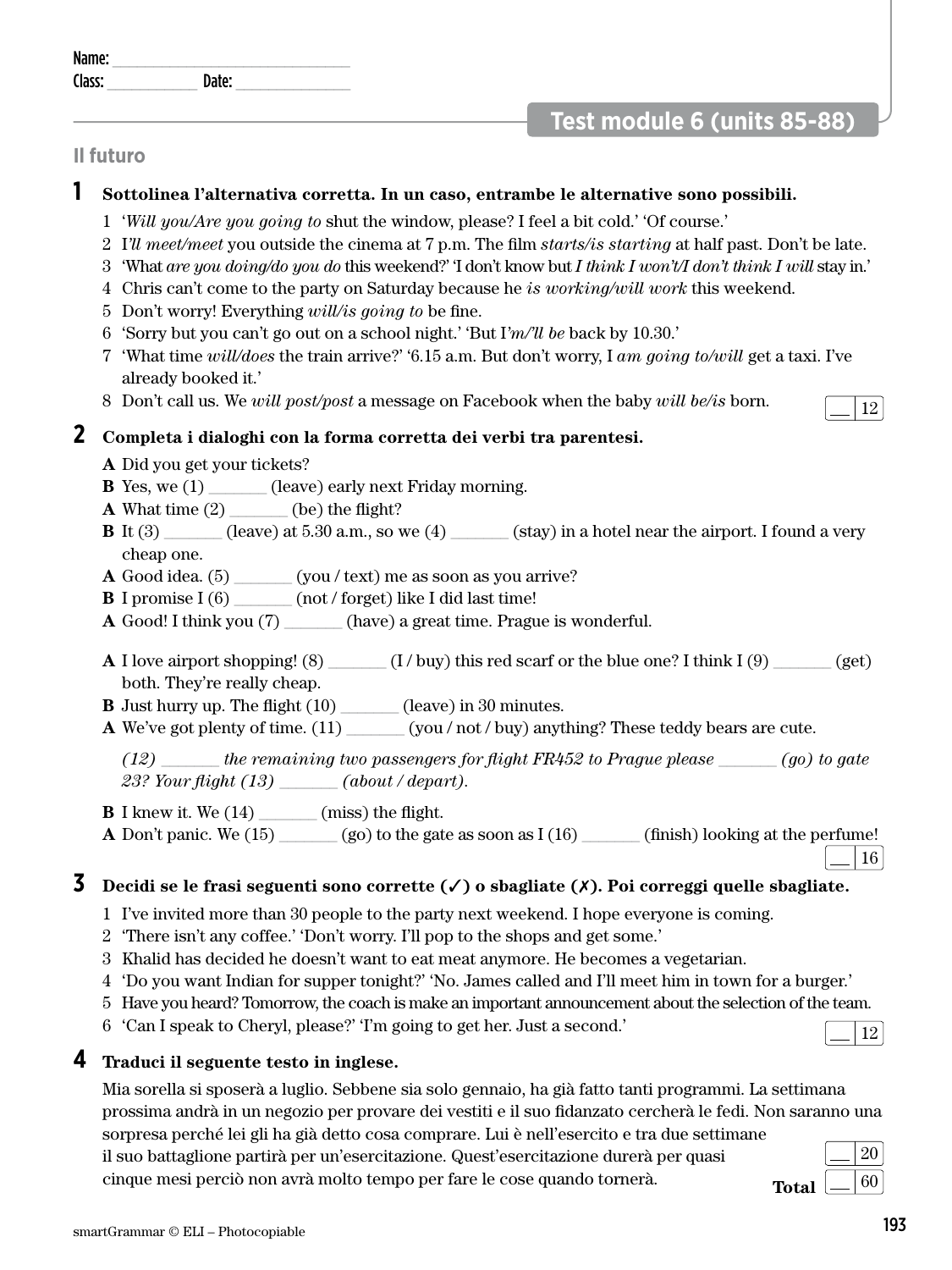Name: ______________________________
Class: ____________ Date: ______________

## Test module 6 (units 85-88)

### Il futuro

**1 Sottolinea l'alternativa corretta. In un caso, entrambe le alternative sono possibili.**

1 '*Will you/Are you going to* shut the window, please? I feel a bit cold.' 'Of course.'
2 I*'ll meet/meet* you outside the cinema at 7 p.m. The film *starts/is starting* at half past. Don't be late.
3 'What *are you doing/do you do* this weekend?' 'I don't know but *I think I won't/I don't think I will* stay in.'
4 Chris can't come to the party on Saturday because he *is working/will work* this weekend.
5 Don't worry! Everything *will/is going to* be fine.
6 'Sorry but you can't go out on a school night.' 'But I*'m/'ll be* back by 10.30.'
7 'What time *will/does* the train arrive?' '6.15 a.m. But don't worry, I *am going to/will* get a taxi. I've already booked it.'
8 Don't call us. We *will post/post* a message on Facebook when the baby *will be/is* born.

__ / 12

**2 Completa i dialoghi con la forma corretta dei verbi tra parentesi.**

**A** Did you get your tickets?
**B** Yes, we (1) _______ (leave) early next Friday morning.
**A** What time (2) _______ (be) the flight?
**B** It (3) _______ (leave) at 5.30 a.m., so we (4) _______ (stay) in a hotel near the airport. I found a very cheap one.
**A** Good idea. (5) _______ (you / text) me as soon as you arrive?
**B** I promise I (6) _______ (not / forget) like I did last time!
**A** Good! I think you (7) _______ (have) a great time. Prague is wonderful.

**A** I love airport shopping! (8) _______ (I / buy) this red scarf or the blue one? I think I (9) _______ (get) both. They're really cheap.
**B** Just hurry up. The flight (10) _______ (leave) in 30 minutes.
**A** We've got plenty of time. (11) _______ (you / not / buy) anything? These teddy bears are cute.

*(12) _______ the remaining two passengers for flight FR452 to Prague please _______ (go) to gate 23? Your flight (13) _______ (about / depart).*

**B** I knew it. We (14) _______ (miss) the flight.
**A** Don't panic. We (15) _______ (go) to the gate as soon as I (16) _______ (finish) looking at the perfume!

__ / 16

**3 Decidi se le frasi seguenti sono corrette (✓) o sbagliate (✗). Poi correggi quelle sbagliate.**

1 I've invited more than 30 people to the party next weekend. I hope everyone is coming.
2 'There isn't any coffee.' 'Don't worry. I'll pop to the shops and get some.'
3 Khalid has decided he doesn't want to eat meat anymore. He becomes a vegetarian.
4 'Do you want Indian for supper tonight?' 'No. James called and I'll meet him in town for a burger.'
5 Have you heard? Tomorrow, the coach is make an important announcement about the selection of the team.
6 'Can I speak to Cheryl, please?' 'I'm going to get her. Just a second.'

__ / 12

**4 Traduci il seguente testo in inglese.**

Mia sorella si sposerà a luglio. Sebbene sia solo gennaio, ha già fatto tanti programmi. La settimana prossima andrà in un negozio per provare dei vestiti e il suo fidanzato cercherà le fedi. Non saranno una sorpresa perché lei gli ha già detto cosa comprare. Lui è nell'esercito e tra due settimane il suo battaglione partirà per un'esercitazione. Quest'esercitazione durerà per quasi cinque mesi perciò non avrà molto tempo per fare le cose quando tornerà.

__ / 20

**Total** __ / 60

smartGrammar © ELI – Photocopiable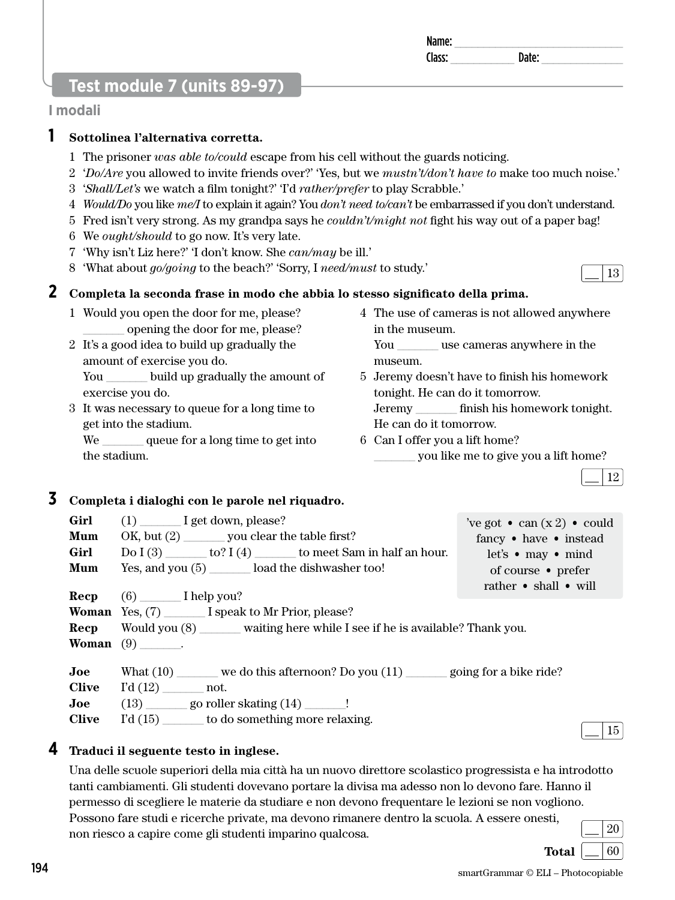Name: ______________________________
Class: ____________ Date: ______________

## Test module 7 (units 89-97)

### I modali

**1 Sottolinea l'alternativa corretta.**

1 The prisoner *was able to/could* escape from his cell without the guards noticing.
2 '*Do/Are* you allowed to invite friends over?' 'Yes, but we *mustn't/don't have to* make too much noise.'
3 '*Shall/Let's* we watch a film tonight?' 'I'd *rather/prefer* to play Scrabble.'
4 *Would/Do* you like *me/I* to explain it again? You *don't need to/can't* be embarrassed if you don't understand.
5 Fred isn't very strong. As my grandpa says he *couldn't/might not* fight his way out of a paper bag!
6 We *ought/should* to go now. It's very late.
7 'Why isn't Liz here?' 'I don't know. She *can/may* be ill.'
8 'What about *go/going* to the beach?' 'Sorry, I *need/must* to study.'

__ 13

**2 Completa la seconda frase in modo che abbia lo stesso significato della prima.**

1 Would you open the door for me, please?
_______ opening the door for me, please?
2 It's a good idea to build up gradually the amount of exercise you do.
You _______ build up gradually the amount of exercise you do.
3 It was necessary to queue for a long time to get into the stadium.
We _______ queue for a long time to get into the stadium.
4 The use of cameras is not allowed anywhere in the museum.
You _______ use cameras anywhere in the museum.
5 Jeremy doesn't have to finish his homework tonight. He can do it tomorrow.
Jeremy _______ finish his homework tonight. He can do it tomorrow.
6 Can I offer you a lift home?
_______ you like me to give you a lift home?

__ 12

**3 Completa i dialoghi con le parole nel riquadro.**

've got • can (x 2) • could • fancy • have • instead • let's • may • mind • of course • prefer • rather • shall • will

**Girl** (1) _______ I get down, please?
**Mum** OK, but (2) _______ you clear the table first?
**Girl** Do I (3) _______ to? I (4) _______ to meet Sam in half an hour.
**Mum** Yes, and you (5) _______ load the dishwasher too!

**Recp** (6) _______ I help you?
**Woman** Yes, (7) _______ I speak to Mr Prior, please?
**Recp** Would you (8) _______ waiting here while I see if he is available? Thank you.
**Woman** (9) _______.

**Joe** What (10) _______ we do this afternoon? Do you (11) _______ going for a bike ride?
**Clive** I'd (12) _______ not.
**Joe** (13) _______ go roller skating (14) _______!
**Clive** I'd (15) _______ to do something more relaxing.

__ 15

**4 Traduci il seguente testo in inglese.**

Una delle scuole superiori della mia città ha un nuovo direttore scolastico progressista e ha introdotto tanti cambiamenti. Gli studenti dovevano portare la divisa ma adesso non lo devono fare. Hanno il permesso di scegliere le materie da studiare e non devono frequentare le lezioni se non vogliono. Possono fare studi e ricerche private, ma devono rimanere dentro la scuola. A essere onesti, non riesco a capire come gli studenti imparino qualcosa.

__ 20

**Total** __ 60

smartGrammar © ELI – Photocopiable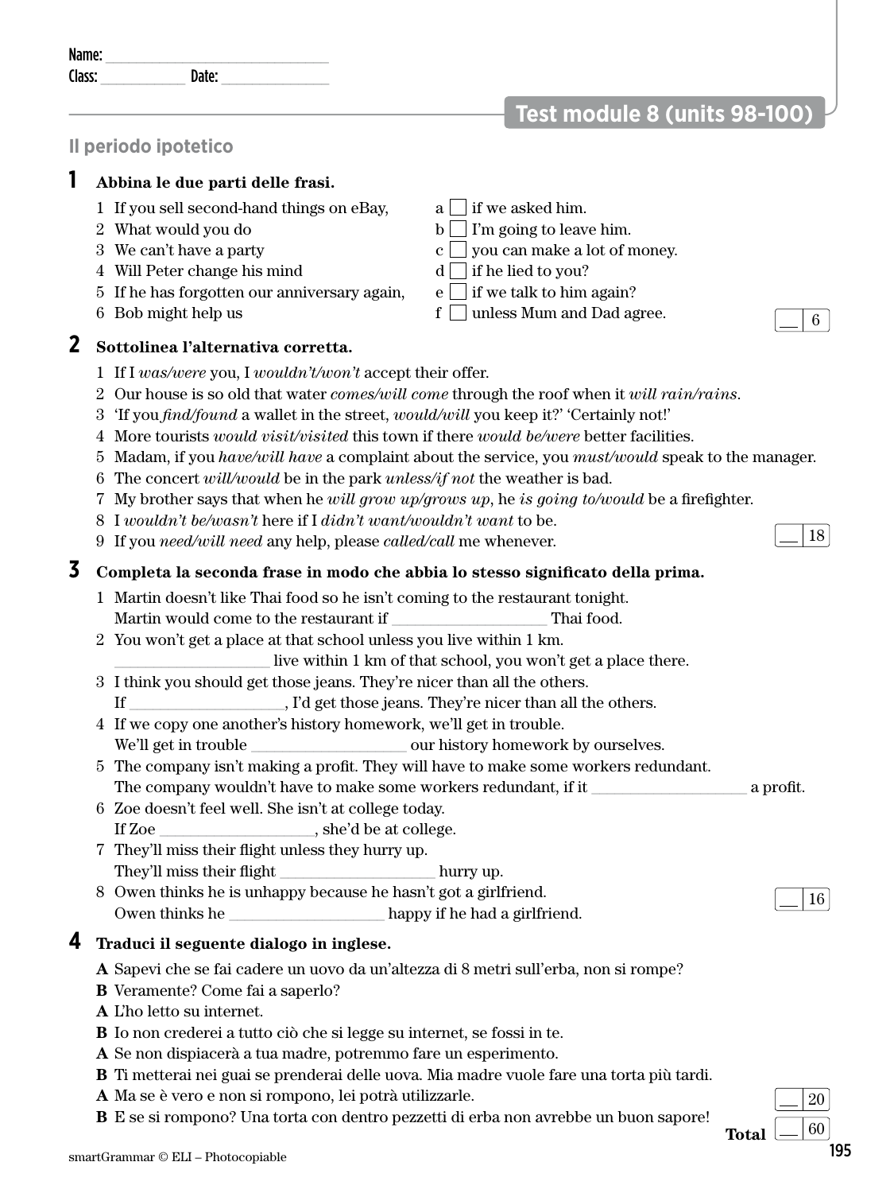Name: ___________________________
Class: __________ Date: ____________

## Test module 8 (units 98-100)

### Il periodo ipotetico

**1 Abbina le due parti delle frasi.**

1 If you sell second-hand things on eBay,
2 What would you do
3 We can't have a party
4 Will Peter change his mind
5 If he has forgotten our anniversary again,
6 Bob might help us

a ☐ if we asked him.
b ☐ I'm going to leave him.
c ☐ you can make a lot of money.
d ☐ if he lied to you?
e ☐ if we talk to him again?
f ☐ unless Mum and Dad agree.

__ / 6

**2 Sottolinea l'alternativa corretta.**

1 If I *was/were* you, I *wouldn't/won't* accept their offer.
2 Our house is so old that water *comes/will come* through the roof when it *will rain/rains*.
3 'If you *find/found* a wallet in the street, *would/will* you keep it?' 'Certainly not!'
4 More tourists *would visit/visited* this town if there *would be/were* better facilities.
5 Madam, if you *have/will have* a complaint about the service, you *must/would* speak to the manager.
6 The concert *will/would* be in the park *unless/if not* the weather is bad.
7 My brother says that when he *will grow up/grows up*, he *is going to/would* be a firefighter.
8 I *wouldn't be/wasn't* here if I *didn't want/wouldn't want* to be.
9 If you *need/will need* any help, please *called/call* me whenever.

__ / 18

**3 Completa la seconda frase in modo che abbia lo stesso significato della prima.**

1 Martin doesn't like Thai food so he isn't coming to the restaurant tonight.
Martin would come to the restaurant if ________________ Thai food.
2 You won't get a place at that school unless you live within 1 km.
________________ live within 1 km of that school, you won't get a place there.
3 I think you should get those jeans. They're nicer than all the others.
If ________________, I'd get those jeans. They're nicer than all the others.
4 If we copy one another's history homework, we'll get in trouble.
We'll get in trouble ________________ our history homework by ourselves.
5 The company isn't making a profit. They will have to make some workers redundant.
The company wouldn't have to make some workers redundant, if it ________________ a profit.
6 Zoe doesn't feel well. She isn't at college today.
If Zoe ________________, she'd be at college.
7 They'll miss their flight unless they hurry up.
They'll miss their flight ________________ hurry up.
8 Owen thinks he is unhappy because he hasn't got a girlfriend.
Owen thinks he ________________ happy if he had a girlfriend.

__ / 16

**4 Traduci il seguente dialogo in inglese.**

**A** Sapevi che se fai cadere un uovo da un'altezza di 8 metri sull'erba, non si rompe?
**B** Veramente? Come fai a saperlo?
**A** L'ho letto su internet.
**B** Io non crederei a tutto ciò che si legge su internet, se fossi in te.
**A** Se non dispiacerà a tua madre, potremmo fare un esperimento.
**B** Ti metterai nei guai se prenderai delle uova. Mia madre vuole fare una torta più tardi.
**A** Ma se è vero e non si rompono, lei potrà utilizzarle.
**B** E se si rompono? Una torta con dentro pezzetti di erba non avrebbe un buon sapore!

__ / 20

**Total** __ / 60

smartGrammar © ELI – Photocopiable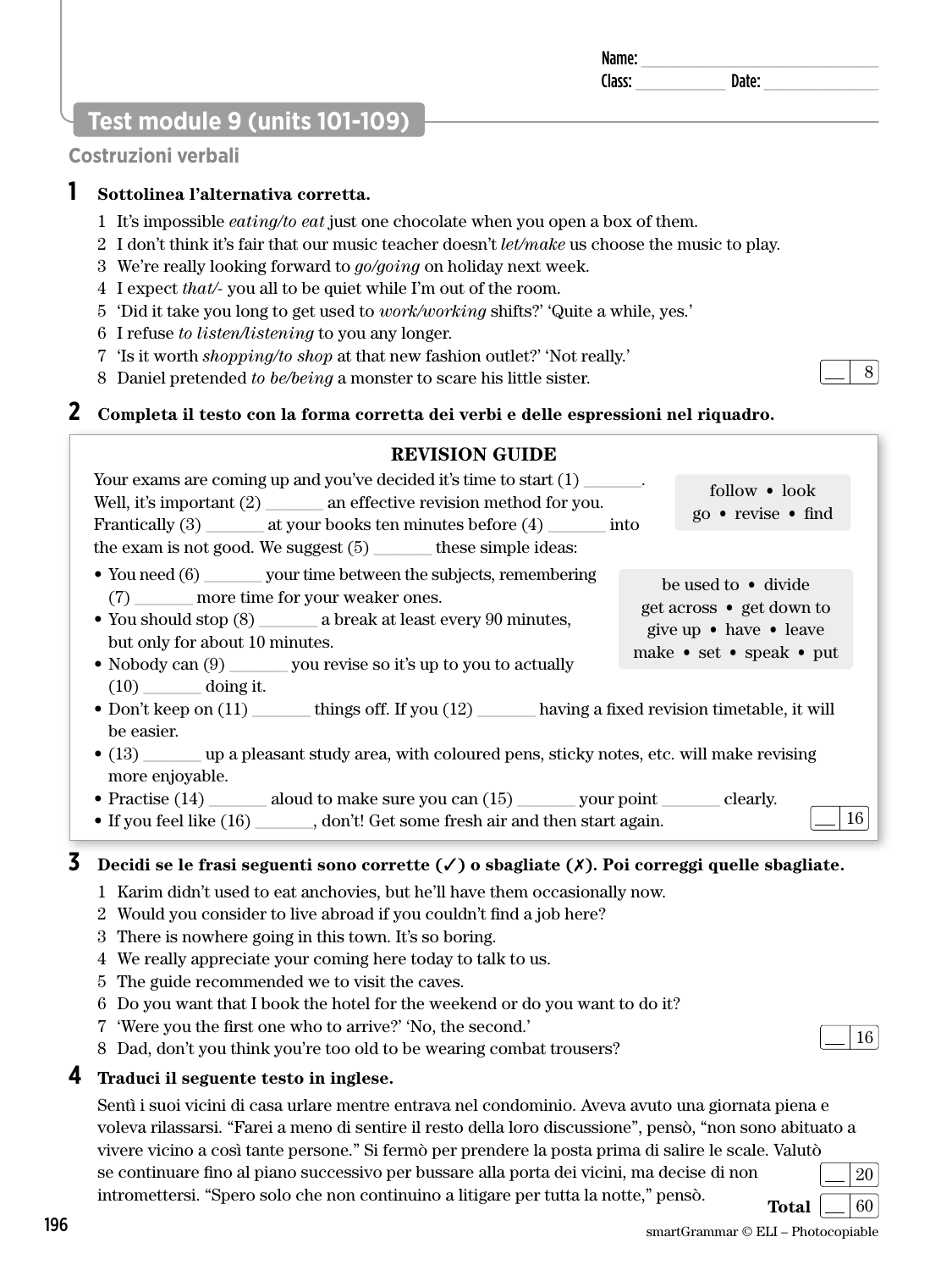Name: ______________________________
Class: ___________ Date: ______________

## Test module 9 (units 101-109)

### Costruzioni verbali

**1 Sottolinea l'alternativa corretta.**

1 It's impossible *eating/to eat* just one chocolate when you open a box of them.
2 I don't think it's fair that our music teacher doesn't *let/make* us choose the music to play.
3 We're really looking forward to *go/going* on holiday next week.
4 I expect *that/-* you all to be quiet while I'm out of the room.
5 'Did it take you long to get used to *work/working* shifts?' 'Quite a while, yes.'
6 I refuse *to listen/listening* to you any longer.
7 'Is it worth *shopping/to shop* at that new fashion outlet?' 'Not really.'
8 Daniel pretended *to be/being* a monster to scare his little sister.

__ / 8

**2 Completa il testo con la forma corretta dei verbi e delle espressioni nel riquadro.**

**REVISION GUIDE**

follow • look
go • revise • find

be used to • divide
get across • get down to
give up • have • leave
make • set • speak • put

Your exams are coming up and you've decided it's time to start (1) _______. Well, it's important (2) _______ an effective revision method for you. Frantically (3) _______ at your books ten minutes before (4) _______ into the exam is not good. We suggest (5) _______ these simple ideas:

- You need (6) _______ your time between the subjects, remembering (7) _______ more time for your weaker ones.
- You should stop (8) _______ a break at least every 90 minutes, but only for about 10 minutes.
- Nobody can (9) _______ you revise so it's up to you to actually (10) _______ doing it.
- Don't keep on (11) _______ things off. If you (12) _______ having a fixed revision timetable, it will be easier.
- (13) _______ up a pleasant study area, with coloured pens, sticky notes, etc. will make revising more enjoyable.
- Practise (14) _______ aloud to make sure you can (15) _______ your point _______ clearly.
- If you feel like (16) _______, don't! Get some fresh air and then start again.

__ / 16

**3 Decidi se le frasi seguenti sono corrette (✓) o sbagliate (✗). Poi correggi quelle sbagliate.**

1 Karim didn't used to eat anchovies, but he'll have them occasionally now.
2 Would you consider to live abroad if you couldn't find a job here?
3 There is nowhere going in this town. It's so boring.
4 We really appreciate your coming here today to talk to us.
5 The guide recommended we to visit the caves.
6 Do you want that I book the hotel for the weekend or do you want to do it?
7 'Were you the first one who to arrive?' 'No, the second.'
8 Dad, don't you think you're too old to be wearing combat trousers?

__ / 16

**4 Traduci il seguente testo in inglese.**

Sentì i suoi vicini di casa urlare mentre entrava nel condominio. Aveva avuto una giornata piena e voleva rilassarsi. "Farei a meno di sentire il resto della loro discussione", pensò, "non sono abituato a vivere vicino a così tante persone." Si fermò per prendere la posta prima di salire le scale. Valutò se continuare fino al piano successivo per bussare alla porta dei vicini, ma decise di non intromettersi. "Spero solo che non continuino a litigare per tutta la notte," pensò.

__ / 20

**Total** __ / 60

smartGrammar © ELI – Photocopiable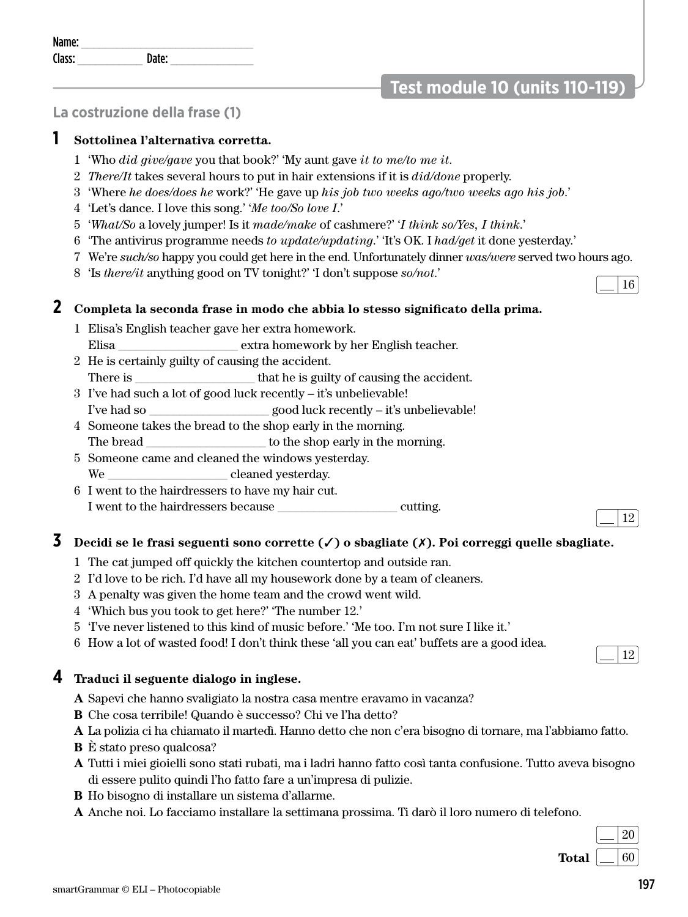Name: ___________________________
Class: __________ Date: _____________

## Test module 10 (units 110-119)

### La costruzione della frase (1)

**1 Sottolinea l'alternativa corretta.**

1 'Who *did give/gave* you that book?' 'My aunt gave *it to me/to me it*.'
2 *There/It* takes several hours to put in hair extensions if it is *did/done* properly.
3 'Where *he does/does he* work?' 'He gave up *his job two weeks ago/two weeks ago his job*.'
4 'Let's dance. I love this song.' '*Me too/So love I*.'
5 '*What/So* a lovely jumper! Is it *made/make* of cashmere?' '*I think so/Yes, I think*.'
6 'The antivirus programme needs *to update/updating*.' 'It's OK. I *had/get* it done yesterday.'
7 We're *such/so* happy you could get here in the end. Unfortunately dinner *was/were* served two hours ago.
8 'Is *there/it* anything good on TV tonight?' 'I don't suppose *so/not*.'

__ / 16

**2 Completa la seconda frase in modo che abbia lo stesso significato della prima.**

1 Elisa's English teacher gave her extra homework.
Elisa __________________ extra homework by her English teacher.
2 He is certainly guilty of causing the accident.
There is __________________ that he is guilty of causing the accident.
3 I've had such a lot of good luck recently – it's unbelievable!
I've had so __________________ good luck recently – it's unbelievable!
4 Someone takes the bread to the shop early in the morning.
The bread __________________ to the shop early in the morning.
5 Someone came and cleaned the windows yesterday.
We __________________ cleaned yesterday.
6 I went to the hairdressers to have my hair cut.
I went to the hairdressers because __________________ cutting.

__ / 12

**3 Decidi se le frasi seguenti sono corrette (✓) o sbagliate (✗). Poi correggi quelle sbagliate.**

1 The cat jumped off quickly the kitchen countertop and outside ran.
2 I'd love to be rich. I'd have all my housework done by a team of cleaners.
3 A penalty was given the home team and the crowd went wild.
4 'Which bus you took to get here?' 'The number 12.'
5 'I've never listened to this kind of music before.' 'Me too. I'm not sure I like it.'
6 How a lot of wasted food! I don't think these 'all you can eat' buffets are a good idea.

__ / 12

**4 Traduci il seguente dialogo in inglese.**

**A** Sapevi che hanno svaligiato la nostra casa mentre eravamo in vacanza?
**B** Che cosa terribile! Quando è successo? Chi ve l'ha detto?
**A** La polizia ci ha chiamato il martedì. Hanno detto che non c'era bisogno di tornare, ma l'abbiamo fatto.
**B** È stato preso qualcosa?
**A** Tutti i miei gioielli sono stati rubati, ma i ladri hanno fatto così tanta confusione. Tutto aveva bisogno di essere pulito quindi l'ho fatto fare a un'impresa di pulizie.
**B** Ho bisogno di installare un sistema d'allarme.
**A** Anche noi. Lo facciamo installare la settimana prossima. Ti darò il loro numero di telefono.

__ / 20

**Total** __ / 60

smartGrammar © ELI – Photocopiable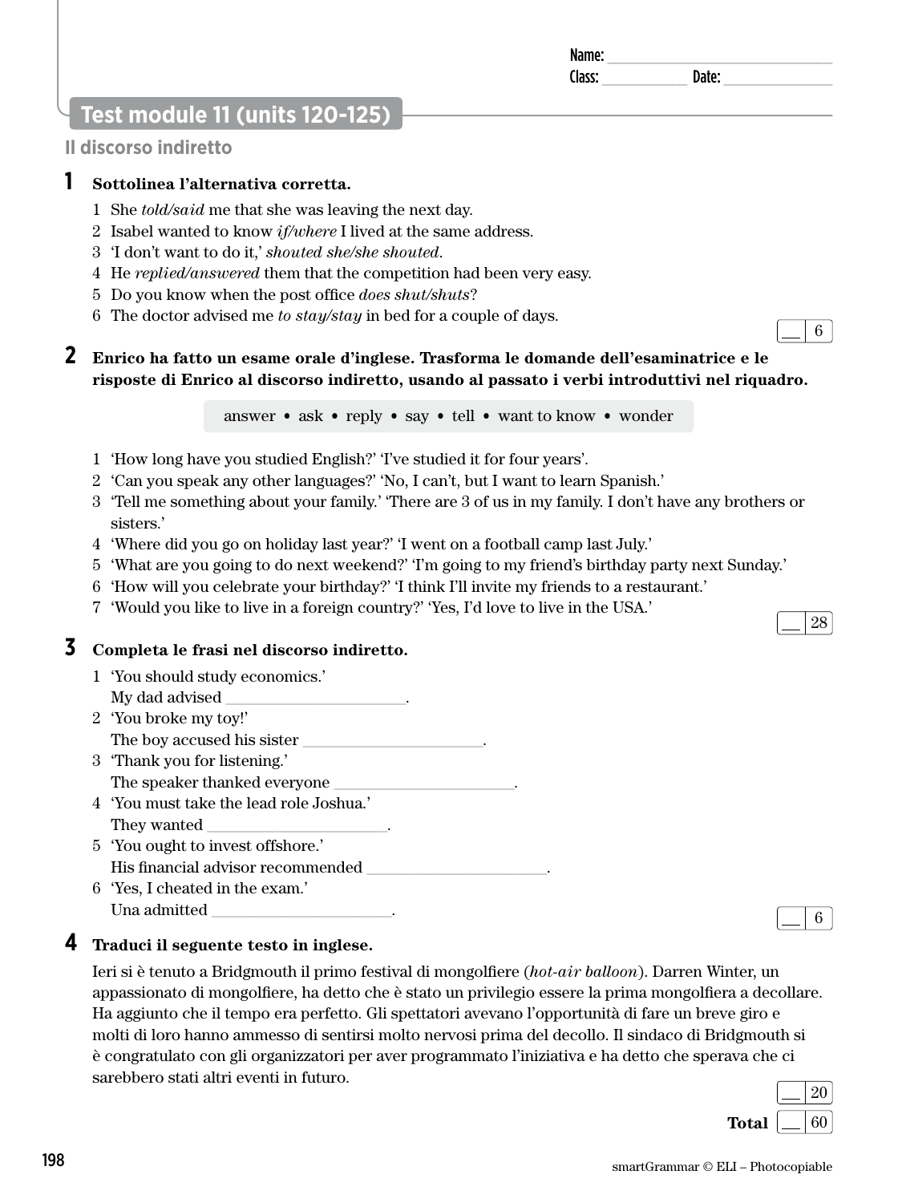Name: ______________________________
Class: ___________ Date: ______________

## Test module 11 (units 120-125)

### Il discorso indiretto

**1** **Sottolinea l'alternativa corretta.**

1 She *told/said* me that she was leaving the next day.
2 Isabel wanted to know *if/where* I lived at the same address.
3 'I don't want to do it,' *shouted she/she shouted*.
4 He *replied/answered* them that the competition had been very easy.
5 Do you know when the post office *does shut/shuts*?
6 The doctor advised me *to stay/stay* in bed for a couple of days.

__ / 6

**2** **Enrico ha fatto un esame orale d'inglese. Trasforma le domande dell'esaminatrice e le risposte di Enrico al discorso indiretto, usando al passato i verbi introduttivi nel riquadro.**

answer • ask • reply • say • tell • want to know • wonder

1 'How long have you studied English?' 'I've studied it for four years'.
2 'Can you speak any other languages?' 'No, I can't, but I want to learn Spanish.'
3 'Tell me something about your family.' 'There are 3 of us in my family. I don't have any brothers or sisters.'
4 'Where did you go on holiday last year?' 'I went on a football camp last July.'
5 'What are you going to do next weekend?' 'I'm going to my friend's birthday party next Sunday.'
6 'How will you celebrate your birthday?' 'I think I'll invite my friends to a restaurant.'
7 'Would you like to live in a foreign country?' 'Yes, I'd love to live in the USA.'

__ / 28

**3** **Completa le frasi nel discorso indiretto.**

1 'You should study economics.'
My dad advised ______________________.
2 'You broke my toy!'
The boy accused his sister ______________________.
3 'Thank you for listening.'
The speaker thanked everyone ______________________.
4 'You must take the lead role Joshua.'
They wanted ______________________.
5 'You ought to invest offshore.'
His financial advisor recommended ______________________.
6 'Yes, I cheated in the exam.'
Una admitted ______________________.

__ / 6

**4** **Traduci il seguente testo in inglese.**

Ieri si è tenuto a Bridgmouth il primo festival di mongolfiere (*hot-air balloon*). Darren Winter, un appassionato di mongolfiere, ha detto che è stato un privilegio essere la prima mongolfiera a decollare. Ha aggiunto che il tempo era perfetto. Gli spettatori avevano l'opportunità di fare un breve giro e molti di loro hanno ammesso di sentirsi molto nervosi prima del decollo. Il sindaco di Bridgmouth si è congratulato con gli organizzatori per aver programmato l'iniziativa e ha detto che sperava che ci sarebbero stati altri eventi in futuro.

__ / 20

**Total** __ / 60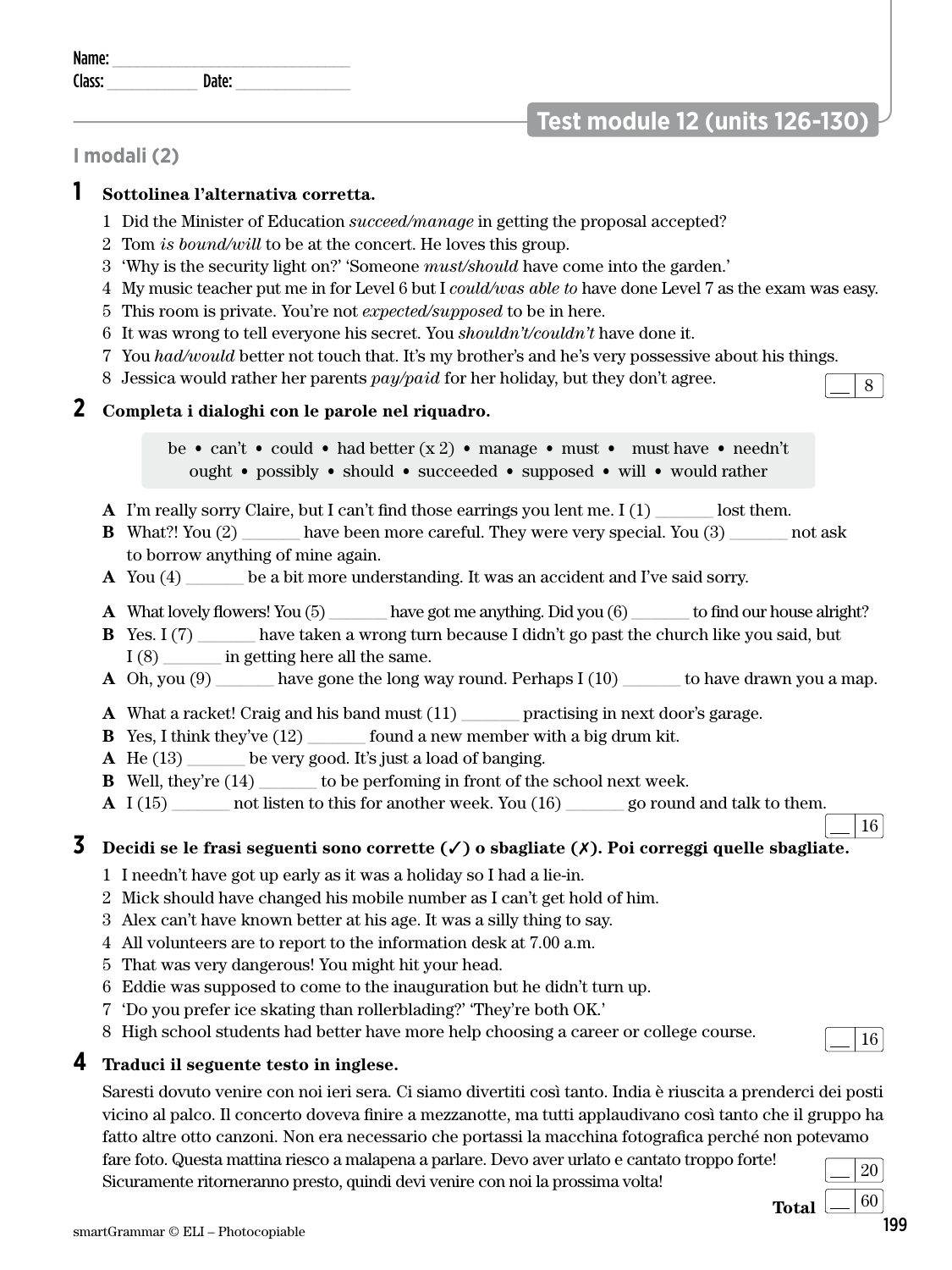Name: ______________________________
Class: ____________ Date: _______________

## Test module 12 (units 126-130)

### I modali (2)

**1 Sottolinea l'alternativa corretta.**

1 Did the Minister of Education *succeed/manage* in getting the proposal accepted?
2 Tom *is bound/will* to be at the concert. He loves this group.
3 'Why is the security light on?' 'Someone *must/should* have come into the garden.'
4 My music teacher put me in for Level 6 but I *could/was able to* have done Level 7 as the exam was easy.
5 This room is private. You're not *expected/supposed* to be in here.
6 It was wrong to tell everyone his secret. You *shouldn't/couldn't* have done it.
7 You *had/would* better not touch that. It's my brother's and he's very possessive about his things.
8 Jessica would rather her parents *pay/paid* for her holiday, but they don't agree.

__ / 8

**2 Completa i dialoghi con le parole nel riquadro.**

be • can't • could • had better (x 2) • manage • must • must have • needn't
ought • possibly • should • succeeded • supposed • will • would rather

**A** I'm really sorry Claire, but I can't find those earrings you lent me. I (1) _______ lost them.
**B** What?! You (2) _______ have been more careful. They were very special. You (3) _______ not ask to borrow anything of mine again.
**A** You (4) _______ be a bit more understanding. It was an accident and I've said sorry.

**A** What lovely flowers! You (5) _______ have got me anything. Did you (6) _______ to find our house alright?
**B** Yes. I (7) _______ have taken a wrong turn because I didn't go past the church like you said, but I (8) _______ in getting here all the same.
**A** Oh, you (9) _______ have gone the long way round. Perhaps I (10) _______ to have drawn you a map.

**A** What a racket! Craig and his band must (11) _______ practising in next door's garage.
**B** Yes, I think they've (12) _______ found a new member with a big drum kit.
**A** He (13) _______ be very good. It's just a load of banging.
**B** Well, they're (14) _______ to be perfoming in front of the school next week.
**A** I (15) _______ not listen to this for another week. You (16) _______ go round and talk to them.

__ / 16

**3 Decidi se le frasi seguenti sono corrette (✓) o sbagliate (✗). Poi correggi quelle sbagliate.**

1 I needn't have got up early as it was a holiday so I had a lie-in.
2 Mick should have changed his mobile number as I can't get hold of him.
3 Alex can't have known better at his age. It was a silly thing to say.
4 All volunteers are to report to the information desk at 7.00 a.m.
5 That was very dangerous! You might hit your head.
6 Eddie was supposed to come to the inauguration but he didn't turn up.
7 'Do you prefer ice skating than rollerblading?' 'They're both OK.'
8 High school students had better have more help choosing a career or college course.

__ / 16

**4 Traduci il seguente testo in inglese.**

Saresti dovuto venire con noi ieri sera. Ci siamo divertiti così tanto. India è riuscita a prenderci dei posti vicino al palco. Il concerto doveva finire a mezzanotte, ma tutti applaudivano così tanto che il gruppo ha fatto altre otto canzoni. Non era necessario che portassi la macchina fotografica perché non potevamo fare foto. Questa mattina riesco a malapena a parlare. Devo aver urlato e cantato troppo forte! Sicuramente ritorneranno presto, quindi devi venire con noi la prossima volta!

__ / 20

**Total** __ / 60

smartGrammar © ELI – Photocopiable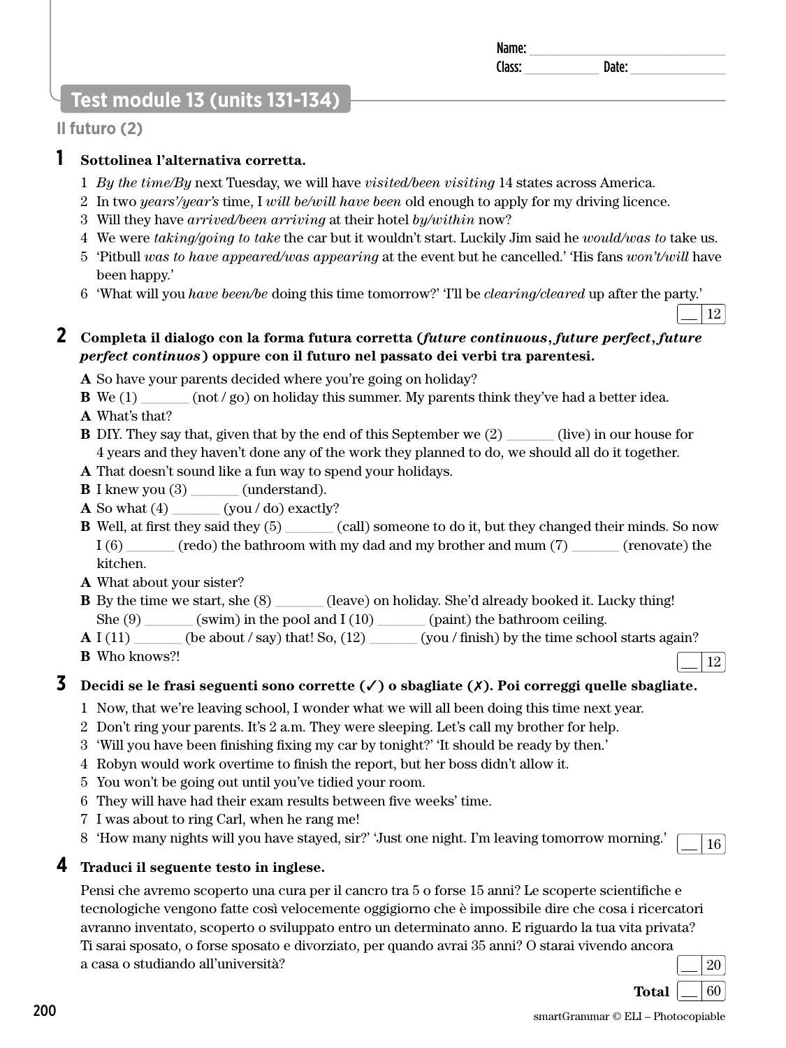Name: ______________________________
Class: ___________ Date: ______________

## Test module 13 (units 131-134)

### Il futuro (2)

**1 Sottolinea l'alternativa corretta.**

1 *By the time/By* next Tuesday, we will have *visited/been visiting* 14 states across America.
2 In two *years'/year's* time, I *will be/will have been* old enough to apply for my driving licence.
3 Will they have *arrived/been arriving* at their hotel *by/within* now?
4 We were *taking/going to take* the car but it wouldn't start. Luckily Jim said he *would/was to* take us.
5 'Pitbull *was to have appeared/was appearing* at the event but he cancelled.' 'His fans *won't/will* have been happy.'
6 'What will you *have been/be* doing this time tomorrow?' 'I'll be *clearing/cleared* up after the party.'

__ | 12

**2 Completa il dialogo con la forma futura corretta (*future continuous*, *future perfect*, *future perfect continuos*) oppure con il futuro nel passato dei verbi tra parentesi.**

**A** So have your parents decided where you're going on holiday?
**B** We (1) _______ (not / go) on holiday this summer. My parents think they've had a better idea.
**A** What's that?
**B** DIY. They say that, given that by the end of this September we (2) _______ (live) in our house for 4 years and they haven't done any of the work they planned to do, we should all do it together.
**A** That doesn't sound like a fun way to spend your holidays.
**B** I knew you (3) _______ (understand).
**A** So what (4) _______ (you / do) exactly?
**B** Well, at first they said they (5) _______ (call) someone to do it, but they changed their minds. So now I (6) _______ (redo) the bathroom with my dad and my brother and mum (7) _______ (renovate) the kitchen.
**A** What about your sister?
**B** By the time we start, she (8) _______ (leave) on holiday. She'd already booked it. Lucky thing! She (9) _______ (swim) in the pool and I (10) _______ (paint) the bathroom ceiling.
**A** I (11) _______ (be about / say) that! So, (12) _______ (you / finish) by the time school starts again?
**B** Who knows?!

__ | 12

**3 Decidi se le frasi seguenti sono corrette (✓) o sbagliate (✗). Poi correggi quelle sbagliate.**

1 Now, that we're leaving school, I wonder what we will all been doing this time next year.
2 Don't ring your parents. It's 2 a.m. They were sleeping. Let's call my brother for help.
3 'Will you have been finishing fixing my car by tonight?' 'It should be ready by then.'
4 Robyn would work overtime to finish the report, but her boss didn't allow it.
5 You won't be going out until you've tidied your room.
6 They will have had their exam results between five weeks' time.
7 I was about to ring Carl, when he rang me!
8 'How many nights will you have stayed, sir?' 'Just one night. I'm leaving tomorrow morning.'

__ | 16

**4 Traduci il seguente testo in inglese.**

Pensi che avremo scoperto una cura per il cancro tra 5 o forse 15 anni? Le scoperte scientifiche e tecnologiche vengono fatte così velocemente oggigiorno che è impossibile dire che cosa i ricercatori avranno inventato, scoperto o sviluppato entro un determinato anno. E riguardo la tua vita privata? Ti sarai sposato, o forse sposato e divorziato, per quando avrai 35 anni? O starai vivendo ancora a casa o studiando all'università?

__ | 20

**Total** __ | 60

smartGrammar © ELI – Photocopiable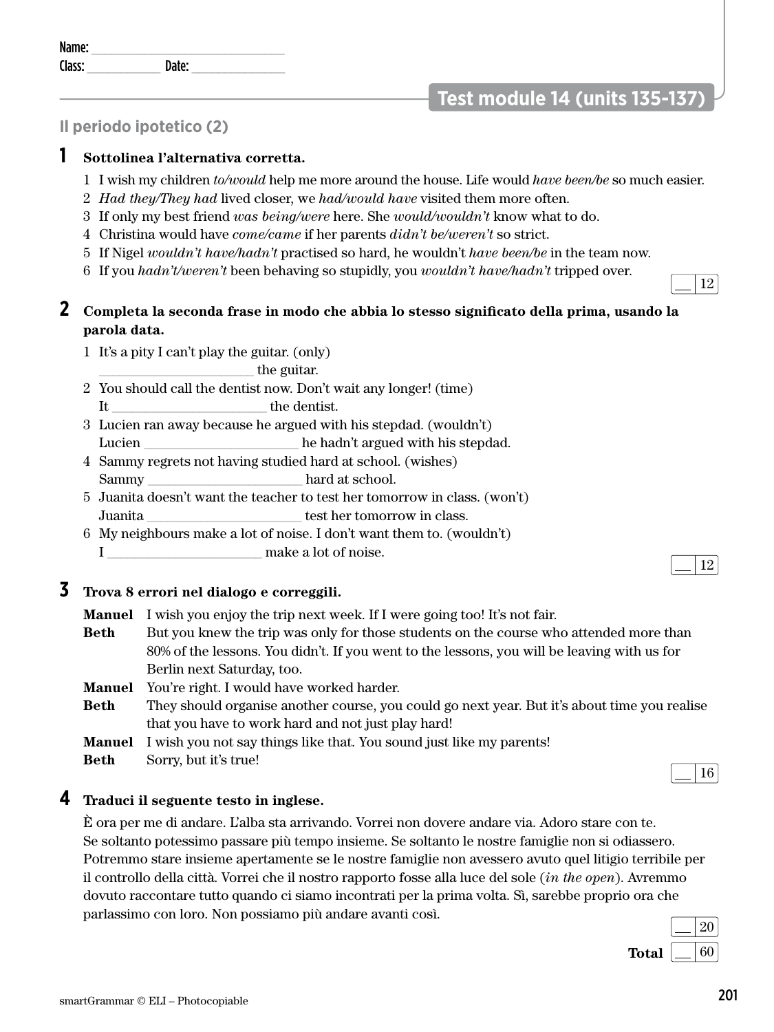Name: ____________________________
Class: ___________ Date: _____________

## Test module 14 (units 135-137)

### Il periodo ipotetico (2)

**1 Sottolinea l'alternativa corretta.**

1 I wish my children *to/would* help me more around the house. Life would *have been/be* so much easier.
2 *Had they/They had* lived closer, we *had/would have* visited them more often.
3 If only my best friend *was being/were* here. She *would/wouldn't* know what to do.
4 Christina would have *come/came* if her parents *didn't be/weren't* so strict.
5 If Nigel *wouldn't have/hadn't* practised so hard, he wouldn't *have been/be* in the team now.
6 If you *hadn't/weren't* been behaving so stupidly, you *wouldn't have/hadn't* tripped over.

__ / 12

**2 Completa la seconda frase in modo che abbia lo stesso significato della prima, usando la parola data.**

1 It's a pity I can't play the guitar. (only)
_____________________ the guitar.
2 You should call the dentist now. Don't wait any longer! (time)
It _____________________ the dentist.
3 Lucien ran away because he argued with his stepdad. (wouldn't)
Lucien _____________________ he hadn't argued with his stepdad.
4 Sammy regrets not having studied hard at school. (wishes)
Sammy _____________________ hard at school.
5 Juanita doesn't want the teacher to test her tomorrow in class. (won't)
Juanita _____________________ test her tomorrow in class.
6 My neighbours make a lot of noise. I don't want them to. (wouldn't)
I _____________________ make a lot of noise.

__ / 12

**3 Trova 8 errori nel dialogo e correggili.**

**Manuel** I wish you enjoy the trip next week. If I were going too! It's not fair.
**Beth** But you knew the trip was only for those students on the course who attended more than 80% of the lessons. You didn't. If you went to the lessons, you will be leaving with us for Berlin next Saturday, too.
**Manuel** You're right. I would have worked harder.
**Beth** They should organise another course, you could go next year. But it's about time you realise that you have to work hard and not just play hard!
**Manuel** I wish you not say things like that. You sound just like my parents!
**Beth** Sorry, but it's true!

__ / 16

**4 Traduci il seguente testo in inglese.**

È ora per me di andare. L'alba sta arrivando. Vorrei non dovere andare via. Adoro stare con te. Se soltanto potessimo passare più tempo insieme. Se soltanto le nostre famiglie non si odiassero. Potremmo stare insieme apertamente se le nostre famiglie non avessero avuto quel litigio terribile per il controllo della città. Vorrei che il nostro rapporto fosse alla luce del sole (*in the open*). Avremmo dovuto raccontare tutto quando ci siamo incontrati per la prima volta. Sì, sarebbe proprio ora che parlassimo con loro. Non possiamo più andare avanti così.

__ / 20

**Total** __ / 60

smartGrammar © ELI – Photocopiable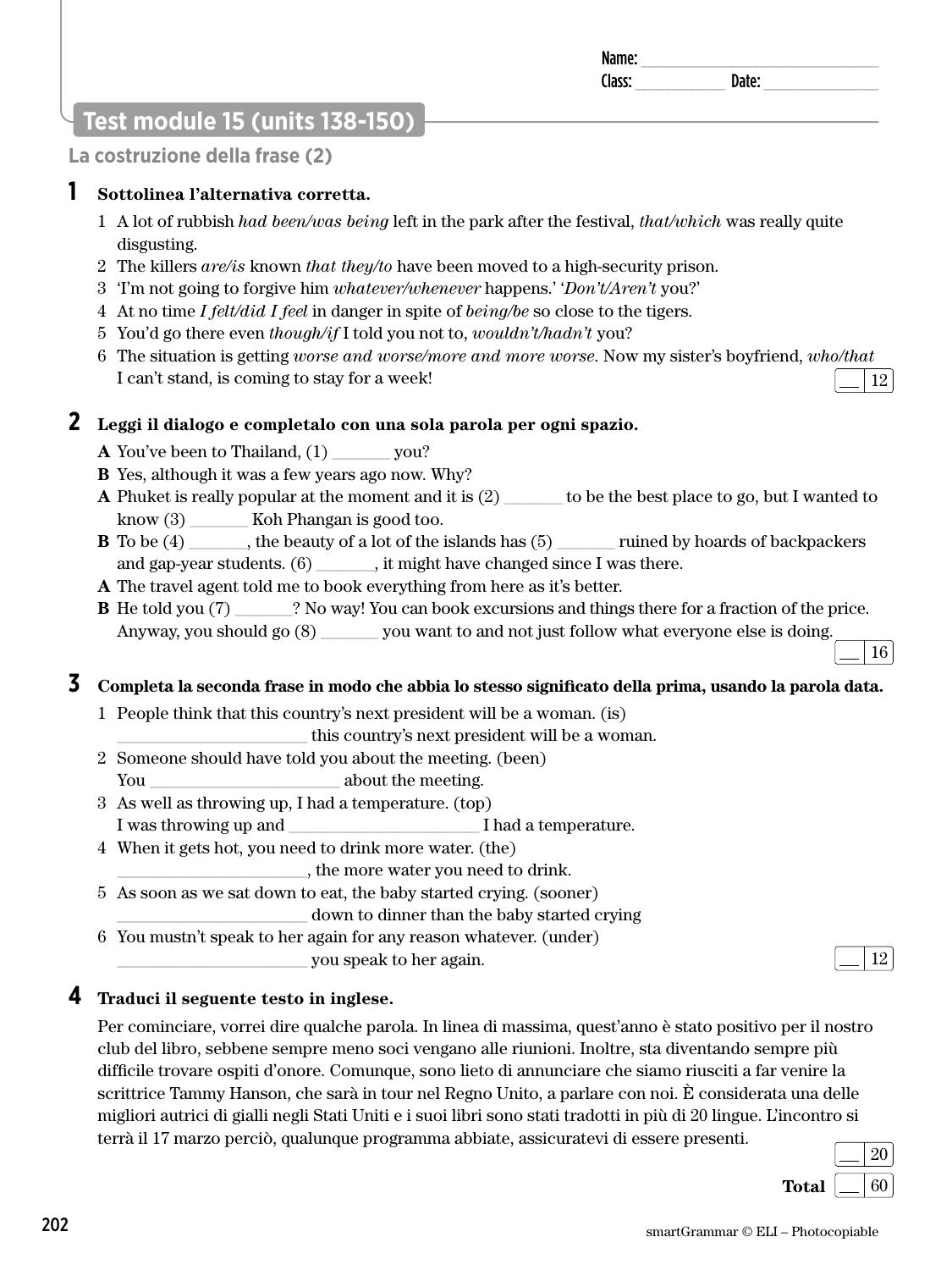Name: ______________________________
Class: ___________ Date: ______________

## Test module 15 (units 138-150)

### La costruzione della frase (2)

**1 Sottolinea l'alternativa corretta.**

1 A lot of rubbish *had been/was being* left in the park after the festival, *that/which* was really quite disgusting.
2 The killers *are/is* known *that they/to* have been moved to a high-security prison.
3 'I'm not going to forgive him *whatever/whenever* happens.' '*Don't/Aren't* you?'
4 At no time *I felt/did I feel* in danger in spite of *being/be* so close to the tigers.
5 You'd go there even *though/if* I told you not to, *wouldn't/hadn't* you?
6 The situation is getting *worse and worse/more and more worse*. Now my sister's boyfriend, *who/that* I can't stand, is coming to stay for a week!

__ 12

**2 Leggi il dialogo e completalo con una sola parola per ogni spazio.**

**A** You've been to Thailand, (1) _______ you?
**B** Yes, although it was a few years ago now. Why?
**A** Phuket is really popular at the moment and it is (2) _______ to be the best place to go, but I wanted to know (3) _______ Koh Phangan is good too.
**B** To be (4) _______, the beauty of a lot of the islands has (5) _______ ruined by hoards of backpackers and gap-year students. (6) _______, it might have changed since I was there.
**A** The travel agent told me to book everything from here as it's better.
**B** He told you (7) _______? No way! You can book excursions and things there for a fraction of the price. Anyway, you should go (8) _______ you want to and not just follow what everyone else is doing.

__ 16

**3 Completa la seconda frase in modo che abbia lo stesso significato della prima, usando la parola data.**

1 People think that this country's next president will be a woman. (is)
_______________________ this country's next president will be a woman.
2 Someone should have told you about the meeting. (been)
You _______________________ about the meeting.
3 As well as throwing up, I had a temperature. (top)
I was throwing up and _______________________ I had a temperature.
4 When it gets hot, you need to drink more water. (the)
_______________________, the more water you need to drink.
5 As soon as we sat down to eat, the baby started crying. (sooner)
_______________________ down to dinner than the baby started crying
6 You mustn't speak to her again for any reason whatever. (under)
_______________________ you speak to her again.

__ 12

**4 Traduci il seguente testo in inglese.**

Per cominciare, vorrei dire qualche parola. In linea di massima, quest'anno è stato positivo per il nostro club del libro, sebbene sempre meno soci vengano alle riunioni. Inoltre, sta diventando sempre più difficile trovare ospiti d'onore. Comunque, sono lieto di annunciare che siamo riusciti a far venire la scrittrice Tammy Hanson, che sarà in tour nel Regno Unito, a parlare con noi. È considerata una delle migliori autrici di gialli negli Stati Uniti e i suoi libri sono stati tradotti in più di 20 lingue. L'incontro si terrà il 17 marzo perciò, qualunque programma abbiate, assicuratevi di essere presenti.

__ 20

**Total** __ 60

smartGrammar © ELI – Photocopiable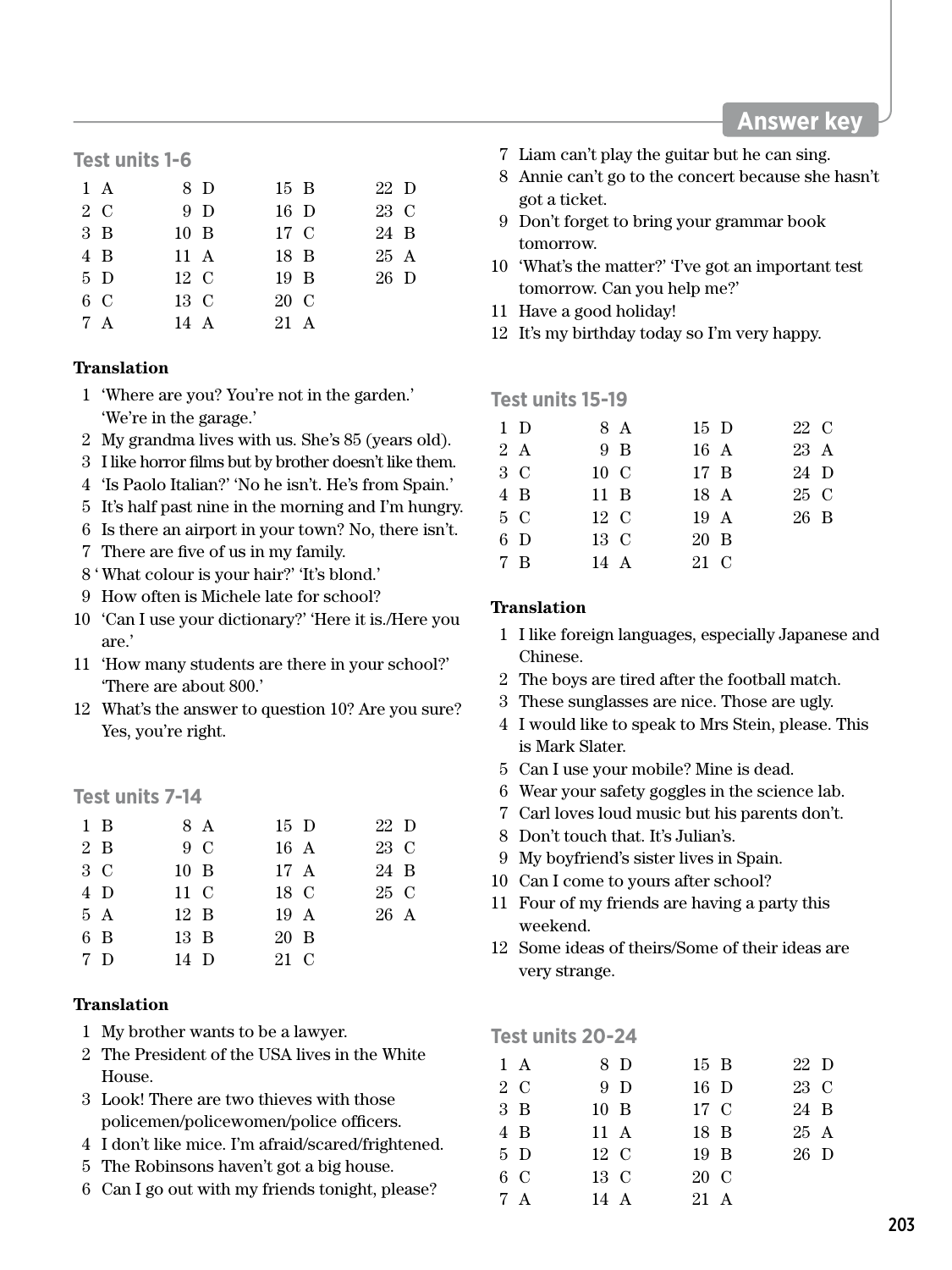# Answer key

## Test units 1-6

| | | | |
|---|---|---|---|
| 1 A | 8 D | 15 B | 22 D |
| 2 C | 9 D | 16 D | 23 C |
| 3 B | 10 B | 17 C | 24 B |
| 4 B | 11 A | 18 B | 25 A |
| 5 D | 12 C | 19 B | 26 D |
| 6 C | 13 C | 20 C | |
| 7 A | 14 A | 21 A | |

**Translation**

1. 'Where are you? You're not in the garden.' 'We're in the garage.'
2. My grandma lives with us. She's 85 (years old).
3. I like horror films but by brother doesn't like them.
4. 'Is Paolo Italian?' 'No he isn't. He's from Spain.'
5. It's half past nine in the morning and I'm hungry.
6. Is there an airport in your town? No, there isn't.
7. There are five of us in my family.
8. ' What colour is your hair?' 'It's blond.'
9. How often is Michele late for school?
10. 'Can I use your dictionary?' 'Here it is./Here you are.'
11. 'How many students are there in your school?' 'There are about 800.'
12. What's the answer to question 10? Are you sure? Yes, you're right.

## Test units 7-14

| | | | |
|---|---|---|---|
| 1 B | 8 A | 15 D | 22 D |
| 2 B | 9 C | 16 A | 23 C |
| 3 C | 10 B | 17 A | 24 B |
| 4 D | 11 C | 18 C | 25 C |
| 5 A | 12 B | 19 A | 26 A |
| 6 B | 13 B | 20 B | |
| 7 D | 14 D | 21 C | |

**Translation**

1. My brother wants to be a lawyer.
2. The President of the USA lives in the White House.
3. Look! There are two thieves with those policemen/policewomen/police officers.
4. I don't like mice. I'm afraid/scared/frightened.
5. The Robinsons haven't got a big house.
6. Can I go out with my friends tonight, please?
7. Liam can't play the guitar but he can sing.
8. Annie can't go to the concert because she hasn't got a ticket.
9. Don't forget to bring your grammar book tomorrow.
10. 'What's the matter?' 'I've got an important test tomorrow. Can you help me?'
11. Have a good holiday!
12. It's my birthday today so I'm very happy.

## Test units 15-19

| | | | |
|---|---|---|---|
| 1 D | 8 A | 15 D | 22 C |
| 2 A | 9 B | 16 A | 23 A |
| 3 C | 10 C | 17 B | 24 D |
| 4 B | 11 B | 18 A | 25 C |
| 5 C | 12 C | 19 A | 26 B |
| 6 D | 13 C | 20 B | |
| 7 B | 14 A | 21 C | |

**Translation**

1. I like foreign languages, especially Japanese and Chinese.
2. The boys are tired after the football match.
3. These sunglasses are nice. Those are ugly.
4. I would like to speak to Mrs Stein, please. This is Mark Slater.
5. Can I use your mobile? Mine is dead.
6. Wear your safety goggles in the science lab.
7. Carl loves loud music but his parents don't.
8. Don't touch that. It's Julian's.
9. My boyfriend's sister lives in Spain.
10. Can I come to yours after school?
11. Four of my friends are having a party this weekend.
12. Some ideas of theirs/Some of their ideas are very strange.

## Test units 20-24

| | | | |
|---|---|---|---|
| 1 A | 8 D | 15 B | 22 D |
| 2 C | 9 D | 16 D | 23 C |
| 3 B | 10 B | 17 C | 24 B |
| 4 B | 11 A | 18 B | 25 A |
| 5 D | 12 C | 19 B | 26 D |
| 6 C | 13 C | 20 C | |
| 7 A | 14 A | 21 A | |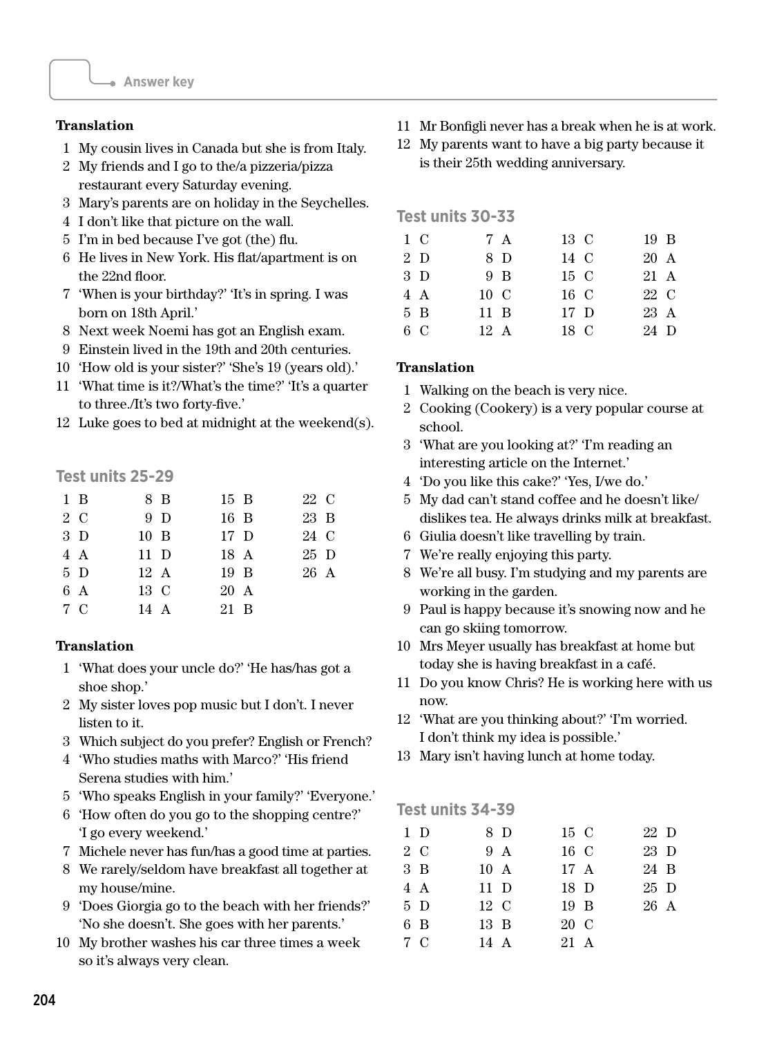### Translation

1. My cousin lives in Canada but she is from Italy.
2. My friends and I go to the/a pizzeria/pizza restaurant every Saturday evening.
3. Mary's parents are on holiday in the Seychelles.
4. I don't like that picture on the wall.
5. I'm in bed because I've got (the) flu.
6. He lives in New York. His flat/apartment is on the 22nd floor.
7. 'When is your birthday?' 'It's in spring. I was born on 18th April.'
8. Next week Noemi has got an English exam.
9. Einstein lived in the 19th and 20th centuries.
10. 'How old is your sister?' 'She's 19 (years old).'
11. 'What time is it?/What's the time?' 'It's a quarter to three./It's two forty-five.'
12. Luke goes to bed at midnight at the weekend(s).

## Test units 25-29

| | | | |
|---|---|---|---|
| 1 B | 8 B | 15 B | 22 C |
| 2 C | 9 D | 16 B | 23 B |
| 3 D | 10 B | 17 D | 24 C |
| 4 A | 11 D | 18 A | 25 D |
| 5 D | 12 A | 19 B | 26 A |
| 6 A | 13 C | 20 A | |
| 7 C | 14 A | 21 B | |

### Translation

1. 'What does your uncle do?' 'He has/has got a shoe shop.'
2. My sister loves pop music but I don't. I never listen to it.
3. Which subject do you prefer? English or French?
4. 'Who studies maths with Marco?' 'His friend Serena studies with him.'
5. 'Who speaks English in your family?' 'Everyone.'
6. 'How often do you go to the shopping centre?' 'I go every weekend.'
7. Michele never has fun/has a good time at parties.
8. We rarely/seldom have breakfast all together at my house/mine.
9. 'Does Giorgia go to the beach with her friends?' 'No she doesn't. She goes with her parents.'
10. My brother washes his car three times a week so it's always very clean.
11. Mr Bonfigli never has a break when he is at work.
12. My parents want to have a big party because it is their 25th wedding anniversary.

## Test units 30-33

| | | | |
|---|---|---|---|
| 1 C | 7 A | 13 C | 19 B |
| 2 D | 8 D | 14 C | 20 A |
| 3 D | 9 B | 15 C | 21 A |
| 4 A | 10 C | 16 C | 22 C |
| 5 B | 11 B | 17 D | 23 A |
| 6 C | 12 A | 18 C | 24 D |

### Translation

1. Walking on the beach is very nice.
2. Cooking (Cookery) is a very popular course at school.
3. 'What are you looking at?' 'I'm reading an interesting article on the Internet.'
4. 'Do you like this cake?' 'Yes, I/we do.'
5. My dad can't stand coffee and he doesn't like/dislikes tea. He always drinks milk at breakfast.
6. Giulia doesn't like travelling by train.
7. We're really enjoying this party.
8. We're all busy. I'm studying and my parents are working in the garden.
9. Paul is happy because it's snowing now and he can go skiing tomorrow.
10. Mrs Meyer usually has breakfast at home but today she is having breakfast in a café.
11. Do you know Chris? He is working here with us now.
12. 'What are you thinking about?' 'I'm worried. I don't think my idea is possible.'
13. Mary isn't having lunch at home today.

## Test units 34-39

| | | | |
|---|---|---|---|
| 1 D | 8 D | 15 C | 22 D |
| 2 C | 9 A | 16 C | 23 D |
| 3 B | 10 A | 17 A | 24 B |
| 4 A | 11 D | 18 D | 25 D |
| 5 D | 12 C | 19 B | 26 A |
| 6 B | 13 B | 20 C | |
| 7 C | 14 A | 21 A | |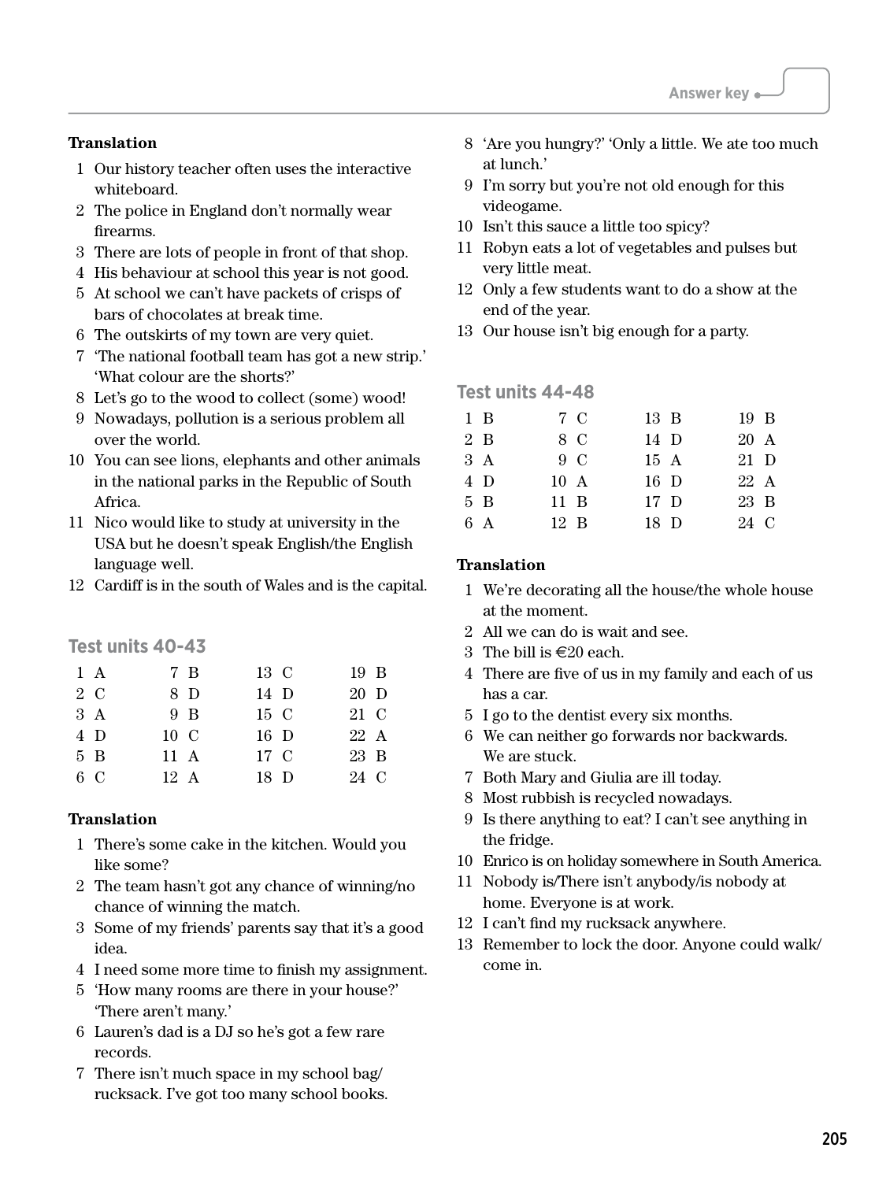**Translation**

1. Our history teacher often uses the interactive whiteboard.
2. The police in England don't normally wear firearms.
3. There are lots of people in front of that shop.
4. His behaviour at school this year is not good.
5. At school we can't have packets of crisps of bars of chocolates at break time.
6. The outskirts of my town are very quiet.
7. 'The national football team has got a new strip.' 'What colour are the shorts?'
8. Let's go to the wood to collect (some) wood!
9. Nowadays, pollution is a serious problem all over the world.
10. You can see lions, elephants and other animals in the national parks in the Republic of South Africa.
11. Nico would like to study at university in the USA but he doesn't speak English/the English language well.
12. Cardiff is in the south of Wales and is the capital.

## Test units 40-43

| | | | | | | | |
|---|---|---|---|---|---|---|---|
| 1 | A | 7 | B | 13 | C | 19 | B |
| 2 | C | 8 | D | 14 | D | 20 | D |
| 3 | A | 9 | B | 15 | C | 21 | C |
| 4 | D | 10 | C | 16 | D | 22 | A |
| 5 | B | 11 | A | 17 | C | 23 | B |
| 6 | C | 12 | A | 18 | D | 24 | C |

**Translation**

1. There's some cake in the kitchen. Would you like some?
2. The team hasn't got any chance of winning/no chance of winning the match.
3. Some of my friends' parents say that it's a good idea.
4. I need some more time to finish my assignment.
5. 'How many rooms are there in your house?' 'There aren't many.'
6. Lauren's dad is a DJ so he's got a few rare records.
7. There isn't much space in my school bag/rucksack. I've got too many school books.
8. 'Are you hungry?' 'Only a little. We ate too much at lunch.'
9. I'm sorry but you're not old enough for this videogame.
10. Isn't this sauce a little too spicy?
11. Robyn eats a lot of vegetables and pulses but very little meat.
12. Only a few students want to do a show at the end of the year.
13. Our house isn't big enough for a party.

## Test units 44-48

| | | | | | | | |
|---|---|---|---|---|---|---|---|
| 1 | B | 7 | C | 13 | B | 19 | B |
| 2 | B | 8 | C | 14 | D | 20 | A |
| 3 | A | 9 | C | 15 | A | 21 | D |
| 4 | D | 10 | A | 16 | D | 22 | A |
| 5 | B | 11 | B | 17 | D | 23 | B |
| 6 | A | 12 | B | 18 | D | 24 | C |

**Translation**

1. We're decorating all the house/the whole house at the moment.
2. All we can do is wait and see.
3. The bill is €20 each.
4. There are five of us in my family and each of us has a car.
5. I go to the dentist every six months.
6. We can neither go forwards nor backwards. We are stuck.
7. Both Mary and Giulia are ill today.
8. Most rubbish is recycled nowadays.
9. Is there anything to eat? I can't see anything in the fridge.
10. Enrico is on holiday somewhere in South America.
11. Nobody is/There isn't anybody/is nobody at home. Everyone is at work.
12. I can't find my rucksack anywhere.
13. Remember to lock the door. Anyone could walk/come in.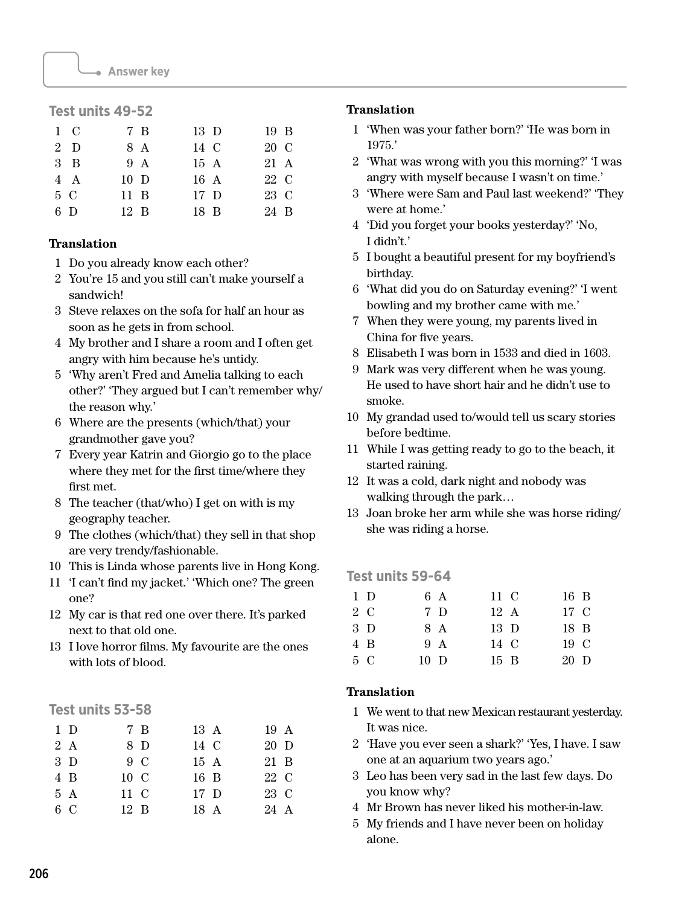## Test units 49–52

| | | | |
|---|---|---|---|
| 1 C | 7 B | 13 D | 19 B |
| 2 D | 8 A | 14 C | 20 C |
| 3 B | 9 A | 15 A | 21 A |
| 4 A | 10 D | 16 A | 22 C |
| 5 C | 11 B | 17 D | 23 C |
| 6 D | 12 B | 18 B | 24 B |

**Translation**

1. Do you already know each other?
2. You're 15 and you still can't make yourself a sandwich!
3. Steve relaxes on the sofa for half an hour as soon as he gets in from school.
4. My brother and I share a room and I often get angry with him because he's untidy.
5. 'Why aren't Fred and Amelia talking to each other?' 'They argued but I can't remember why/ the reason why.'
6. Where are the presents (which/that) your grandmother gave you?
7. Every year Katrin and Giorgio go to the place where they met for the first time/where they first met.
8. The teacher (that/who) I get on with is my geography teacher.
9. The clothes (which/that) they sell in that shop are very trendy/fashionable.
10. This is Linda whose parents live in Hong Kong.
11. 'I can't find my jacket.' 'Which one? The green one?
12. My car is that red one over there. It's parked next to that old one.
13. I love horror films. My favourite are the ones with lots of blood.

## Test units 53–58

| | | | |
|---|---|---|---|
| 1 D | 7 B | 13 A | 19 A |
| 2 A | 8 D | 14 C | 20 D |
| 3 D | 9 C | 15 A | 21 B |
| 4 B | 10 C | 16 B | 22 C |
| 5 A | 11 C | 17 D | 23 C |
| 6 C | 12 B | 18 A | 24 A |

**Translation**

1. 'When was your father born?' 'He was born in 1975.'
2. 'What was wrong with you this morning?' 'I was angry with myself because I wasn't on time.'
3. 'Where were Sam and Paul last weekend?' 'They were at home.'
4. 'Did you forget your books yesterday?' 'No, I didn't.'
5. I bought a beautiful present for my boyfriend's birthday.
6. 'What did you do on Saturday evening?' 'I went bowling and my brother came with me.'
7. When they were young, my parents lived in China for five years.
8. Elisabeth I was born in 1533 and died in 1603.
9. Mark was very different when he was young. He used to have short hair and he didn't use to smoke.
10. My grandad used to/would tell us scary stories before bedtime.
11. While I was getting ready to go to the beach, it started raining.
12. It was a cold, dark night and nobody was walking through the park…
13. Joan broke her arm while she was horse riding/ she was riding a horse.

## Test units 59–64

| | | | |
|---|---|---|---|
| 1 D | 6 A | 11 C | 16 B |
| 2 C | 7 D | 12 A | 17 C |
| 3 D | 8 A | 13 D | 18 B |
| 4 B | 9 A | 14 C | 19 C |
| 5 C | 10 D | 15 B | 20 D |

**Translation**

1. We went to that new Mexican restaurant yesterday. It was nice.
2. 'Have you ever seen a shark?' 'Yes, I have. I saw one at an aquarium two years ago.'
3. Leo has been very sad in the last few days. Do you know why?
4. Mr Brown has never liked his mother-in-law.
5. My friends and I have never been on holiday alone.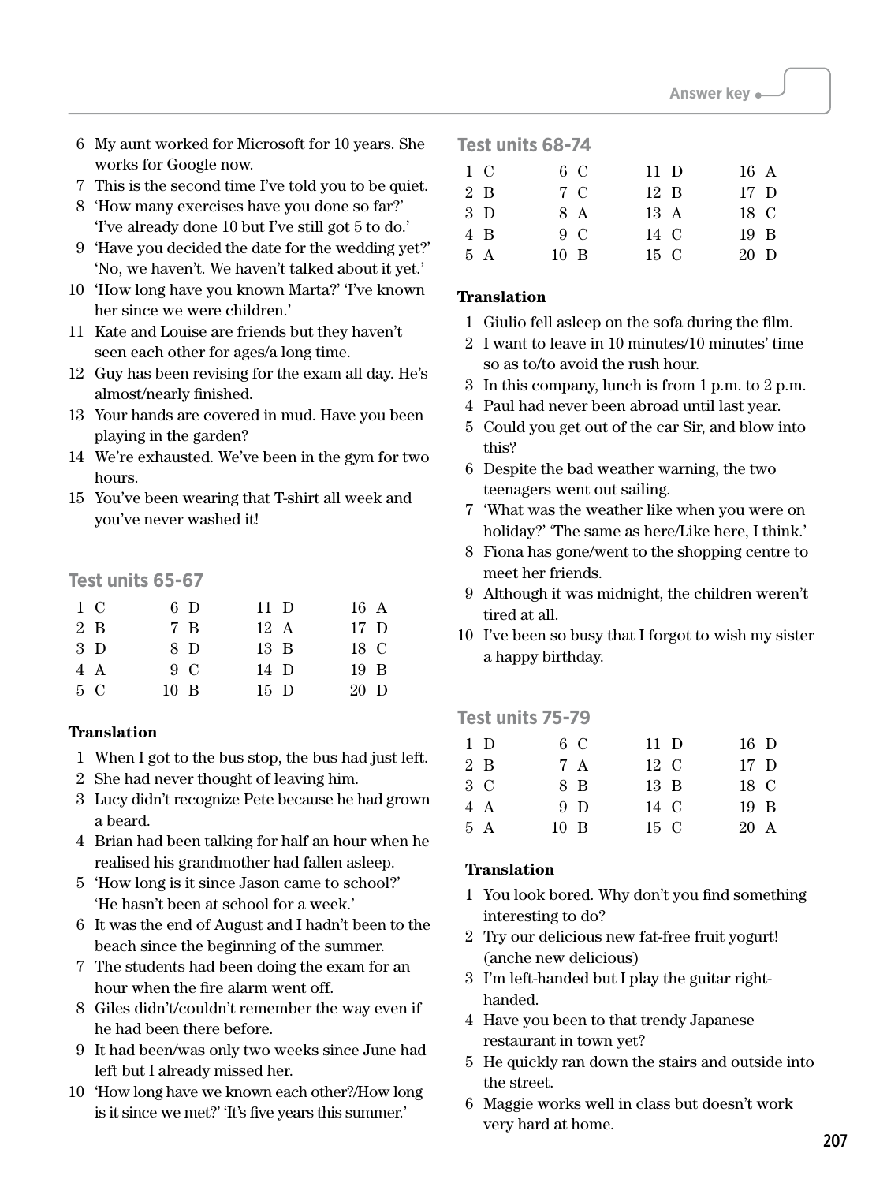6 My aunt worked for Microsoft for 10 years. She works for Google now.
7 This is the second time I've told you to be quiet.
8 'How many exercises have you done so far?' 'I've already done 10 but I've still got 5 to do.'
9 'Have you decided the date for the wedding yet?' 'No, we haven't. We haven't talked about it yet.'
10 'How long have you known Marta?' 'I've known her since we were children.'
11 Kate and Louise are friends but they haven't seen each other for ages/a long time.
12 Guy has been revising for the exam all day. He's almost/nearly finished.
13 Your hands are covered in mud. Have you been playing in the garden?
14 We're exhausted. We've been in the gym for two hours.
15 You've been wearing that T-shirt all week and you've never washed it!

## Test units 65-67

| | | | |
|---|---|---|---|
| 1 C | 6 D | 11 D | 16 A |
| 2 B | 7 B | 12 A | 17 D |
| 3 D | 8 D | 13 B | 18 C |
| 4 A | 9 C | 14 D | 19 B |
| 5 C | 10 B | 15 D | 20 D |

**Translation**

1 When I got to the bus stop, the bus had just left.
2 She had never thought of leaving him.
3 Lucy didn't recognize Pete because he had grown a beard.
4 Brian had been talking for half an hour when he realised his grandmother had fallen asleep.
5 'How long is it since Jason came to school?' 'He hasn't been at school for a week.'
6 It was the end of August and I hadn't been to the beach since the beginning of the summer.
7 The students had been doing the exam for an hour when the fire alarm went off.
8 Giles didn't/couldn't remember the way even if he had been there before.
9 It had been/was only two weeks since June had left but I already missed her.
10 'How long have we known each other?/How long is it since we met?' 'It's five years this summer.'

## Test units 68-74

| | | | |
|---|---|---|---|
| 1 C | 6 C | 11 D | 16 A |
| 2 B | 7 C | 12 B | 17 D |
| 3 D | 8 A | 13 A | 18 C |
| 4 B | 9 C | 14 C | 19 B |
| 5 A | 10 B | 15 C | 20 D |

**Translation**

1 Giulio fell asleep on the sofa during the film.
2 I want to leave in 10 minutes/10 minutes' time so as to/to avoid the rush hour.
3 In this company, lunch is from 1 p.m. to 2 p.m.
4 Paul had never been abroad until last year.
5 Could you get out of the car Sir, and blow into this?
6 Despite the bad weather warning, the two teenagers went out sailing.
7 'What was the weather like when you were on holiday?' 'The same as here/Like here, I think.'
8 Fiona has gone/went to the shopping centre to meet her friends.
9 Although it was midnight, the children weren't tired at all.
10 I've been so busy that I forgot to wish my sister a happy birthday.

## Test units 75-79

| | | | |
|---|---|---|---|
| 1 D | 6 C | 11 D | 16 D |
| 2 B | 7 A | 12 C | 17 D |
| 3 C | 8 B | 13 B | 18 C |
| 4 A | 9 D | 14 C | 19 B |
| 5 A | 10 B | 15 C | 20 A |

**Translation**

1 You look bored. Why don't you find something interesting to do?
2 Try our delicious new fat-free fruit yogurt! (anche new delicious)
3 I'm left-handed but I play the guitar right-handed.
4 Have you been to that trendy Japanese restaurant in town yet?
5 He quickly ran down the stairs and outside into the street.
6 Maggie works well in class but doesn't work very hard at home.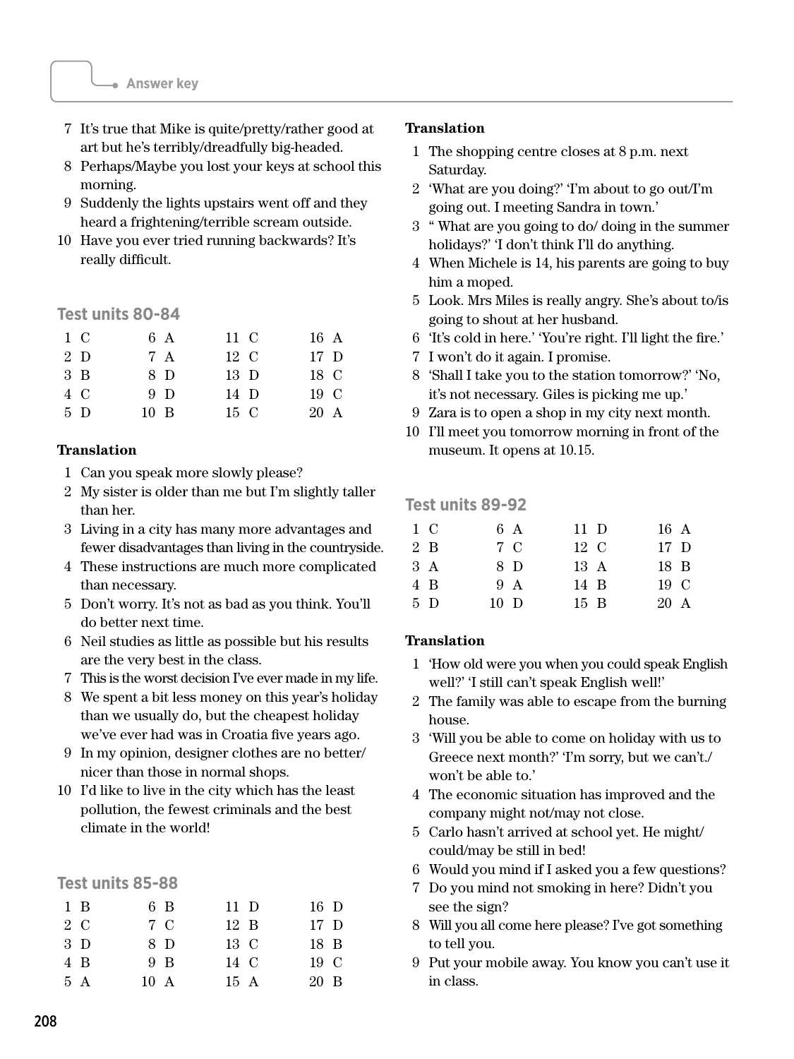7 It's true that Mike is quite/pretty/rather good at art but he's terribly/dreadfully big-headed.
8 Perhaps/Maybe you lost your keys at school this morning.
9 Suddenly the lights upstairs went off and they heard a frightening/terrible scream outside.
10 Have you ever tried running backwards? It's really difficult.

## Test units 80-84

| | | | |
|---|---|---|---|
| 1 C | 6 A | 11 C | 16 A |
| 2 D | 7 A | 12 C | 17 D |
| 3 B | 8 D | 13 D | 18 C |
| 4 C | 9 D | 14 D | 19 C |
| 5 D | 10 B | 15 C | 20 A |

**Translation**

1 Can you speak more slowly please?
2 My sister is older than me but I'm slightly taller than her.
3 Living in a city has many more advantages and fewer disadvantages than living in the countryside.
4 These instructions are much more complicated than necessary.
5 Don't worry. It's not as bad as you think. You'll do better next time.
6 Neil studies as little as possible but his results are the very best in the class.
7 This is the worst decision I've ever made in my life.
8 We spent a bit less money on this year's holiday than we usually do, but the cheapest holiday we've ever had was in Croatia five years ago.
9 In my opinion, designer clothes are no better/ nicer than those in normal shops.
10 I'd like to live in the city which has the least pollution, the fewest criminals and the best climate in the world!

## Test units 85-88

| | | | |
|---|---|---|---|
| 1 B | 6 B | 11 D | 16 D |
| 2 C | 7 C | 12 B | 17 D |
| 3 D | 8 D | 13 C | 18 B |
| 4 B | 9 B | 14 C | 19 C |
| 5 A | 10 A | 15 A | 20 B |

**Translation**

1 The shopping centre closes at 8 p.m. next Saturday.
2 'What are you doing?' 'I'm about to go out/I'm going out. I meeting Sandra in town.'
3 " What are you going to do/ doing in the summer holidays?' 'I don't think I'll do anything.
4 When Michele is 14, his parents are going to buy him a moped.
5 Look. Mrs Miles is really angry. She's about to/is going to shout at her husband.
6 'It's cold in here.' 'You're right. I'll light the fire.'
7 I won't do it again. I promise.
8 'Shall I take you to the station tomorrow?' 'No, it's not necessary. Giles is picking me up.'
9 Zara is to open a shop in my city next month.
10 I'll meet you tomorrow morning in front of the museum. It opens at 10.15.

## Test units 89-92

| | | | |
|---|---|---|---|
| 1 C | 6 A | 11 D | 16 A |
| 2 B | 7 C | 12 C | 17 D |
| 3 A | 8 D | 13 A | 18 B |
| 4 B | 9 A | 14 B | 19 C |
| 5 D | 10 D | 15 B | 20 A |

**Translation**

1 'How old were you when you could speak English well?' 'I still can't speak English well!'
2 The family was able to escape from the burning house.
3 'Will you be able to come on holiday with us to Greece next month?' 'I'm sorry, but we can't./ won't be able to.'
4 The economic situation has improved and the company might not/may not close.
5 Carlo hasn't arrived at school yet. He might/ could/may be still in bed!
6 Would you mind if I asked you a few questions?
7 Do you mind not smoking in here? Didn't you see the sign?
8 Will you all come here please? I've got something to tell you.
9 Put your mobile away. You know you can't use it in class.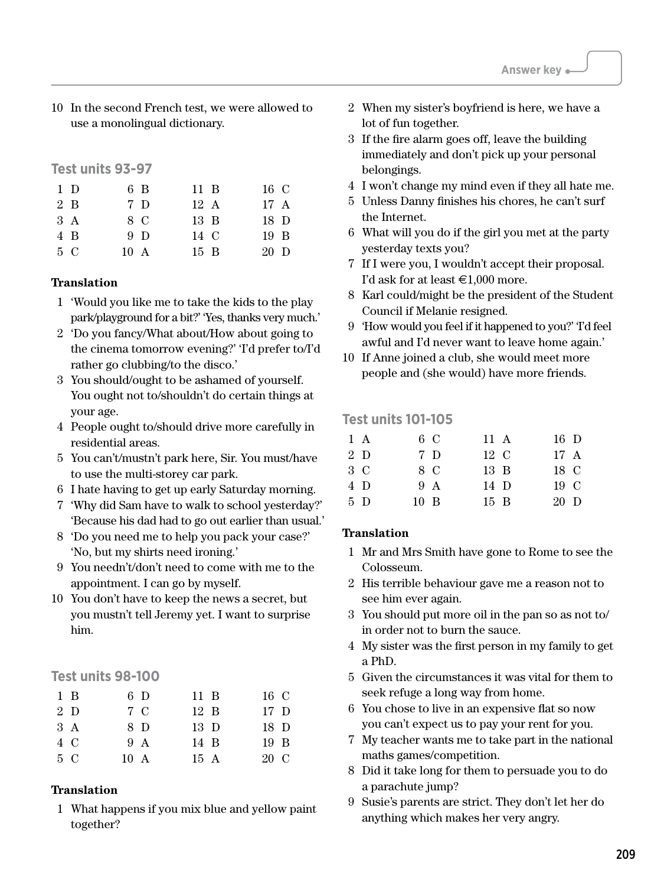10 In the second French test, we were allowed to use a monolingual dictionary.

## Test units 93-97

| | | | |
|---|---|---|---|
| 1 D | 6 B | 11 B | 16 C |
| 2 B | 7 D | 12 A | 17 A |
| 3 A | 8 C | 13 B | 18 D |
| 4 B | 9 D | 14 C | 19 B |
| 5 C | 10 A | 15 B | 20 D |

**Translation**

1. 'Would you like me to take the kids to the play park/playground for a bit?' 'Yes, thanks very much.'
2. 'Do you fancy/What about/How about going to the cinema tomorrow evening?' 'I'd prefer to/I'd rather go clubbing/to the disco.'
3. You should/ought to be ashamed of yourself. You ought not to/shouldn't do certain things at your age.
4. People ought to/should drive more carefully in residential areas.
5. You can't/mustn't park here, Sir. You must/have to use the multi-storey car park.
6. I hate having to get up early Saturday morning.
7. 'Why did Sam have to walk to school yesterday?' 'Because his dad had to go out earlier than usual.'
8. 'Do you need me to help you pack your case?' 'No, but my shirts need ironing.'
9. You needn't/don't need to come with me to the appointment. I can go by myself.
10. You don't have to keep the news a secret, but you mustn't tell Jeremy yet. I want to surprise him.

## Test units 98-100

| | | | |
|---|---|---|---|
| 1 B | 6 D | 11 B | 16 C |
| 2 D | 7 C | 12 B | 17 D |
| 3 A | 8 D | 13 D | 18 D |
| 4 C | 9 A | 14 B | 19 B |
| 5 C | 10 A | 15 A | 20 C |

**Translation**

1. What happens if you mix blue and yellow paint together?
2. When my sister's boyfriend is here, we have a lot of fun together.
3. If the fire alarm goes off, leave the building immediately and don't pick up your personal belongings.
4. I won't change my mind even if they all hate me.
5. Unless Danny finishes his chores, he can't surf the Internet.
6. What will you do if the girl you met at the party yesterday texts you?
7. If I were you, I wouldn't accept their proposal. I'd ask for at least €1,000 more.
8. Karl could/might be the president of the Student Council if Melanie resigned.
9. 'How would you feel if it happened to you?' 'I'd feel awful and I'd never want to leave home again.'
10. If Anne joined a club, she would meet more people and (she would) have more friends.

## Test units 101-105

| | | | |
|---|---|---|---|
| 1 A | 6 C | 11 A | 16 D |
| 2 D | 7 D | 12 C | 17 A |
| 3 C | 8 C | 13 B | 18 C |
| 4 D | 9 A | 14 D | 19 C |
| 5 D | 10 B | 15 B | 20 D |

**Translation**

1. Mr and Mrs Smith have gone to Rome to see the Colosseum.
2. His terrible behaviour gave me a reason not to see him ever again.
3. You should put more oil in the pan so as not to/in order not to burn the sauce.
4. My sister was the first person in my family to get a PhD.
5. Given the circumstances it was vital for them to seek refuge a long way from home.
6. You chose to live in an expensive flat so now you can't expect us to pay your rent for you.
7. My teacher wants me to take part in the national maths games/competition.
8. Did it take long for them to persuade you to do a parachute jump?
9. Susie's parents are strict. They don't let her do anything which makes her very angry.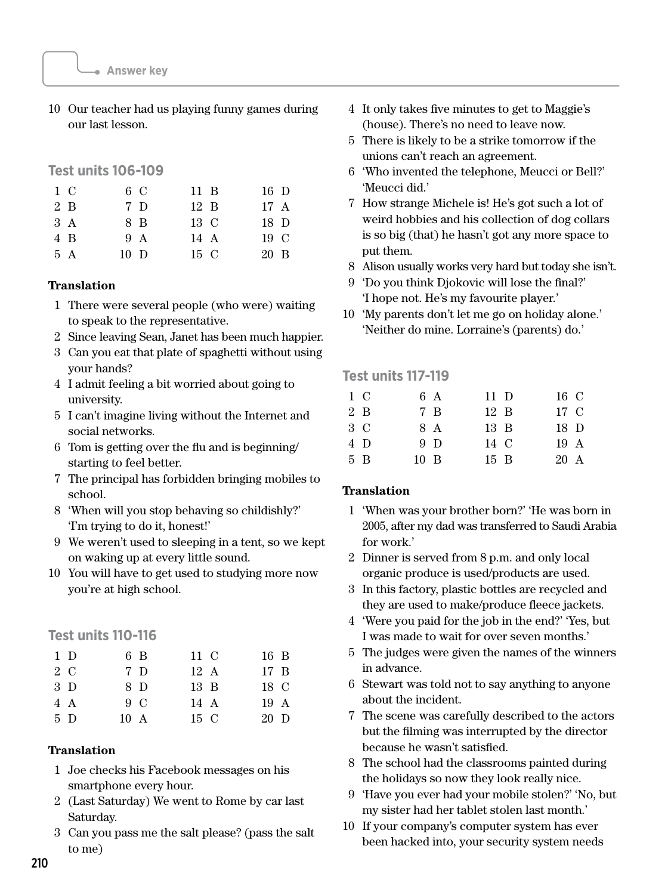10 Our teacher had us playing funny games during our last lesson.

## Test units 106-109

| | | | |
|---|---|---|---|
| 1 C | 6 C | 11 B | 16 D |
| 2 B | 7 D | 12 B | 17 A |
| 3 A | 8 B | 13 C | 18 D |
| 4 B | 9 A | 14 A | 19 C |
| 5 A | 10 D | 15 C | 20 B |

**Translation**

1 There were several people (who were) waiting to speak to the representative.
2 Since leaving Sean, Janet has been much happier.
3 Can you eat that plate of spaghetti without using your hands?
4 I admit feeling a bit worried about going to university.
5 I can't imagine living without the Internet and social networks.
6 Tom is getting over the flu and is beginning/starting to feel better.
7 The principal has forbidden bringing mobiles to school.
8 'When will you stop behaving so childishly?' 'I'm trying to do it, honest!'
9 We weren't used to sleeping in a tent, so we kept on waking up at every little sound.
10 You will have to get used to studying more now you're at high school.

## Test units 110-116

| | | | |
|---|---|---|---|
| 1 D | 6 B | 11 C | 16 B |
| 2 C | 7 D | 12 A | 17 B |
| 3 D | 8 D | 13 B | 18 C |
| 4 A | 9 C | 14 A | 19 A |
| 5 D | 10 A | 15 C | 20 D |

**Translation**

1 Joe checks his Facebook messages on his smartphone every hour.
2 (Last Saturday) We went to Rome by car last Saturday.
3 Can you pass me the salt please? (pass the salt to me)
4 It only takes five minutes to get to Maggie's (house). There's no need to leave now.
5 There is likely to be a strike tomorrow if the unions can't reach an agreement.
6 'Who invented the telephone, Meucci or Bell?' 'Meucci did.'
7 How strange Michele is! He's got such a lot of weird hobbies and his collection of dog collars is so big (that) he hasn't got any more space to put them.
8 Alison usually works very hard but today she isn't.
9 'Do you think Djokovic will lose the final?' 'I hope not. He's my favourite player.'
10 'My parents don't let me go on holiday alone.' 'Neither do mine. Lorraine's (parents) do.'

## Test units 117-119

| | | | |
|---|---|---|---|
| 1 C | 6 A | 11 D | 16 C |
| 2 B | 7 B | 12 B | 17 C |
| 3 C | 8 A | 13 B | 18 D |
| 4 D | 9 D | 14 C | 19 A |
| 5 B | 10 B | 15 B | 20 A |

**Translation**

1 'When was your brother born?' 'He was born in 2005, after my dad was transferred to Saudi Arabia for work.'
2 Dinner is served from 8 p.m. and only local organic produce is used/products are used.
3 In this factory, plastic bottles are recycled and they are used to make/produce fleece jackets.
4 'Were you paid for the job in the end?' 'Yes, but I was made to wait for over seven months.'
5 The judges were given the names of the winners in advance.
6 Stewart was told not to say anything to anyone about the incident.
7 The scene was carefully described to the actors but the filming was interrupted by the director because he wasn't satisfied.
8 The school had the classrooms painted during the holidays so now they look really nice.
9 'Have you ever had your mobile stolen?' 'No, but my sister had her tablet stolen last month.'
10 If your company's computer system has ever been hacked into, your security system needs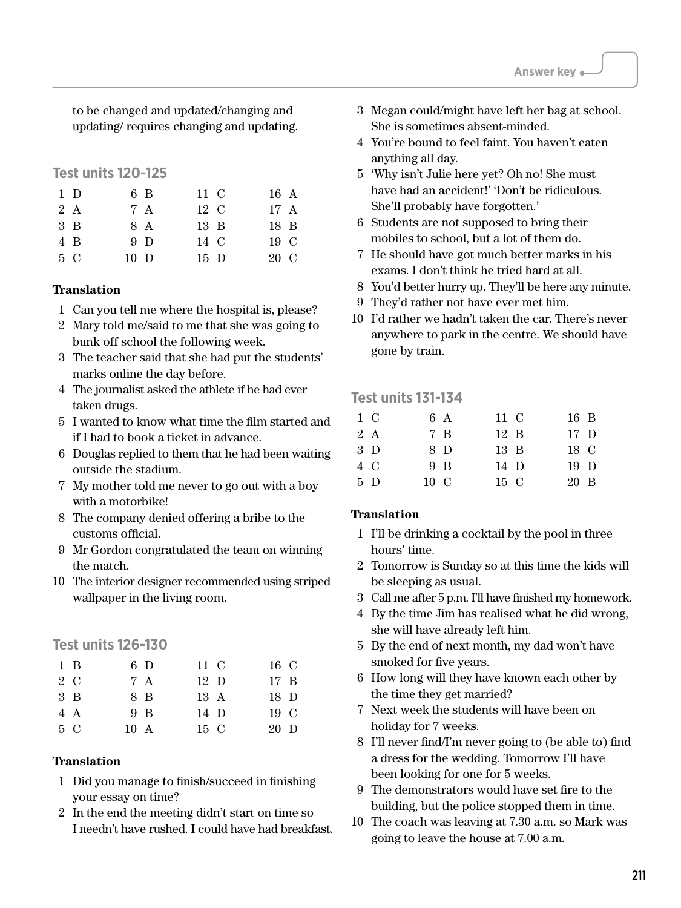to be changed and updated/changing and updating/ requires changing and updating.

## Test units 120-125

| | | | |
|---|---|---|---|
| 1 D | 6 B | 11 C | 16 A |
| 2 A | 7 A | 12 C | 17 A |
| 3 B | 8 A | 13 B | 18 B |
| 4 B | 9 D | 14 C | 19 C |
| 5 C | 10 D | 15 D | 20 C |

**Translation**

1 Can you tell me where the hospital is, please?
2 Mary told me/said to me that she was going to bunk off school the following week.
3 The teacher said that she had put the students' marks online the day before.
4 The journalist asked the athlete if he had ever taken drugs.
5 I wanted to know what time the film started and if I had to book a ticket in advance.
6 Douglas replied to them that he had been waiting outside the stadium.
7 My mother told me never to go out with a boy with a motorbike!
8 The company denied offering a bribe to the customs official.
9 Mr Gordon congratulated the team on winning the match.
10 The interior designer recommended using striped wallpaper in the living room.

## Test units 126-130

| | | | |
|---|---|---|---|
| 1 B | 6 D | 11 C | 16 C |
| 2 C | 7 A | 12 D | 17 B |
| 3 B | 8 B | 13 A | 18 D |
| 4 A | 9 B | 14 D | 19 C |
| 5 C | 10 A | 15 C | 20 D |

**Translation**

1 Did you manage to finish/succeed in finishing your essay on time?
2 In the end the meeting didn't start on time so I needn't have rushed. I could have had breakfast.
3 Megan could/might have left her bag at school. She is sometimes absent-minded.
4 You're bound to feel faint. You haven't eaten anything all day.
5 'Why isn't Julie here yet? Oh no! She must have had an accident!' 'Don't be ridiculous. She'll probably have forgotten.'
6 Students are not supposed to bring their mobiles to school, but a lot of them do.
7 He should have got much better marks in his exams. I don't think he tried hard at all.
8 You'd better hurry up. They'll be here any minute.
9 They'd rather not have ever met him.
10 I'd rather we hadn't taken the car. There's never anywhere to park in the centre. We should have gone by train.

## Test units 131-134

| | | | |
|---|---|---|---|
| 1 C | 6 A | 11 C | 16 B |
| 2 A | 7 B | 12 B | 17 D |
| 3 D | 8 D | 13 B | 18 C |
| 4 C | 9 B | 14 D | 19 D |
| 5 D | 10 C | 15 C | 20 B |

**Translation**

1 I'll be drinking a cocktail by the pool in three hours' time.
2 Tomorrow is Sunday so at this time the kids will be sleeping as usual.
3 Call me after 5 p.m. I'll have finished my homework.
4 By the time Jim has realised what he did wrong, she will have already left him.
5 By the end of next month, my dad won't have smoked for five years.
6 How long will they have known each other by the time they get married?
7 Next week the students will have been on holiday for 7 weeks.
8 I'll never find/I'm never going to (be able to) find a dress for the wedding. Tomorrow I'll have been looking for one for 5 weeks.
9 The demonstrators would have set fire to the building, but the police stopped them in time.
10 The coach was leaving at 7.30 a.m. so Mark was going to leave the house at 7.00 a.m.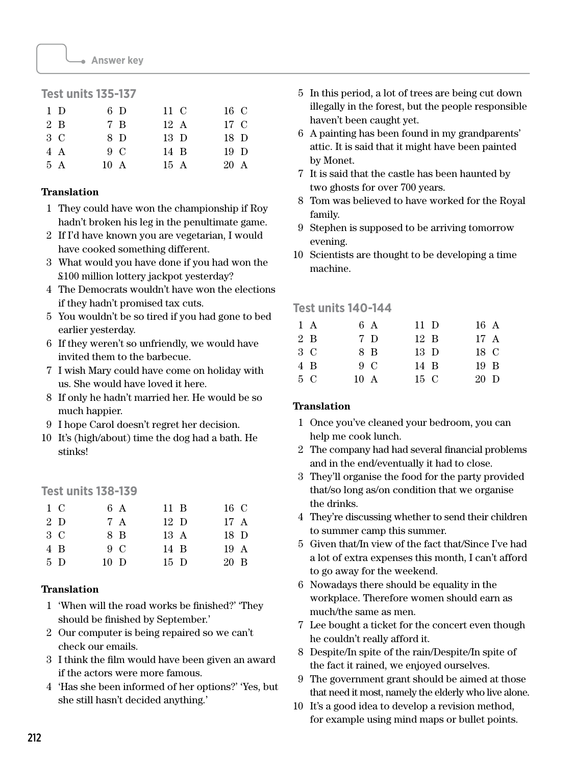## Test units 135-137

| | | | |
|---|---|---|---|
| 1 D | 6 D | 11 C | 16 C |
| 2 B | 7 B | 12 A | 17 C |
| 3 C | 8 D | 13 D | 18 D |
| 4 A | 9 C | 14 B | 19 D |
| 5 A | 10 A | 15 A | 20 A |

**Translation**

1. They could have won the championship if Roy hadn't broken his leg in the penultimate game.
2. If I'd have known you are vegetarian, I would have cooked something different.
3. What would you have done if you had won the £100 million lottery jackpot yesterday?
4. The Democrats wouldn't have won the elections if they hadn't promised tax cuts.
5. You wouldn't be so tired if you had gone to bed earlier yesterday.
6. If they weren't so unfriendly, we would have invited them to the barbecue.
7. I wish Mary could have come on holiday with us. She would have loved it here.
8. If only he hadn't married her. He would be so much happier.
9. I hope Carol doesn't regret her decision.
10. It's (high/about) time the dog had a bath. He stinks!

## Test units 138-139

| | | | |
|---|---|---|---|
| 1 C | 6 A | 11 B | 16 C |
| 2 D | 7 A | 12 D | 17 A |
| 3 C | 8 B | 13 A | 18 D |
| 4 B | 9 C | 14 B | 19 A |
| 5 D | 10 D | 15 D | 20 B |

**Translation**

1. 'When will the road works be finished?' 'They should be finished by September.'
2. Our computer is being repaired so we can't check our emails.
3. I think the film would have been given an award if the actors were more famous.
4. 'Has she been informed of her options?' 'Yes, but she still hasn't decided anything.'
5. In this period, a lot of trees are being cut down illegally in the forest, but the people responsible haven't been caught yet.
6. A painting has been found in my grandparents' attic. It is said that it might have been painted by Monet.
7. It is said that the castle has been haunted by two ghosts for over 700 years.
8. Tom was believed to have worked for the Royal family.
9. Stephen is supposed to be arriving tomorrow evening.
10. Scientists are thought to be developing a time machine.

## Test units 140-144

| | | | |
|---|---|---|---|
| 1 A | 6 A | 11 D | 16 A |
| 2 B | 7 D | 12 B | 17 A |
| 3 C | 8 B | 13 D | 18 C |
| 4 B | 9 C | 14 B | 19 B |
| 5 C | 10 A | 15 C | 20 D |

**Translation**

1. Once you've cleaned your bedroom, you can help me cook lunch.
2. The company had had several financial problems and in the end/eventually it had to close.
3. They'll organise the food for the party provided that/so long as/on condition that we organise the drinks.
4. They're discussing whether to send their children to summer camp this summer.
5. Given that/In view of the fact that/Since I've had a lot of extra expenses this month, I can't afford to go away for the weekend.
6. Nowadays there should be equality in the workplace. Therefore women should earn as much/the same as men.
7. Lee bought a ticket for the concert even though he couldn't really afford it.
8. Despite/In spite of the rain/Despite/In spite of the fact it rained, we enjoyed ourselves.
9. The government grant should be aimed at those that need it most, namely the elderly who live alone.
10. It's a good idea to develop a revision method, for example using mind maps or bullet points.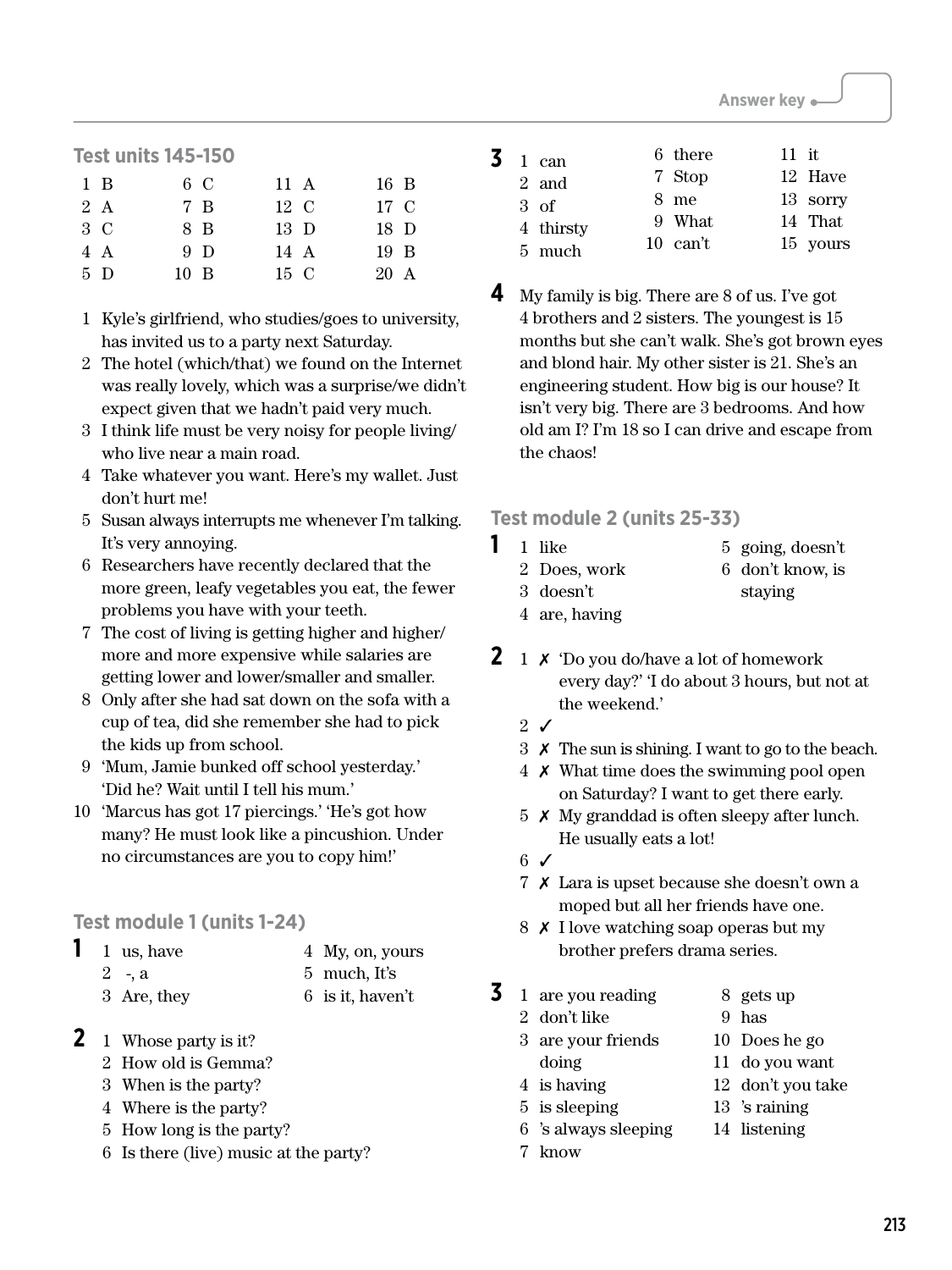## Test units 145-150

| | | | |
|---|---|---|---|
| 1 B | 6 C | 11 A | 16 B |
| 2 A | 7 B | 12 C | 17 C |
| 3 C | 8 B | 13 D | 18 D |
| 4 A | 9 D | 14 A | 19 B |
| 5 D | 10 B | 15 C | 20 A |

1 Kyle's girlfriend, who studies/goes to university, has invited us to a party next Saturday.
2 The hotel (which/that) we found on the Internet was really lovely, which was a surprise/we didn't expect given that we hadn't paid very much.
3 I think life must be very noisy for people living/who live near a main road.
4 Take whatever you want. Here's my wallet. Just don't hurt me!
5 Susan always interrupts me whenever I'm talking. It's very annoying.
6 Researchers have recently declared that the more green, leafy vegetables you eat, the fewer problems you have with your teeth.
7 The cost of living is getting higher and higher/more and more expensive while salaries are getting lower and lower/smaller and smaller.
8 Only after she had sat down on the sofa with a cup of tea, did she remember she had to pick the kids up from school.
9 'Mum, Jamie bunked off school yesterday.' 'Did he? Wait until I tell his mum.'
10 'Marcus has got 17 piercings.' 'He's got how many? He must look like a pincushion. Under no circumstances are you to copy him!'

## Test module 1 (units 1-24)

**1**
1 us, have
2 -, a
3 Are, they
4 My, on, yours
5 much, It's
6 is it, haven't

**2**
1 Whose party is it?
2 How old is Gemma?
3 When is the party?
4 Where is the party?
5 How long is the party?
6 Is there (live) music at the party?

**3**
1 can
2 and
3 of
4 thirsty
5 much
6 there
7 Stop
8 me
9 What
10 can't
11 it
12 Have
13 sorry
14 That
15 yours

**4** My family is big. There are 8 of us. I've got 4 brothers and 2 sisters. The youngest is 15 months but she can't walk. She's got brown eyes and blond hair. My other sister is 21. She's an engineering student. How big is our house? It isn't very big. There are 3 bedrooms. And how old am I? I'm 18 so I can drive and escape from the chaos!

## Test module 2 (units 25-33)

**1**
1 like
2 Does, work
3 doesn't
4 are, having
5 going, doesn't
6 don't know, is staying

**2**
1 ✗ 'Do you do/have a lot of homework every day?' 'I do about 3 hours, but not at the weekend.'
2 ✓
3 ✗ The sun is shining. I want to go to the beach.
4 ✗ What time does the swimming pool open on Saturday? I want to get there early.
5 ✗ My granddad is often sleepy after lunch. He usually eats a lot!
6 ✓
7 ✗ Lara is upset because she doesn't own a moped but all her friends have one.
8 ✗ I love watching soap operas but my brother prefers drama series.

**3**
1 are you reading
2 don't like
3 are your friends doing
4 is having
5 is sleeping
6 's always sleeping
7 know
8 gets up
9 has
10 Does he go
11 do you want
12 don't you take
13 's raining
14 listening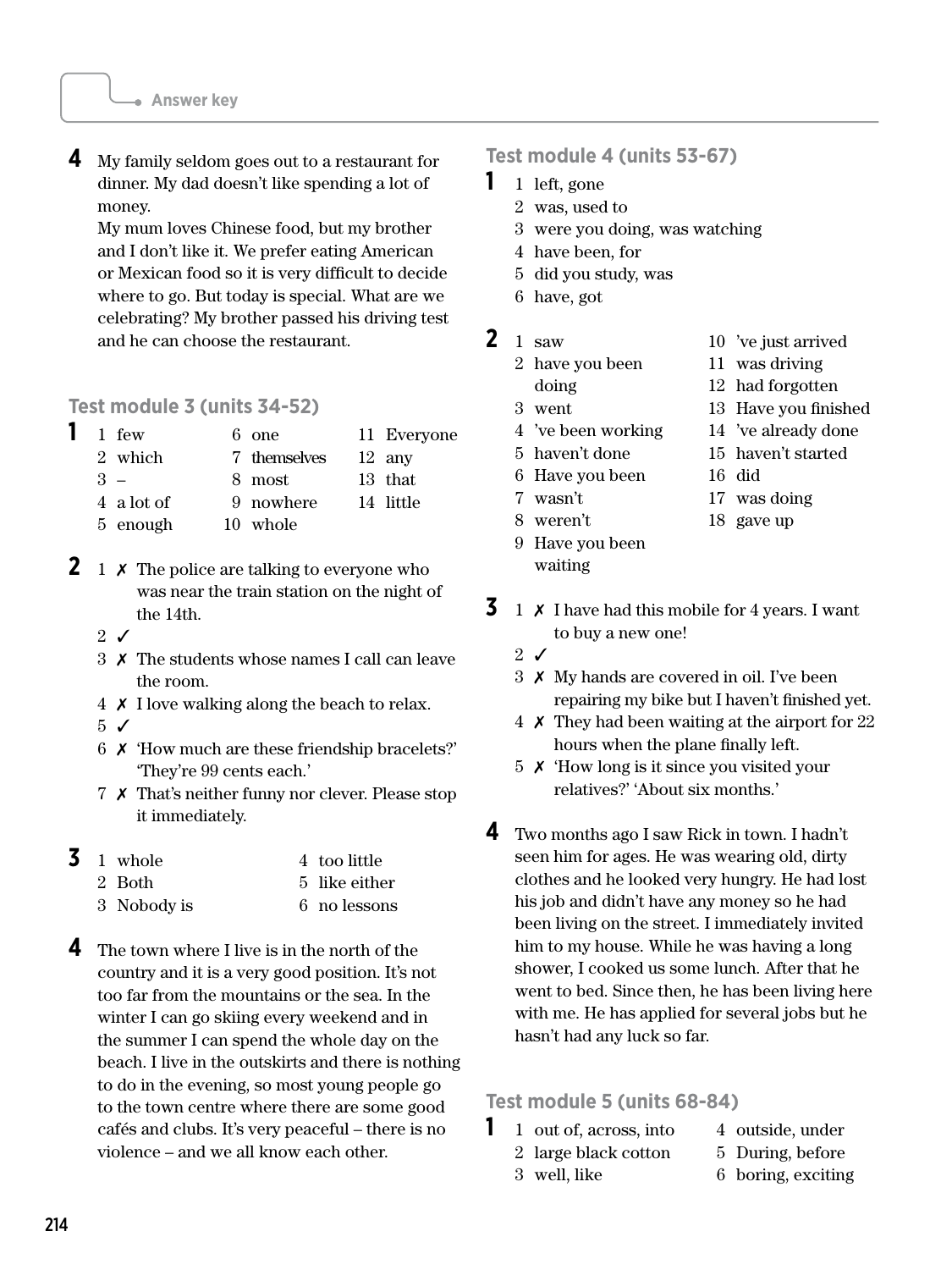**4** My family seldom goes out to a restaurant for dinner. My dad doesn't like spending a lot of money.
My mum loves Chinese food, but my brother and I don't like it. We prefer eating American or Mexican food so it is very difficult to decide where to go. But today is special. What are we celebrating? My brother passed his driving test and he can choose the restaurant.

## Test module 3 (units 34-52)

**1**

1 few
2 which
3 –
4 a lot of
5 enough
6 one
7 themselves
8 most
9 nowhere
10 whole
11 Everyone
12 any
13 that
14 little

**2**

1 ✗ The police are talking to everyone who was near the train station on the night of the 14th.
2 ✓
3 ✗ The students whose names I call can leave the room.
4 ✗ I love walking along the beach to relax.
5 ✓
6 ✗ 'How much are these friendship bracelets?' 'They're 99 cents each.'
7 ✗ That's neither funny nor clever. Please stop it immediately.

**3**

1 whole
2 Both
3 Nobody is
4 too little
5 like either
6 no lessons

**4** The town where I live is in the north of the country and it is a very good position. It's not too far from the mountains or the sea. In the winter I can go skiing every weekend and in the summer I can spend the whole day on the beach. I live in the outskirts and there is nothing to do in the evening, so most young people go to the town centre where there are some good cafés and clubs. It's very peaceful – there is no violence – and we all know each other.

## Test module 4 (units 53-67)

**1**

1 left, gone
2 was, used to
3 were you doing, was watching
4 have been, for
5 did you study, was
6 have, got

**2**

1 saw
2 have you been doing
3 went
4 've been working
5 haven't done
6 Have you been
7 wasn't
8 weren't
9 Have you been waiting
10 've just arrived
11 was driving
12 had forgotten
13 Have you finished
14 've already done
15 haven't started
16 did
17 was doing
18 gave up

**3**

1 ✗ I have had this mobile for 4 years. I want to buy a new one!
2 ✓
3 ✗ My hands are covered in oil. I've been repairing my bike but I haven't finished yet.
4 ✗ They had been waiting at the airport for 22 hours when the plane finally left.
5 ✗ 'How long is it since you visited your relatives?' 'About six months.'

**4** Two months ago I saw Rick in town. I hadn't seen him for ages. He was wearing old, dirty clothes and he looked very hungry. He had lost his job and didn't have any money so he had been living on the street. I immediately invited him to my house. While he was having a long shower, I cooked us some lunch. After that he went to bed. Since then, he has been living here with me. He has applied for several jobs but he hasn't had any luck so far.

## Test module 5 (units 68-84)

**1**

1 out of, across, into
2 large black cotton
3 well, like
4 outside, under
5 During, before
6 boring, exciting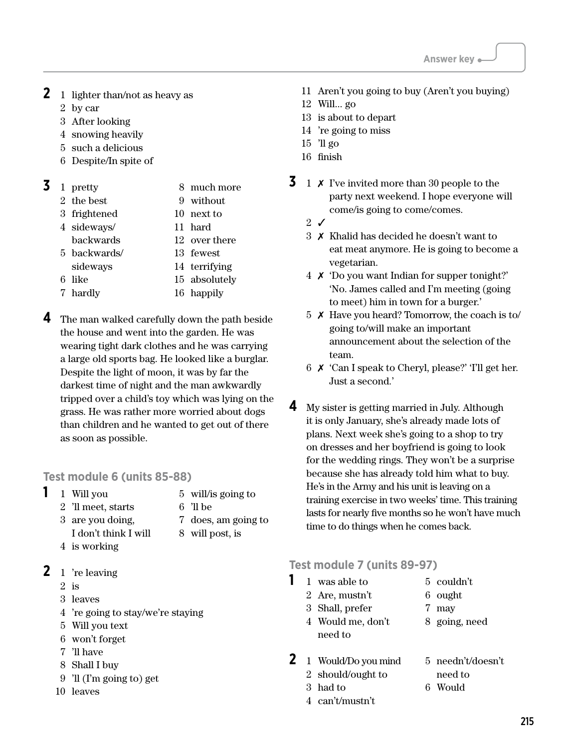**2**
1. lighter than/not as heavy as
2. by car
3. After looking
4. snowing heavily
5. such a delicious
6. Despite/In spite of

**3**
1. pretty
2. the best
3. frightened
4. sideways/ backwards
5. backwards/ sideways
6. like
7. hardly
8. much more
9. without
10. next to
11. hard
12. over there
13. fewest
14. terrifying
15. absolutely
16. happily

**4** The man walked carefully down the path beside the house and went into the garden. He was wearing tight dark clothes and he was carrying a large old sports bag. He looked like a burglar. Despite the light of moon, it was by far the darkest time of night and the man awkwardly tripped over a child's toy which was lying on the grass. He was rather more worried about dogs than children and he wanted to get out of there as soon as possible.

## Test module 6 (units 85-88)

**1**
1. Will you
2. 'll meet, starts
3. are you doing, I don't think I will
4. is working
5. will/is going to
6. 'll be
7. does, am going to
8. will post, is

**2**
1. 're leaving
2. is
3. leaves
4. 're going to stay/we're staying
5. Will you text
6. won't forget
7. 'll have
8. Shall I buy
9. 'll (I'm going to) get
10. leaves
11. Aren't you going to buy (Aren't you buying)
12. Will... go
13. is about to depart
14. 're going to miss
15. 'll go
16. finish

**3**
1. ✗ I've invited more than 30 people to the party next weekend. I hope everyone will come/is going to come/comes.
2. ✓
3. ✗ Khalid has decided he doesn't want to eat meat anymore. He is going to become a vegetarian.
4. ✗ 'Do you want Indian for supper tonight?' 'No. James called and I'm meeting (going to meet) him in town for a burger.'
5. ✗ Have you heard? Tomorrow, the coach is to/ going to/will make an important announcement about the selection of the team.
6. ✗ 'Can I speak to Cheryl, please?' 'I'll get her. Just a second.'

**4** My sister is getting married in July. Although it is only January, she's already made lots of plans. Next week she's going to a shop to try on dresses and her boyfriend is going to look for the wedding rings. They won't be a surprise because she has already told him what to buy. He's in the Army and his unit is leaving on a training exercise in two weeks' time. This training lasts for nearly five months so he won't have much time to do things when he comes back.

## Test module 7 (units 89-97)

**1**
1. was able to
2. Are, mustn't
3. Shall, prefer
4. Would me, don't need to
5. couldn't
6. ought
7. may
8. going, need

**2**
1. Would/Do you mind
2. should/ought to
3. had to
4. can't/mustn't
5. needn't/doesn't need to
6. Would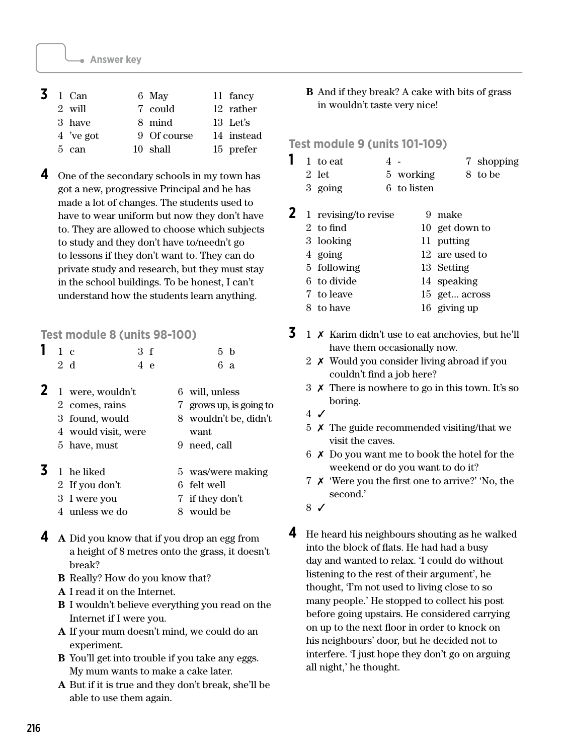**3**

1 Can
2 will
3 have
4 've got
5 can
6 May
7 could
8 mind
9 Of course
10 shall
11 fancy
12 rather
13 Let's
14 instead
15 prefer

**4** One of the secondary schools in my town has got a new, progressive Principal and he has made a lot of changes. The students used to have to wear uniform but now they don't have to. They are allowed to choose which subjects to study and they don't have to/needn't go to lessons if they don't want to. They can do private study and research, but they must stay in the school buildings. To be honest, I can't understand how the students learn anything.

## Test module 8 (units 98-100)

**1**

1 c
2 d
3 f
4 e
5 b
6 a

**2**

1 were, wouldn't
2 comes, rains
3 found, would
4 would visit, were
5 have, must
6 will, unless
7 grows up, is going to
8 wouldn't be, didn't want
9 need, call

**3**

1 he liked
2 If you don't
3 I were you
4 unless we do
5 was/were making
6 felt well
7 if they don't
8 would be

**4**

**A** Did you know that if you drop an egg from a height of 8 metres onto the grass, it doesn't break?
**B** Really? How do you know that?
**A** I read it on the Internet.
**B** I wouldn't believe everything you read on the Internet if I were you.
**A** If your mum doesn't mind, we could do an experiment.
**B** You'll get into trouble if you take any eggs. My mum wants to make a cake later.
**A** But if it is true and they don't break, she'll be able to use them again.
**B** And if they break? A cake with bits of grass in wouldn't taste very nice!

## Test module 9 (units 101-109)

**1**

1 to eat
2 let
3 going
4 -
5 working
6 to listen
7 shopping
8 to be

**2**

1 revising/to revise
2 to find
3 looking
4 going
5 following
6 to divide
7 to leave
8 to have
9 make
10 get down to
11 putting
12 are used to
13 Setting
14 speaking
15 get... across
16 giving up

**3**

1 ✗ Karim didn't use to eat anchovies, but he'll have them occasionally now.
2 ✗ Would you consider living abroad if you couldn't find a job here?
3 ✗ There is nowhere to go in this town. It's so boring.
4 ✓
5 ✗ The guide recommended visiting/that we visit the caves.
6 ✗ Do you want me to book the hotel for the weekend or do you want to do it?
7 ✗ 'Were you the first one to arrive?' 'No, the second.'
8 ✓

**4** He heard his neighbours shouting as he walked into the block of flats. He had had a busy day and wanted to relax. 'I could do without listening to the rest of their argument', he thought, 'I'm not used to living close to so many people.' He stopped to collect his post before going upstairs. He considered carrying on up to the next floor in order to knock on his neighbours' door, but he decided not to interfere. 'I just hope they don't go on arguing all night,' he thought.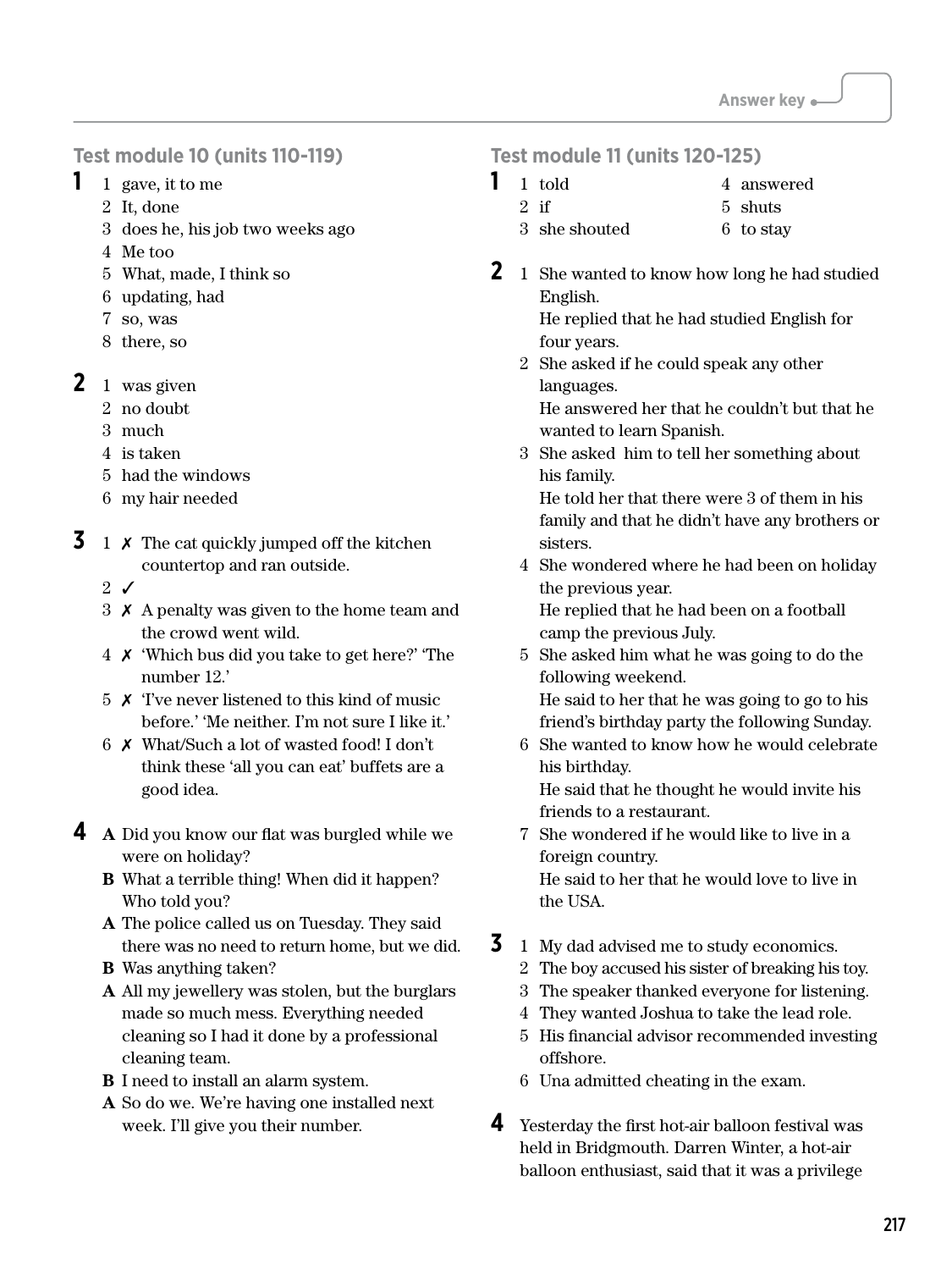## Test module 10 (units 110-119)

**1**

1. gave, it to me
2. It, done
3. does he, his job two weeks ago
4. Me too
5. What, made, I think so
6. updating, had
7. so, was
8. there, so

**2**

1. was given
2. no doubt
3. much
4. is taken
5. had the windows
6. my hair needed

**3**

1. ✗ The cat quickly jumped off the kitchen countertop and ran outside.
2. ✓
3. ✗ A penalty was given to the home team and the crowd went wild.
4. ✗ 'Which bus did you take to get here?' 'The number 12.'
5. ✗ 'I've never listened to this kind of music before.' 'Me neither. I'm not sure I like it.'
6. ✗ What/Such a lot of wasted food! I don't think these 'all you can eat' buffets are a good idea.

**4**

**A** Did you know our flat was burgled while we were on holiday?
**B** What a terrible thing! When did it happen? Who told you?
**A** The police called us on Tuesday. They said there was no need to return home, but we did.
**B** Was anything taken?
**A** All my jewellery was stolen, but the burglars made so much mess. Everything needed cleaning so I had it done by a professional cleaning team.
**B** I need to install an alarm system.
**A** So do we. We're having one installed next week. I'll give you their number.

## Test module 11 (units 120-125)

**1**

1. told
2. if
3. she shouted
4. answered
5. shuts
6. to stay

**2**

1. She wanted to know how long he had studied English.
   He replied that he had studied English for four years.
2. She asked if he could speak any other languages.
   He answered her that he couldn't but that he wanted to learn Spanish.
3. She asked him to tell her something about his family.
   He told her that there were 3 of them in his family and that he didn't have any brothers or sisters.
4. She wondered where he had been on holiday the previous year.
   He replied that he had been on a football camp the previous July.
5. She asked him what he was going to do the following weekend.
   He said to her that he was going to go to his friend's birthday party the following Sunday.
6. She wanted to know how he would celebrate his birthday.
   He said that he thought he would invite his friends to a restaurant.
7. She wondered if he would like to live in a foreign country.
   He said to her that he would love to live in the USA.

**3**

1. My dad advised me to study economics.
2. The boy accused his sister of breaking his toy.
3. The speaker thanked everyone for listening.
4. They wanted Joshua to take the lead role.
5. His financial advisor recommended investing offshore.
6. Una admitted cheating in the exam.

**4** Yesterday the first hot-air balloon festival was held in Bridgmouth. Darren Winter, a hot-air balloon enthusiast, said that it was a privilege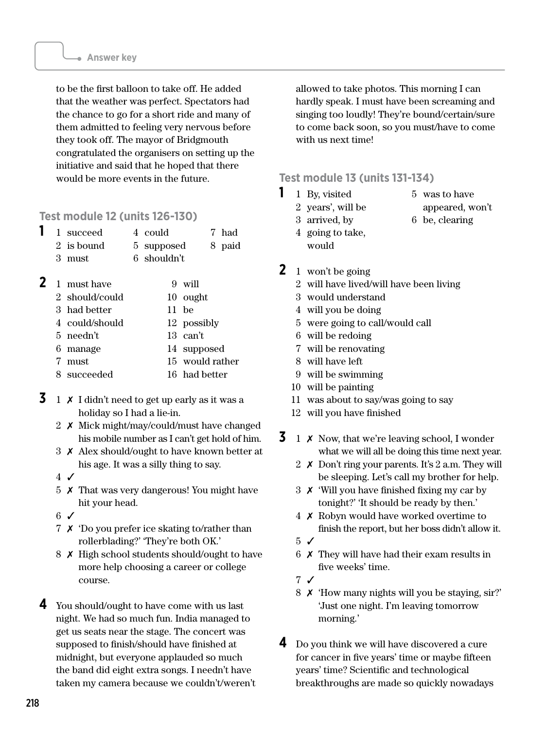to be the first balloon to take off. He added that the weather was perfect. Spectators had the chance to go for a short ride and many of them admitted to feeling very nervous before they took off. The mayor of Bridgmouth congratulated the organisers on setting up the initiative and said that he hoped that there would be more events in the future.

## Test module 12 (units 126-130)

**1**

1 succeed
2 is bound
3 must
4 could
5 supposed
6 shouldn't
7 had
8 paid

**2**

1 must have
2 should/could
3 had better
4 could/should
5 needn't
6 manage
7 must
8 succeeded
9 will
10 ought
11 be
12 possibly
13 can't
14 supposed
15 would rather
16 had better

**3**

1 ✗ I didn't need to get up early as it was a holiday so I had a lie-in.
2 ✗ Mick might/may/could/must have changed his mobile number as I can't get hold of him.
3 ✗ Alex should/ought to have known better at his age. It was a silly thing to say.
4 ✓
5 ✗ That was very dangerous! You might have hit your head.
6 ✓
7 ✗ 'Do you prefer ice skating to/rather than rollerblading?' 'They're both OK.'
8 ✗ High school students should/ought to have more help choosing a career or college course.

**4** You should/ought to have come with us last night. We had so much fun. India managed to get us seats near the stage. The concert was supposed to finish/should have finished at midnight, but everyone applauded so much the band did eight extra songs. I needn't have taken my camera because we couldn't/weren't allowed to take photos. This morning I can hardly speak. I must have been screaming and singing too loudly! They're bound/certain/sure to come back soon, so you must/have to come with us next time!

## Test module 13 (units 131-134)

**1**

1 By, visited
2 years', will be
3 arrived, by
4 going to take, would
5 was to have appeared, won't
6 be, clearing

**2**

1 won't be going
2 will have lived/will have been living
3 would understand
4 will you be doing
5 were going to call/would call
6 will be redoing
7 will be renovating
8 will have left
9 will be swimming
10 will be painting
11 was about to say/was going to say
12 will you have finished

**3**

1 ✗ Now, that we're leaving school, I wonder what we will all be doing this time next year.
2 ✗ Don't ring your parents. It's 2 a.m. They will be sleeping. Let's call my brother for help.
3 ✗ 'Will you have finished fixing my car by tonight?' 'It should be ready by then.'
4 ✗ Robyn would have worked overtime to finish the report, but her boss didn't allow it.
5 ✓
6 ✗ They will have had their exam results in five weeks' time.
7 ✓
8 ✗ 'How many nights will you be staying, sir?' 'Just one night. I'm leaving tomorrow morning.'

**4** Do you think we will have discovered a cure for cancer in five years' time or maybe fifteen years' time? Scientific and technological breakthroughs are made so quickly nowadays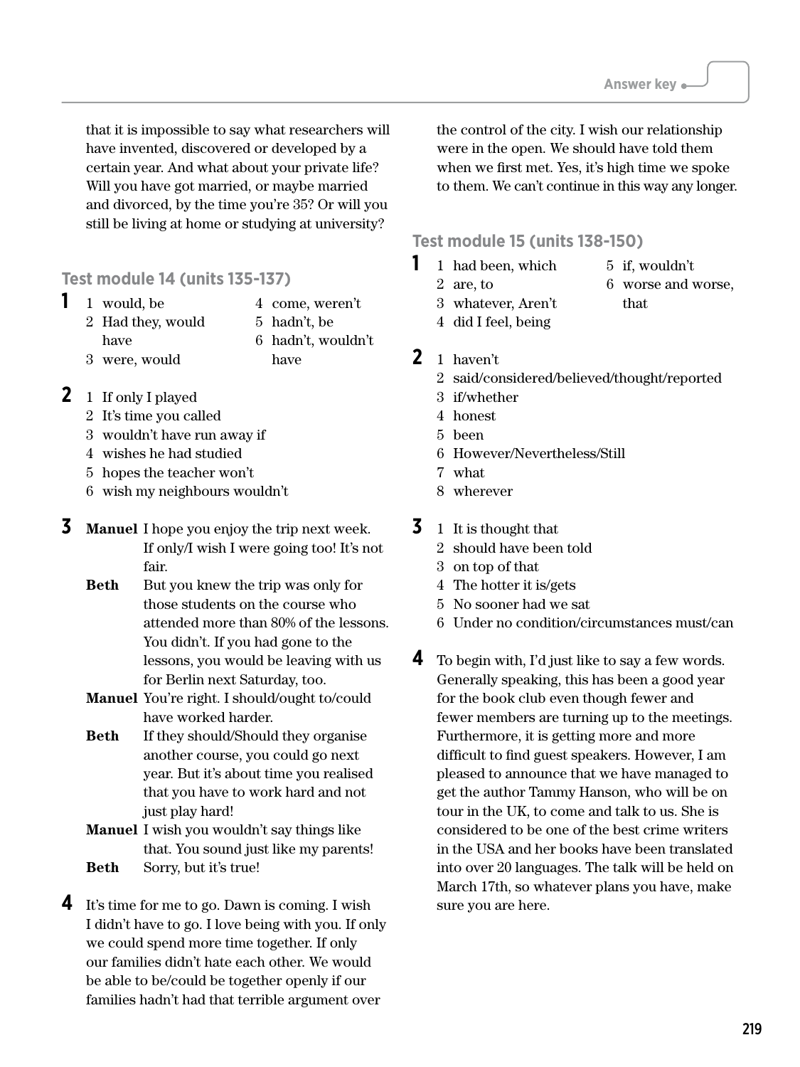that it is impossible to say what researchers will have invented, discovered or developed by a certain year. And what about your private life? Will you have got married, or maybe married and divorced, by the time you're 35? Or will you still be living at home or studying at university?

## Test module 14 (units 135-137)

**1**

1 would, be
2 Had they, would have
3 were, would
4 come, weren't
5 hadn't, be
6 hadn't, wouldn't have

**2**

1 If only I played
2 It's time you called
3 wouldn't have run away if
4 wishes he had studied
5 hopes the teacher won't
6 wish my neighbours wouldn't

**3**

**Manuel** I hope you enjoy the trip next week. If only/I wish I were going too! It's not fair.

**Beth** But you knew the trip was only for those students on the course who attended more than 80% of the lessons. You didn't. If you had gone to the lessons, you would be leaving with us for Berlin next Saturday, too.

**Manuel** You're right. I should/ought to/could have worked harder.

**Beth** If they should/Should they organise another course, you could go next year. But it's about time you realised that you have to work hard and not just play hard!

**Manuel** I wish you wouldn't say things like that. You sound just like my parents!

**Beth** Sorry, but it's true!

**4** It's time for me to go. Dawn is coming. I wish I didn't have to go. I love being with you. If only we could spend more time together. If only our families didn't hate each other. We would be able to be/could be together openly if our families hadn't had that terrible argument over the control of the city. I wish our relationship were in the open. We should have told them when we first met. Yes, it's high time we spoke to them. We can't continue in this way any longer.

## Test module 15 (units 138-150)

**1**

1 had been, which
2 are, to
3 whatever, Aren't
4 did I feel, being
5 if, wouldn't
6 worse and worse, that

**2**

1 haven't
2 said/considered/believed/thought/reported
3 if/whether
4 honest
5 been
6 However/Nevertheless/Still
7 what
8 wherever

**3**

1 It is thought that
2 should have been told
3 on top of that
4 The hotter it is/gets
5 No sooner had we sat
6 Under no condition/circumstances must/can

**4** To begin with, I'd just like to say a few words. Generally speaking, this has been a good year for the book club even though fewer and fewer members are turning up to the meetings. Furthermore, it is getting more and more difficult to find guest speakers. However, I am pleased to announce that we have managed to get the author Tammy Hanson, who will be on tour in the UK, to come and talk to us. She is considered to be one of the best crime writers in the USA and her books have been translated into over 20 languages. The talk will be held on March 17th, so whatever plans you have, make sure you are here.